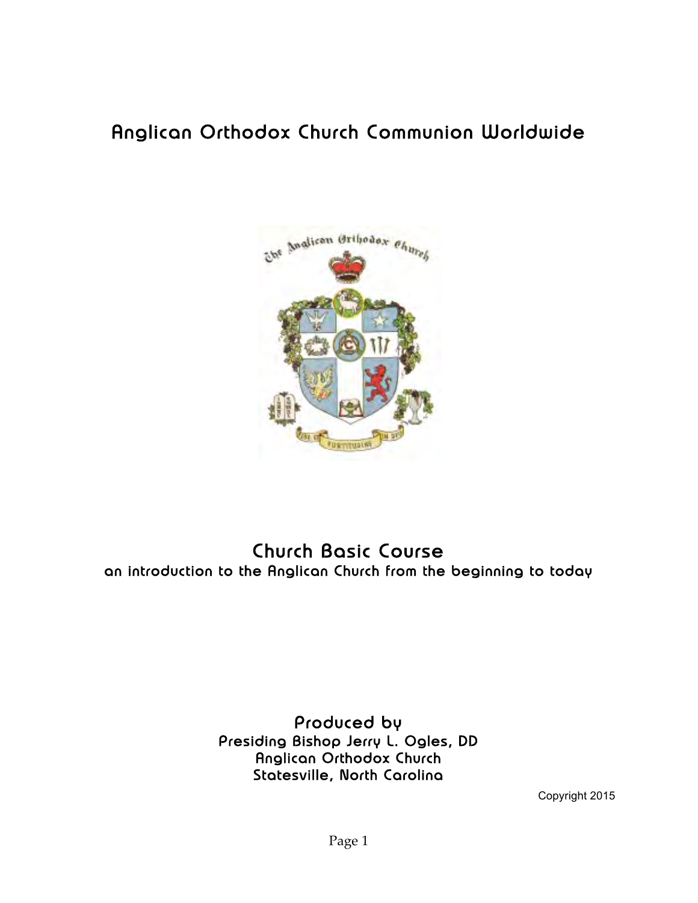# Anglican Orthodox Church Communion Worldwide

## Church Basic Course

**an introduction to the Anglican Church from the beginning to today**

**Produced by**

**Presiding Bishop Jerry L. Ogles, DD**
**Anglican Orthodox Church**
**Statesville, North Carolina**

Copyright 2015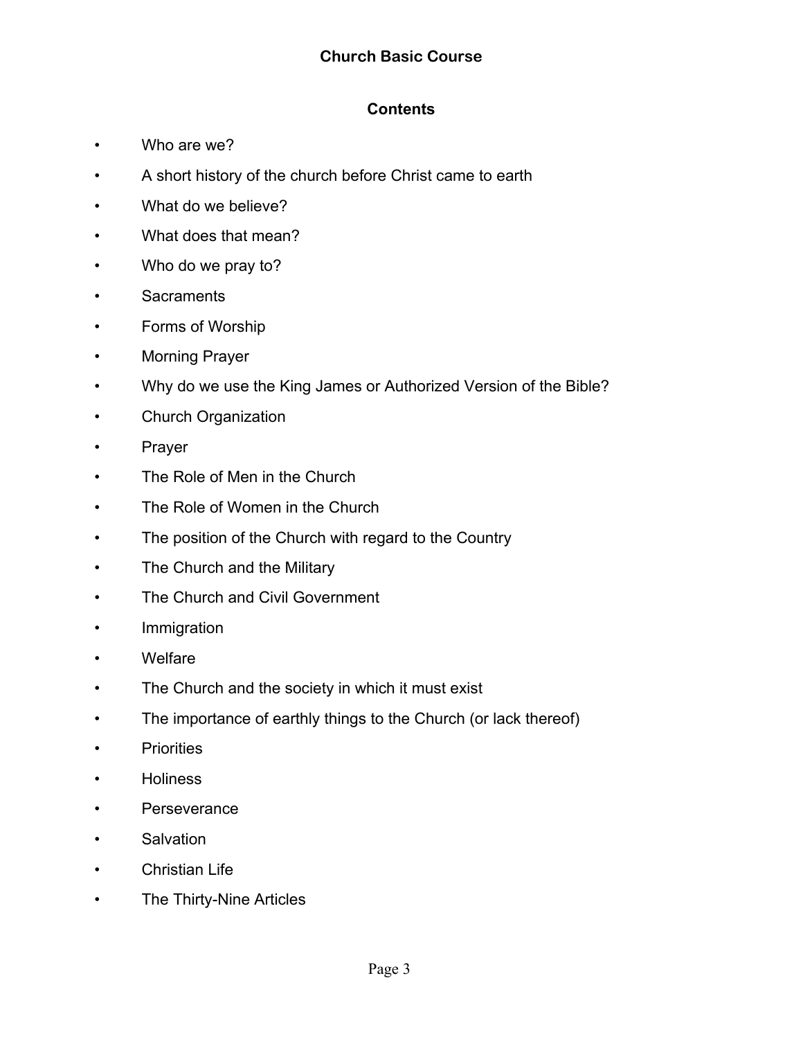# Church Basic Course

## Contents

- Who are we?
- A short history of the church before Christ came to earth
- What do we believe?
- What does that mean?
- Who do we pray to?
- Sacraments
- Forms of Worship
- Morning Prayer
- Why do we use the King James or Authorized Version of the Bible?
- Church Organization
- Prayer
- The Role of Men in the Church
- The Role of Women in the Church
- The position of the Church with regard to the Country
- The Church and the Military
- The Church and Civil Government
- Immigration
- Welfare
- The Church and the society in which it must exist
- The importance of earthly things to the Church (or lack thereof)
- Priorities
- Holiness
- Perseverance
- Salvation
- Christian Life
- The Thirty-Nine Articles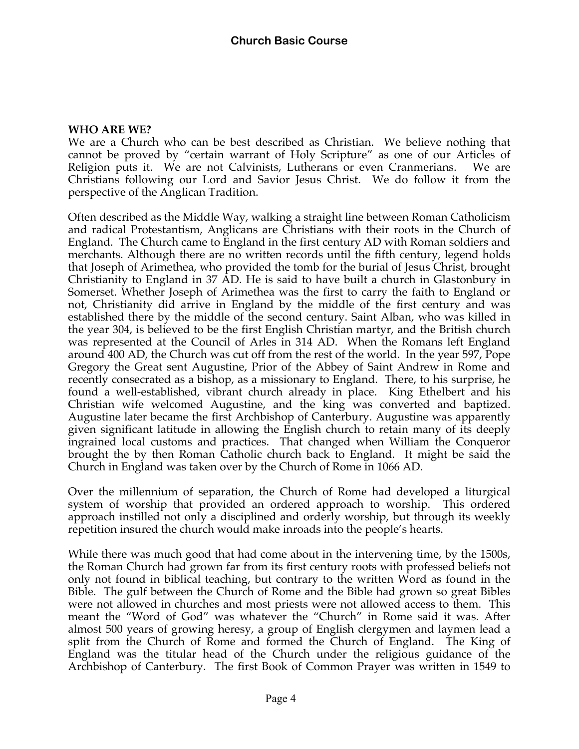**WHO ARE WE?**

We are a Church who can be best described as Christian. We believe nothing that cannot be proved by "certain warrant of Holy Scripture" as one of our Articles of Religion puts it. We are not Calvinists, Lutherans or even Cranmerians. We are Christians following our Lord and Savior Jesus Christ. We do follow it from the perspective of the Anglican Tradition.

Often described as the Middle Way, walking a straight line between Roman Catholicism and radical Protestantism, Anglicans are Christians with their roots in the Church of England. The Church came to England in the first century AD with Roman soldiers and merchants. Although there are no written records until the fifth century, legend holds that Joseph of Arimethea, who provided the tomb for the burial of Jesus Christ, brought Christianity to England in 37 AD. He is said to have built a church in Glastonbury in Somerset. Whether Joseph of Arimethea was the first to carry the faith to England or not, Christianity did arrive in England by the middle of the first century and was established there by the middle of the second century. Saint Alban, who was killed in the year 304, is believed to be the first English Christian martyr, and the British church was represented at the Council of Arles in 314 AD. When the Romans left England around 400 AD, the Church was cut off from the rest of the world. In the year 597, Pope Gregory the Great sent Augustine, Prior of the Abbey of Saint Andrew in Rome and recently consecrated as a bishop, as a missionary to England. There, to his surprise, he found a well-established, vibrant church already in place. King Ethelbert and his Christian wife welcomed Augustine, and the king was converted and baptized. Augustine later became the first Archbishop of Canterbury. Augustine was apparently given significant latitude in allowing the English church to retain many of its deeply ingrained local customs and practices. That changed when William the Conqueror brought the by then Roman Catholic church back to England. It might be said the Church in England was taken over by the Church of Rome in 1066 AD.

Over the millennium of separation, the Church of Rome had developed a liturgical system of worship that provided an ordered approach to worship. This ordered approach instilled not only a disciplined and orderly worship, but through its weekly repetition insured the church would make inroads into the people's hearts.

While there was much good that had come about in the intervening time, by the 1500s, the Roman Church had grown far from its first century roots with professed beliefs not only not found in biblical teaching, but contrary to the written Word as found in the Bible. The gulf between the Church of Rome and the Bible had grown so great Bibles were not allowed in churches and most priests were not allowed access to them. This meant the "Word of God" was whatever the "Church" in Rome said it was. After almost 500 years of growing heresy, a group of English clergymen and laymen lead a split from the Church of Rome and formed the Church of England. The King of England was the titular head of the Church under the religious guidance of the Archbishop of Canterbury. The first Book of Common Prayer was written in 1549 to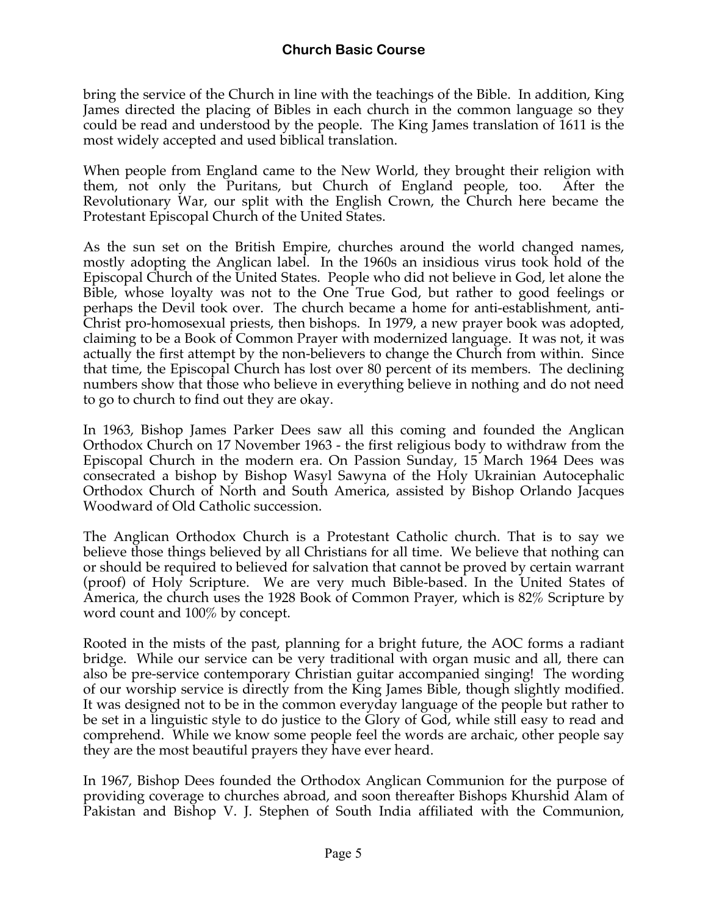bring the service of the Church in line with the teachings of the Bible. In addition, King James directed the placing of Bibles in each church in the common language so they could be read and understood by the people. The King James translation of 1611 is the most widely accepted and used biblical translation.

When people from England came to the New World, they brought their religion with them, not only the Puritans, but Church of England people, too. After the Revolutionary War, our split with the English Crown, the Church here became the Protestant Episcopal Church of the United States.

As the sun set on the British Empire, churches around the world changed names, mostly adopting the Anglican label. In the 1960s an insidious virus took hold of the Episcopal Church of the United States. People who did not believe in God, let alone the Bible, whose loyalty was not to the One True God, but rather to good feelings or perhaps the Devil took over. The church became a home for anti-establishment, anti-Christ pro-homosexual priests, then bishops. In 1979, a new prayer book was adopted, claiming to be a Book of Common Prayer with modernized language. It was not, it was actually the first attempt by the non-believers to change the Church from within. Since that time, the Episcopal Church has lost over 80 percent of its members. The declining numbers show that those who believe in everything believe in nothing and do not need to go to church to find out they are okay.

In 1963, Bishop James Parker Dees saw all this coming and founded the Anglican Orthodox Church on 17 November 1963 - the first religious body to withdraw from the Episcopal Church in the modern era. On Passion Sunday, 15 March 1964 Dees was consecrated a bishop by Bishop Wasyl Sawyna of the Holy Ukrainian Autocephalic Orthodox Church of North and South America, assisted by Bishop Orlando Jacques Woodward of Old Catholic succession.

The Anglican Orthodox Church is a Protestant Catholic church. That is to say we believe those things believed by all Christians for all time. We believe that nothing can or should be required to believed for salvation that cannot be proved by certain warrant (proof) of Holy Scripture. We are very much Bible-based. In the United States of America, the church uses the 1928 Book of Common Prayer, which is 82% Scripture by word count and 100% by concept.

Rooted in the mists of the past, planning for a bright future, the AOC forms a radiant bridge. While our service can be very traditional with organ music and all, there can also be pre-service contemporary Christian guitar accompanied singing! The wording of our worship service is directly from the King James Bible, though slightly modified. It was designed not to be in the common everyday language of the people but rather to be set in a linguistic style to do justice to the Glory of God, while still easy to read and comprehend. While we know some people feel the words are archaic, other people say they are the most beautiful prayers they have ever heard.

In 1967, Bishop Dees founded the Orthodox Anglican Communion for the purpose of providing coverage to churches abroad, and soon thereafter Bishops Khurshid Alam of Pakistan and Bishop V. J. Stephen of South India affiliated with the Communion,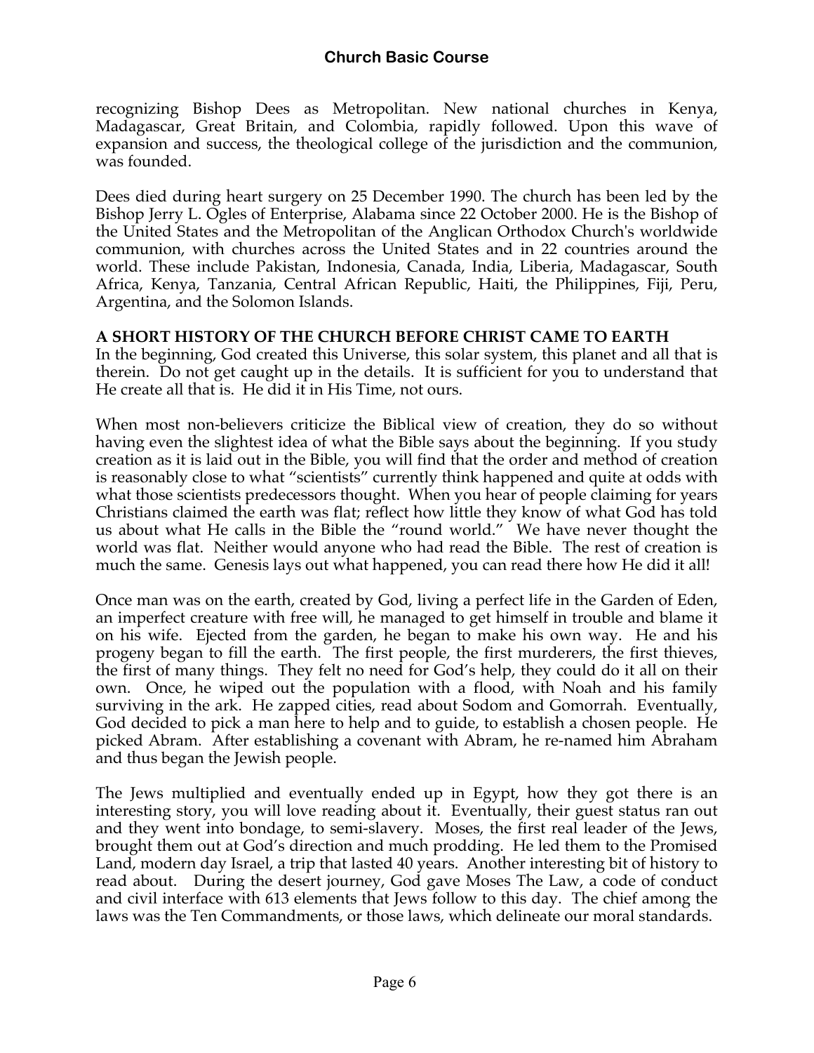recognizing Bishop Dees as Metropolitan. New national churches in Kenya, Madagascar, Great Britain, and Colombia, rapidly followed. Upon this wave of expansion and success, the theological college of the jurisdiction and the communion, was founded.

Dees died during heart surgery on 25 December 1990. The church has been led by the Bishop Jerry L. Ogles of Enterprise, Alabama since 22 October 2000. He is the Bishop of the United States and the Metropolitan of the Anglican Orthodox Church's worldwide communion, with churches across the United States and in 22 countries around the world. These include Pakistan, Indonesia, Canada, India, Liberia, Madagascar, South Africa, Kenya, Tanzania, Central African Republic, Haiti, the Philippines, Fiji, Peru, Argentina, and the Solomon Islands.

**A SHORT HISTORY OF THE CHURCH BEFORE CHRIST CAME TO EARTH**

In the beginning, God created this Universe, this solar system, this planet and all that is therein. Do not get caught up in the details. It is sufficient for you to understand that He create all that is. He did it in His Time, not ours.

When most non-believers criticize the Biblical view of creation, they do so without having even the slightest idea of what the Bible says about the beginning. If you study creation as it is laid out in the Bible, you will find that the order and method of creation is reasonably close to what "scientists" currently think happened and quite at odds with what those scientists predecessors thought. When you hear of people claiming for years Christians claimed the earth was flat; reflect how little they know of what God has told us about what He calls in the Bible the "round world." We have never thought the world was flat. Neither would anyone who had read the Bible. The rest of creation is much the same. Genesis lays out what happened, you can read there how He did it all!

Once man was on the earth, created by God, living a perfect life in the Garden of Eden, an imperfect creature with free will, he managed to get himself in trouble and blame it on his wife. Ejected from the garden, he began to make his own way. He and his progeny began to fill the earth. The first people, the first murderers, the first thieves, the first of many things. They felt no need for God's help, they could do it all on their own. Once, he wiped out the population with a flood, with Noah and his family surviving in the ark. He zapped cities, read about Sodom and Gomorrah. Eventually, God decided to pick a man here to help and to guide, to establish a chosen people. He picked Abram. After establishing a covenant with Abram, he re-named him Abraham and thus began the Jewish people.

The Jews multiplied and eventually ended up in Egypt, how they got there is an interesting story, you will love reading about it. Eventually, their guest status ran out and they went into bondage, to semi-slavery. Moses, the first real leader of the Jews, brought them out at God's direction and much prodding. He led them to the Promised Land, modern day Israel, a trip that lasted 40 years. Another interesting bit of history to read about. During the desert journey, God gave Moses The Law, a code of conduct and civil interface with 613 elements that Jews follow to this day. The chief among the laws was the Ten Commandments, or those laws, which delineate our moral standards.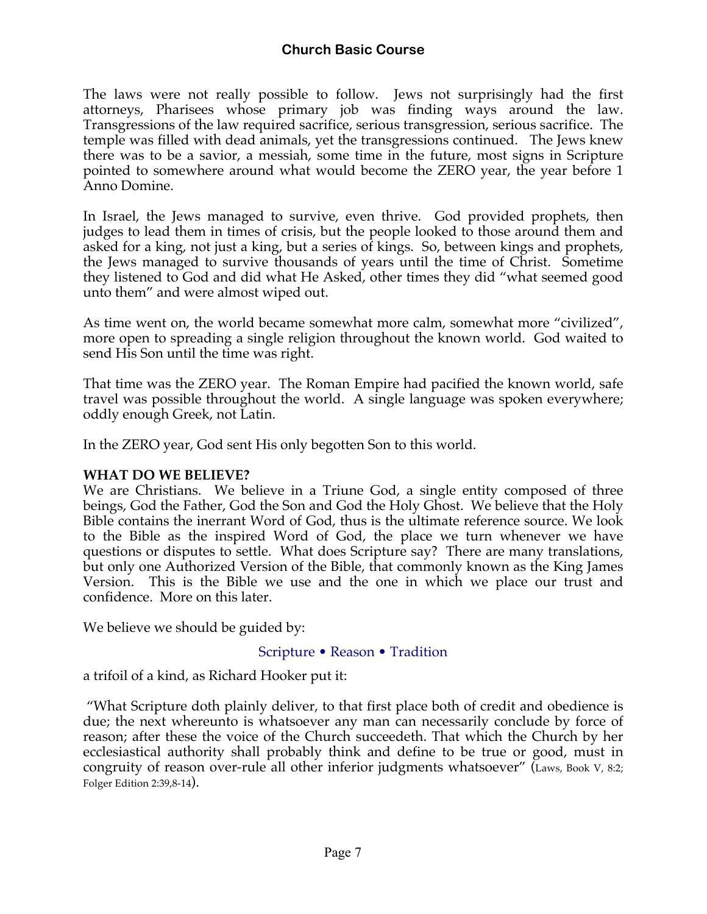The laws were not really possible to follow. Jews not surprisingly had the first attorneys, Pharisees whose primary job was finding ways around the law. Transgressions of the law required sacrifice, serious transgression, serious sacrifice. The temple was filled with dead animals, yet the transgressions continued. The Jews knew there was to be a savior, a messiah, some time in the future, most signs in Scripture pointed to somewhere around what would become the ZERO year, the year before 1 Anno Domine.

In Israel, the Jews managed to survive, even thrive. God provided prophets, then judges to lead them in times of crisis, but the people looked to those around them and asked for a king, not just a king, but a series of kings. So, between kings and prophets, the Jews managed to survive thousands of years until the time of Christ. Sometime they listened to God and did what He Asked, other times they did "what seemed good unto them" and were almost wiped out.

As time went on, the world became somewhat more calm, somewhat more "civilized", more open to spreading a single religion throughout the known world. God waited to send His Son until the time was right.

That time was the ZERO year. The Roman Empire had pacified the known world, safe travel was possible throughout the world. A single language was spoken everywhere; oddly enough Greek, not Latin.

In the ZERO year, God sent His only begotten Son to this world.

**WHAT DO WE BELIEVE?**

We are Christians. We believe in a Triune God, a single entity composed of three beings, God the Father, God the Son and God the Holy Ghost. We believe that the Holy Bible contains the inerrant Word of God, thus is the ultimate reference source. We look to the Bible as the inspired Word of God, the place we turn whenever we have questions or disputes to settle. What does Scripture say? There are many translations, but only one Authorized Version of the Bible, that commonly known as the King James Version. This is the Bible we use and the one in which we place our trust and confidence. More on this later.

We believe we should be guided by:

Scripture • Reason • Tradition

a trifoil of a kind, as Richard Hooker put it:

"What Scripture doth plainly deliver, to that first place both of credit and obedience is due; the next whereunto is whatsoever any man can necessarily conclude by force of reason; after these the voice of the Church succeedeth. That which the Church by her ecclesiastical authority shall probably think and define to be true or good, must in congruity of reason over-rule all other inferior judgments whatsoever" (Laws, Book V, 8:2; Folger Edition 2:39,8-14).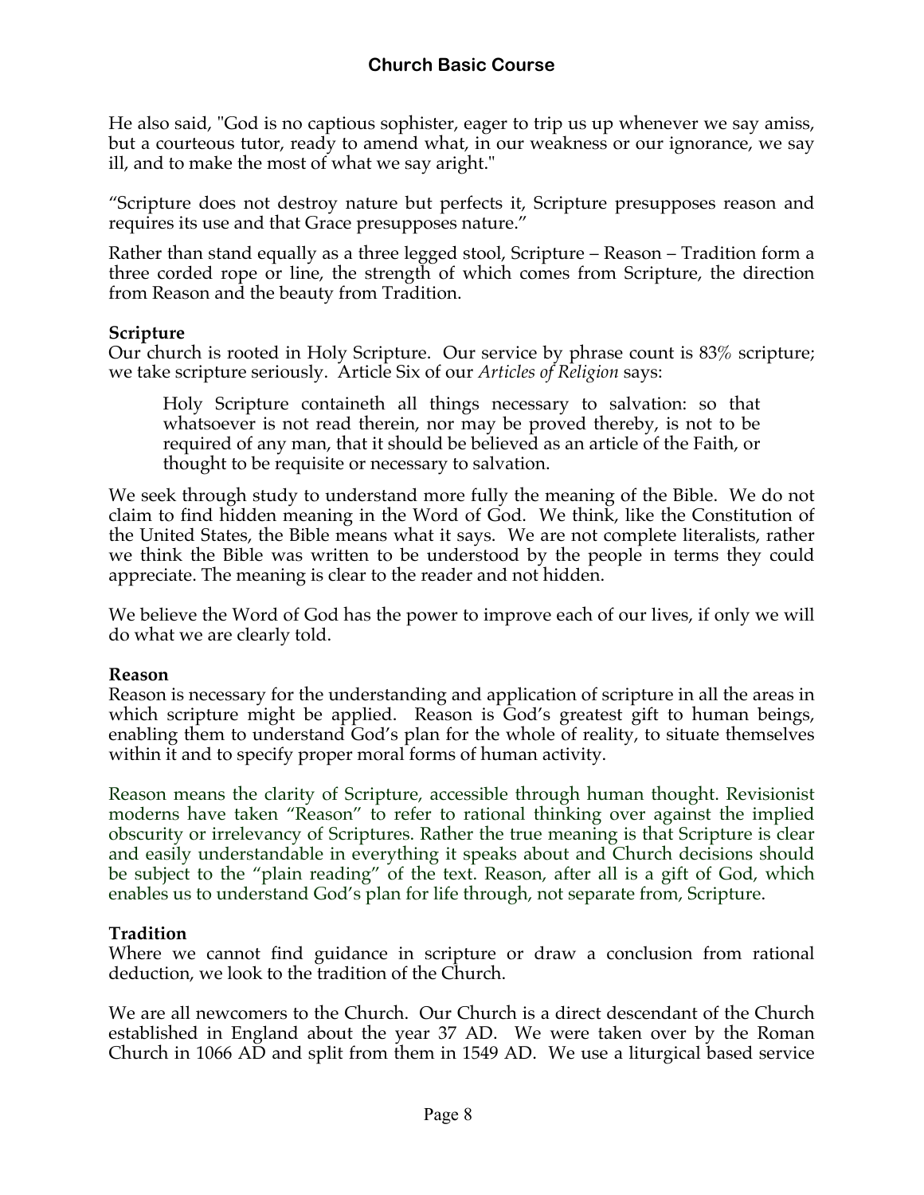He also said, "God is no captious sophister, eager to trip us up whenever we say amiss, but a courteous tutor, ready to amend what, in our weakness or our ignorance, we say ill, and to make the most of what we say aright."

"Scripture does not destroy nature but perfects it, Scripture presupposes reason and requires its use and that Grace presupposes nature."

Rather than stand equally as a three legged stool, Scripture – Reason – Tradition form a three corded rope or line, the strength of which comes from Scripture, the direction from Reason and the beauty from Tradition.

**Scripture**

Our church is rooted in Holy Scripture. Our service by phrase count is 83% scripture; we take scripture seriously. Article Six of our *Articles of Religion* says:

> Holy Scripture containeth all things necessary to salvation: so that whatsoever is not read therein, nor may be proved thereby, is not to be required of any man, that it should be believed as an article of the Faith, or thought to be requisite or necessary to salvation.

We seek through study to understand more fully the meaning of the Bible. We do not claim to find hidden meaning in the Word of God. We think, like the Constitution of the United States, the Bible means what it says. We are not complete literalists, rather we think the Bible was written to be understood by the people in terms they could appreciate. The meaning is clear to the reader and not hidden.

We believe the Word of God has the power to improve each of our lives, if only we will do what we are clearly told.

**Reason**

Reason is necessary for the understanding and application of scripture in all the areas in which scripture might be applied. Reason is God's greatest gift to human beings, enabling them to understand God's plan for the whole of reality, to situate themselves within it and to specify proper moral forms of human activity.

Reason means the clarity of Scripture, accessible through human thought. Revisionist moderns have taken "Reason" to refer to rational thinking over against the implied obscurity or irrelevancy of Scriptures. Rather the true meaning is that Scripture is clear and easily understandable in everything it speaks about and Church decisions should be subject to the "plain reading" of the text. Reason, after all is a gift of God, which enables us to understand God's plan for life through, not separate from, Scripture.

**Tradition**

Where we cannot find guidance in scripture or draw a conclusion from rational deduction, we look to the tradition of the Church.

We are all newcomers to the Church. Our Church is a direct descendant of the Church established in England about the year 37 AD. We were taken over by the Roman Church in 1066 AD and split from them in 1549 AD. We use a liturgical based service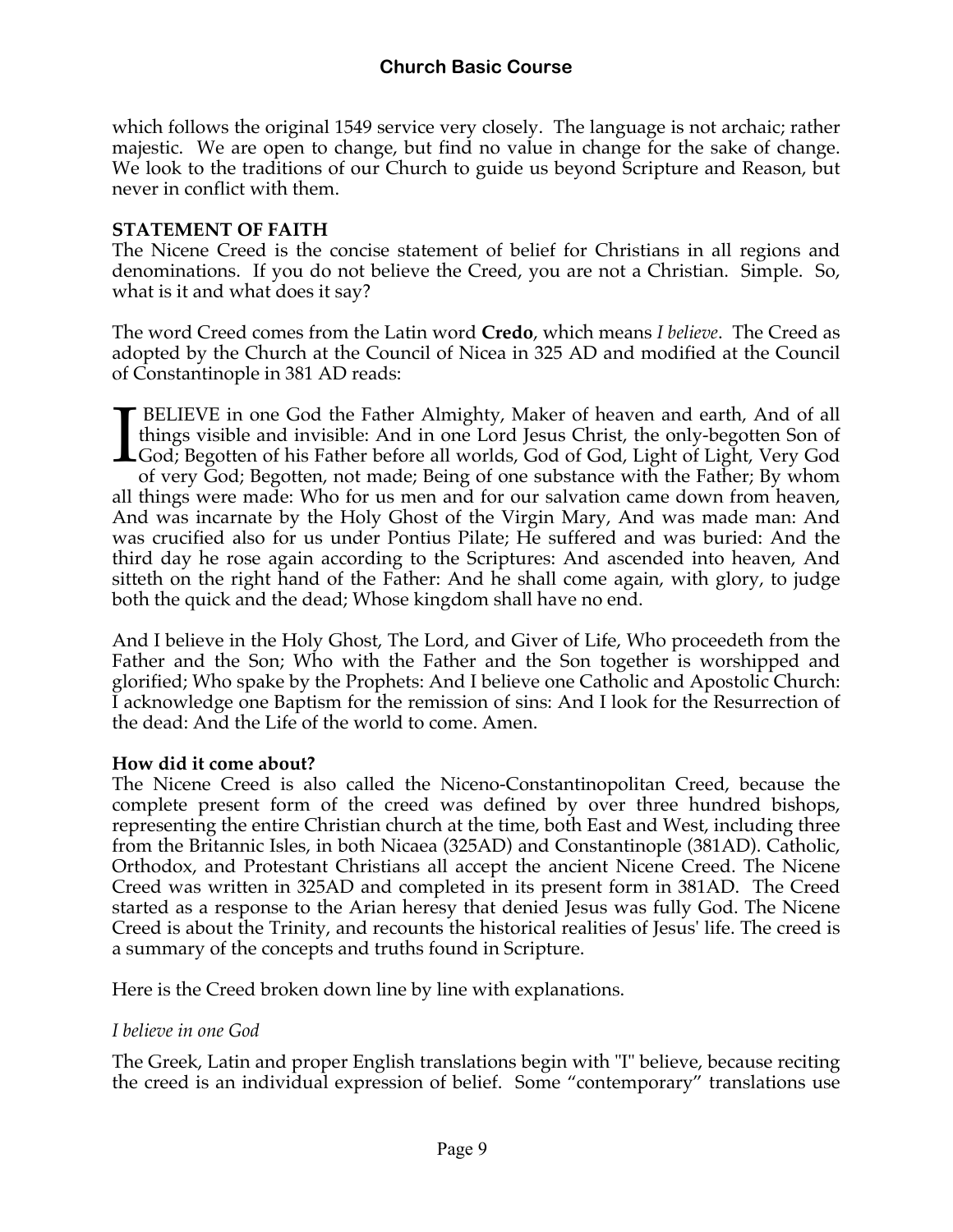which follows the original 1549 service very closely. The language is not archaic; rather majestic. We are open to change, but find no value in change for the sake of change. We look to the traditions of our Church to guide us beyond Scripture and Reason, but never in conflict with them.

**STATEMENT OF FAITH**

The Nicene Creed is the concise statement of belief for Christians in all regions and denominations. If you do not believe the Creed, you are not a Christian. Simple. So, what is it and what does it say?

The word Creed comes from the Latin word **Credo**, which means *I believe*. The Creed as adopted by the Church at the Council of Nicea in 325 AD and modified at the Council of Constantinople in 381 AD reads:

I BELIEVE in one God the Father Almighty, Maker of heaven and earth, And of all things visible and invisible: And in one Lord Jesus Christ, the only-begotten Son of God; Begotten of his Father before all worlds, God of God, Light of Light, Very God of very God; Begotten, not made; Being of one substance with the Father; By whom all things were made: Who for us men and for our salvation came down from heaven, And was incarnate by the Holy Ghost of the Virgin Mary, And was made man: And was crucified also for us under Pontius Pilate; He suffered and was buried: And the third day he rose again according to the Scriptures: And ascended into heaven, And sitteth on the right hand of the Father: And he shall come again, with glory, to judge both the quick and the dead; Whose kingdom shall have no end.

And I believe in the Holy Ghost, The Lord, and Giver of Life, Who proceedeth from the Father and the Son; Who with the Father and the Son together is worshipped and glorified; Who spake by the Prophets: And I believe one Catholic and Apostolic Church: I acknowledge one Baptism for the remission of sins: And I look for the Resurrection of the dead: And the Life of the world to come. Amen.

**How did it come about?**

The Nicene Creed is also called the Niceno-Constantinopolitan Creed, because the complete present form of the creed was defined by over three hundred bishops, representing the entire Christian church at the time, both East and West, including three from the Britannic Isles, in both Nicaea (325AD) and Constantinople (381AD). Catholic, Orthodox, and Protestant Christians all accept the ancient Nicene Creed. The Nicene Creed was written in 325AD and completed in its present form in 381AD. The Creed started as a response to the Arian heresy that denied Jesus was fully God. The Nicene Creed is about the Trinity, and recounts the historical realities of Jesus' life. The creed is a summary of the concepts and truths found in Scripture.

Here is the Creed broken down line by line with explanations.

*I believe in one God*

The Greek, Latin and proper English translations begin with "I" believe, because reciting the creed is an individual expression of belief. Some "contemporary" translations use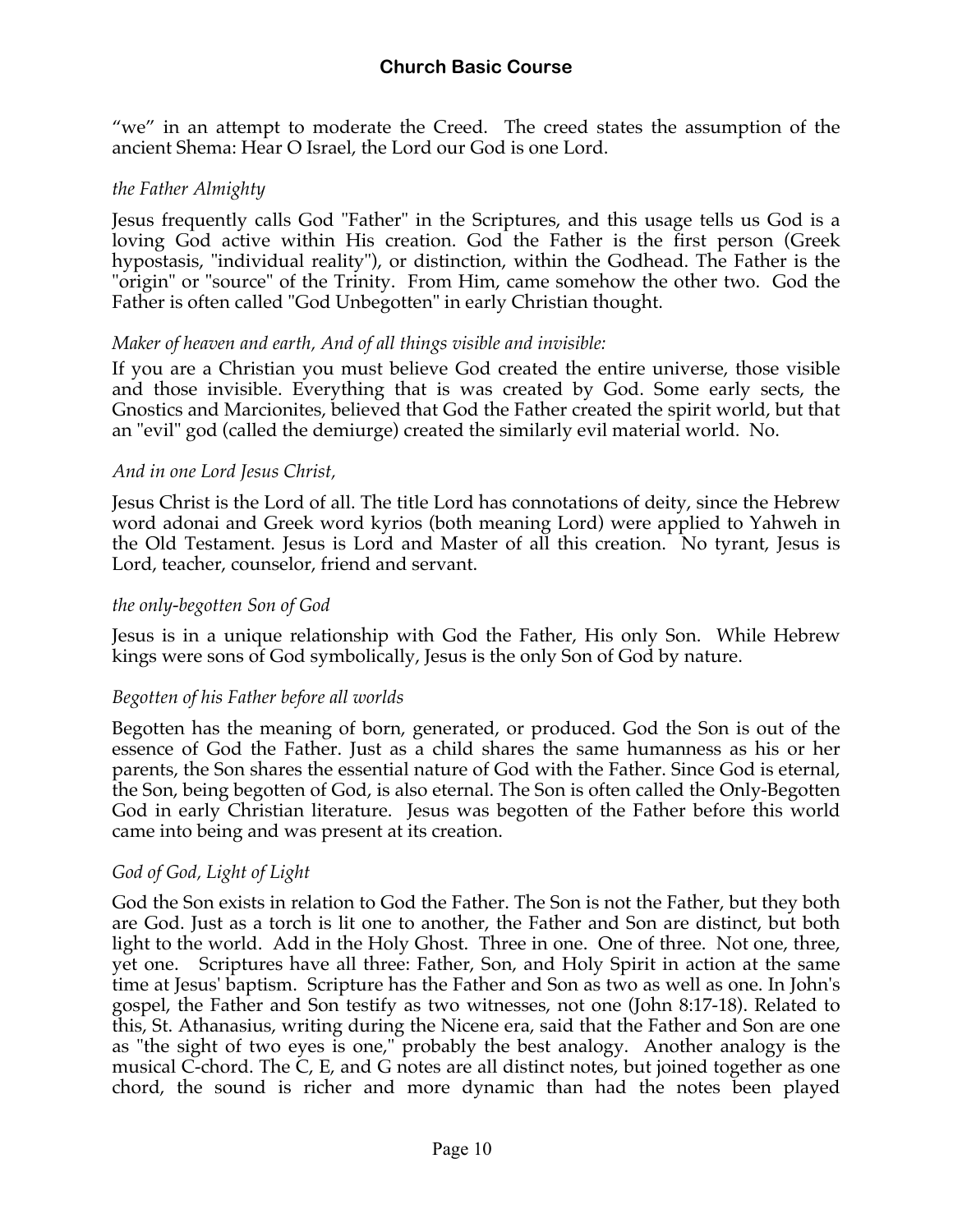"we" in an attempt to moderate the Creed. The creed states the assumption of the ancient Shema: Hear O Israel, the Lord our God is one Lord.

*the Father Almighty*

Jesus frequently calls God "Father" in the Scriptures, and this usage tells us God is a loving God active within His creation. God the Father is the first person (Greek hypostasis, "individual reality"), or distinction, within the Godhead. The Father is the "origin" or "source" of the Trinity. From Him, came somehow the other two. God the Father is often called "God Unbegotten" in early Christian thought.

*Maker of heaven and earth, And of all things visible and invisible:*

If you are a Christian you must believe God created the entire universe, those visible and those invisible. Everything that is was created by God. Some early sects, the Gnostics and Marcionites, believed that God the Father created the spirit world, but that an "evil" god (called the demiurge) created the similarly evil material world. No.

*And in one Lord Jesus Christ,*

Jesus Christ is the Lord of all. The title Lord has connotations of deity, since the Hebrew word adonai and Greek word kyrios (both meaning Lord) were applied to Yahweh in the Old Testament. Jesus is Lord and Master of all this creation. No tyrant, Jesus is Lord, teacher, counselor, friend and servant.

*the only-begotten Son of God*

Jesus is in a unique relationship with God the Father, His only Son. While Hebrew kings were sons of God symbolically, Jesus is the only Son of God by nature.

*Begotten of his Father before all worlds*

Begotten has the meaning of born, generated, or produced. God the Son is out of the essence of God the Father. Just as a child shares the same humanness as his or her parents, the Son shares the essential nature of God with the Father. Since God is eternal, the Son, being begotten of God, is also eternal. The Son is often called the Only-Begotten God in early Christian literature. Jesus was begotten of the Father before this world came into being and was present at its creation.

*God of God, Light of Light*

God the Son exists in relation to God the Father. The Son is not the Father, but they both are God. Just as a torch is lit one to another, the Father and Son are distinct, but both light to the world. Add in the Holy Ghost. Three in one. One of three. Not one, three, yet one. Scriptures have all three: Father, Son, and Holy Spirit in action at the same time at Jesus' baptism. Scripture has the Father and Son as two as well as one. In John's gospel, the Father and Son testify as two witnesses, not one (John 8:17-18). Related to this, St. Athanasius, writing during the Nicene era, said that the Father and Son are one as "the sight of two eyes is one," probably the best analogy. Another analogy is the musical C-chord. The C, E, and G notes are all distinct notes, but joined together as one chord, the sound is richer and more dynamic than had the notes been played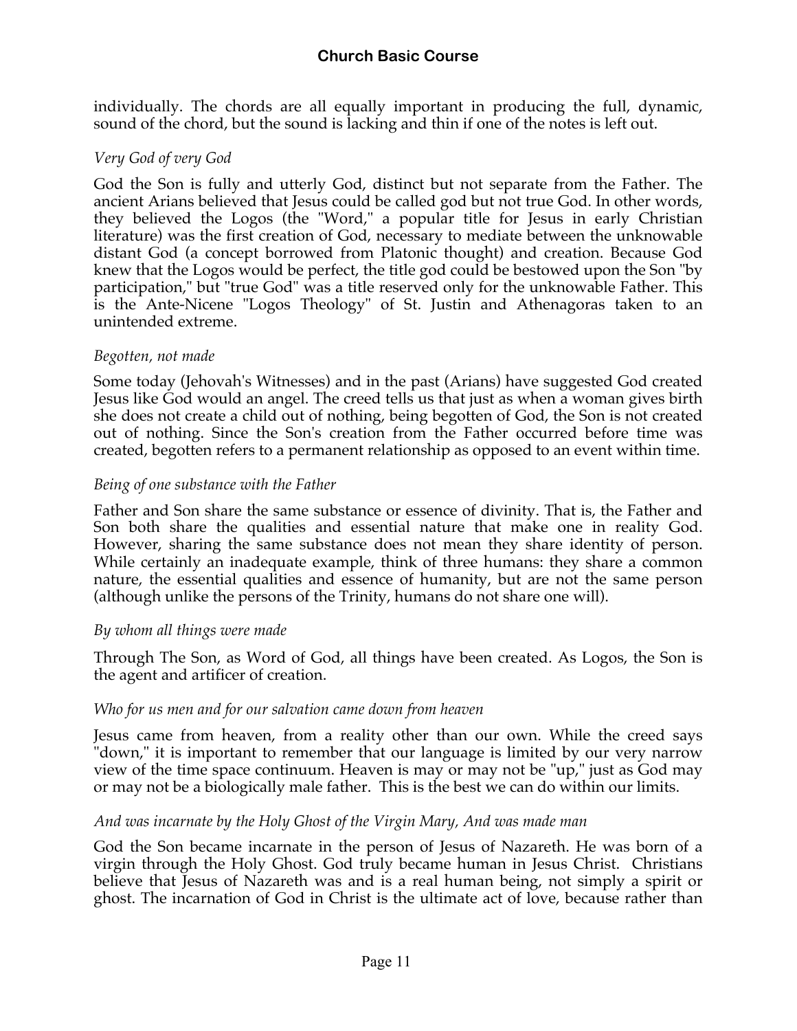individually. The chords are all equally important in producing the full, dynamic, sound of the chord, but the sound is lacking and thin if one of the notes is left out.

*Very God of very God*

God the Son is fully and utterly God, distinct but not separate from the Father. The ancient Arians believed that Jesus could be called god but not true God. In other words, they believed the Logos (the "Word," a popular title for Jesus in early Christian literature) was the first creation of God, necessary to mediate between the unknowable distant God (a concept borrowed from Platonic thought) and creation. Because God knew that the Logos would be perfect, the title god could be bestowed upon the Son "by participation," but "true God" was a title reserved only for the unknowable Father. This is the Ante-Nicene "Logos Theology" of St. Justin and Athenagoras taken to an unintended extreme.

*Begotten, not made*

Some today (Jehovah's Witnesses) and in the past (Arians) have suggested God created Jesus like God would an angel. The creed tells us that just as when a woman gives birth she does not create a child out of nothing, being begotten of God, the Son is not created out of nothing. Since the Son's creation from the Father occurred before time was created, begotten refers to a permanent relationship as opposed to an event within time.

*Being of one substance with the Father*

Father and Son share the same substance or essence of divinity. That is, the Father and Son both share the qualities and essential nature that make one in reality God. However, sharing the same substance does not mean they share identity of person. While certainly an inadequate example, think of three humans: they share a common nature, the essential qualities and essence of humanity, but are not the same person (although unlike the persons of the Trinity, humans do not share one will).

*By whom all things were made*

Through The Son, as Word of God, all things have been created. As Logos, the Son is the agent and artificer of creation.

*Who for us men and for our salvation came down from heaven*

Jesus came from heaven, from a reality other than our own. While the creed says "down," it is important to remember that our language is limited by our very narrow view of the time space continuum. Heaven is may or may not be "up," just as God may or may not be a biologically male father. This is the best we can do within our limits.

*And was incarnate by the Holy Ghost of the Virgin Mary, And was made man*

God the Son became incarnate in the person of Jesus of Nazareth. He was born of a virgin through the Holy Ghost. God truly became human in Jesus Christ. Christians believe that Jesus of Nazareth was and is a real human being, not simply a spirit or ghost. The incarnation of God in Christ is the ultimate act of love, because rather than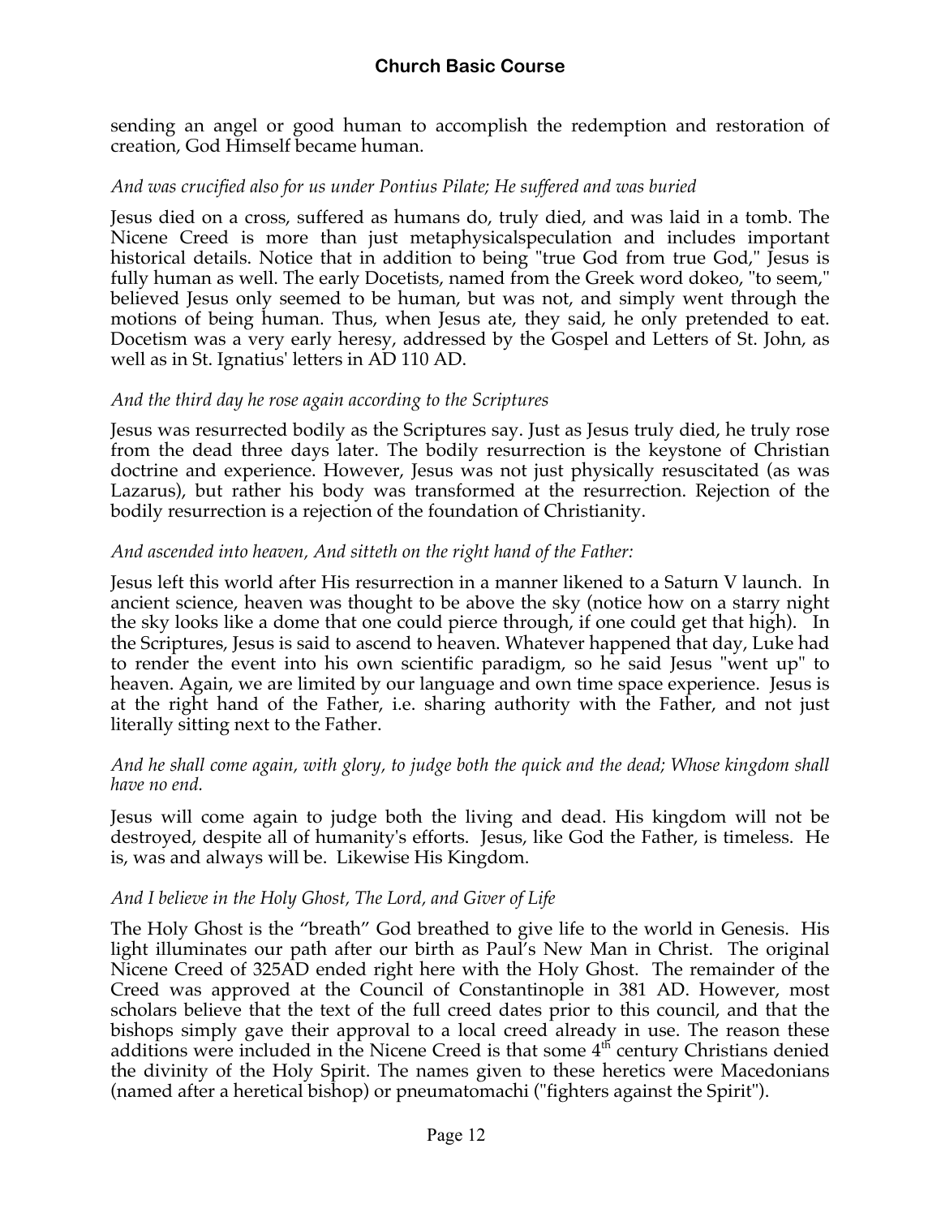sending an angel or good human to accomplish the redemption and restoration of creation, God Himself became human.

*And was crucified also for us under Pontius Pilate; He suffered and was buried*

Jesus died on a cross, suffered as humans do, truly died, and was laid in a tomb. The Nicene Creed is more than just metaphysicalspeculation and includes important historical details. Notice that in addition to being "true God from true God," Jesus is fully human as well. The early Docetists, named from the Greek word dokeo, "to seem," believed Jesus only seemed to be human, but was not, and simply went through the motions of being human. Thus, when Jesus ate, they said, he only pretended to eat. Docetism was a very early heresy, addressed by the Gospel and Letters of St. John, as well as in St. Ignatius' letters in AD 110 AD.

*And the third day he rose again according to the Scriptures*

Jesus was resurrected bodily as the Scriptures say. Just as Jesus truly died, he truly rose from the dead three days later. The bodily resurrection is the keystone of Christian doctrine and experience. However, Jesus was not just physically resuscitated (as was Lazarus), but rather his body was transformed at the resurrection. Rejection of the bodily resurrection is a rejection of the foundation of Christianity.

*And ascended into heaven, And sitteth on the right hand of the Father:*

Jesus left this world after His resurrection in a manner likened to a Saturn V launch. In ancient science, heaven was thought to be above the sky (notice how on a starry night the sky looks like a dome that one could pierce through, if one could get that high). In the Scriptures, Jesus is said to ascend to heaven. Whatever happened that day, Luke had to render the event into his own scientific paradigm, so he said Jesus "went up" to heaven. Again, we are limited by our language and own time space experience. Jesus is at the right hand of the Father, i.e. sharing authority with the Father, and not just literally sitting next to the Father.

*And he shall come again, with glory, to judge both the quick and the dead; Whose kingdom shall have no end.*

Jesus will come again to judge both the living and dead. His kingdom will not be destroyed, despite all of humanity's efforts. Jesus, like God the Father, is timeless. He is, was and always will be. Likewise His Kingdom.

*And I believe in the Holy Ghost, The Lord, and Giver of Life*

The Holy Ghost is the "breath" God breathed to give life to the world in Genesis. His light illuminates our path after our birth as Paul's New Man in Christ. The original Nicene Creed of 325AD ended right here with the Holy Ghost. The remainder of the Creed was approved at the Council of Constantinople in 381 AD. However, most scholars believe that the text of the full creed dates prior to this council, and that the bishops simply gave their approval to a local creed already in use. The reason these additions were included in the Nicene Creed is that some 4th century Christians denied the divinity of the Holy Spirit. The names given to these heretics were Macedonians (named after a heretical bishop) or pneumatomachi ("fighters against the Spirit").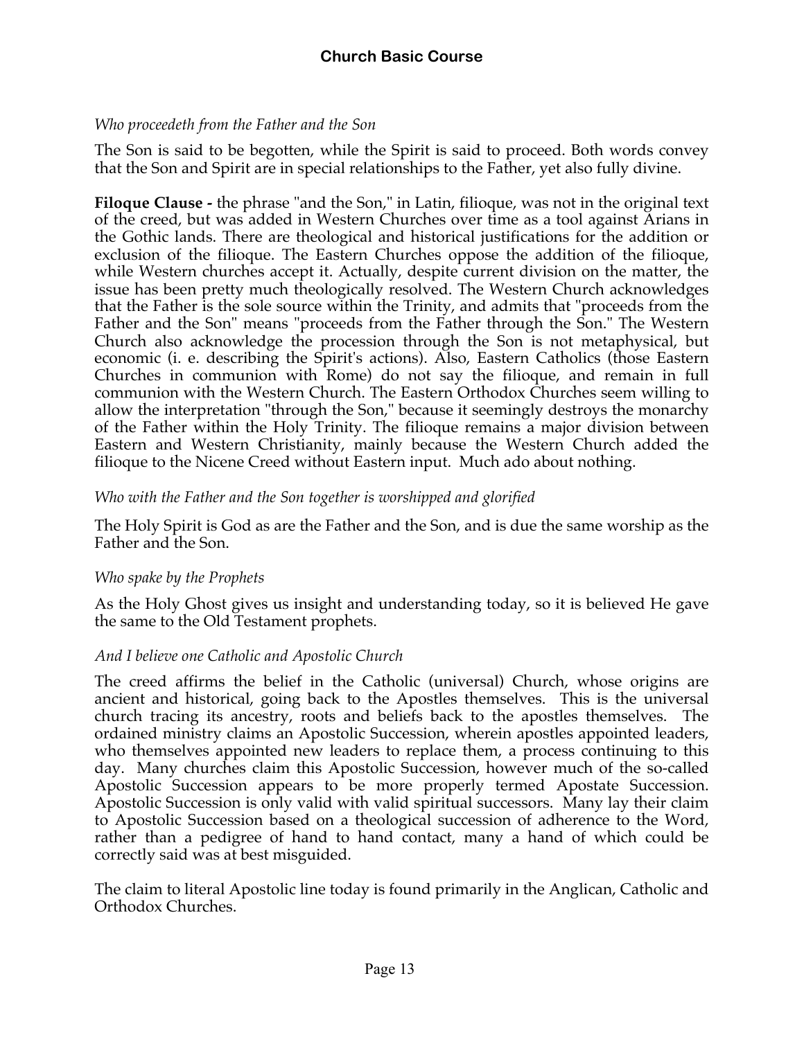*Who proceedeth from the Father and the Son*

The Son is said to be begotten, while the Spirit is said to proceed. Both words convey that the Son and Spirit are in special relationships to the Father, yet also fully divine.

**Filoque Clause -** the phrase "and the Son," in Latin, filioque, was not in the original text of the creed, but was added in Western Churches over time as a tool against Arians in the Gothic lands. There are theological and historical justifications for the addition or exclusion of the filioque. The Eastern Churches oppose the addition of the filioque, while Western churches accept it. Actually, despite current division on the matter, the issue has been pretty much theologically resolved. The Western Church acknowledges that the Father is the sole source within the Trinity, and admits that "proceeds from the Father and the Son" means "proceeds from the Father through the Son." The Western Church also acknowledge the procession through the Son is not metaphysical, but economic (i. e. describing the Spirit's actions). Also, Eastern Catholics (those Eastern Churches in communion with Rome) do not say the filioque, and remain in full communion with the Western Church. The Eastern Orthodox Churches seem willing to allow the interpretation "through the Son," because it seemingly destroys the monarchy of the Father within the Holy Trinity. The filioque remains a major division between Eastern and Western Christianity, mainly because the Western Church added the filioque to the Nicene Creed without Eastern input. Much ado about nothing.

*Who with the Father and the Son together is worshipped and glorified*

The Holy Spirit is God as are the Father and the Son, and is due the same worship as the Father and the Son.

*Who spake by the Prophets*

As the Holy Ghost gives us insight and understanding today, so it is believed He gave the same to the Old Testament prophets.

*And I believe one Catholic and Apostolic Church*

The creed affirms the belief in the Catholic (universal) Church, whose origins are ancient and historical, going back to the Apostles themselves. This is the universal church tracing its ancestry, roots and beliefs back to the apostles themselves. The ordained ministry claims an Apostolic Succession, wherein apostles appointed leaders, who themselves appointed new leaders to replace them, a process continuing to this day. Many churches claim this Apostolic Succession, however much of the so-called Apostolic Succession appears to be more properly termed Apostate Succession. Apostolic Succession is only valid with valid spiritual successors. Many lay their claim to Apostolic Succession based on a theological succession of adherence to the Word, rather than a pedigree of hand to hand contact, many a hand of which could be correctly said was at best misguided.

The claim to literal Apostolic line today is found primarily in the Anglican, Catholic and Orthodox Churches.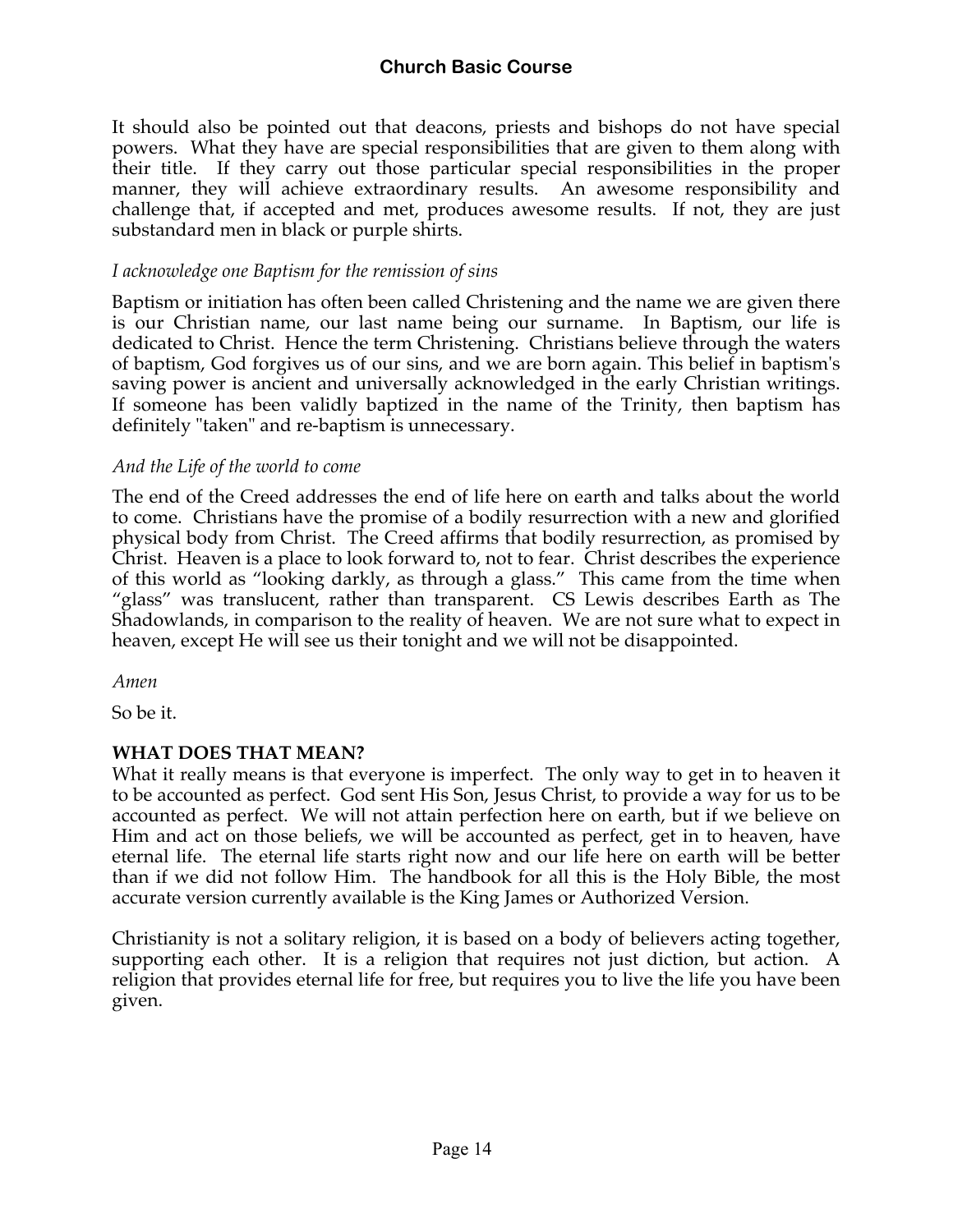It should also be pointed out that deacons, priests and bishops do not have special powers. What they have are special responsibilities that are given to them along with their title. If they carry out those particular special responsibilities in the proper manner, they will achieve extraordinary results. An awesome responsibility and challenge that, if accepted and met, produces awesome results. If not, they are just substandard men in black or purple shirts.

*I acknowledge one Baptism for the remission of sins*

Baptism or initiation has often been called Christening and the name we are given there is our Christian name, our last name being our surname. In Baptism, our life is dedicated to Christ. Hence the term Christening. Christians believe through the waters of baptism, God forgives us of our sins, and we are born again. This belief in baptism's saving power is ancient and universally acknowledged in the early Christian writings. If someone has been validly baptized in the name of the Trinity, then baptism has definitely "taken" and re-baptism is unnecessary.

*And the Life of the world to come*

The end of the Creed addresses the end of life here on earth and talks about the world to come. Christians have the promise of a bodily resurrection with a new and glorified physical body from Christ. The Creed affirms that bodily resurrection, as promised by Christ. Heaven is a place to look forward to, not to fear. Christ describes the experience of this world as "looking darkly, as through a glass." This came from the time when "glass" was translucent, rather than transparent. CS Lewis describes Earth as The Shadowlands, in comparison to the reality of heaven. We are not sure what to expect in heaven, except He will see us their tonight and we will not be disappointed.

*Amen*

So be it.

**WHAT DOES THAT MEAN?**

What it really means is that everyone is imperfect. The only way to get in to heaven it to be accounted as perfect. God sent His Son, Jesus Christ, to provide a way for us to be accounted as perfect. We will not attain perfection here on earth, but if we believe on Him and act on those beliefs, we will be accounted as perfect, get in to heaven, have eternal life. The eternal life starts right now and our life here on earth will be better than if we did not follow Him. The handbook for all this is the Holy Bible, the most accurate version currently available is the King James or Authorized Version.

Christianity is not a solitary religion, it is based on a body of believers acting together, supporting each other. It is a religion that requires not just diction, but action. A religion that provides eternal life for free, but requires you to live the life you have been given.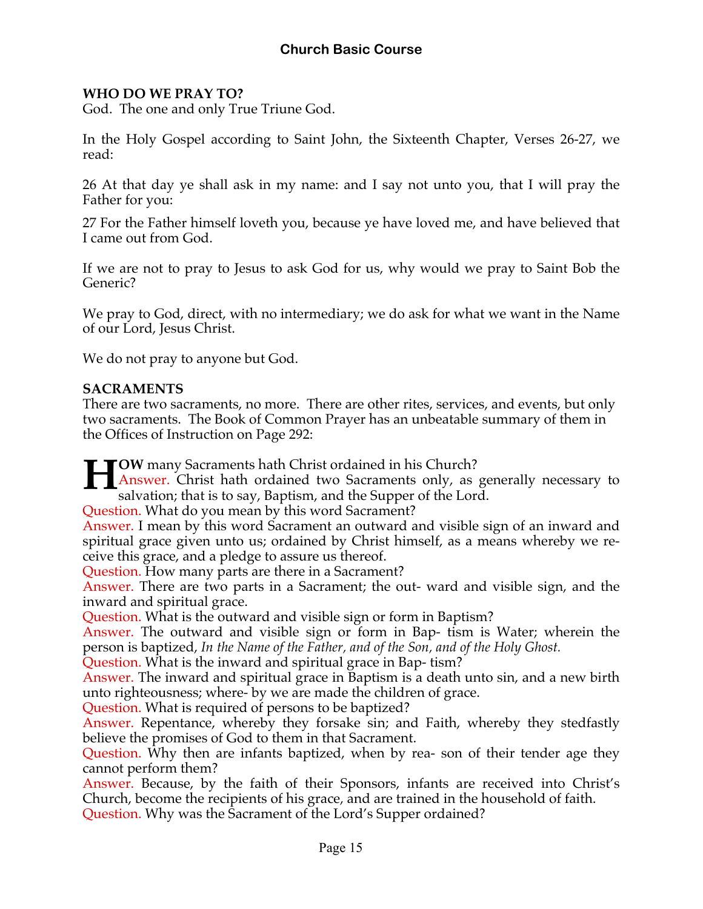**WHO DO WE PRAY TO?**
God. The one and only True Triune God.

In the Holy Gospel according to Saint John, the Sixteenth Chapter, Verses 26-27, we read:

26 At that day ye shall ask in my name: and I say not unto you, that I will pray the Father for you:

27 For the Father himself loveth you, because ye have loved me, and have believed that I came out from God.

If we are not to pray to Jesus to ask God for us, why would we pray to Saint Bob the Generic?

We pray to God, direct, with no intermediary; we do ask for what we want in the Name of our Lord, Jesus Christ.

We do not pray to anyone but God.

**SACRAMENTS**
There are two sacraments, no more. There are other rites, services, and events, but only two sacraments. The Book of Common Prayer has an unbeatable summary of them in the Offices of Instruction on Page 292:

**HOW** many Sacraments hath Christ ordained in his Church?
Answer. Christ hath ordained two Sacraments only, as generally necessary to salvation; that is to say, Baptism, and the Supper of the Lord.
Question. What do you mean by this word Sacrament?
Answer. I mean by this word Sacrament an outward and visible sign of an inward and spiritual grace given unto us; ordained by Christ himself, as a means whereby we receive this grace, and a pledge to assure us thereof.
Question. How many parts are there in a Sacrament?
Answer. There are two parts in a Sacrament; the outward and visible sign, and the inward and spiritual grace.
Question. What is the outward and visible sign or form in Baptism?
Answer. The outward and visible sign or form in Baptism is Water; wherein the person is baptized, *In the Name of the Father, and of the Son, and of the Holy Ghost.*
Question. What is the inward and spiritual grace in Baptism?
Answer. The inward and spiritual grace in Baptism is a death unto sin, and a new birth unto righteousness; whereby we are made the children of grace.
Question. What is required of persons to be baptized?
Answer. Repentance, whereby they forsake sin; and Faith, whereby they stedfastly believe the promises of God to them in that Sacrament.
Question. Why then are infants baptized, when by reason of their tender age they cannot perform them?
Answer. Because, by the faith of their Sponsors, infants are received into Christ's Church, become the recipients of his grace, and are trained in the household of faith.
Question. Why was the Sacrament of the Lord's Supper ordained?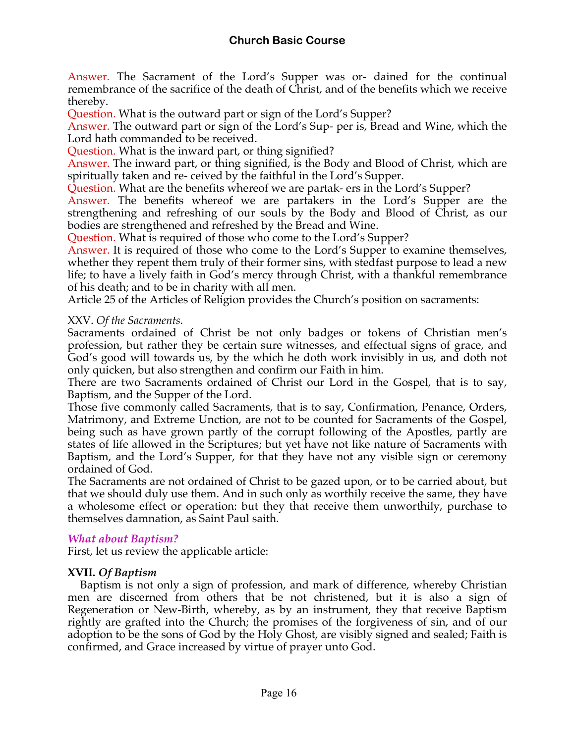Answer. The Sacrament of the Lord's Supper was or- dained for the continual remembrance of the sacrifice of the death of Christ, and of the benefits which we receive thereby.

Question. What is the outward part or sign of the Lord's Supper?

Answer. The outward part or sign of the Lord's Sup- per is, Bread and Wine, which the Lord hath commanded to be received.

Question. What is the inward part, or thing signified?

Answer. The inward part, or thing signified, is the Body and Blood of Christ, which are spiritually taken and re- ceived by the faithful in the Lord's Supper.

Question. What are the benefits whereof we are partak- ers in the Lord's Supper?

Answer. The benefits whereof we are partakers in the Lord's Supper are the strengthening and refreshing of our souls by the Body and Blood of Christ, as our bodies are strengthened and refreshed by the Bread and Wine.

Question. What is required of those who come to the Lord's Supper?

Answer. It is required of those who come to the Lord's Supper to examine themselves, whether they repent them truly of their former sins, with stedfast purpose to lead a new life; to have a lively faith in God's mercy through Christ, with a thankful remembrance of his death; and to be in charity with all men.

Article 25 of the Articles of Religion provides the Church's position on sacraments:

XXV. *Of the Sacraments.*

Sacraments ordained of Christ be not only badges or tokens of Christian men's profession, but rather they be certain sure witnesses, and effectual signs of grace, and God's good will towards us, by the which he doth work invisibly in us, and doth not only quicken, but also strengthen and confirm our Faith in him.

There are two Sacraments ordained of Christ our Lord in the Gospel, that is to say, Baptism, and the Supper of the Lord.

Those five commonly called Sacraments, that is to say, Confirmation, Penance, Orders, Matrimony, and Extreme Unction, are not to be counted for Sacraments of the Gospel, being such as have grown partly of the corrupt following of the Apostles, partly are states of life allowed in the Scriptures; but yet have not like nature of Sacraments with Baptism, and the Lord's Supper, for that they have not any visible sign or ceremony ordained of God.

The Sacraments are not ordained of Christ to be gazed upon, or to be carried about, but that we should duly use them. And in such only as worthily receive the same, they have a wholesome effect or operation: but they that receive them unworthily, purchase to themselves damnation, as Saint Paul saith.

### *What about Baptism?*

First, let us review the applicable article:

**XVII.** ***Of Baptism***

Baptism is not only a sign of profession, and mark of difference, whereby Christian men are discerned from others that be not christened, but it is also a sign of Regeneration or New-Birth, whereby, as by an instrument, they that receive Baptism rightly are grafted into the Church; the promises of the forgiveness of sin, and of our adoption to be the sons of God by the Holy Ghost, are visibly signed and sealed; Faith is confirmed, and Grace increased by virtue of prayer unto God.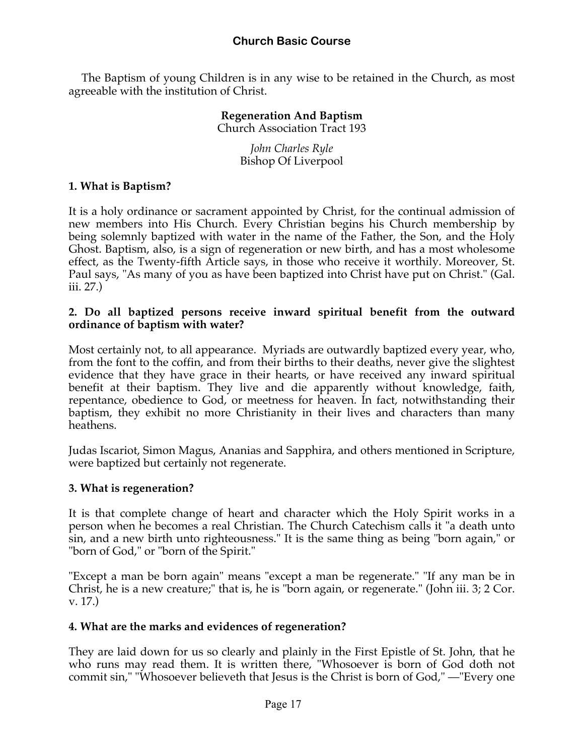The Baptism of young Children is in any wise to be retained in the Church, as most agreeable with the institution of Christ.

**Regeneration And Baptism**
Church Association Tract 193

*John Charles Ryle*
Bishop Of Liverpool

**1. What is Baptism?**

It is a holy ordinance or sacrament appointed by Christ, for the continual admission of new members into His Church. Every Christian begins his Church membership by being solemnly baptized with water in the name of the Father, the Son, and the Holy Ghost. Baptism, also, is a sign of regeneration or new birth, and has a most wholesome effect, as the Twenty-fifth Article says, in those who receive it worthily. Moreover, St. Paul says, "As many of you as have been baptized into Christ have put on Christ." (Gal. iii. 27.)

**2. Do all baptized persons receive inward spiritual benefit from the outward ordinance of baptism with water?**

Most certainly not, to all appearance. Myriads are outwardly baptized every year, who, from the font to the coffin, and from their births to their deaths, never give the slightest evidence that they have grace in their hearts, or have received any inward spiritual benefit at their baptism. They live and die apparently without knowledge, faith, repentance, obedience to God, or meetness for heaven. In fact, notwithstanding their baptism, they exhibit no more Christianity in their lives and characters than many heathens.

Judas Iscariot, Simon Magus, Ananias and Sapphira, and others mentioned in Scripture, were baptized but certainly not regenerate.

**3. What is regeneration?**

It is that complete change of heart and character which the Holy Spirit works in a person when he becomes a real Christian. The Church Catechism calls it "a death unto sin, and a new birth unto righteousness." It is the same thing as being "born again," or "born of God," or "born of the Spirit."

"Except a man be born again" means "except a man be regenerate." "If any man be in Christ, he is a new creature;" that is, he is "born again, or regenerate." (John iii. 3; 2 Cor. v. 17.)

**4. What are the marks and evidences of regeneration?**

They are laid down for us so clearly and plainly in the First Epistle of St. John, that he who runs may read them. It is written there, "Whosoever is born of God doth not commit sin," "Whosoever believeth that Jesus is the Christ is born of God," —"Every one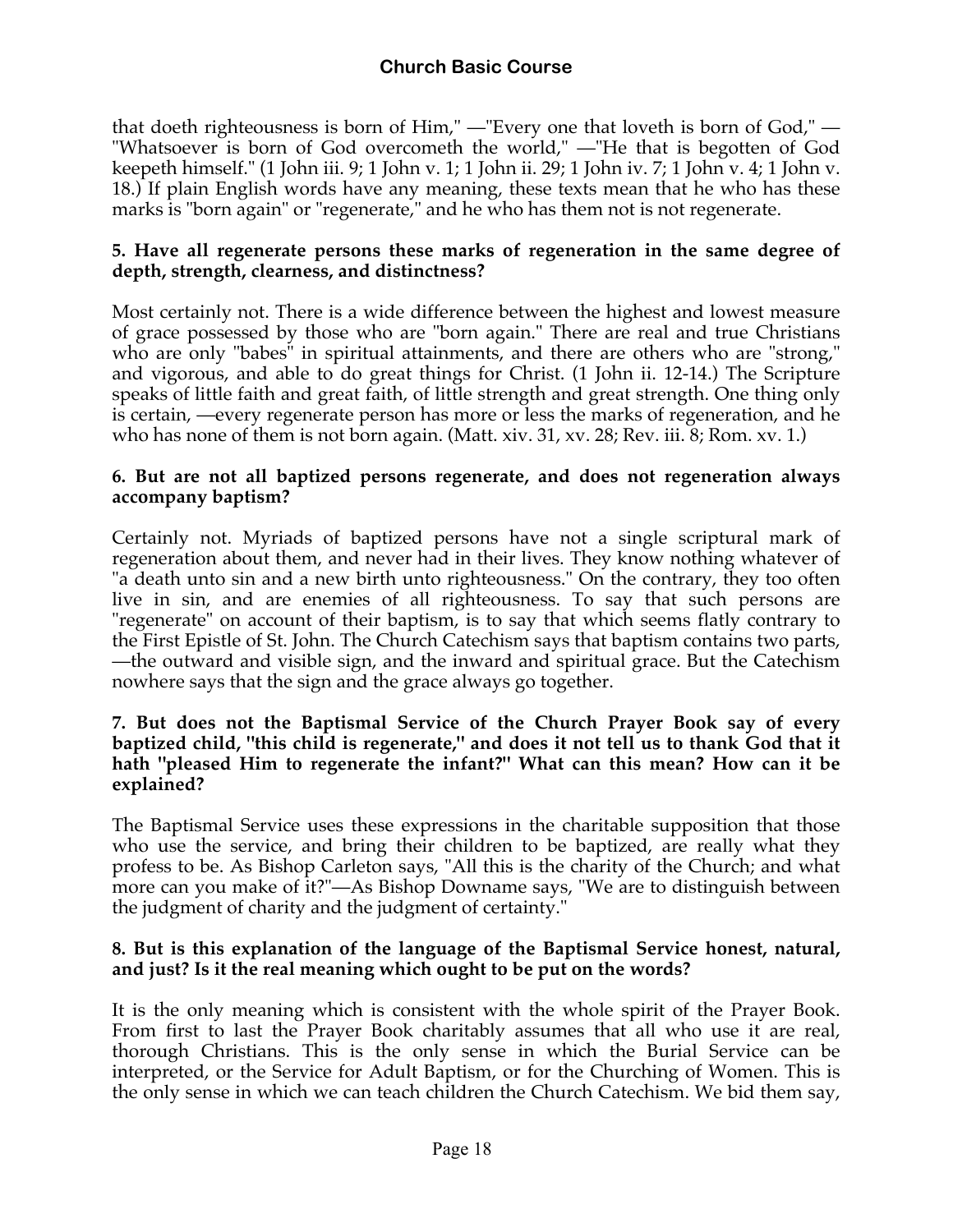that doeth righteousness is born of Him," —"Every one that loveth is born of God," — "Whatsoever is born of God overcometh the world," —"He that is begotten of God keepeth himself." (1 John iii. 9; 1 John v. 1; 1 John ii. 29; 1 John iv. 7; 1 John v. 4; 1 John v. 18.) If plain English words have any meaning, these texts mean that he who has these marks is "born again" or "regenerate," and he who has them not is not regenerate.

**5. Have all regenerate persons these marks of regeneration in the same degree of depth, strength, clearness, and distinctness?**

Most certainly not. There is a wide difference between the highest and lowest measure of grace possessed by those who are "born again." There are real and true Christians who are only "babes" in spiritual attainments, and there are others who are "strong," and vigorous, and able to do great things for Christ. (1 John ii. 12-14.) The Scripture speaks of little faith and great faith, of little strength and great strength. One thing only is certain, —every regenerate person has more or less the marks of regeneration, and he who has none of them is not born again. (Matt. xiv. 31, xv. 28; Rev. iii. 8; Rom. xv. 1.)

**6. But are not all baptized persons regenerate, and does not regeneration always accompany baptism?**

Certainly not. Myriads of baptized persons have not a single scriptural mark of regeneration about them, and never had in their lives. They know nothing whatever of "a death unto sin and a new birth unto righteousness." On the contrary, they too often live in sin, and are enemies of all righteousness. To say that such persons are "regenerate" on account of their baptism, is to say that which seems flatly contrary to the First Epistle of St. John. The Church Catechism says that baptism contains two parts, —the outward and visible sign, and the inward and spiritual grace. But the Catechism nowhere says that the sign and the grace always go together.

**7. But does not the Baptismal Service of the Church Prayer Book say of every baptized child, "this child is regenerate," and does it not tell us to thank God that it hath "pleased Him to regenerate the infant?" What can this mean? How can it be explained?**

The Baptismal Service uses these expressions in the charitable supposition that those who use the service, and bring their children to be baptized, are really what they profess to be. As Bishop Carleton says, "All this is the charity of the Church; and what more can you make of it?"—As Bishop Downame says, "We are to distinguish between the judgment of charity and the judgment of certainty."

**8. But is this explanation of the language of the Baptismal Service honest, natural, and just? Is it the real meaning which ought to be put on the words?**

It is the only meaning which is consistent with the whole spirit of the Prayer Book. From first to last the Prayer Book charitably assumes that all who use it are real, thorough Christians. This is the only sense in which the Burial Service can be interpreted, or the Service for Adult Baptism, or for the Churching of Women. This is the only sense in which we can teach children the Church Catechism. We bid them say,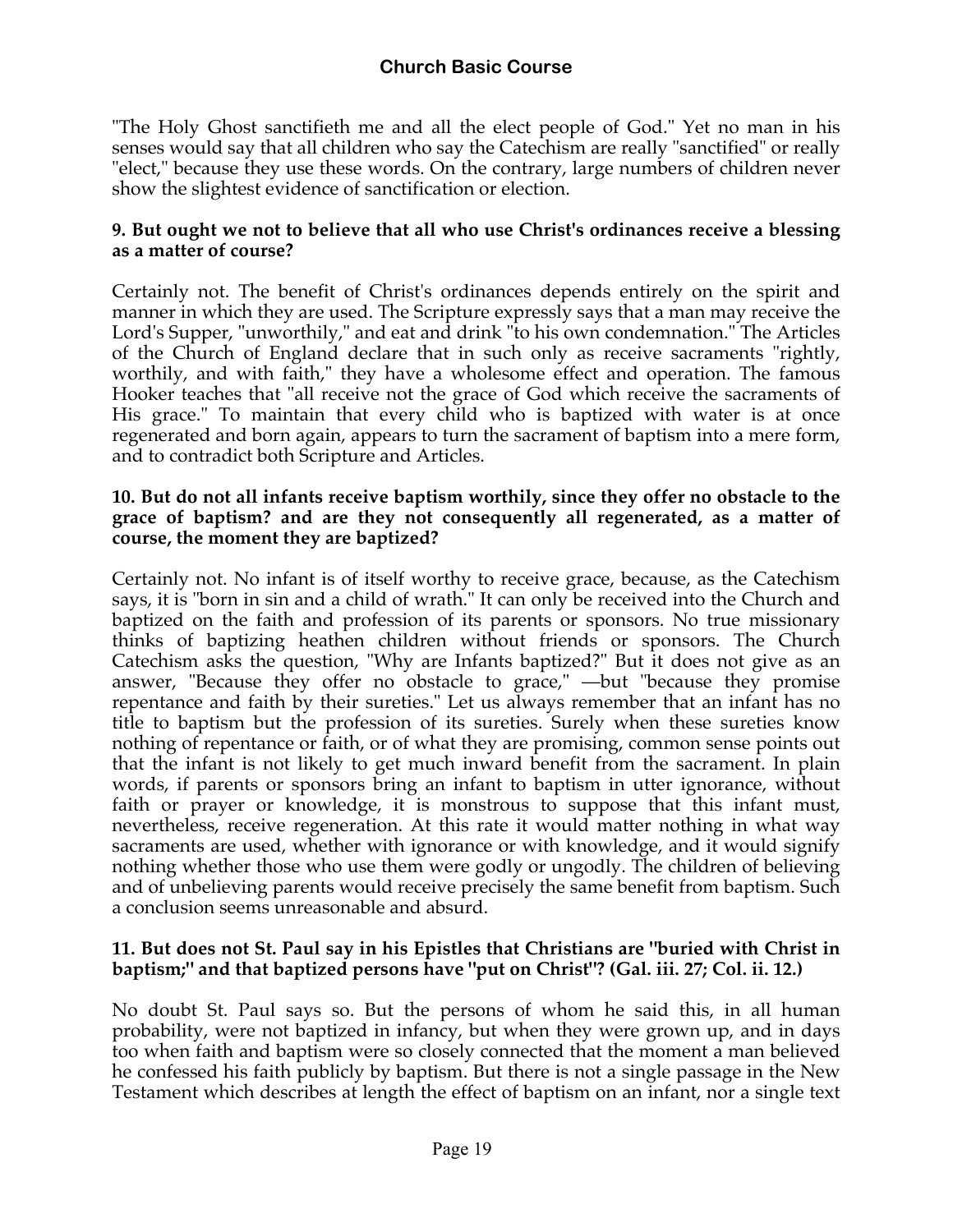"The Holy Ghost sanctifieth me and all the elect people of God." Yet no man in his senses would say that all children who say the Catechism are really "sanctified" or really "elect," because they use these words. On the contrary, large numbers of children never show the slightest evidence of sanctification or election.

**9. But ought we not to believe that all who use Christ's ordinances receive a blessing as a matter of course?**

Certainly not. The benefit of Christ's ordinances depends entirely on the spirit and manner in which they are used. The Scripture expressly says that a man may receive the Lord's Supper, "unworthily," and eat and drink "to his own condemnation." The Articles of the Church of England declare that in such only as receive sacraments "rightly, worthily, and with faith," they have a wholesome effect and operation. The famous Hooker teaches that "all receive not the grace of God which receive the sacraments of His grace." To maintain that every child who is baptized with water is at once regenerated and born again, appears to turn the sacrament of baptism into a mere form, and to contradict both Scripture and Articles.

**10. But do not all infants receive baptism worthily, since they offer no obstacle to the grace of baptism? and are they not consequently all regenerated, as a matter of course, the moment they are baptized?**

Certainly not. No infant is of itself worthy to receive grace, because, as the Catechism says, it is "born in sin and a child of wrath." It can only be received into the Church and baptized on the faith and profession of its parents or sponsors. No true missionary thinks of baptizing heathen children without friends or sponsors. The Church Catechism asks the question, "Why are Infants baptized?" But it does not give as an answer, "Because they offer no obstacle to grace," —but "because they promise repentance and faith by their sureties." Let us always remember that an infant has no title to baptism but the profession of its sureties. Surely when these sureties know nothing of repentance or faith, or of what they are promising, common sense points out that the infant is not likely to get much inward benefit from the sacrament. In plain words, if parents or sponsors bring an infant to baptism in utter ignorance, without faith or prayer or knowledge, it is monstrous to suppose that this infant must, nevertheless, receive regeneration. At this rate it would matter nothing in what way sacraments are used, whether with ignorance or with knowledge, and it would signify nothing whether those who use them were godly or ungodly. The children of believing and of unbelieving parents would receive precisely the same benefit from baptism. Such a conclusion seems unreasonable and absurd.

**11. But does not St. Paul say in his Epistles that Christians are "buried with Christ in baptism;" and that baptized persons have "put on Christ"? (Gal. iii. 27; Col. ii. 12.)**

No doubt St. Paul says so. But the persons of whom he said this, in all human probability, were not baptized in infancy, but when they were grown up, and in days too when faith and baptism were so closely connected that the moment a man believed he confessed his faith publicly by baptism. But there is not a single passage in the New Testament which describes at length the effect of baptism on an infant, nor a single text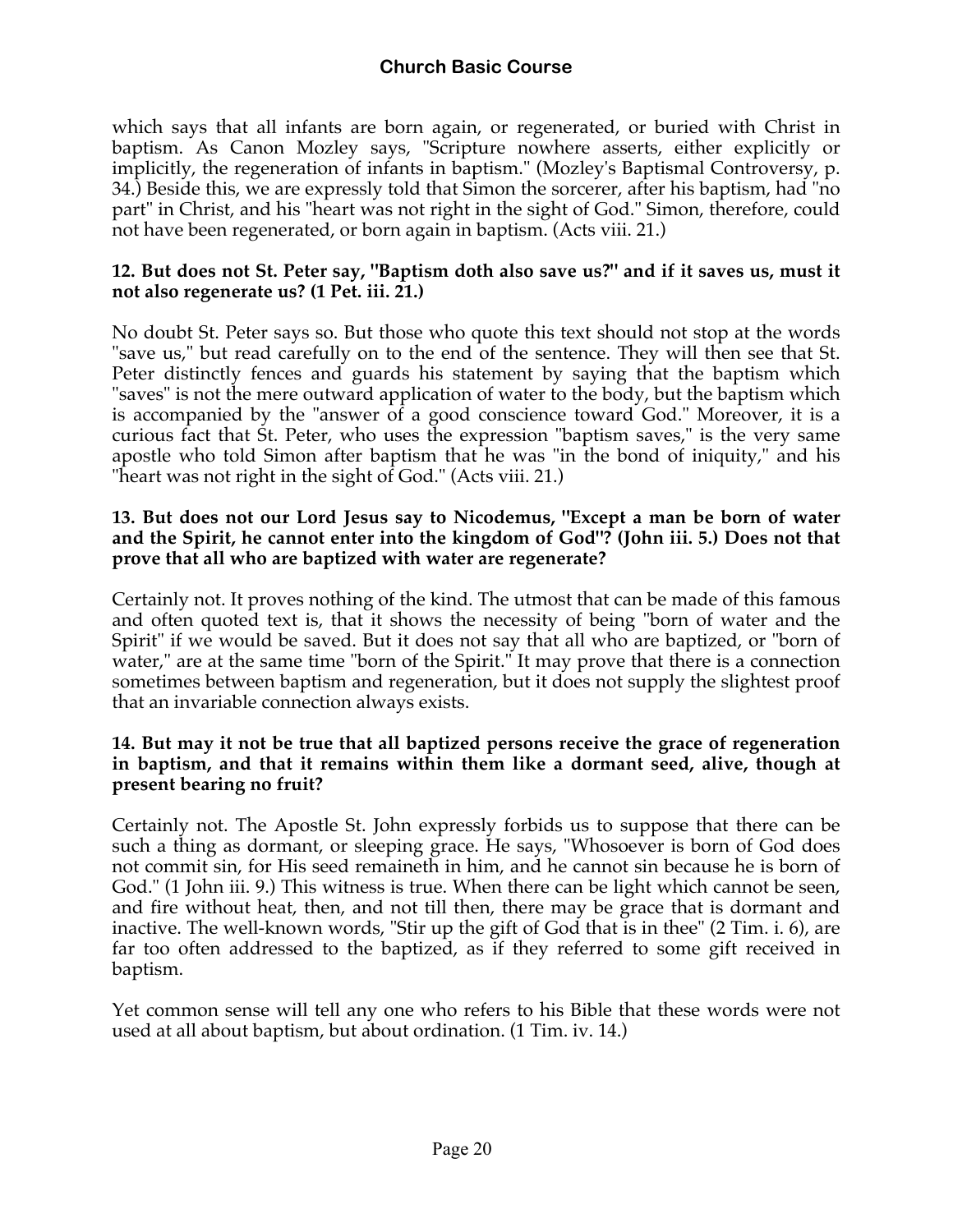which says that all infants are born again, or regenerated, or buried with Christ in baptism. As Canon Mozley says, "Scripture nowhere asserts, either explicitly or implicitly, the regeneration of infants in baptism." (Mozley's Baptismal Controversy, p. 34.) Beside this, we are expressly told that Simon the sorcerer, after his baptism, had "no part" in Christ, and his "heart was not right in the sight of God." Simon, therefore, could not have been regenerated, or born again in baptism. (Acts viii. 21.)

**12. But does not St. Peter say, "Baptism doth also save us?" and if it saves us, must it not also regenerate us? (1 Pet. iii. 21.)**

No doubt St. Peter says so. But those who quote this text should not stop at the words "save us," but read carefully on to the end of the sentence. They will then see that St. Peter distinctly fences and guards his statement by saying that the baptism which "saves" is not the mere outward application of water to the body, but the baptism which is accompanied by the "answer of a good conscience toward God." Moreover, it is a curious fact that St. Peter, who uses the expression "baptism saves," is the very same apostle who told Simon after baptism that he was "in the bond of iniquity," and his "heart was not right in the sight of God." (Acts viii. 21.)

**13. But does not our Lord Jesus say to Nicodemus, "Except a man be born of water and the Spirit, he cannot enter into the kingdom of God"? (John iii. 5.) Does not that prove that all who are baptized with water are regenerate?**

Certainly not. It proves nothing of the kind. The utmost that can be made of this famous and often quoted text is, that it shows the necessity of being "born of water and the Spirit" if we would be saved. But it does not say that all who are baptized, or "born of water," are at the same time "born of the Spirit." It may prove that there is a connection sometimes between baptism and regeneration, but it does not supply the slightest proof that an invariable connection always exists.

**14. But may it not be true that all baptized persons receive the grace of regeneration in baptism, and that it remains within them like a dormant seed, alive, though at present bearing no fruit?**

Certainly not. The Apostle St. John expressly forbids us to suppose that there can be such a thing as dormant, or sleeping grace. He says, "Whosoever is born of God does not commit sin, for His seed remaineth in him, and he cannot sin because he is born of God." (1 John iii. 9.) This witness is true. When there can be light which cannot be seen, and fire without heat, then, and not till then, there may be grace that is dormant and inactive. The well-known words, "Stir up the gift of God that is in thee" (2 Tim. i. 6), are far too often addressed to the baptized, as if they referred to some gift received in baptism.

Yet common sense will tell any one who refers to his Bible that these words were not used at all about baptism, but about ordination. (1 Tim. iv. 14.)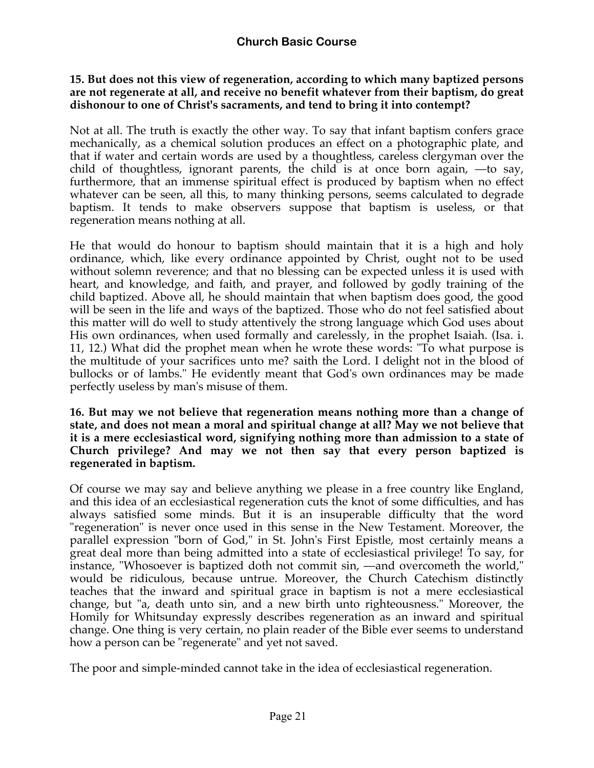**15. But does not this view of regeneration, according to which many baptized persons are not regenerate at all, and receive no benefit whatever from their baptism, do great dishonour to one of Christ's sacraments, and tend to bring it into contempt?**

Not at all. The truth is exactly the other way. To say that infant baptism confers grace mechanically, as a chemical solution produces an effect on a photographic plate, and that if water and certain words are used by a thoughtless, careless clergyman over the child of thoughtless, ignorant parents, the child is at once born again, —to say, furthermore, that an immense spiritual effect is produced by baptism when no effect whatever can be seen, all this, to many thinking persons, seems calculated to degrade baptism. It tends to make observers suppose that baptism is useless, or that regeneration means nothing at all.

He that would do honour to baptism should maintain that it is a high and holy ordinance, which, like every ordinance appointed by Christ, ought not to be used without solemn reverence; and that no blessing can be expected unless it is used with heart, and knowledge, and faith, and prayer, and followed by godly training of the child baptized. Above all, he should maintain that when baptism does good, the good will be seen in the life and ways of the baptized. Those who do not feel satisfied about this matter will do well to study attentively the strong language which God uses about His own ordinances, when used formally and carelessly, in the prophet Isaiah. (Isa. i. 11, 12.) What did the prophet mean when he wrote these words: "To what purpose is the multitude of your sacrifices unto me? saith the Lord. I delight not in the blood of bullocks or of lambs." He evidently meant that God's own ordinances may be made perfectly useless by man's misuse of them.

**16. But may we not believe that regeneration means nothing more than a change of state, and does not mean a moral and spiritual change at all? May we not believe that it is a mere ecclesiastical word, signifying nothing more than admission to a state of Church privilege? And may we not then say that every person baptized is regenerated in baptism.**

Of course we may say and believe anything we please in a free country like England, and this idea of an ecclesiastical regeneration cuts the knot of some difficulties, and has always satisfied some minds. But it is an insuperable difficulty that the word "regeneration" is never once used in this sense in the New Testament. Moreover, the parallel expression "born of God," in St. John's First Epistle, most certainly means a great deal more than being admitted into a state of ecclesiastical privilege! To say, for instance, "Whosoever is baptized doth not commit sin, —and overcometh the world," would be ridiculous, because untrue. Moreover, the Church Catechism distinctly teaches that the inward and spiritual grace in baptism is not a mere ecclesiastical change, but "a, death unto sin, and a new birth unto righteousness." Moreover, the Homily for Whitsunday expressly describes regeneration as an inward and spiritual change. One thing is very certain, no plain reader of the Bible ever seems to understand how a person can be "regenerate" and yet not saved.

The poor and simple-minded cannot take in the idea of ecclesiastical regeneration.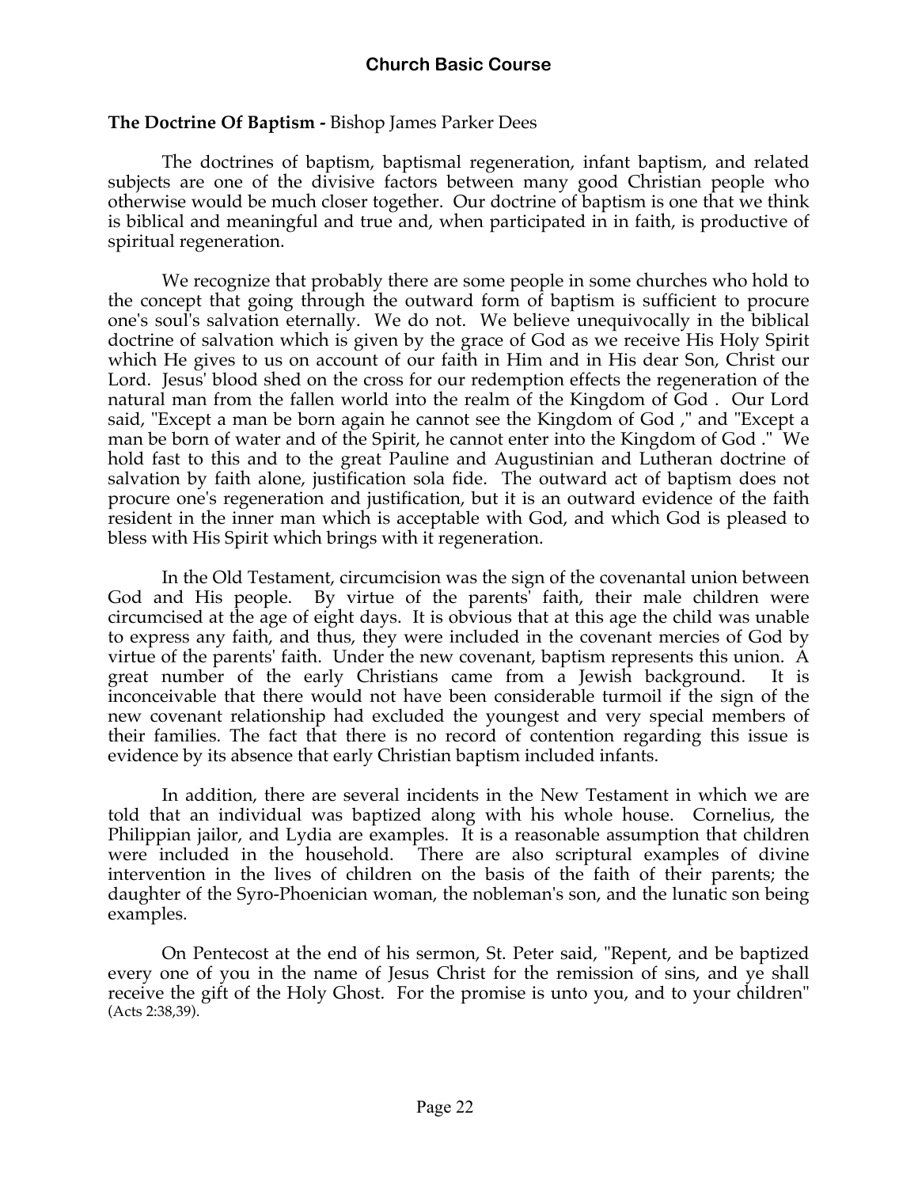**The Doctrine Of Baptism -** Bishop James Parker Dees

The doctrines of baptism, baptismal regeneration, infant baptism, and related subjects are one of the divisive factors between many good Christian people who otherwise would be much closer together. Our doctrine of baptism is one that we think is biblical and meaningful and true and, when participated in in faith, is productive of spiritual regeneration.

We recognize that probably there are some people in some churches who hold to the concept that going through the outward form of baptism is sufficient to procure one's soul's salvation eternally. We do not. We believe unequivocally in the biblical doctrine of salvation which is given by the grace of God as we receive His Holy Spirit which He gives to us on account of our faith in Him and in His dear Son, Christ our Lord. Jesus' blood shed on the cross for our redemption effects the regeneration of the natural man from the fallen world into the realm of the Kingdom of God . Our Lord said, "Except a man be born again he cannot see the Kingdom of God ," and "Except a man be born of water and of the Spirit, he cannot enter into the Kingdom of God ." We hold fast to this and to the great Pauline and Augustinian and Lutheran doctrine of salvation by faith alone, justification sola fide. The outward act of baptism does not procure one's regeneration and justification, but it is an outward evidence of the faith resident in the inner man which is acceptable with God, and which God is pleased to bless with His Spirit which brings with it regeneration.

In the Old Testament, circumcision was the sign of the covenantal union between God and His people. By virtue of the parents' faith, their male children were circumcised at the age of eight days. It is obvious that at this age the child was unable to express any faith, and thus, they were included in the covenant mercies of God by virtue of the parents' faith. Under the new covenant, baptism represents this union. A great number of the early Christians came from a Jewish background. It is inconceivable that there would not have been considerable turmoil if the sign of the new covenant relationship had excluded the youngest and very special members of their families. The fact that there is no record of contention regarding this issue is evidence by its absence that early Christian baptism included infants.

In addition, there are several incidents in the New Testament in which we are told that an individual was baptized along with his whole house. Cornelius, the Philippian jailor, and Lydia are examples. It is a reasonable assumption that children were included in the household. There are also scriptural examples of divine intervention in the lives of children on the basis of the faith of their parents; the daughter of the Syro-Phoenician woman, the nobleman's son, and the lunatic son being examples.

On Pentecost at the end of his sermon, St. Peter said, "Repent, and be baptized every one of you in the name of Jesus Christ for the remission of sins, and ye shall receive the gift of the Holy Ghost. For the promise is unto you, and to your children" (Acts 2:38,39).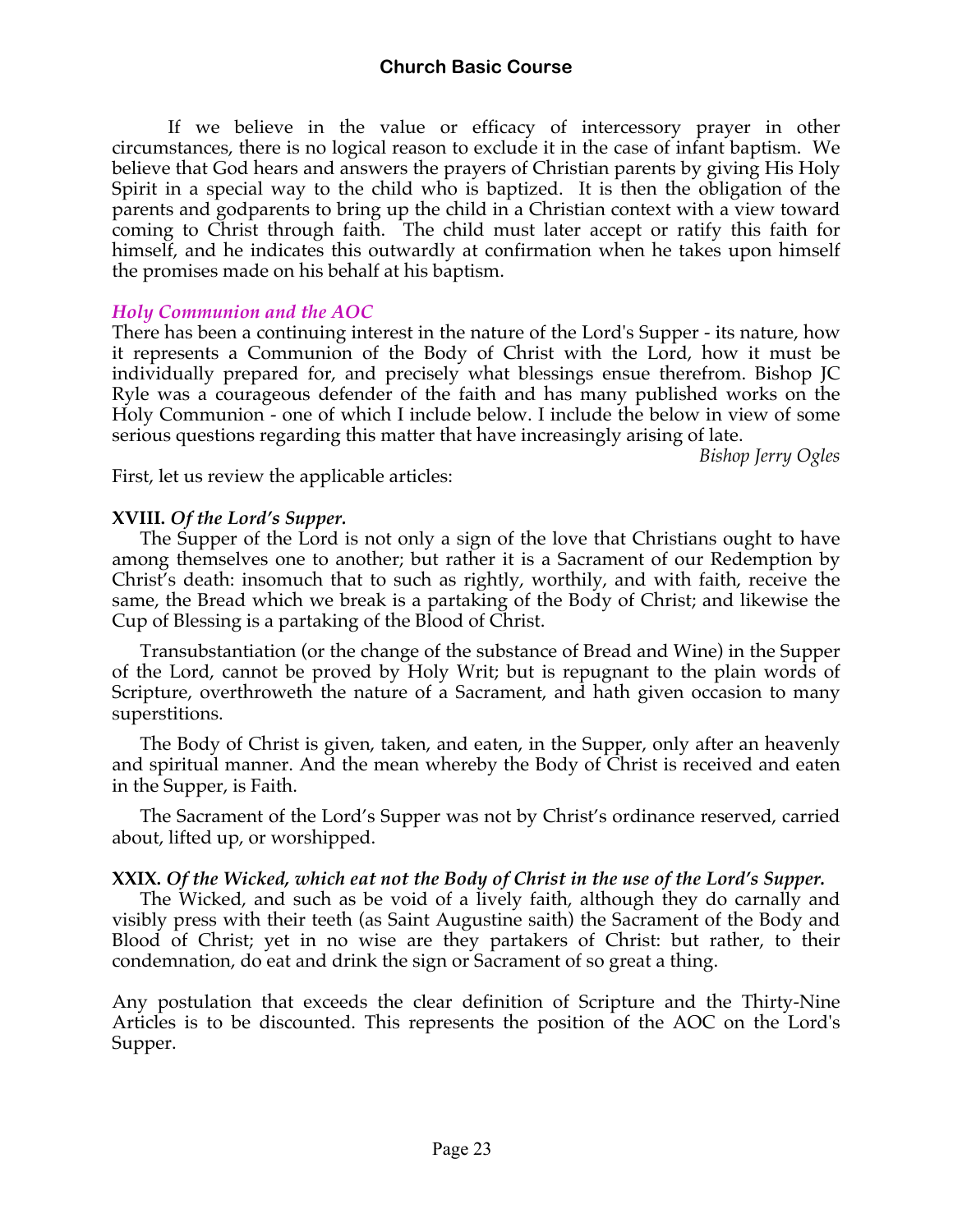If we believe in the value or efficacy of intercessory prayer in other circumstances, there is no logical reason to exclude it in the case of infant baptism. We believe that God hears and answers the prayers of Christian parents by giving His Holy Spirit in a special way to the child who is baptized. It is then the obligation of the parents and godparents to bring up the child in a Christian context with a view toward coming to Christ through faith. The child must later accept or ratify this faith for himself, and he indicates this outwardly at confirmation when he takes upon himself the promises made on his behalf at his baptism.

### *Holy Communion and the AOC*

There has been a continuing interest in the nature of the Lord's Supper - its nature, how it represents a Communion of the Body of Christ with the Lord, how it must be individually prepared for, and precisely what blessings ensue therefrom. Bishop JC Ryle was a courageous defender of the faith and has many published works on the Holy Communion - one of which I include below. I include the below in view of some serious questions regarding this matter that have increasingly arising of late.

*Bishop Jerry Ogles*

First, let us review the applicable articles:

**XVIII.** ***Of the Lord's Supper.***

The Supper of the Lord is not only a sign of the love that Christians ought to have among themselves one to another; but rather it is a Sacrament of our Redemption by Christ's death: insomuch that to such as rightly, worthily, and with faith, receive the same, the Bread which we break is a partaking of the Body of Christ; and likewise the Cup of Blessing is a partaking of the Blood of Christ.

Transubstantiation (or the change of the substance of Bread and Wine) in the Supper of the Lord, cannot be proved by Holy Writ; but is repugnant to the plain words of Scripture, overthroweth the nature of a Sacrament, and hath given occasion to many superstitions.

The Body of Christ is given, taken, and eaten, in the Supper, only after an heavenly and spiritual manner. And the mean whereby the Body of Christ is received and eaten in the Supper, is Faith.

The Sacrament of the Lord's Supper was not by Christ's ordinance reserved, carried about, lifted up, or worshipped.

**XXIX.** ***Of the Wicked, which eat not the Body of Christ in the use of the Lord's Supper.***

The Wicked, and such as be void of a lively faith, although they do carnally and visibly press with their teeth (as Saint Augustine saith) the Sacrament of the Body and Blood of Christ; yet in no wise are they partakers of Christ: but rather, to their condemnation, do eat and drink the sign or Sacrament of so great a thing.

Any postulation that exceeds the clear definition of Scripture and the Thirty-Nine Articles is to be discounted. This represents the position of the AOC on the Lord's Supper.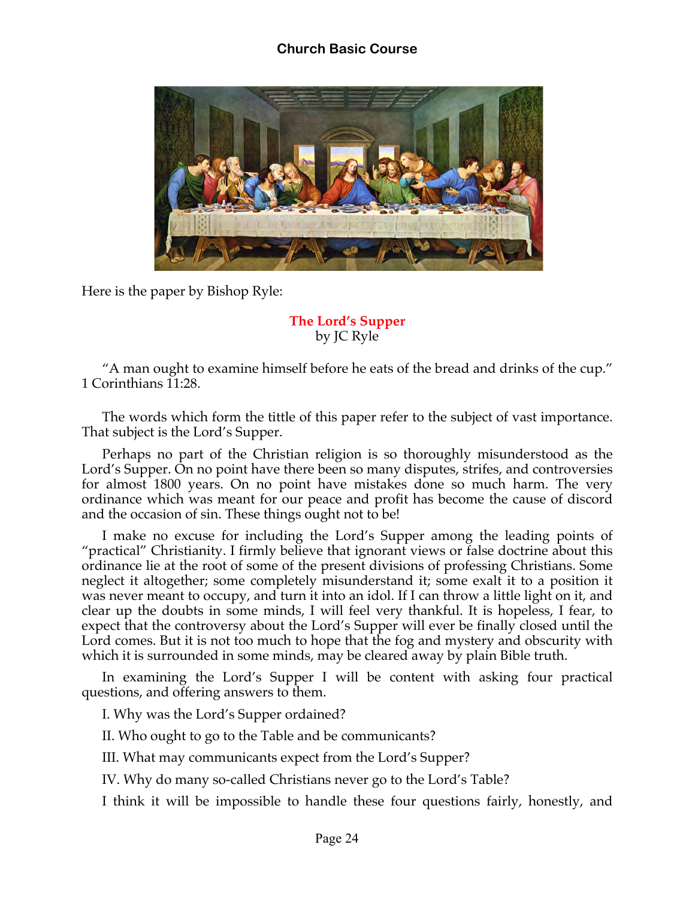Here is the paper by Bishop Ryle:

## The Lord's Supper
by JC Ryle

"A man ought to examine himself before he eats of the bread and drinks of the cup." 1 Corinthians 11:28.

The words which form the tittle of this paper refer to the subject of vast importance. That subject is the Lord's Supper.

Perhaps no part of the Christian religion is so thoroughly misunderstood as the Lord's Supper. On no point have there been so many disputes, strifes, and controversies for almost 1800 years. On no point have mistakes done so much harm. The very ordinance which was meant for our peace and profit has become the cause of discord and the occasion of sin. These things ought not to be!

I make no excuse for including the Lord's Supper among the leading points of "practical" Christianity. I firmly believe that ignorant views or false doctrine about this ordinance lie at the root of some of the present divisions of professing Christians. Some neglect it altogether; some completely misunderstand it; some exalt it to a position it was never meant to occupy, and turn it into an idol. If I can throw a little light on it, and clear up the doubts in some minds, I will feel very thankful. It is hopeless, I fear, to expect that the controversy about the Lord's Supper will ever be finally closed until the Lord comes. But it is not too much to hope that the fog and mystery and obscurity with which it is surrounded in some minds, may be cleared away by plain Bible truth.

In examining the Lord's Supper I will be content with asking four practical questions, and offering answers to them.

I. Why was the Lord's Supper ordained?

II. Who ought to go to the Table and be communicants?

III. What may communicants expect from the Lord's Supper?

IV. Why do many so-called Christians never go to the Lord's Table?

I think it will be impossible to handle these four questions fairly, honestly, and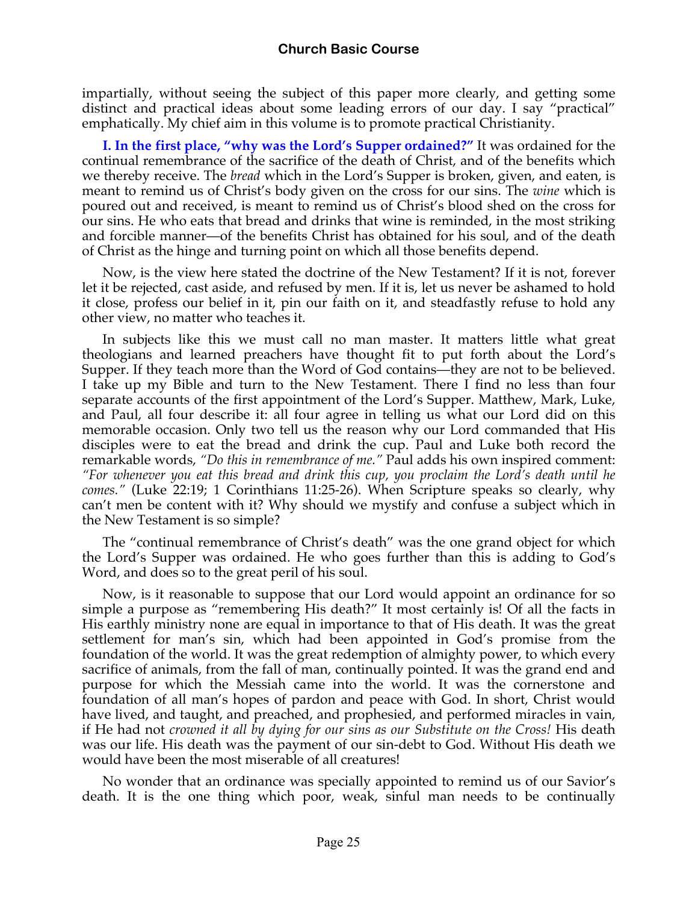impartially, without seeing the subject of this paper more clearly, and getting some distinct and practical ideas about some leading errors of our day. I say "practical" emphatically. My chief aim in this volume is to promote practical Christianity.

**I. In the first place, "why was the Lord's Supper ordained?"** It was ordained for the continual remembrance of the sacrifice of the death of Christ, and of the benefits which we thereby receive. The *bread* which in the Lord's Supper is broken, given, and eaten, is meant to remind us of Christ's body given on the cross for our sins. The *wine* which is poured out and received, is meant to remind us of Christ's blood shed on the cross for our sins. He who eats that bread and drinks that wine is reminded, in the most striking and forcible manner—of the benefits Christ has obtained for his soul, and of the death of Christ as the hinge and turning point on which all those benefits depend.

Now, is the view here stated the doctrine of the New Testament? If it is not, forever let it be rejected, cast aside, and refused by men. If it is, let us never be ashamed to hold it close, profess our belief in it, pin our faith on it, and steadfastly refuse to hold any other view, no matter who teaches it.

In subjects like this we must call no man master. It matters little what great theologians and learned preachers have thought fit to put forth about the Lord's Supper. If they teach more than the Word of God contains—they are not to be believed. I take up my Bible and turn to the New Testament. There I find no less than four separate accounts of the first appointment of the Lord's Supper. Matthew, Mark, Luke, and Paul, all four describe it: all four agree in telling us what our Lord did on this memorable occasion. Only two tell us the reason why our Lord commanded that His disciples were to eat the bread and drink the cup. Paul and Luke both record the remarkable words, *"Do this in remembrance of me."* Paul adds his own inspired comment: *"For whenever you eat this bread and drink this cup, you proclaim the Lord's death until he comes."* (Luke 22:19; 1 Corinthians 11:25-26). When Scripture speaks so clearly, why can't men be content with it? Why should we mystify and confuse a subject which in the New Testament is so simple?

The "continual remembrance of Christ's death" was the one grand object for which the Lord's Supper was ordained. He who goes further than this is adding to God's Word, and does so to the great peril of his soul.

Now, is it reasonable to suppose that our Lord would appoint an ordinance for so simple a purpose as "remembering His death?" It most certainly is! Of all the facts in His earthly ministry none are equal in importance to that of His death. It was the great settlement for man's sin, which had been appointed in God's promise from the foundation of the world. It was the great redemption of almighty power, to which every sacrifice of animals, from the fall of man, continually pointed. It was the grand end and purpose for which the Messiah came into the world. It was the cornerstone and foundation of all man's hopes of pardon and peace with God. In short, Christ would have lived, and taught, and preached, and prophesied, and performed miracles in vain, if He had not *crowned it all by dying for our sins as our Substitute on the Cross!* His death was our life. His death was the payment of our sin-debt to God. Without His death we would have been the most miserable of all creatures!

No wonder that an ordinance was specially appointed to remind us of our Savior's death. It is the one thing which poor, weak, sinful man needs to be continually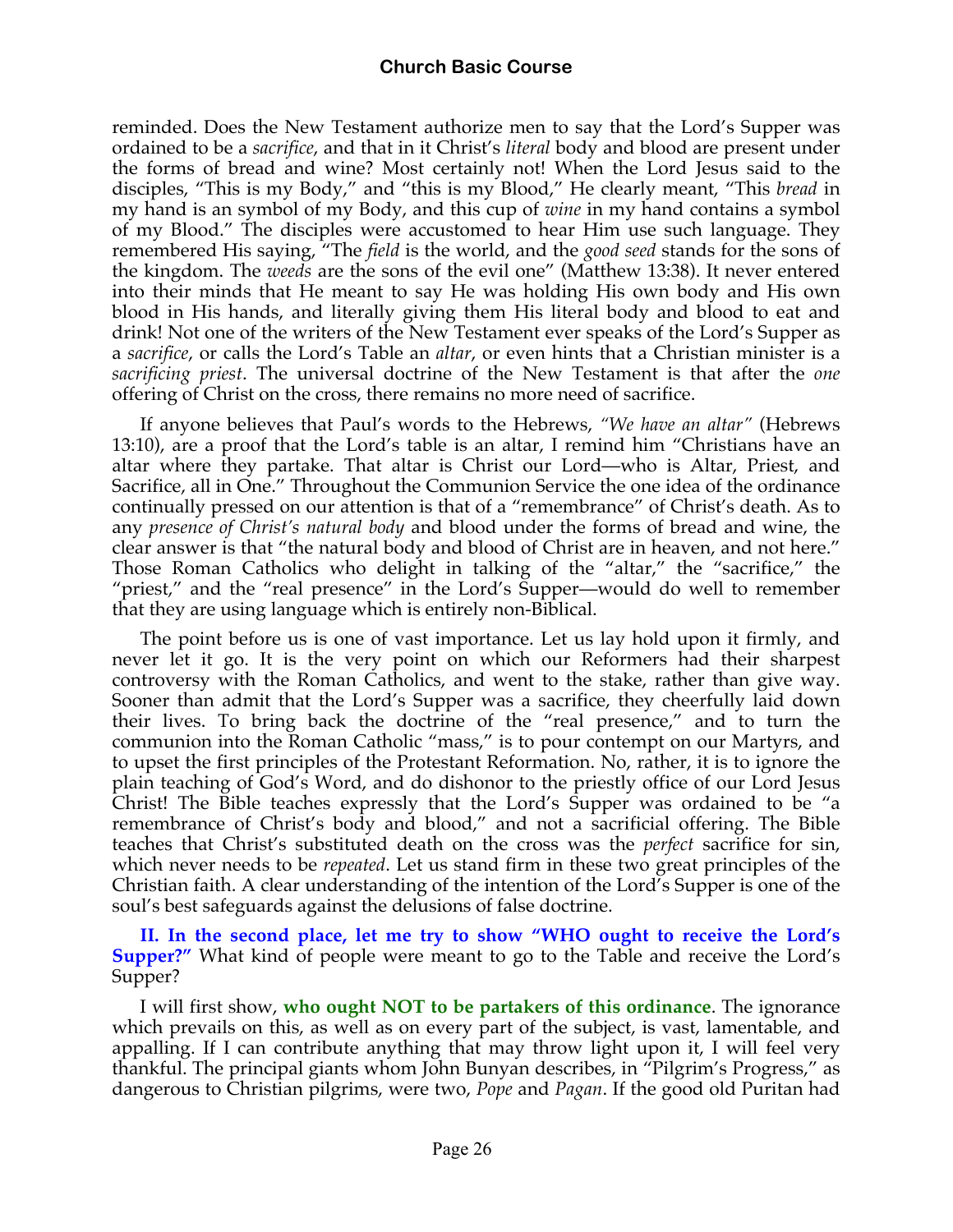reminded. Does the New Testament authorize men to say that the Lord's Supper was ordained to be a *sacrifice*, and that in it Christ's *literal* body and blood are present under the forms of bread and wine? Most certainly not! When the Lord Jesus said to the disciples, "This is my Body," and "this is my Blood," He clearly meant, "This *bread* in my hand is an symbol of my Body, and this cup of *wine* in my hand contains a symbol of my Blood." The disciples were accustomed to hear Him use such language. They remembered His saying, "The *field* is the world, and the *good seed* stands for the sons of the kingdom. The *weeds* are the sons of the evil one" (Matthew 13:38). It never entered into their minds that He meant to say He was holding His own body and His own blood in His hands, and literally giving them His literal body and blood to eat and drink! Not one of the writers of the New Testament ever speaks of the Lord's Supper as a *sacrifice*, or calls the Lord's Table an *altar*, or even hints that a Christian minister is a *sacrificing priest*. The universal doctrine of the New Testament is that after the *one* offering of Christ on the cross, there remains no more need of sacrifice.

If anyone believes that Paul's words to the Hebrews, *"We have an altar"* (Hebrews 13:10), are a proof that the Lord's table is an altar, I remind him "Christians have an altar where they partake. That altar is Christ our Lord—who is Altar, Priest, and Sacrifice, all in One." Throughout the Communion Service the one idea of the ordinance continually pressed on our attention is that of a "remembrance" of Christ's death. As to any *presence of Christ's natural body* and blood under the forms of bread and wine, the clear answer is that "the natural body and blood of Christ are in heaven, and not here." Those Roman Catholics who delight in talking of the "altar," the "sacrifice," the "priest," and the "real presence" in the Lord's Supper—would do well to remember that they are using language which is entirely non-Biblical.

The point before us is one of vast importance. Let us lay hold upon it firmly, and never let it go. It is the very point on which our Reformers had their sharpest controversy with the Roman Catholics, and went to the stake, rather than give way. Sooner than admit that the Lord's Supper was a sacrifice, they cheerfully laid down their lives. To bring back the doctrine of the "real presence," and to turn the communion into the Roman Catholic "mass," is to pour contempt on our Martyrs, and to upset the first principles of the Protestant Reformation. No, rather, it is to ignore the plain teaching of God's Word, and do dishonor to the priestly office of our Lord Jesus Christ! The Bible teaches expressly that the Lord's Supper was ordained to be "a remembrance of Christ's body and blood," and not a sacrificial offering. The Bible teaches that Christ's substituted death on the cross was the *perfect* sacrifice for sin, which never needs to be *repeated*. Let us stand firm in these two great principles of the Christian faith. A clear understanding of the intention of the Lord's Supper is one of the soul's best safeguards against the delusions of false doctrine.

**II. In the second place, let me try to show "WHO ought to receive the Lord's Supper?"** What kind of people were meant to go to the Table and receive the Lord's Supper?

I will first show, **who ought NOT to be partakers of this ordinance**. The ignorance which prevails on this, as well as on every part of the subject, is vast, lamentable, and appalling. If I can contribute anything that may throw light upon it, I will feel very thankful. The principal giants whom John Bunyan describes, in "Pilgrim's Progress," as dangerous to Christian pilgrims, were two, *Pope* and *Pagan*. If the good old Puritan had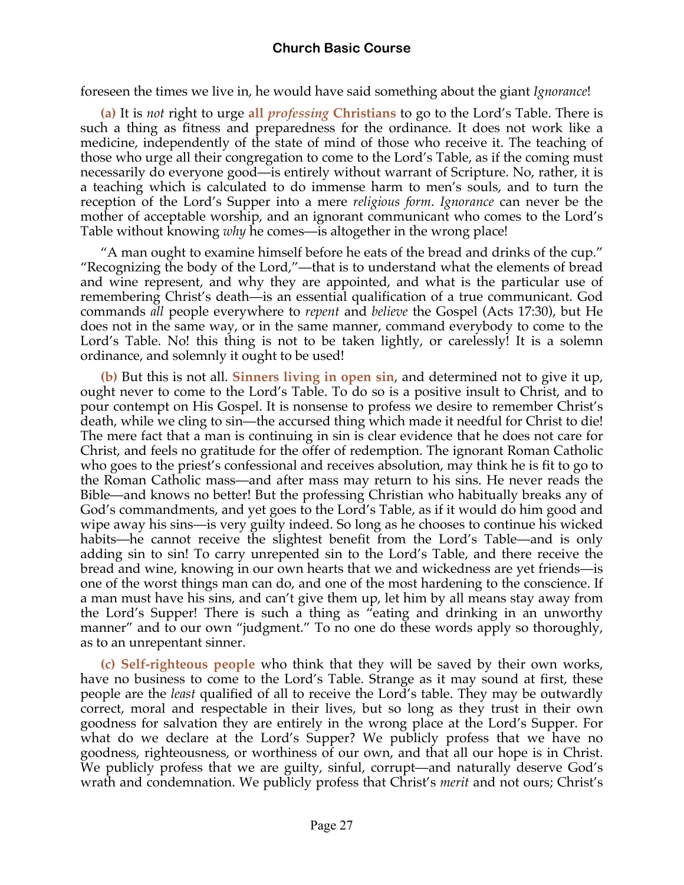foreseen the times we live in, he would have said something about the giant *Ignorance*!

**(a)** It is *not* right to urge **all *professing* Christians** to go to the Lord's Table. There is such a thing as fitness and preparedness for the ordinance. It does not work like a medicine, independently of the state of mind of those who receive it. The teaching of those who urge all their congregation to come to the Lord's Table, as if the coming must necessarily do everyone good—is entirely without warrant of Scripture. No, rather, it is a teaching which is calculated to do immense harm to men's souls, and to turn the reception of the Lord's Supper into a mere *religious form*. *Ignorance* can never be the mother of acceptable worship, and an ignorant communicant who comes to the Lord's Table without knowing *why* he comes—is altogether in the wrong place!

"A man ought to examine himself before he eats of the bread and drinks of the cup." "Recognizing the body of the Lord,"—that is to understand what the elements of bread and wine represent, and why they are appointed, and what is the particular use of remembering Christ's death—is an essential qualification of a true communicant. God commands *all* people everywhere to *repent* and *believe* the Gospel (Acts 17:30), but He does not in the same way, or in the same manner, command everybody to come to the Lord's Table. No! this thing is not to be taken lightly, or carelessly! It is a solemn ordinance, and solemnly it ought to be used!

**(b)** But this is not all. **Sinners living in open sin**, and determined not to give it up, ought never to come to the Lord's Table. To do so is a positive insult to Christ, and to pour contempt on His Gospel. It is nonsense to profess we desire to remember Christ's death, while we cling to sin—the accursed thing which made it needful for Christ to die! The mere fact that a man is continuing in sin is clear evidence that he does not care for Christ, and feels no gratitude for the offer of redemption. The ignorant Roman Catholic who goes to the priest's confessional and receives absolution, may think he is fit to go to the Roman Catholic mass—and after mass may return to his sins. He never reads the Bible—and knows no better! But the professing Christian who habitually breaks any of God's commandments, and yet goes to the Lord's Table, as if it would do him good and wipe away his sins—is very guilty indeed. So long as he chooses to continue his wicked habits—he cannot receive the slightest benefit from the Lord's Table—and is only adding sin to sin! To carry unrepented sin to the Lord's Table, and there receive the bread and wine, knowing in our own hearts that we and wickedness are yet friends—is one of the worst things man can do, and one of the most hardening to the conscience. If a man must have his sins, and can't give them up, let him by all means stay away from the Lord's Supper! There is such a thing as "eating and drinking in an unworthy manner" and to our own "judgment." To no one do these words apply so thoroughly, as to an unrepentant sinner.

**(c)** **Self-righteous people** who think that they will be saved by their own works, have no business to come to the Lord's Table. Strange as it may sound at first, these people are the *least* qualified of all to receive the Lord's table. They may be outwardly correct, moral and respectable in their lives, but so long as they trust in their own goodness for salvation they are entirely in the wrong place at the Lord's Supper. For what do we declare at the Lord's Supper? We publicly profess that we have no goodness, righteousness, or worthiness of our own, and that all our hope is in Christ. We publicly profess that we are guilty, sinful, corrupt—and naturally deserve God's wrath and condemnation. We publicly profess that Christ's *merit* and not ours; Christ's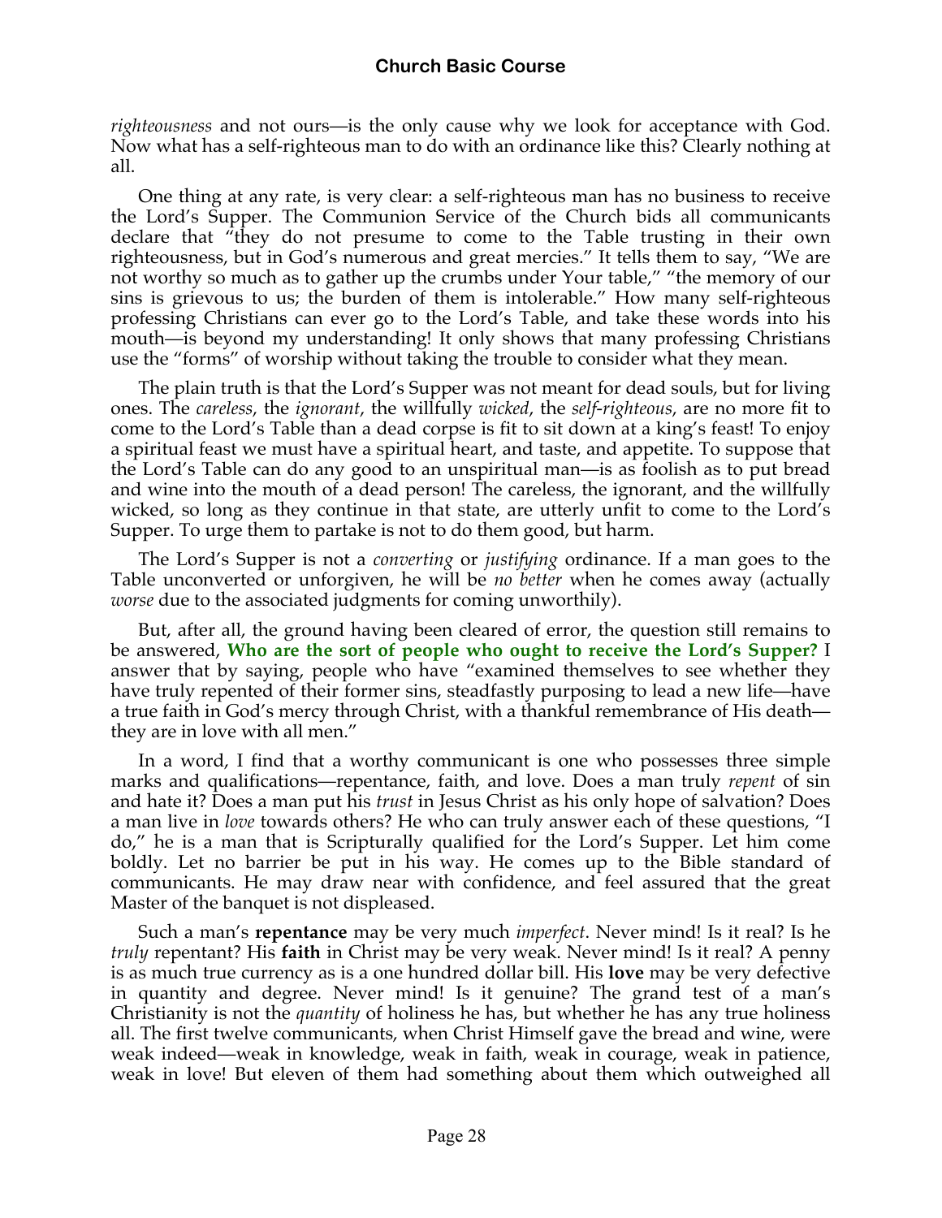*righteousness* and not ours—is the only cause why we look for acceptance with God. Now what has a self-righteous man to do with an ordinance like this? Clearly nothing at all.

One thing at any rate, is very clear: a self-righteous man has no business to receive the Lord's Supper. The Communion Service of the Church bids all communicants declare that "they do not presume to come to the Table trusting in their own righteousness, but in God's numerous and great mercies." It tells them to say, "We are not worthy so much as to gather up the crumbs under Your table," "the memory of our sins is grievous to us; the burden of them is intolerable." How many self-righteous professing Christians can ever go to the Lord's Table, and take these words into his mouth—is beyond my understanding! It only shows that many professing Christians use the "forms" of worship without taking the trouble to consider what they mean.

The plain truth is that the Lord's Supper was not meant for dead souls, but for living ones. The *careless*, the *ignorant*, the willfully *wicked*, the *self-righteous*, are no more fit to come to the Lord's Table than a dead corpse is fit to sit down at a king's feast! To enjoy a spiritual feast we must have a spiritual heart, and taste, and appetite. To suppose that the Lord's Table can do any good to an unspiritual man—is as foolish as to put bread and wine into the mouth of a dead person! The careless, the ignorant, and the willfully wicked, so long as they continue in that state, are utterly unfit to come to the Lord's Supper. To urge them to partake is not to do them good, but harm.

The Lord's Supper is not a *converting* or *justifying* ordinance. If a man goes to the Table unconverted or unforgiven, he will be *no better* when he comes away (actually *worse* due to the associated judgments for coming unworthily).

But, after all, the ground having been cleared of error, the question still remains to be answered, **Who are the sort of people who ought to receive the Lord's Supper?** I answer that by saying, people who have "examined themselves to see whether they have truly repented of their former sins, steadfastly purposing to lead a new life—have a true faith in God's mercy through Christ, with a thankful remembrance of His death—they are in love with all men."

In a word, I find that a worthy communicant is one who possesses three simple marks and qualifications—repentance, faith, and love. Does a man truly *repent* of sin and hate it? Does a man put his *trust* in Jesus Christ as his only hope of salvation? Does a man live in *love* towards others? He who can truly answer each of these questions, "I do," he is a man that is Scripturally qualified for the Lord's Supper. Let him come boldly. Let no barrier be put in his way. He comes up to the Bible standard of communicants. He may draw near with confidence, and feel assured that the great Master of the banquet is not displeased.

Such a man's **repentance** may be very much *imperfect*. Never mind! Is it real? Is he *truly* repentant? His **faith** in Christ may be very weak. Never mind! Is it real? A penny is as much true currency as is a one hundred dollar bill. His **love** may be very defective in quantity and degree. Never mind! Is it genuine? The grand test of a man's Christianity is not the *quantity* of holiness he has, but whether he has any true holiness all. The first twelve communicants, when Christ Himself gave the bread and wine, were weak indeed—weak in knowledge, weak in faith, weak in courage, weak in patience, weak in love! But eleven of them had something about them which outweighed all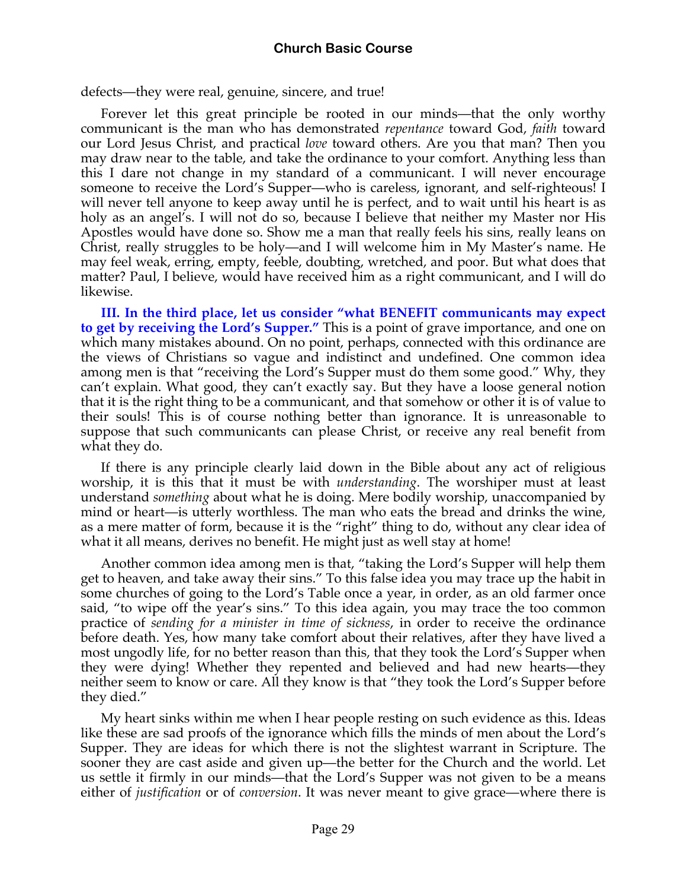defects—they were real, genuine, sincere, and true!

Forever let this great principle be rooted in our minds—that the only worthy communicant is the man who has demonstrated *repentance* toward God, *faith* toward our Lord Jesus Christ, and practical *love* toward others. Are you that man? Then you may draw near to the table, and take the ordinance to your comfort. Anything less than this I dare not change in my standard of a communicant. I will never encourage someone to receive the Lord's Supper—who is careless, ignorant, and self-righteous! I will never tell anyone to keep away until he is perfect, and to wait until his heart is as holy as an angel's. I will not do so, because I believe that neither my Master nor His Apostles would have done so. Show me a man that really feels his sins, really leans on Christ, really struggles to be holy—and I will welcome him in My Master's name. He may feel weak, erring, empty, feeble, doubting, wretched, and poor. But what does that matter? Paul, I believe, would have received him as a right communicant, and I will do likewise.

**III. In the third place, let us consider "what BENEFIT communicants may expect to get by receiving the Lord's Supper."** This is a point of grave importance, and one on which many mistakes abound. On no point, perhaps, connected with this ordinance are the views of Christians so vague and indistinct and undefined. One common idea among men is that "receiving the Lord's Supper must do them some good." Why, they can't explain. What good, they can't exactly say. But they have a loose general notion that it is the right thing to be a communicant, and that somehow or other it is of value to their souls! This is of course nothing better than ignorance. It is unreasonable to suppose that such communicants can please Christ, or receive any real benefit from what they do.

If there is any principle clearly laid down in the Bible about any act of religious worship, it is this that it must be with *understanding*. The worshiper must at least understand *something* about what he is doing. Mere bodily worship, unaccompanied by mind or heart—is utterly worthless. The man who eats the bread and drinks the wine, as a mere matter of form, because it is the "right" thing to do, without any clear idea of what it all means, derives no benefit. He might just as well stay at home!

Another common idea among men is that, "taking the Lord's Supper will help them get to heaven, and take away their sins." To this false idea you may trace up the habit in some churches of going to the Lord's Table once a year, in order, as an old farmer once said, "to wipe off the year's sins." To this idea again, you may trace the too common practice of *sending for a minister in time of sickness*, in order to receive the ordinance before death. Yes, how many take comfort about their relatives, after they have lived a most ungodly life, for no better reason than this, that they took the Lord's Supper when they were dying! Whether they repented and believed and had new hearts—they neither seem to know or care. All they know is that "they took the Lord's Supper before they died."

My heart sinks within me when I hear people resting on such evidence as this. Ideas like these are sad proofs of the ignorance which fills the minds of men about the Lord's Supper. They are ideas for which there is not the slightest warrant in Scripture. The sooner they are cast aside and given up—the better for the Church and the world. Let us settle it firmly in our minds—that the Lord's Supper was not given to be a means either of *justification* or of *conversion*. It was never meant to give grace—where there is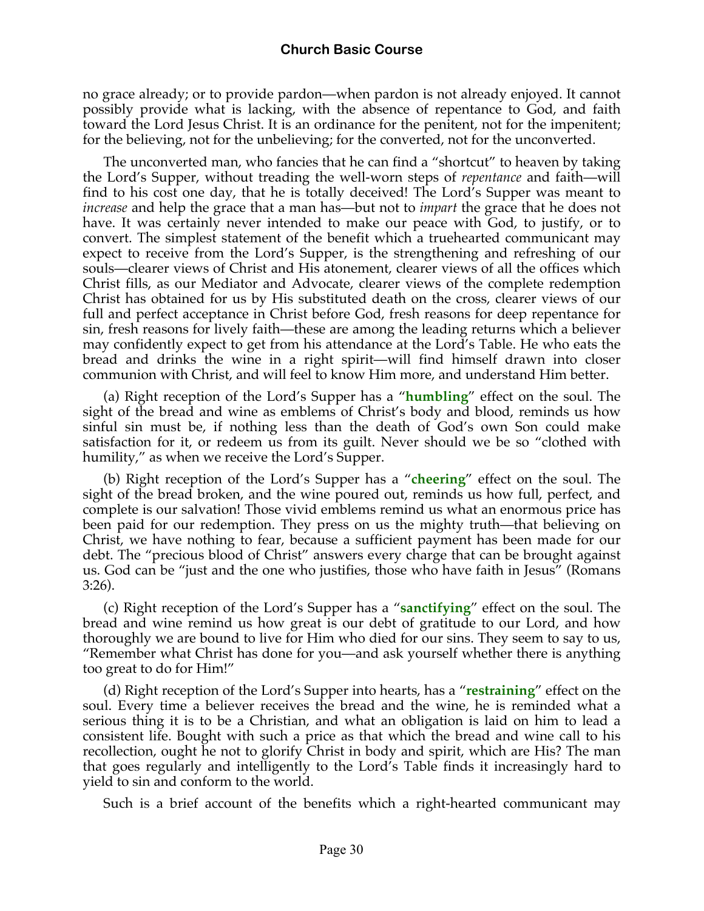no grace already; or to provide pardon—when pardon is not already enjoyed. It cannot possibly provide what is lacking, with the absence of repentance to God, and faith toward the Lord Jesus Christ. It is an ordinance for the penitent, not for the impenitent; for the believing, not for the unbelieving; for the converted, not for the unconverted.

The unconverted man, who fancies that he can find a "shortcut" to heaven by taking the Lord's Supper, without treading the well-worn steps of *repentance* and faith—will find to his cost one day, that he is totally deceived! The Lord's Supper was meant to *increase* and help the grace that a man has—but not to *impart* the grace that he does not have. It was certainly never intended to make our peace with God, to justify, or to convert. The simplest statement of the benefit which a truehearted communicant may expect to receive from the Lord's Supper, is the strengthening and refreshing of our souls—clearer views of Christ and His atonement, clearer views of all the offices which Christ fills, as our Mediator and Advocate, clearer views of the complete redemption Christ has obtained for us by His substituted death on the cross, clearer views of our full and perfect acceptance in Christ before God, fresh reasons for deep repentance for sin, fresh reasons for lively faith—these are among the leading returns which a believer may confidently expect to get from his attendance at the Lord's Table. He who eats the bread and drinks the wine in a right spirit—will find himself drawn into closer communion with Christ, and will feel to know Him more, and understand Him better.

(a) Right reception of the Lord's Supper has a "**humbling**" effect on the soul. The sight of the bread and wine as emblems of Christ's body and blood, reminds us how sinful sin must be, if nothing less than the death of God's own Son could make satisfaction for it, or redeem us from its guilt. Never should we be so "clothed with humility," as when we receive the Lord's Supper.

(b) Right reception of the Lord's Supper has a "**cheering**" effect on the soul. The sight of the bread broken, and the wine poured out, reminds us how full, perfect, and complete is our salvation! Those vivid emblems remind us what an enormous price has been paid for our redemption. They press on us the mighty truth—that believing on Christ, we have nothing to fear, because a sufficient payment has been made for our debt. The "precious blood of Christ" answers every charge that can be brought against us. God can be "just and the one who justifies, those who have faith in Jesus" (Romans 3:26).

(c) Right reception of the Lord's Supper has a "**sanctifying**" effect on the soul. The bread and wine remind us how great is our debt of gratitude to our Lord, and how thoroughly we are bound to live for Him who died for our sins. They seem to say to us, "Remember what Christ has done for you—and ask yourself whether there is anything too great to do for Him!"

(d) Right reception of the Lord's Supper into hearts, has a "**restraining**" effect on the soul. Every time a believer receives the bread and the wine, he is reminded what a serious thing it is to be a Christian, and what an obligation is laid on him to lead a consistent life. Bought with such a price as that which the bread and wine call to his recollection, ought he not to glorify Christ in body and spirit, which are His? The man that goes regularly and intelligently to the Lord's Table finds it increasingly hard to yield to sin and conform to the world.

Such is a brief account of the benefits which a right-hearted communicant may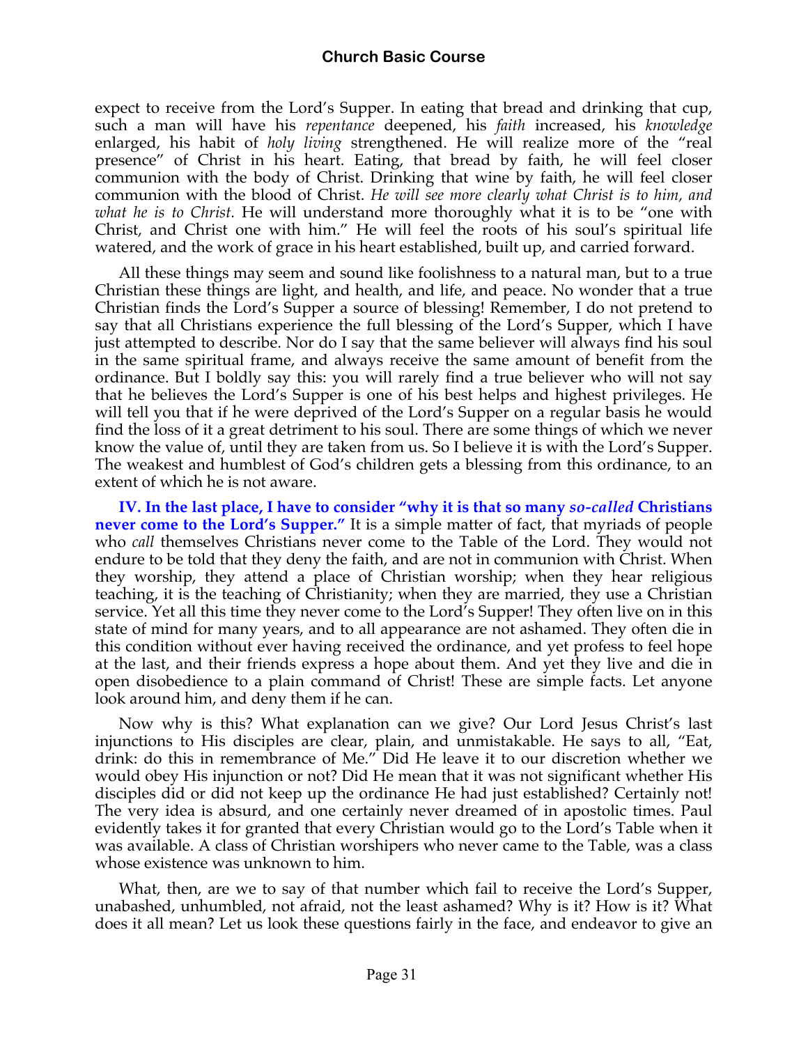expect to receive from the Lord's Supper. In eating that bread and drinking that cup, such a man will have his *repentance* deepened, his *faith* increased, his *knowledge* enlarged, his habit of *holy living* strengthened. He will realize more of the "real presence" of Christ in his heart. Eating, that bread by faith, he will feel closer communion with the body of Christ. Drinking that wine by faith, he will feel closer communion with the blood of Christ. *He will see more clearly what Christ is to him, and what he is to Christ.* He will understand more thoroughly what it is to be "one with Christ, and Christ one with him." He will feel the roots of his soul's spiritual life watered, and the work of grace in his heart established, built up, and carried forward.

All these things may seem and sound like foolishness to a natural man, but to a true Christian these things are light, and health, and life, and peace. No wonder that a true Christian finds the Lord's Supper a source of blessing! Remember, I do not pretend to say that all Christians experience the full blessing of the Lord's Supper, which I have just attempted to describe. Nor do I say that the same believer will always find his soul in the same spiritual frame, and always receive the same amount of benefit from the ordinance. But I boldly say this: you will rarely find a true believer who will not say that he believes the Lord's Supper is one of his best helps and highest privileges. He will tell you that if he were deprived of the Lord's Supper on a regular basis he would find the loss of it a great detriment to his soul. There are some things of which we never know the value of, until they are taken from us. So I believe it is with the Lord's Supper. The weakest and humblest of God's children gets a blessing from this ordinance, to an extent of which he is not aware.

**IV. In the last place, I have to consider "why it is that so many *so-called* Christians never come to the Lord's Supper."** It is a simple matter of fact, that myriads of people who *call* themselves Christians never come to the Table of the Lord. They would not endure to be told that they deny the faith, and are not in communion with Christ. When they worship, they attend a place of Christian worship; when they hear religious teaching, it is the teaching of Christianity; when they are married, they use a Christian service. Yet all this time they never come to the Lord's Supper! They often live on in this state of mind for many years, and to all appearance are not ashamed. They often die in this condition without ever having received the ordinance, and yet profess to feel hope at the last, and their friends express a hope about them. And yet they live and die in open disobedience to a plain command of Christ! These are simple facts. Let anyone look around him, and deny them if he can.

Now why is this? What explanation can we give? Our Lord Jesus Christ's last injunctions to His disciples are clear, plain, and unmistakable. He says to all, "Eat, drink: do this in remembrance of Me." Did He leave it to our discretion whether we would obey His injunction or not? Did He mean that it was not significant whether His disciples did or did not keep up the ordinance He had just established? Certainly not! The very idea is absurd, and one certainly never dreamed of in apostolic times. Paul evidently takes it for granted that every Christian would go to the Lord's Table when it was available. A class of Christian worshipers who never came to the Table, was a class whose existence was unknown to him.

What, then, are we to say of that number which fail to receive the Lord's Supper, unabashed, unhumbled, not afraid, not the least ashamed? Why is it? How is it? What does it all mean? Let us look these questions fairly in the face, and endeavor to give an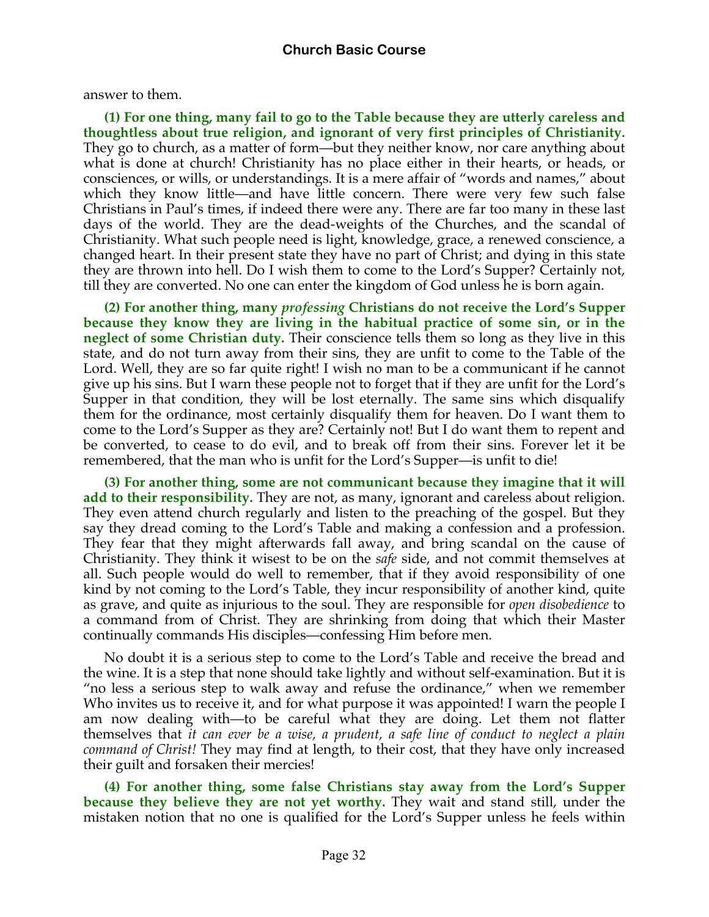answer to them.

**(1) For one thing, many fail to go to the Table because they are utterly careless and thoughtless about true religion, and ignorant of very first principles of Christianity.** They go to church, as a matter of form—but they neither know, nor care anything about what is done at church! Christianity has no place either in their hearts, or heads, or consciences, or wills, or understandings. It is a mere affair of "words and names," about which they know little—and have little concern. There were very few such false Christians in Paul's times, if indeed there were any. There are far too many in these last days of the world. They are the dead-weights of the Churches, and the scandal of Christianity. What such people need is light, knowledge, grace, a renewed conscience, a changed heart. In their present state they have no part of Christ; and dying in this state they are thrown into hell. Do I wish them to come to the Lord's Supper? Certainly not, till they are converted. No one can enter the kingdom of God unless he is born again.

**(2) For another thing, many *professing* Christians do not receive the Lord's Supper because they know they are living in the habitual practice of some sin, or in the neglect of some Christian duty.** Their conscience tells them so long as they live in this state, and do not turn away from their sins, they are unfit to come to the Table of the Lord. Well, they are so far quite right! I wish no man to be a communicant if he cannot give up his sins. But I warn these people not to forget that if they are unfit for the Lord's Supper in that condition, they will be lost eternally. The same sins which disqualify them for the ordinance, most certainly disqualify them for heaven. Do I want them to come to the Lord's Supper as they are? Certainly not! But I do want them to repent and be converted, to cease to do evil, and to break off from their sins. Forever let it be remembered, that the man who is unfit for the Lord's Supper—is unfit to die!

**(3) For another thing, some are not communicant because they imagine that it will add to their responsibility.** They are not, as many, ignorant and careless about religion. They even attend church regularly and listen to the preaching of the gospel. But they say they dread coming to the Lord's Table and making a confession and a profession. They fear that they might afterwards fall away, and bring scandal on the cause of Christianity. They think it wisest to be on the *safe* side, and not commit themselves at all. Such people would do well to remember, that if they avoid responsibility of one kind by not coming to the Lord's Table, they incur responsibility of another kind, quite as grave, and quite as injurious to the soul. They are responsible for *open disobedience* to a command from of Christ. They are shrinking from doing that which their Master continually commands His disciples—confessing Him before men.

No doubt it is a serious step to come to the Lord's Table and receive the bread and the wine. It is a step that none should take lightly and without self-examination. But it is "no less a serious step to walk away and refuse the ordinance," when we remember Who invites us to receive it, and for what purpose it was appointed! I warn the people I am now dealing with—to be careful what they are doing. Let them not flatter themselves that *it can ever be a wise, a prudent, a safe line of conduct to neglect a plain command of Christ!* They may find at length, to their cost, that they have only increased their guilt and forsaken their mercies!

**(4) For another thing, some false Christians stay away from the Lord's Supper because they believe they are not yet worthy.** They wait and stand still, under the mistaken notion that no one is qualified for the Lord's Supper unless he feels within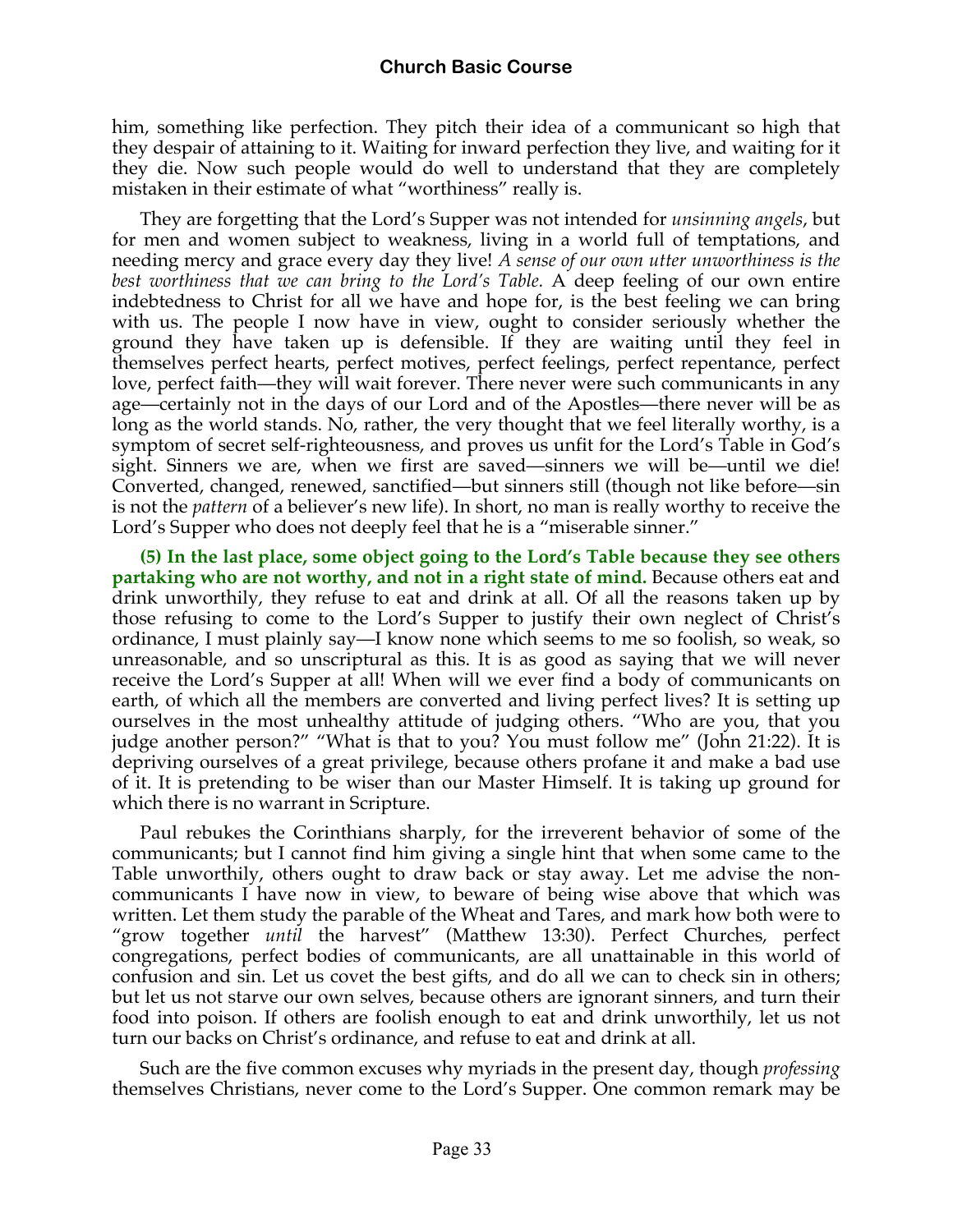him, something like perfection. They pitch their idea of a communicant so high that they despair of attaining to it. Waiting for inward perfection they live, and waiting for it they die. Now such people would do well to understand that they are completely mistaken in their estimate of what "worthiness" really is.

They are forgetting that the Lord's Supper was not intended for *unsinning angels*, but for men and women subject to weakness, living in a world full of temptations, and needing mercy and grace every day they live! *A sense of our own utter unworthiness is the best worthiness that we can bring to the Lord's Table.* A deep feeling of our own entire indebtedness to Christ for all we have and hope for, is the best feeling we can bring with us. The people I now have in view, ought to consider seriously whether the ground they have taken up is defensible. If they are waiting until they feel in themselves perfect hearts, perfect motives, perfect feelings, perfect repentance, perfect love, perfect faith—they will wait forever. There never were such communicants in any age—certainly not in the days of our Lord and of the Apostles—there never will be as long as the world stands. No, rather, the very thought that we feel literally worthy, is a symptom of secret self-righteousness, and proves us unfit for the Lord's Table in God's sight. Sinners we are, when we first are saved—sinners we will be—until we die! Converted, changed, renewed, sanctified—but sinners still (though not like before—sin is not the *pattern* of a believer's new life). In short, no man is really worthy to receive the Lord's Supper who does not deeply feel that he is a "miserable sinner."

**(5) In the last place, some object going to the Lord's Table because they see others partaking who are not worthy, and not in a right state of mind.** Because others eat and drink unworthily, they refuse to eat and drink at all. Of all the reasons taken up by those refusing to come to the Lord's Supper to justify their own neglect of Christ's ordinance, I must plainly say—I know none which seems to me so foolish, so weak, so unreasonable, and so unscriptural as this. It is as good as saying that we will never receive the Lord's Supper at all! When will we ever find a body of communicants on earth, of which all the members are converted and living perfect lives? It is setting up ourselves in the most unhealthy attitude of judging others. "Who are you, that you judge another person?" "What is that to you? You must follow me" (John 21:22). It is depriving ourselves of a great privilege, because others profane it and make a bad use of it. It is pretending to be wiser than our Master Himself. It is taking up ground for which there is no warrant in Scripture.

Paul rebukes the Corinthians sharply, for the irreverent behavior of some of the communicants; but I cannot find him giving a single hint that when some came to the Table unworthily, others ought to draw back or stay away. Let me advise the non-communicants I have now in view, to beware of being wise above that which was written. Let them study the parable of the Wheat and Tares, and mark how both were to "grow together *until* the harvest" (Matthew 13:30). Perfect Churches, perfect congregations, perfect bodies of communicants, are all unattainable in this world of confusion and sin. Let us covet the best gifts, and do all we can to check sin in others; but let us not starve our own selves, because others are ignorant sinners, and turn their food into poison. If others are foolish enough to eat and drink unworthily, let us not turn our backs on Christ's ordinance, and refuse to eat and drink at all.

Such are the five common excuses why myriads in the present day, though *professing* themselves Christians, never come to the Lord's Supper. One common remark may be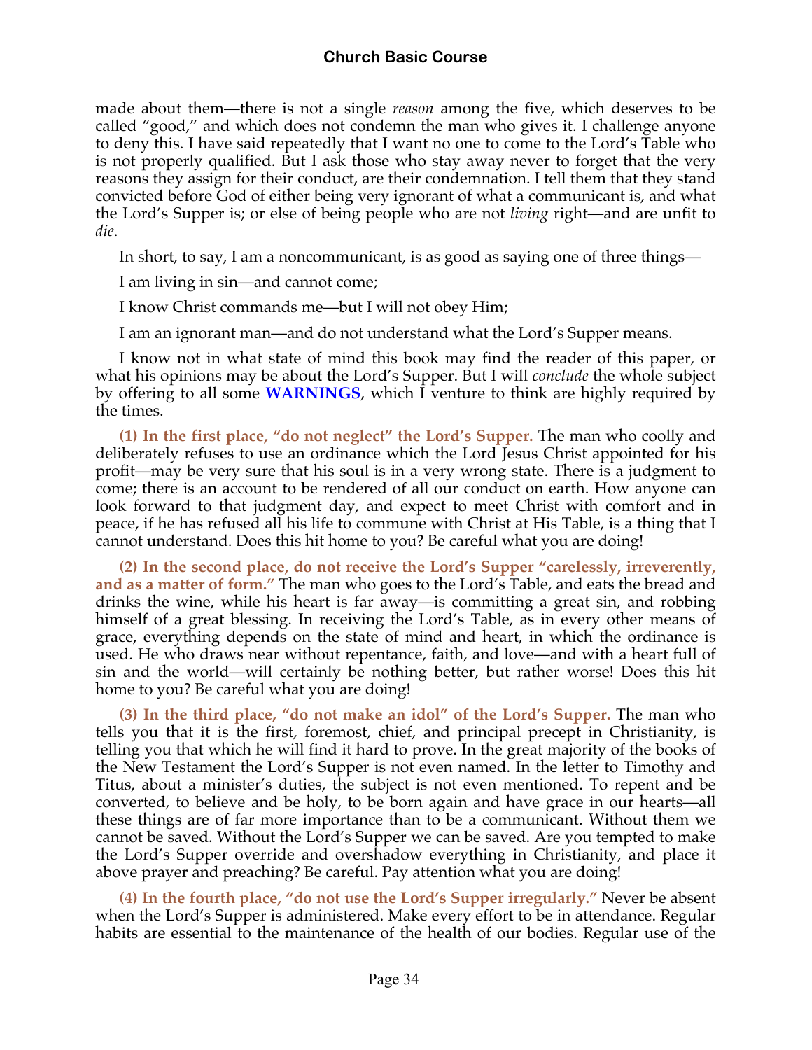made about them—there is not a single *reason* among the five, which deserves to be called "good," and which does not condemn the man who gives it. I challenge anyone to deny this. I have said repeatedly that I want no one to come to the Lord's Table who is not properly qualified. But I ask those who stay away never to forget that the very reasons they assign for their conduct, are their condemnation. I tell them that they stand convicted before God of either being very ignorant of what a communicant is, and what the Lord's Supper is; or else of being people who are not *living* right—and are unfit to *die*.

In short, to say, I am a noncommunicant, is as good as saying one of three things—

I am living in sin—and cannot come;

I know Christ commands me—but I will not obey Him;

I am an ignorant man—and do not understand what the Lord's Supper means.

I know not in what state of mind this book may find the reader of this paper, or what his opinions may be about the Lord's Supper. But I will *conclude* the whole subject by offering to all some **WARNINGS**, which I venture to think are highly required by the times.

**(1) In the first place, "do not neglect" the Lord's Supper.** The man who coolly and deliberately refuses to use an ordinance which the Lord Jesus Christ appointed for his profit—may be very sure that his soul is in a very wrong state. There is a judgment to come; there is an account to be rendered of all our conduct on earth. How anyone can look forward to that judgment day, and expect to meet Christ with comfort and in peace, if he has refused all his life to commune with Christ at His Table, is a thing that I cannot understand. Does this hit home to you? Be careful what you are doing!

**(2) In the second place, do not receive the Lord's Supper "carelessly, irreverently, and as a matter of form."** The man who goes to the Lord's Table, and eats the bread and drinks the wine, while his heart is far away—is committing a great sin, and robbing himself of a great blessing. In receiving the Lord's Table, as in every other means of grace, everything depends on the state of mind and heart, in which the ordinance is used. He who draws near without repentance, faith, and love—and with a heart full of sin and the world—will certainly be nothing better, but rather worse! Does this hit home to you? Be careful what you are doing!

**(3) In the third place, "do not make an idol" of the Lord's Supper.** The man who tells you that it is the first, foremost, chief, and principal precept in Christianity, is telling you that which he will find it hard to prove. In the great majority of the books of the New Testament the Lord's Supper is not even named. In the letter to Timothy and Titus, about a minister's duties, the subject is not even mentioned. To repent and be converted, to believe and be holy, to be born again and have grace in our hearts—all these things are of far more importance than to be a communicant. Without them we cannot be saved. Without the Lord's Supper we can be saved. Are you tempted to make the Lord's Supper override and overshadow everything in Christianity, and place it above prayer and preaching? Be careful. Pay attention what you are doing!

**(4) In the fourth place, "do not use the Lord's Supper irregularly."** Never be absent when the Lord's Supper is administered. Make every effort to be in attendance. Regular habits are essential to the maintenance of the health of our bodies. Regular use of the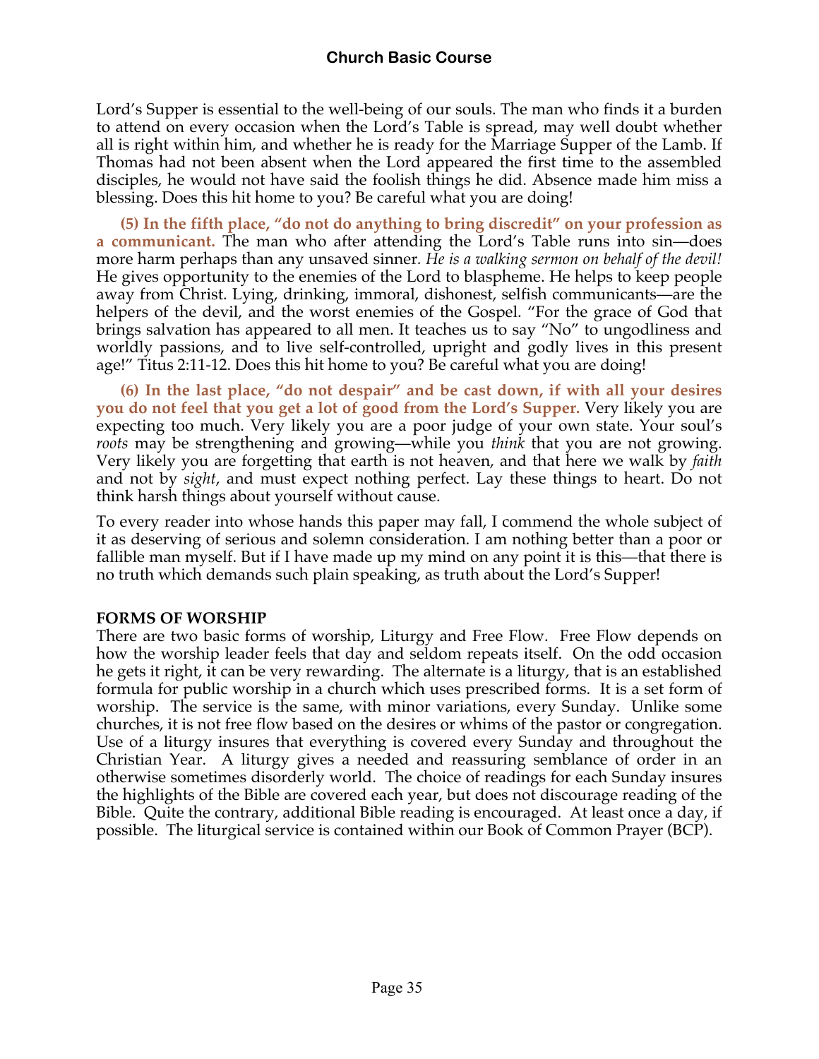Lord's Supper is essential to the well-being of our souls. The man who finds it a burden to attend on every occasion when the Lord's Table is spread, may well doubt whether all is right within him, and whether he is ready for the Marriage Supper of the Lamb. If Thomas had not been absent when the Lord appeared the first time to the assembled disciples, he would not have said the foolish things he did. Absence made him miss a blessing. Does this hit home to you? Be careful what you are doing!

**(5) In the fifth place, "do not do anything to bring discredit" on your profession as a communicant.** The man who after attending the Lord's Table runs into sin—does more harm perhaps than any unsaved sinner. *He is a walking sermon on behalf of the devil!* He gives opportunity to the enemies of the Lord to blaspheme. He helps to keep people away from Christ. Lying, drinking, immoral, dishonest, selfish communicants—are the helpers of the devil, and the worst enemies of the Gospel. "For the grace of God that brings salvation has appeared to all men. It teaches us to say "No" to ungodliness and worldly passions, and to live self-controlled, upright and godly lives in this present age!" Titus 2:11-12. Does this hit home to you? Be careful what you are doing!

**(6) In the last place, "do not despair" and be cast down, if with all your desires you do not feel that you get a lot of good from the Lord's Supper.** Very likely you are expecting too much. Very likely you are a poor judge of your own state. Your soul's *roots* may be strengthening and growing—while you *think* that you are not growing. Very likely you are forgetting that earth is not heaven, and that here we walk by *faith* and not by *sight*, and must expect nothing perfect. Lay these things to heart. Do not think harsh things about yourself without cause.

To every reader into whose hands this paper may fall, I commend the whole subject of it as deserving of serious and solemn consideration. I am nothing better than a poor or fallible man myself. But if I have made up my mind on any point it is this—that there is no truth which demands such plain speaking, as truth about the Lord's Supper!

**FORMS OF WORSHIP**

There are two basic forms of worship, Liturgy and Free Flow. Free Flow depends on how the worship leader feels that day and seldom repeats itself. On the odd occasion he gets it right, it can be very rewarding. The alternate is a liturgy, that is an established formula for public worship in a church which uses prescribed forms. It is a set form of worship. The service is the same, with minor variations, every Sunday. Unlike some churches, it is not free flow based on the desires or whims of the pastor or congregation. Use of a liturgy insures that everything is covered every Sunday and throughout the Christian Year. A liturgy gives a needed and reassuring semblance of order in an otherwise sometimes disorderly world. The choice of readings for each Sunday insures the highlights of the Bible are covered each year, but does not discourage reading of the Bible. Quite the contrary, additional Bible reading is encouraged. At least once a day, if possible. The liturgical service is contained within our Book of Common Prayer (BCP).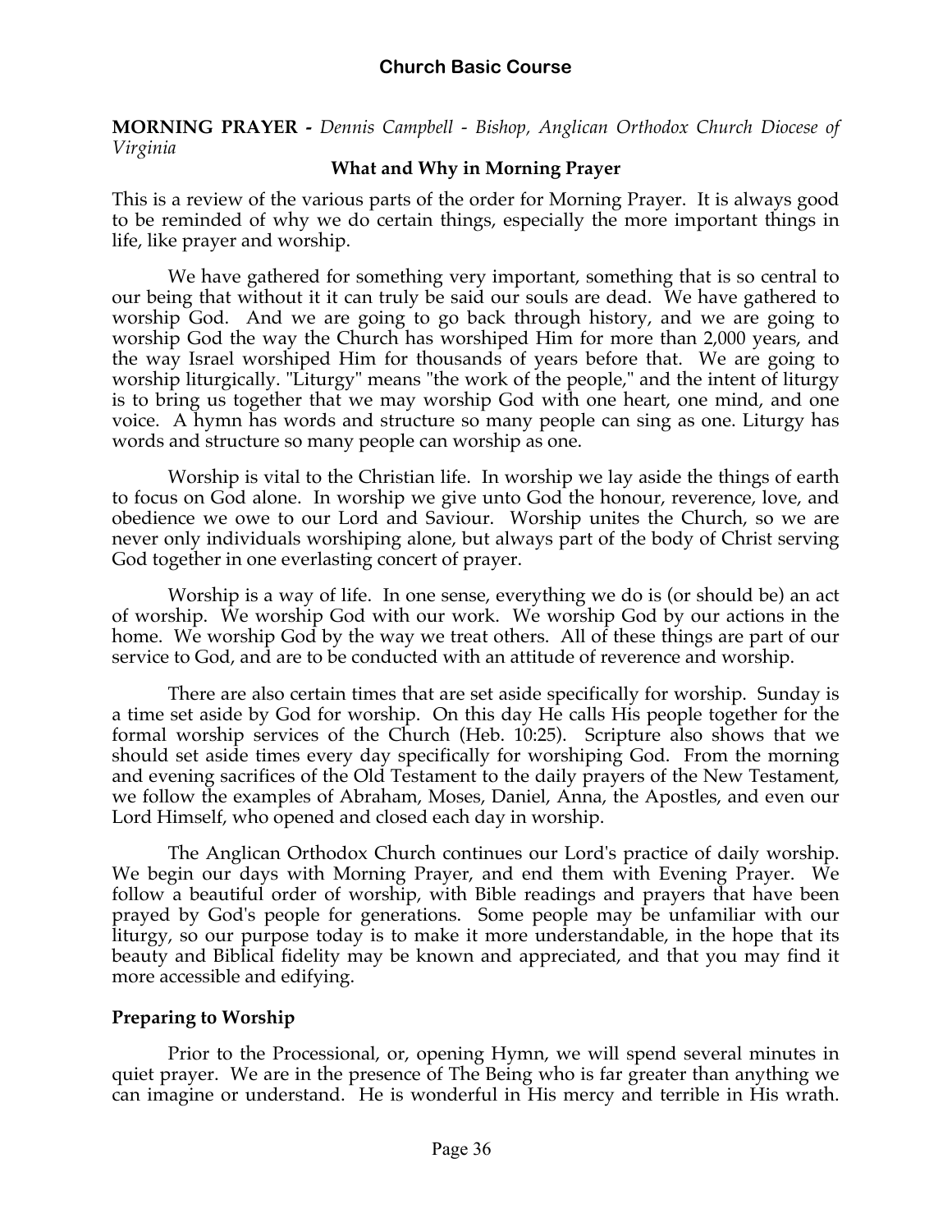**MORNING PRAYER -** *Dennis Campbell - Bishop, Anglican Orthodox Church Diocese of Virginia*

## What and Why in Morning Prayer

This is a review of the various parts of the order for Morning Prayer. It is always good to be reminded of why we do certain things, especially the more important things in life, like prayer and worship.

We have gathered for something very important, something that is so central to our being that without it it can truly be said our souls are dead. We have gathered to worship God. And we are going to go back through history, and we are going to worship God the way the Church has worshiped Him for more than 2,000 years, and the way Israel worshiped Him for thousands of years before that. We are going to worship liturgically. "Liturgy" means "the work of the people," and the intent of liturgy is to bring us together that we may worship God with one heart, one mind, and one voice. A hymn has words and structure so many people can sing as one. Liturgy has words and structure so many people can worship as one.

Worship is vital to the Christian life. In worship we lay aside the things of earth to focus on God alone. In worship we give unto God the honour, reverence, love, and obedience we owe to our Lord and Saviour. Worship unites the Church, so we are never only individuals worshiping alone, but always part of the body of Christ serving God together in one everlasting concert of prayer.

Worship is a way of life. In one sense, everything we do is (or should be) an act of worship. We worship God with our work. We worship God by our actions in the home. We worship God by the way we treat others. All of these things are part of our service to God, and are to be conducted with an attitude of reverence and worship.

There are also certain times that are set aside specifically for worship. Sunday is a time set aside by God for worship. On this day He calls His people together for the formal worship services of the Church (Heb. 10:25). Scripture also shows that we should set aside times every day specifically for worshiping God. From the morning and evening sacrifices of the Old Testament to the daily prayers of the New Testament, we follow the examples of Abraham, Moses, Daniel, Anna, the Apostles, and even our Lord Himself, who opened and closed each day in worship.

The Anglican Orthodox Church continues our Lord's practice of daily worship. We begin our days with Morning Prayer, and end them with Evening Prayer. We follow a beautiful order of worship, with Bible readings and prayers that have been prayed by God's people for generations. Some people may be unfamiliar with our liturgy, so our purpose today is to make it more understandable, in the hope that its beauty and Biblical fidelity may be known and appreciated, and that you may find it more accessible and edifying.

### Preparing to Worship

Prior to the Processional, or, opening Hymn, we will spend several minutes in quiet prayer. We are in the presence of The Being who is far greater than anything we can imagine or understand. He is wonderful in His mercy and terrible in His wrath.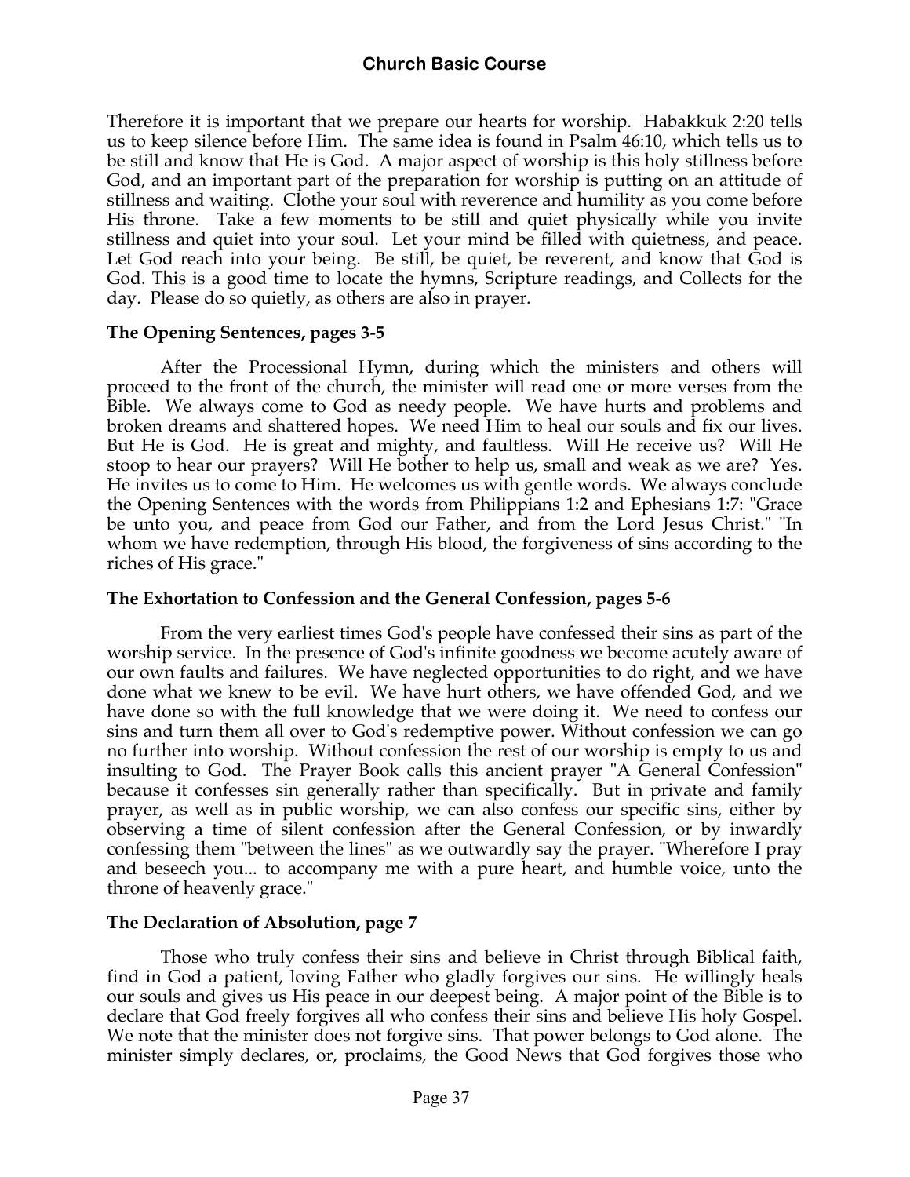Therefore it is important that we prepare our hearts for worship. Habakkuk 2:20 tells us to keep silence before Him. The same idea is found in Psalm 46:10, which tells us to be still and know that He is God. A major aspect of worship is this holy stillness before God, and an important part of the preparation for worship is putting on an attitude of stillness and waiting. Clothe your soul with reverence and humility as you come before His throne. Take a few moments to be still and quiet physically while you invite stillness and quiet into your soul. Let your mind be filled with quietness, and peace. Let God reach into your being. Be still, be quiet, be reverent, and know that God is God. This is a good time to locate the hymns, Scripture readings, and Collects for the day. Please do so quietly, as others are also in prayer.

**The Opening Sentences, pages 3-5**

After the Processional Hymn, during which the ministers and others will proceed to the front of the church, the minister will read one or more verses from the Bible. We always come to God as needy people. We have hurts and problems and broken dreams and shattered hopes. We need Him to heal our souls and fix our lives. But He is God. He is great and mighty, and faultless. Will He receive us? Will He stoop to hear our prayers? Will He bother to help us, small and weak as we are? Yes. He invites us to come to Him. He welcomes us with gentle words. We always conclude the Opening Sentences with the words from Philippians 1:2 and Ephesians 1:7: "Grace be unto you, and peace from God our Father, and from the Lord Jesus Christ." "In whom we have redemption, through His blood, the forgiveness of sins according to the riches of His grace."

**The Exhortation to Confession and the General Confession, pages 5-6**

From the very earliest times God's people have confessed their sins as part of the worship service. In the presence of God's infinite goodness we become acutely aware of our own faults and failures. We have neglected opportunities to do right, and we have done what we knew to be evil. We have hurt others, we have offended God, and we have done so with the full knowledge that we were doing it. We need to confess our sins and turn them all over to God's redemptive power. Without confession we can go no further into worship. Without confession the rest of our worship is empty to us and insulting to God. The Prayer Book calls this ancient prayer "A General Confession" because it confesses sin generally rather than specifically. But in private and family prayer, as well as in public worship, we can also confess our specific sins, either by observing a time of silent confession after the General Confession, or by inwardly confessing them "between the lines" as we outwardly say the prayer. "Wherefore I pray and beseech you... to accompany me with a pure heart, and humble voice, unto the throne of heavenly grace."

**The Declaration of Absolution, page 7**

Those who truly confess their sins and believe in Christ through Biblical faith, find in God a patient, loving Father who gladly forgives our sins. He willingly heals our souls and gives us His peace in our deepest being. A major point of the Bible is to declare that God freely forgives all who confess their sins and believe His holy Gospel. We note that the minister does not forgive sins. That power belongs to God alone. The minister simply declares, or, proclaims, the Good News that God forgives those who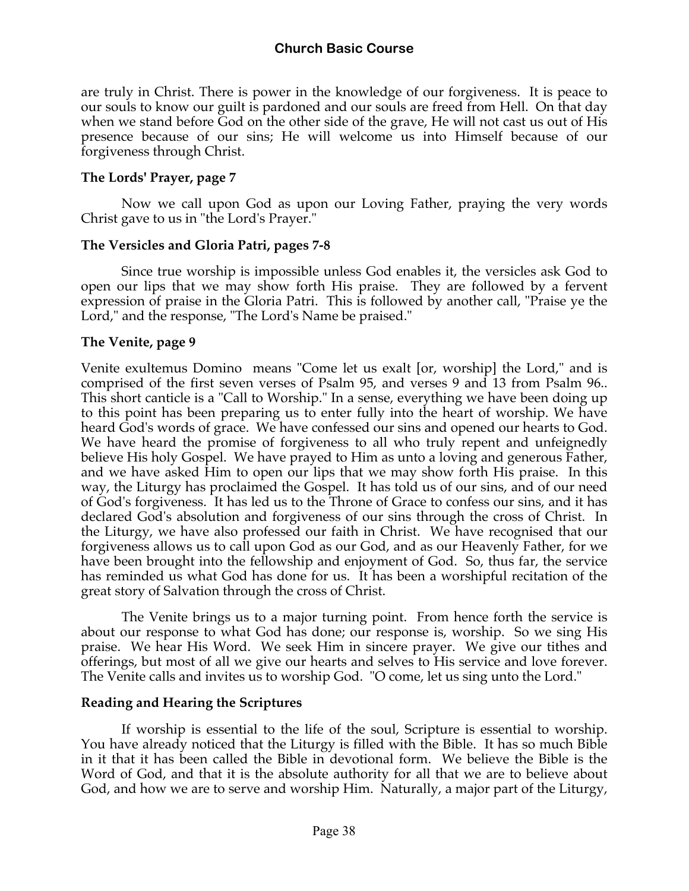are truly in Christ. There is power in the knowledge of our forgiveness. It is peace to our souls to know our guilt is pardoned and our souls are freed from Hell. On that day when we stand before God on the other side of the grave, He will not cast us out of His presence because of our sins; He will welcome us into Himself because of our forgiveness through Christ.

**The Lords' Prayer, page 7**

Now we call upon God as upon our Loving Father, praying the very words Christ gave to us in "the Lord's Prayer."

**The Versicles and Gloria Patri, pages 7-8**

Since true worship is impossible unless God enables it, the versicles ask God to open our lips that we may show forth His praise. They are followed by a fervent expression of praise in the Gloria Patri. This is followed by another call, "Praise ye the Lord," and the response, "The Lord's Name be praised."

**The Venite, page 9**

Venite exultemus Domino means "Come let us exalt [or, worship] the Lord," and is comprised of the first seven verses of Psalm 95, and verses 9 and 13 from Psalm 96.. This short canticle is a "Call to Worship." In a sense, everything we have been doing up to this point has been preparing us to enter fully into the heart of worship. We have heard God's words of grace. We have confessed our sins and opened our hearts to God. We have heard the promise of forgiveness to all who truly repent and unfeignedly believe His holy Gospel. We have prayed to Him as unto a loving and generous Father, and we have asked Him to open our lips that we may show forth His praise. In this way, the Liturgy has proclaimed the Gospel. It has told us of our sins, and of our need of God's forgiveness. It has led us to the Throne of Grace to confess our sins, and it has declared God's absolution and forgiveness of our sins through the cross of Christ. In the Liturgy, we have also professed our faith in Christ. We have recognised that our forgiveness allows us to call upon God as our God, and as our Heavenly Father, for we have been brought into the fellowship and enjoyment of God. So, thus far, the service has reminded us what God has done for us. It has been a worshipful recitation of the great story of Salvation through the cross of Christ.

The Venite brings us to a major turning point. From hence forth the service is about our response to what God has done; our response is, worship. So we sing His praise. We hear His Word. We seek Him in sincere prayer. We give our tithes and offerings, but most of all we give our hearts and selves to His service and love forever. The Venite calls and invites us to worship God. "O come, let us sing unto the Lord."

**Reading and Hearing the Scriptures**

If worship is essential to the life of the soul, Scripture is essential to worship. You have already noticed that the Liturgy is filled with the Bible. It has so much Bible in it that it has been called the Bible in devotional form. We believe the Bible is the Word of God, and that it is the absolute authority for all that we are to believe about God, and how we are to serve and worship Him. Naturally, a major part of the Liturgy,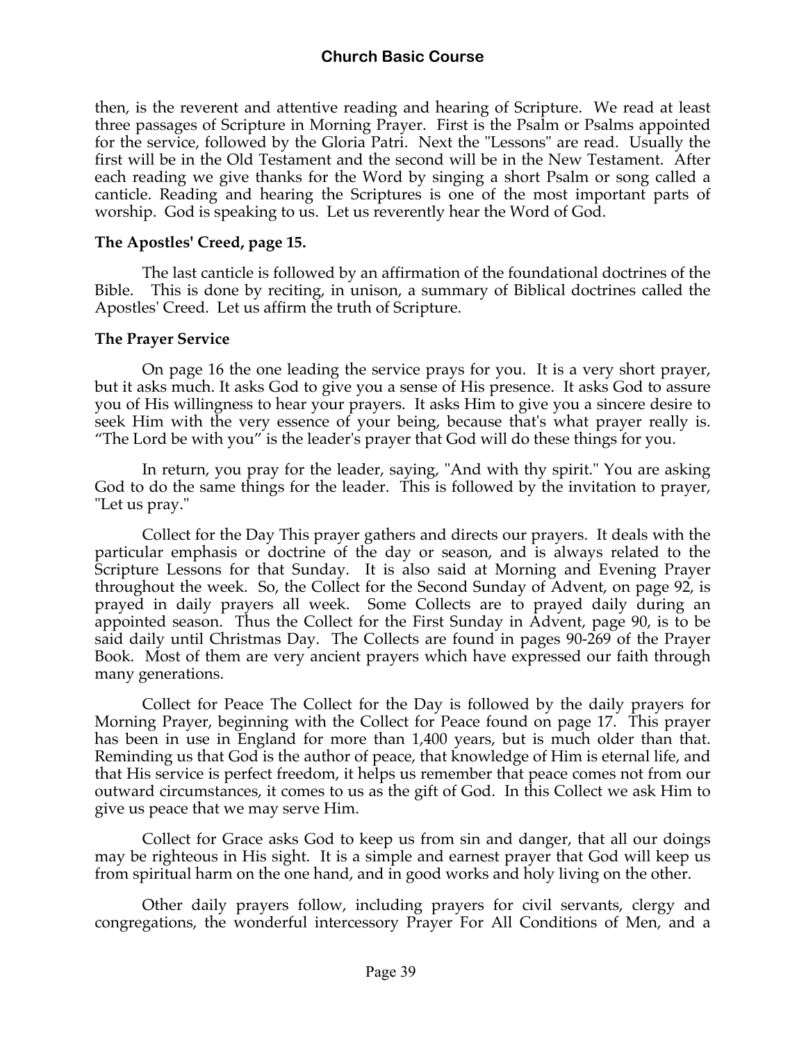then, is the reverent and attentive reading and hearing of Scripture. We read at least three passages of Scripture in Morning Prayer. First is the Psalm or Psalms appointed for the service, followed by the Gloria Patri. Next the "Lessons" are read. Usually the first will be in the Old Testament and the second will be in the New Testament. After each reading we give thanks for the Word by singing a short Psalm or song called a canticle. Reading and hearing the Scriptures is one of the most important parts of worship. God is speaking to us. Let us reverently hear the Word of God.

**The Apostles' Creed, page 15.**

The last canticle is followed by an affirmation of the foundational doctrines of the Bible. This is done by reciting, in unison, a summary of Biblical doctrines called the Apostles' Creed. Let us affirm the truth of Scripture.

**The Prayer Service**

On page 16 the one leading the service prays for you. It is a very short prayer, but it asks much. It asks God to give you a sense of His presence. It asks God to assure you of His willingness to hear your prayers. It asks Him to give you a sincere desire to seek Him with the very essence of your being, because that's what prayer really is. "The Lord be with you" is the leader's prayer that God will do these things for you.

In return, you pray for the leader, saying, "And with thy spirit." You are asking God to do the same things for the leader. This is followed by the invitation to prayer, "Let us pray."

Collect for the Day This prayer gathers and directs our prayers. It deals with the particular emphasis or doctrine of the day or season, and is always related to the Scripture Lessons for that Sunday. It is also said at Morning and Evening Prayer throughout the week. So, the Collect for the Second Sunday of Advent, on page 92, is prayed in daily prayers all week. Some Collects are to prayed daily during an appointed season. Thus the Collect for the First Sunday in Advent, page 90, is to be said daily until Christmas Day. The Collects are found in pages 90-269 of the Prayer Book. Most of them are very ancient prayers which have expressed our faith through many generations.

Collect for Peace The Collect for the Day is followed by the daily prayers for Morning Prayer, beginning with the Collect for Peace found on page 17. This prayer has been in use in England for more than 1,400 years, but is much older than that. Reminding us that God is the author of peace, that knowledge of Him is eternal life, and that His service is perfect freedom, it helps us remember that peace comes not from our outward circumstances, it comes to us as the gift of God. In this Collect we ask Him to give us peace that we may serve Him.

Collect for Grace asks God to keep us from sin and danger, that all our doings may be righteous in His sight. It is a simple and earnest prayer that God will keep us from spiritual harm on the one hand, and in good works and holy living on the other.

Other daily prayers follow, including prayers for civil servants, clergy and congregations, the wonderful intercessory Prayer For All Conditions of Men, and a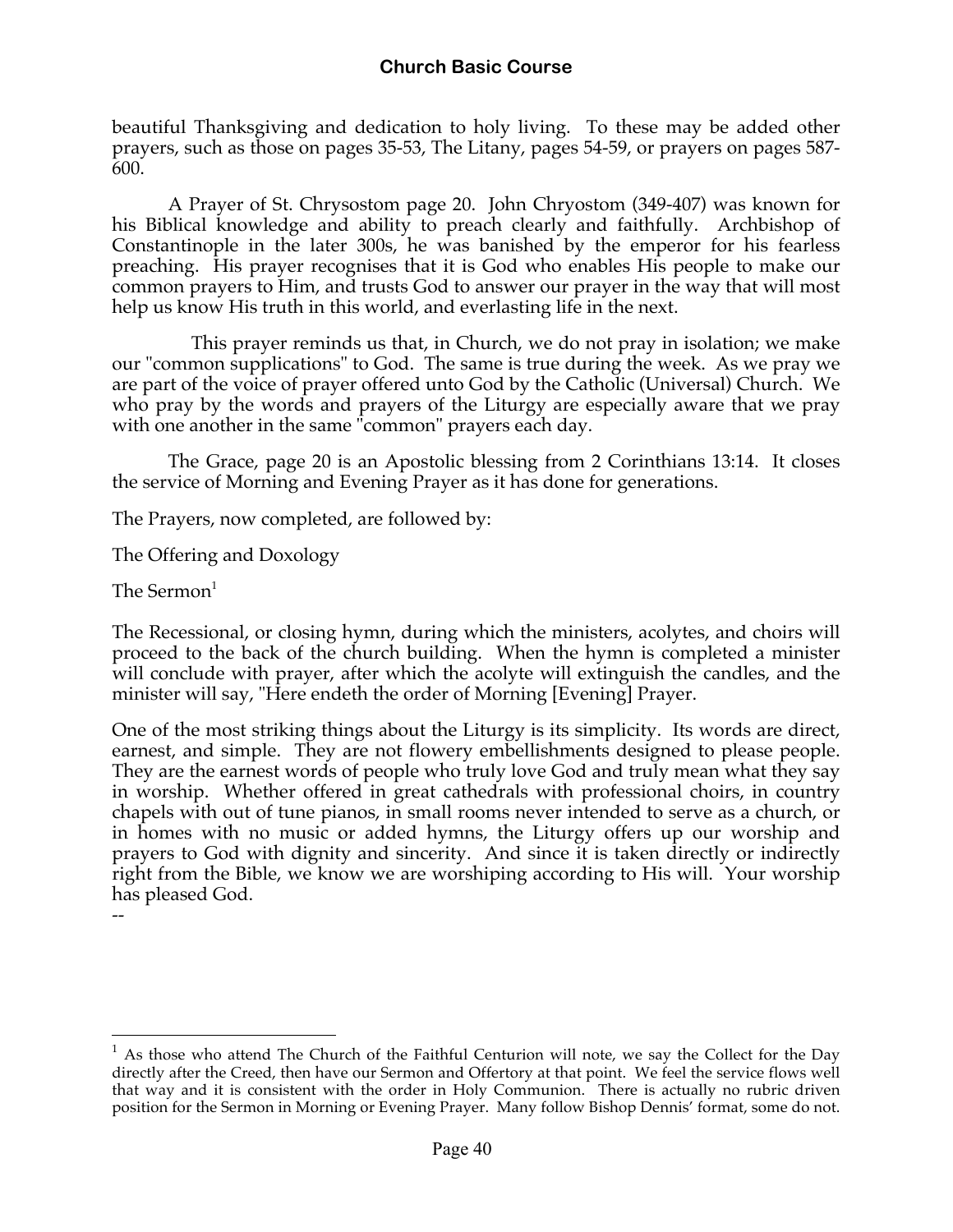beautiful Thanksgiving and dedication to holy living. To these may be added other prayers, such as those on pages 35-53, The Litany, pages 54-59, or prayers on pages 587-600.

A Prayer of St. Chrysostom page 20. John Chryostom (349-407) was known for his Biblical knowledge and ability to preach clearly and faithfully. Archbishop of Constantinople in the later 300s, he was banished by the emperor for his fearless preaching. His prayer recognises that it is God who enables His people to make our common prayers to Him, and trusts God to answer our prayer in the way that will most help us know His truth in this world, and everlasting life in the next.

This prayer reminds us that, in Church, we do not pray in isolation; we make our "common supplications" to God. The same is true during the week. As we pray we are part of the voice of prayer offered unto God by the Catholic (Universal) Church. We who pray by the words and prayers of the Liturgy are especially aware that we pray with one another in the same "common" prayers each day.

The Grace, page 20 is an Apostolic blessing from 2 Corinthians 13:14. It closes the service of Morning and Evening Prayer as it has done for generations.

The Prayers, now completed, are followed by:

The Offering and Doxology

The Sermon[1]

The Recessional, or closing hymn, during which the ministers, acolytes, and choirs will proceed to the back of the church building. When the hymn is completed a minister will conclude with prayer, after which the acolyte will extinguish the candles, and the minister will say, "Here endeth the order of Morning [Evening] Prayer.

One of the most striking things about the Liturgy is its simplicity. Its words are direct, earnest, and simple. They are not flowery embellishments designed to please people. They are the earnest words of people who truly love God and truly mean what they say in worship. Whether offered in great cathedrals with professional choirs, in country chapels with out of tune pianos, in small rooms never intended to serve as a church, or in homes with no music or added hymns, the Liturgy offers up our worship and prayers to God with dignity and sincerity. And since it is taken directly or indirectly right from the Bible, we know we are worshiping according to His will. Your worship has pleased God.

--

[1] As those who attend The Church of the Faithful Centurion will note, we say the Collect for the Day directly after the Creed, then have our Sermon and Offertory at that point. We feel the service flows well that way and it is consistent with the order in Holy Communion. There is actually no rubric driven position for the Sermon in Morning or Evening Prayer. Many follow Bishop Dennis' format, some do not.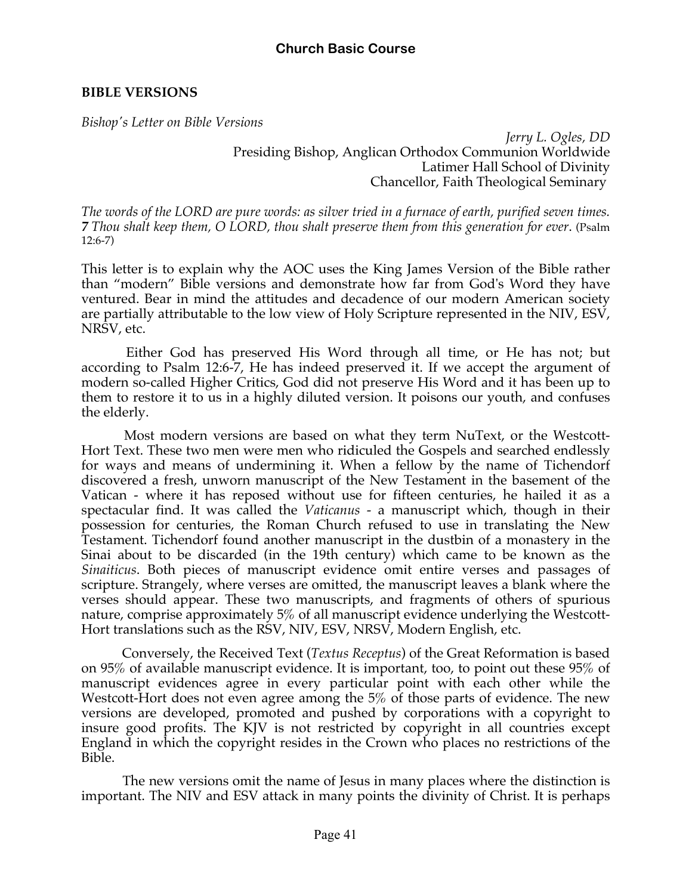## BIBLE VERSIONS

*Bishop's Letter on Bible Versions*

*Jerry L. Ogles, DD*
Presiding Bishop, Anglican Orthodox Communion Worldwide
Latimer Hall School of Divinity
Chancellor, Faith Theological Seminary

*The words of the LORD are pure words: as silver tried in a furnace of earth, purified seven times.* ***7*** *Thou shalt keep them, O LORD, thou shalt preserve them from this generation for ever*. (Psalm 12:6-7)

This letter is to explain why the AOC uses the King James Version of the Bible rather than "modern" Bible versions and demonstrate how far from God's Word they have ventured. Bear in mind the attitudes and decadence of our modern American society are partially attributable to the low view of Holy Scripture represented in the NIV, ESV, NRSV, etc.

Either God has preserved His Word through all time, or He has not; but according to Psalm 12:6-7, He has indeed preserved it. If we accept the argument of modern so-called Higher Critics, God did not preserve His Word and it has been up to them to restore it to us in a highly diluted version. It poisons our youth, and confuses the elderly.

Most modern versions are based on what they term NuText, or the Westcott-Hort Text. These two men were men who ridiculed the Gospels and searched endlessly for ways and means of undermining it. When a fellow by the name of Tichendorf discovered a fresh, unworn manuscript of the New Testament in the basement of the Vatican - where it has reposed without use for fifteen centuries, he hailed it as a spectacular find. It was called the *Vaticanus* - a manuscript which, though in their possession for centuries, the Roman Church refused to use in translating the New Testament. Tichendorf found another manuscript in the dustbin of a monastery in the Sinai about to be discarded (in the 19th century) which came to be known as the *Sinaiticus*. Both pieces of manuscript evidence omit entire verses and passages of scripture. Strangely, where verses are omitted, the manuscript leaves a blank where the verses should appear. These two manuscripts, and fragments of others of spurious nature, comprise approximately 5% of all manuscript evidence underlying the Westcott-Hort translations such as the RSV, NIV, ESV, NRSV, Modern English, etc.

Conversely, the Received Text (*Textus Receptus*) of the Great Reformation is based on 95% of available manuscript evidence. It is important, too, to point out these 95% of manuscript evidences agree in every particular point with each other while the Westcott-Hort does not even agree among the 5% of those parts of evidence. The new versions are developed, promoted and pushed by corporations with a copyright to insure good profits. The KJV is not restricted by copyright in all countries except England in which the copyright resides in the Crown who places no restrictions of the Bible.

The new versions omit the name of Jesus in many places where the distinction is important. The NIV and ESV attack in many points the divinity of Christ. It is perhaps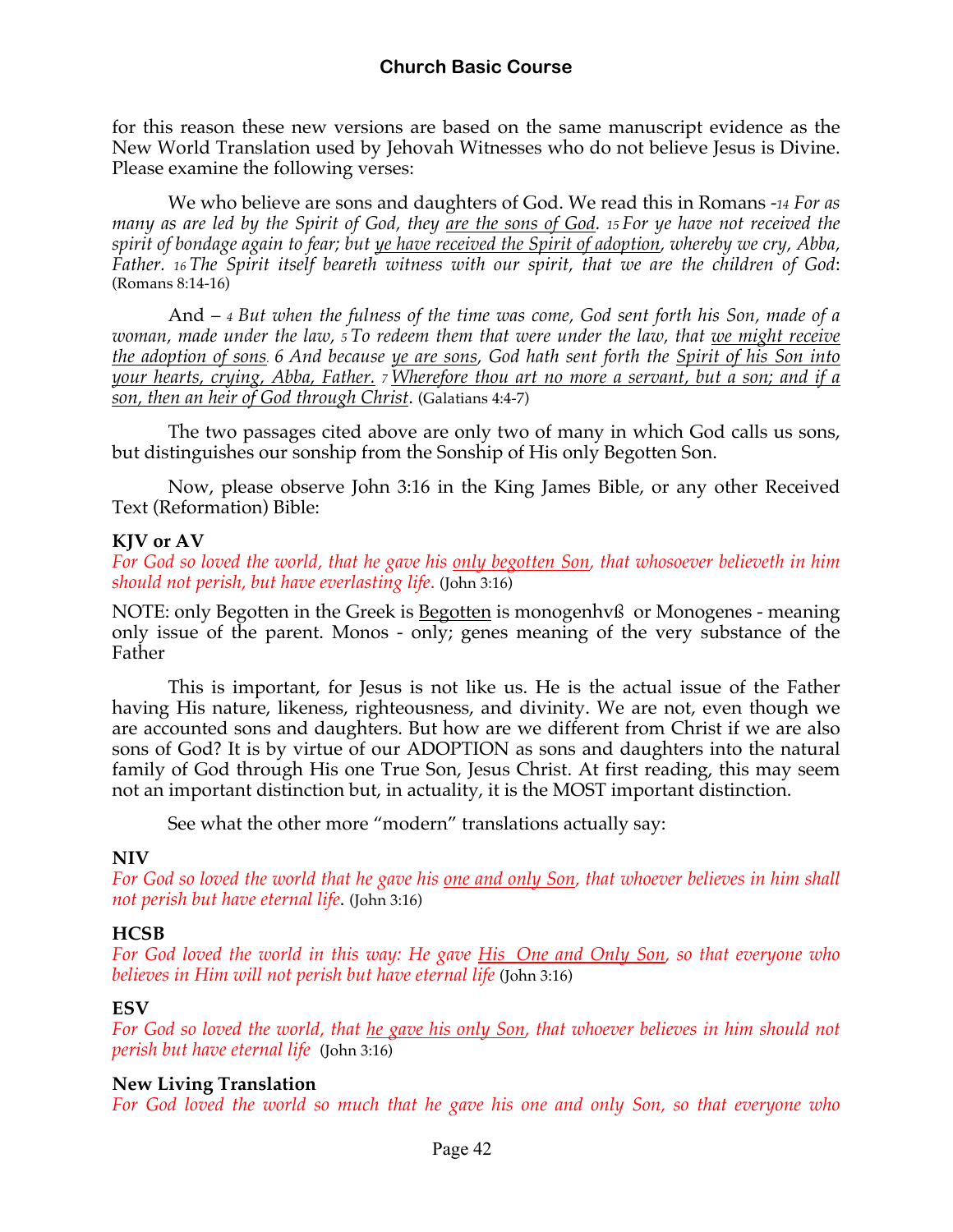for this reason these new versions are based on the same manuscript evidence as the New World Translation used by Jehovah Witnesses who do not believe Jesus is Divine. Please examine the following verses:

We who believe are sons and daughters of God. We read this in Romans -*14 For as many as are led by the Spirit of God, they are the sons of God. 15 For ye have not received the spirit of bondage again to fear; but ye have received the Spirit of adoption, whereby we cry, Abba, Father. 16 The Spirit itself beareth witness with our spirit, that we are the children of God*: (Romans 8:14-16)

And – *4 But when the fulness of the time was come, God sent forth his Son, made of a woman, made under the law, 5 To redeem them that were under the law, that we might receive the adoption of sons. 6 And because ye are sons, God hath sent forth the Spirit of his Son into your hearts, crying, Abba, Father. 7 Wherefore thou art no more a servant, but a son; and if a son, then an heir of God through Christ*. (Galatians 4:4-7)

The two passages cited above are only two of many in which God calls us sons, but distinguishes our sonship from the Sonship of His only Begotten Son.

Now, please observe John 3:16 in the King James Bible, or any other Received Text (Reformation) Bible:

**KJV or AV**
*For God so loved the world, that he gave his only begotten Son, that whosoever believeth in him should not perish, but have everlasting life*. (John 3:16)

NOTE: only Begotten in the Greek is Begotten is monogenhvß or Monogenes - meaning only issue of the parent. Monos - only; genes meaning of the very substance of the Father

This is important, for Jesus is not like us. He is the actual issue of the Father having His nature, likeness, righteousness, and divinity. We are not, even though we are accounted sons and daughters. But how are we different from Christ if we are also sons of God? It is by virtue of our ADOPTION as sons and daughters into the natural family of God through His one True Son, Jesus Christ. At first reading, this may seem not an important distinction but, in actuality, it is the MOST important distinction.

See what the other more "modern" translations actually say:

**NIV**
*For God so loved the world that he gave his one and only Son, that whoever believes in him shall not perish but have eternal life*. (John 3:16)

**HCSB**
*For God loved the world in this way: He gave His One and Only Son, so that everyone who believes in Him will not perish but have eternal life* (John 3:16)

**ESV**
*For God so loved the world, that he gave his only Son, that whoever believes in him should not perish but have eternal life* (John 3:16)

**New Living Translation**
*For God loved the world so much that he gave his one and only Son, so that everyone who*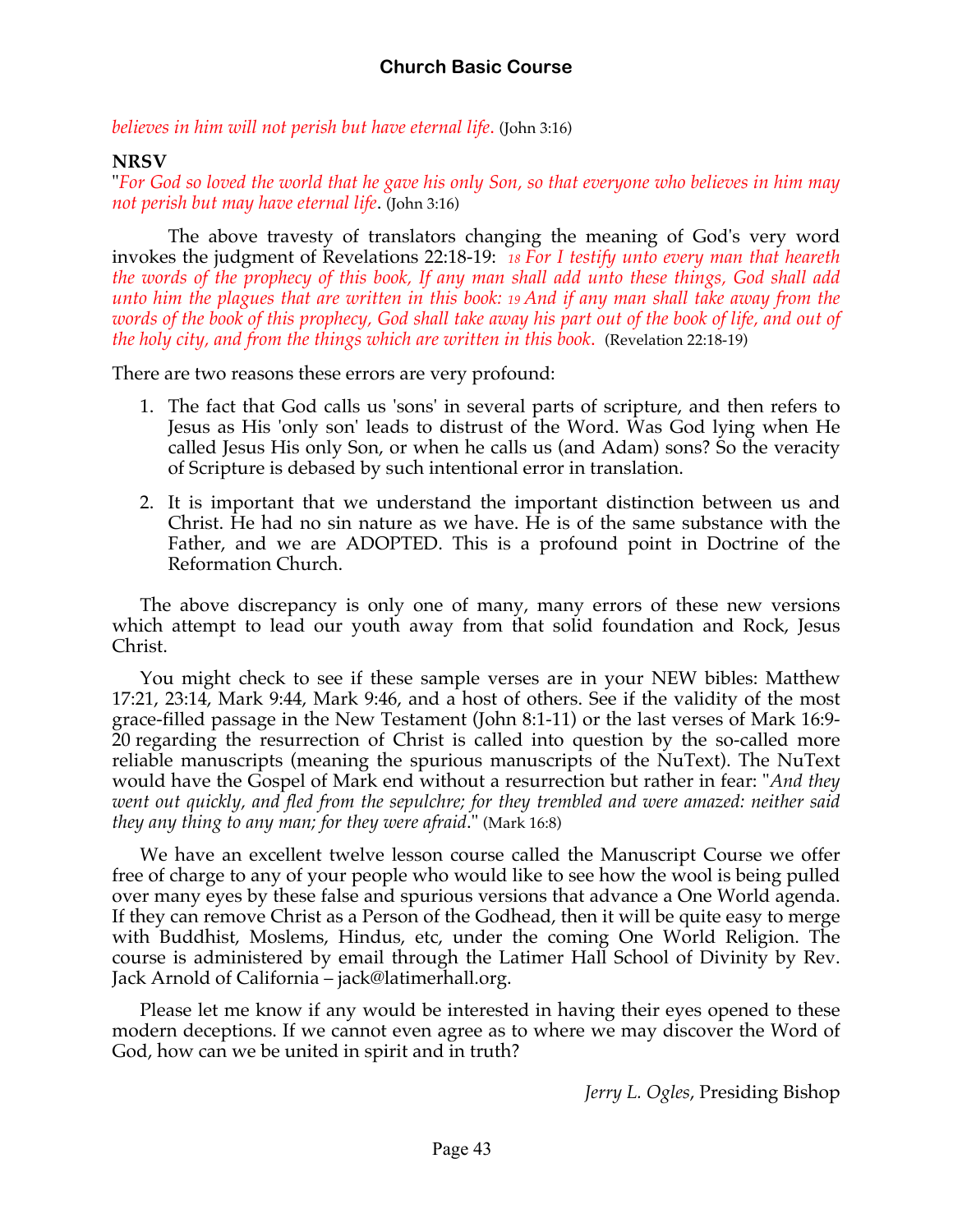*believes in him will not perish but have eternal life*. (John 3:16)

**NRSV**

"*For God so loved the world that he gave his only Son, so that everyone who believes in him may not perish but may have eternal life*. (John 3:16)

The above travesty of translators changing the meaning of God's very word invokes the judgment of Revelations 22:18-19: *18 For I testify unto every man that heareth the words of the prophecy of this book, If any man shall add unto these things, God shall add unto him the plagues that are written in this book: 19 And if any man shall take away from the words of the book of this prophecy, God shall take away his part out of the book of life, and out of the holy city, and from the things which are written in this book*. (Revelation 22:18-19)

There are two reasons these errors are very profound:

1. The fact that God calls us 'sons' in several parts of scripture, and then refers to Jesus as His 'only son' leads to distrust of the Word. Was God lying when He called Jesus His only Son, or when he calls us (and Adam) sons? So the veracity of Scripture is debased by such intentional error in translation.
2. It is important that we understand the important distinction between us and Christ. He had no sin nature as we have. He is of the same substance with the Father, and we are ADOPTED. This is a profound point in Doctrine of the Reformation Church.

The above discrepancy is only one of many, many errors of these new versions which attempt to lead our youth away from that solid foundation and Rock, Jesus Christ.

You might check to see if these sample verses are in your NEW bibles: Matthew 17:21, 23:14, Mark 9:44, Mark 9:46, and a host of others. See if the validity of the most grace-filled passage in the New Testament (John 8:1-11) or the last verses of Mark 16:9-20 regarding the resurrection of Christ is called into question by the so-called more reliable manuscripts (meaning the spurious manuscripts of the NuText). The NuText would have the Gospel of Mark end without a resurrection but rather in fear: "*And they went out quickly, and fled from the sepulchre; for they trembled and were amazed: neither said they any thing to any man; for they were afraid*." (Mark 16:8)

We have an excellent twelve lesson course called the Manuscript Course we offer free of charge to any of your people who would like to see how the wool is being pulled over many eyes by these false and spurious versions that advance a One World agenda. If they can remove Christ as a Person of the Godhead, then it will be quite easy to merge with Buddhist, Moslems, Hindus, etc, under the coming One World Religion. The course is administered by email through the Latimer Hall School of Divinity by Rev. Jack Arnold of California – jack@latimerhall.org.

Please let me know if any would be interested in having their eyes opened to these modern deceptions. If we cannot even agree as to where we may discover the Word of God, how can we be united in spirit and in truth?

*Jerry L. Ogles*, Presiding Bishop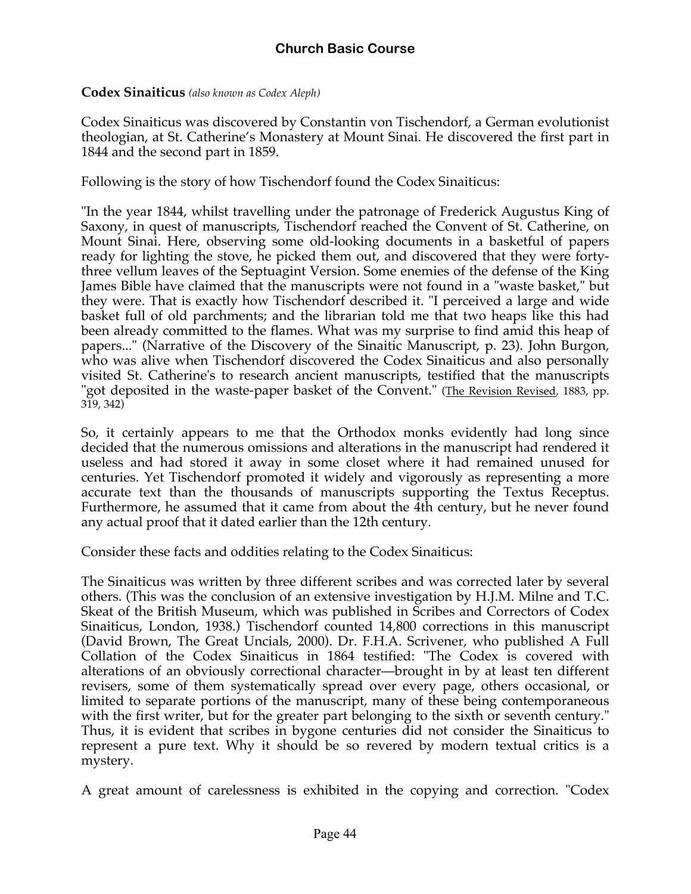**Codex Sinaiticus** *(also known as Codex Aleph)*

Codex Sinaiticus was discovered by Constantin von Tischendorf, a German evolutionist theologian, at St. Catherine's Monastery at Mount Sinai. He discovered the first part in 1844 and the second part in 1859.

Following is the story of how Tischendorf found the Codex Sinaiticus:

"In the year 1844, whilst travelling under the patronage of Frederick Augustus King of Saxony, in quest of manuscripts, Tischendorf reached the Convent of St. Catherine, on Mount Sinai. Here, observing some old-looking documents in a basketful of papers ready for lighting the stove, he picked them out, and discovered that they were forty-three vellum leaves of the Septuagint Version. Some enemies of the defense of the King James Bible have claimed that the manuscripts were not found in a "waste basket," but they were. That is exactly how Tischendorf described it. "I perceived a large and wide basket full of old parchments; and the librarian told me that two heaps like this had been already committed to the flames. What was my surprise to find amid this heap of papers..." (Narrative of the Discovery of the Sinaitic Manuscript, p. 23). John Burgon, who was alive when Tischendorf discovered the Codex Sinaiticus and also personally visited St. Catherine's to research ancient manuscripts, testified that the manuscripts "got deposited in the waste-paper basket of the Convent." (The Revision Revised, 1883, pp. 319, 342)

So, it certainly appears to me that the Orthodox monks evidently had long since decided that the numerous omissions and alterations in the manuscript had rendered it useless and had stored it away in some closet where it had remained unused for centuries. Yet Tischendorf promoted it widely and vigorously as representing a more accurate text than the thousands of manuscripts supporting the Textus Receptus. Furthermore, he assumed that it came from about the 4th century, but he never found any actual proof that it dated earlier than the 12th century.

Consider these facts and oddities relating to the Codex Sinaiticus:

The Sinaiticus was written by three different scribes and was corrected later by several others. (This was the conclusion of an extensive investigation by H.J.M. Milne and T.C. Skeat of the British Museum, which was published in Scribes and Correctors of Codex Sinaiticus, London, 1938.) Tischendorf counted 14,800 corrections in this manuscript (David Brown, The Great Uncials, 2000). Dr. F.H.A. Scrivener, who published A Full Collation of the Codex Sinaiticus in 1864 testified: "The Codex is covered with alterations of an obviously correctional character—brought in by at least ten different revisers, some of them systematically spread over every page, others occasional, or limited to separate portions of the manuscript, many of these being contemporaneous with the first writer, but for the greater part belonging to the sixth or seventh century." Thus, it is evident that scribes in bygone centuries did not consider the Sinaiticus to represent a pure text. Why it should be so revered by modern textual critics is a mystery.

A great amount of carelessness is exhibited in the copying and correction. "Codex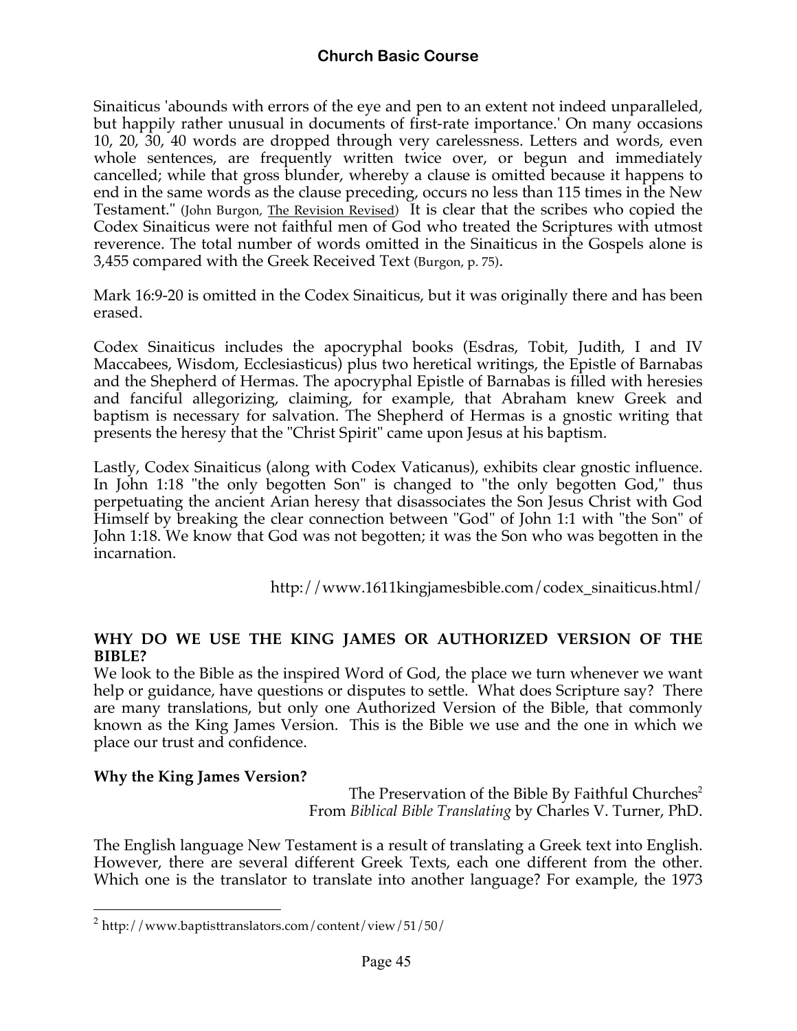Sinaiticus 'abounds with errors of the eye and pen to an extent not indeed unparalleled, but happily rather unusual in documents of first-rate importance.' On many occasions 10, 20, 30, 40 words are dropped through very carelessness. Letters and words, even whole sentences, are frequently written twice over, or begun and immediately cancelled; while that gross blunder, whereby a clause is omitted because it happens to end in the same words as the clause preceding, occurs no less than 115 times in the New Testament." (John Burgon, The Revision Revised) It is clear that the scribes who copied the Codex Sinaiticus were not faithful men of God who treated the Scriptures with utmost reverence. The total number of words omitted in the Sinaiticus in the Gospels alone is 3,455 compared with the Greek Received Text (Burgon, p. 75).

Mark 16:9-20 is omitted in the Codex Sinaiticus, but it was originally there and has been erased.

Codex Sinaiticus includes the apocryphal books (Esdras, Tobit, Judith, I and IV Maccabees, Wisdom, Ecclesiasticus) plus two heretical writings, the Epistle of Barnabas and the Shepherd of Hermas. The apocryphal Epistle of Barnabas is filled with heresies and fanciful allegorizing, claiming, for example, that Abraham knew Greek and baptism is necessary for salvation. The Shepherd of Hermas is a gnostic writing that presents the heresy that the "Christ Spirit" came upon Jesus at his baptism.

Lastly, Codex Sinaiticus (along with Codex Vaticanus), exhibits clear gnostic influence. In John 1:18 "the only begotten Son" is changed to "the only begotten God," thus perpetuating the ancient Arian heresy that disassociates the Son Jesus Christ with God Himself by breaking the clear connection between "God" of John 1:1 with "the Son" of John 1:18. We know that God was not begotten; it was the Son who was begotten in the incarnation.

http://www.1611kingjamesbible.com/codex_sinaiticus.html/

**WHY DO WE USE THE KING JAMES OR AUTHORIZED VERSION OF THE BIBLE?**

We look to the Bible as the inspired Word of God, the place we turn whenever we want help or guidance, have questions or disputes to settle. What does Scripture say? There are many translations, but only one Authorized Version of the Bible, that commonly known as the King James Version. This is the Bible we use and the one in which we place our trust and confidence.

**Why the King James Version?**

The Preservation of the Bible By Faithful Churches[2]
From *Biblical Bible Translating* by Charles V. Turner, PhD.

The English language New Testament is a result of translating a Greek text into English. However, there are several different Greek Texts, each one different from the other. Which one is the translator to translate into another language? For example, the 1973

[2] http://www.baptisttranslators.com/content/view/51/50/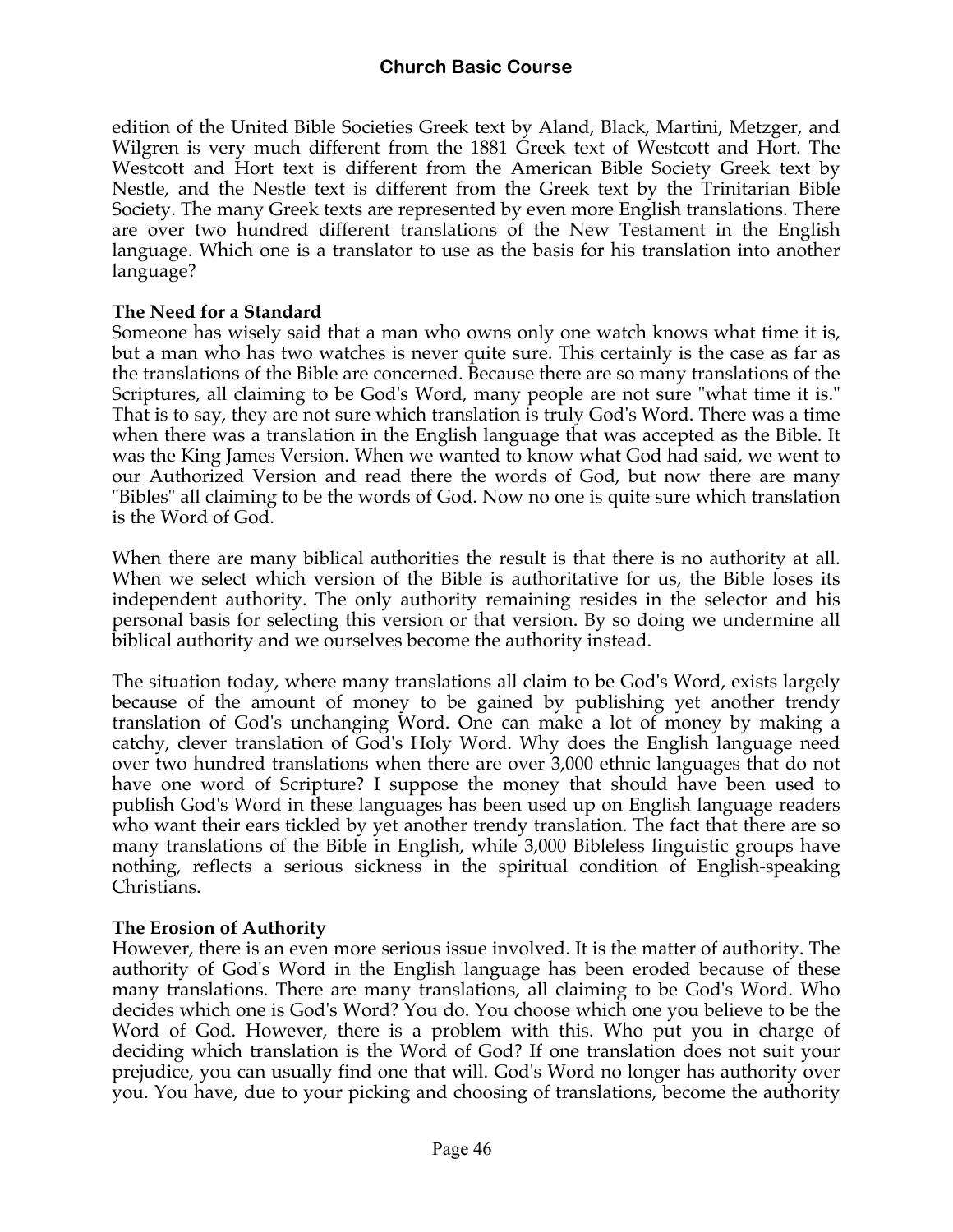edition of the United Bible Societies Greek text by Aland, Black, Martini, Metzger, and Wilgren is very much different from the 1881 Greek text of Westcott and Hort. The Westcott and Hort text is different from the American Bible Society Greek text by Nestle, and the Nestle text is different from the Greek text by the Trinitarian Bible Society. The many Greek texts are represented by even more English translations. There are over two hundred different translations of the New Testament in the English language. Which one is a translator to use as the basis for his translation into another language?

**The Need for a Standard**

Someone has wisely said that a man who owns only one watch knows what time it is, but a man who has two watches is never quite sure. This certainly is the case as far as the translations of the Bible are concerned. Because there are so many translations of the Scriptures, all claiming to be God's Word, many people are not sure "what time it is." That is to say, they are not sure which translation is truly God's Word. There was a time when there was a translation in the English language that was accepted as the Bible. It was the King James Version. When we wanted to know what God had said, we went to our Authorized Version and read there the words of God, but now there are many "Bibles" all claiming to be the words of God. Now no one is quite sure which translation is the Word of God.

When there are many biblical authorities the result is that there is no authority at all. When we select which version of the Bible is authoritative for us, the Bible loses its independent authority. The only authority remaining resides in the selector and his personal basis for selecting this version or that version. By so doing we undermine all biblical authority and we ourselves become the authority instead.

The situation today, where many translations all claim to be God's Word, exists largely because of the amount of money to be gained by publishing yet another trendy translation of God's unchanging Word. One can make a lot of money by making a catchy, clever translation of God's Holy Word. Why does the English language need over two hundred translations when there are over 3,000 ethnic languages that do not have one word of Scripture? I suppose the money that should have been used to publish God's Word in these languages has been used up on English language readers who want their ears tickled by yet another trendy translation. The fact that there are so many translations of the Bible in English, while 3,000 Bibleless linguistic groups have nothing, reflects a serious sickness in the spiritual condition of English-speaking Christians.

**The Erosion of Authority**

However, there is an even more serious issue involved. It is the matter of authority. The authority of God's Word in the English language has been eroded because of these many translations. There are many translations, all claiming to be God's Word. Who decides which one is God's Word? You do. You choose which one you believe to be the Word of God. However, there is a problem with this. Who put you in charge of deciding which translation is the Word of God? If one translation does not suit your prejudice, you can usually find one that will. God's Word no longer has authority over you. You have, due to your picking and choosing of translations, become the authority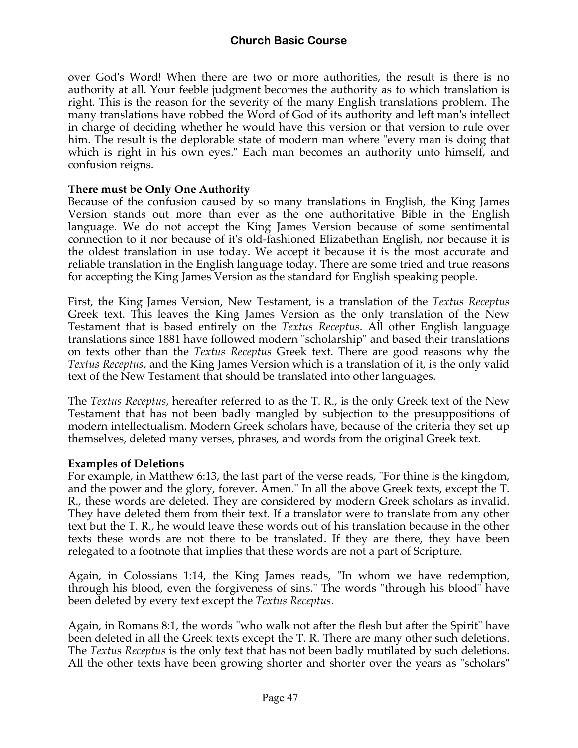over God's Word! When there are two or more authorities, the result is there is no authority at all. Your feeble judgment becomes the authority as to which translation is right. This is the reason for the severity of the many English translations problem. The many translations have robbed the Word of God of its authority and left man's intellect in charge of deciding whether he would have this version or that version to rule over him. The result is the deplorable state of modern man where "every man is doing that which is right in his own eyes." Each man becomes an authority unto himself, and confusion reigns.

**There must be Only One Authority**

Because of the confusion caused by so many translations in English, the King James Version stands out more than ever as the one authoritative Bible in the English language. We do not accept the King James Version because of some sentimental connection to it nor because of it's old-fashioned Elizabethan English, nor because it is the oldest translation in use today. We accept it because it is the most accurate and reliable translation in the English language today. There are some tried and true reasons for accepting the King James Version as the standard for English speaking people.

First, the King James Version, New Testament, is a translation of the *Textus Receptus* Greek text. This leaves the King James Version as the only translation of the New Testament that is based entirely on the *Textus Receptus*. All other English language translations since 1881 have followed modern "scholarship" and based their translations on texts other than the *Textus Receptus* Greek text. There are good reasons why the *Textus Receptus*, and the King James Version which is a translation of it, is the only valid text of the New Testament that should be translated into other languages.

The *Textus Receptus*, hereafter referred to as the T. R., is the only Greek text of the New Testament that has not been badly mangled by subjection to the presuppositions of modern intellectualism. Modern Greek scholars have, because of the criteria they set up themselves, deleted many verses, phrases, and words from the original Greek text.

**Examples of Deletions**

For example, in Matthew 6:13, the last part of the verse reads, "For thine is the kingdom, and the power and the glory, forever. Amen." In all the above Greek texts, except the T. R., these words are deleted. They are considered by modern Greek scholars as invalid. They have deleted them from their text. If a translator were to translate from any other text but the T. R., he would leave these words out of his translation because in the other texts these words are not there to be translated. If they are there, they have been relegated to a footnote that implies that these words are not a part of Scripture.

Again, in Colossians 1:14, the King James reads, "In whom we have redemption, through his blood, even the forgiveness of sins." The words "through his blood" have been deleted by every text except the *Textus Receptus*.

Again, in Romans 8:1, the words "who walk not after the flesh but after the Spirit" have been deleted in all the Greek texts except the T. R. There are many other such deletions. The *Textus Receptus* is the only text that has not been badly mutilated by such deletions. All the other texts have been growing shorter and shorter over the years as "scholars"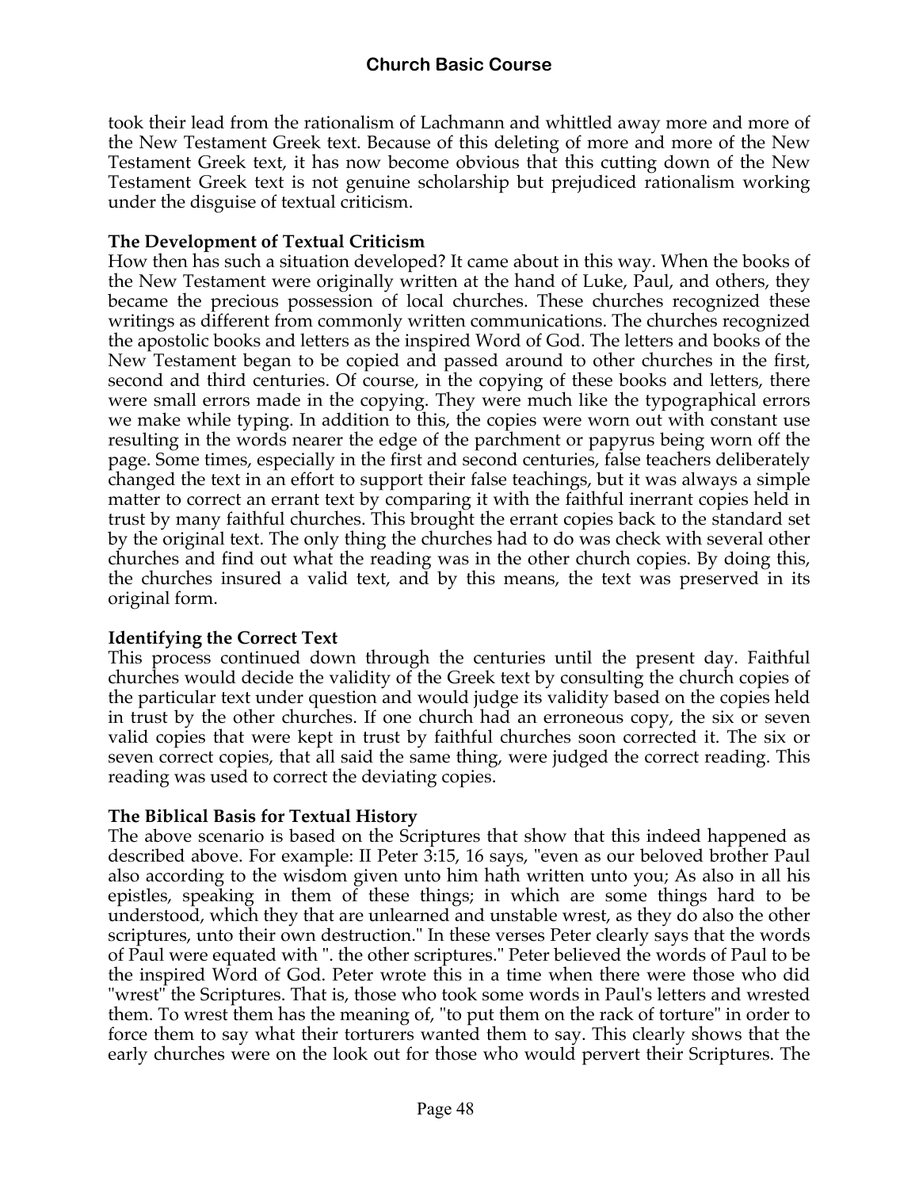took their lead from the rationalism of Lachmann and whittled away more and more of the New Testament Greek text. Because of this deleting of more and more of the New Testament Greek text, it has now become obvious that this cutting down of the New Testament Greek text is not genuine scholarship but prejudiced rationalism working under the disguise of textual criticism.

**The Development of Textual Criticism**

How then has such a situation developed? It came about in this way. When the books of the New Testament were originally written at the hand of Luke, Paul, and others, they became the precious possession of local churches. These churches recognized these writings as different from commonly written communications. The churches recognized the apostolic books and letters as the inspired Word of God. The letters and books of the New Testament began to be copied and passed around to other churches in the first, second and third centuries. Of course, in the copying of these books and letters, there were small errors made in the copying. They were much like the typographical errors we make while typing. In addition to this, the copies were worn out with constant use resulting in the words nearer the edge of the parchment or papyrus being worn off the page. Some times, especially in the first and second centuries, false teachers deliberately changed the text in an effort to support their false teachings, but it was always a simple matter to correct an errant text by comparing it with the faithful inerrant copies held in trust by many faithful churches. This brought the errant copies back to the standard set by the original text. The only thing the churches had to do was check with several other churches and find out what the reading was in the other church copies. By doing this, the churches insured a valid text, and by this means, the text was preserved in its original form.

**Identifying the Correct Text**

This process continued down through the centuries until the present day. Faithful churches would decide the validity of the Greek text by consulting the church copies of the particular text under question and would judge its validity based on the copies held in trust by the other churches. If one church had an erroneous copy, the six or seven valid copies that were kept in trust by faithful churches soon corrected it. The six or seven correct copies, that all said the same thing, were judged the correct reading. This reading was used to correct the deviating copies.

**The Biblical Basis for Textual History**

The above scenario is based on the Scriptures that show that this indeed happened as described above. For example: II Peter 3:15, 16 says, "even as our beloved brother Paul also according to the wisdom given unto him hath written unto you; As also in all his epistles, speaking in them of these things; in which are some things hard to be understood, which they that are unlearned and unstable wrest, as they do also the other scriptures, unto their own destruction." In these verses Peter clearly says that the words of Paul were equated with ". the other scriptures." Peter believed the words of Paul to be the inspired Word of God. Peter wrote this in a time when there were those who did "wrest" the Scriptures. That is, those who took some words in Paul's letters and wrested them. To wrest them has the meaning of, "to put them on the rack of torture" in order to force them to say what their torturers wanted them to say. This clearly shows that the early churches were on the look out for those who would pervert their Scriptures. The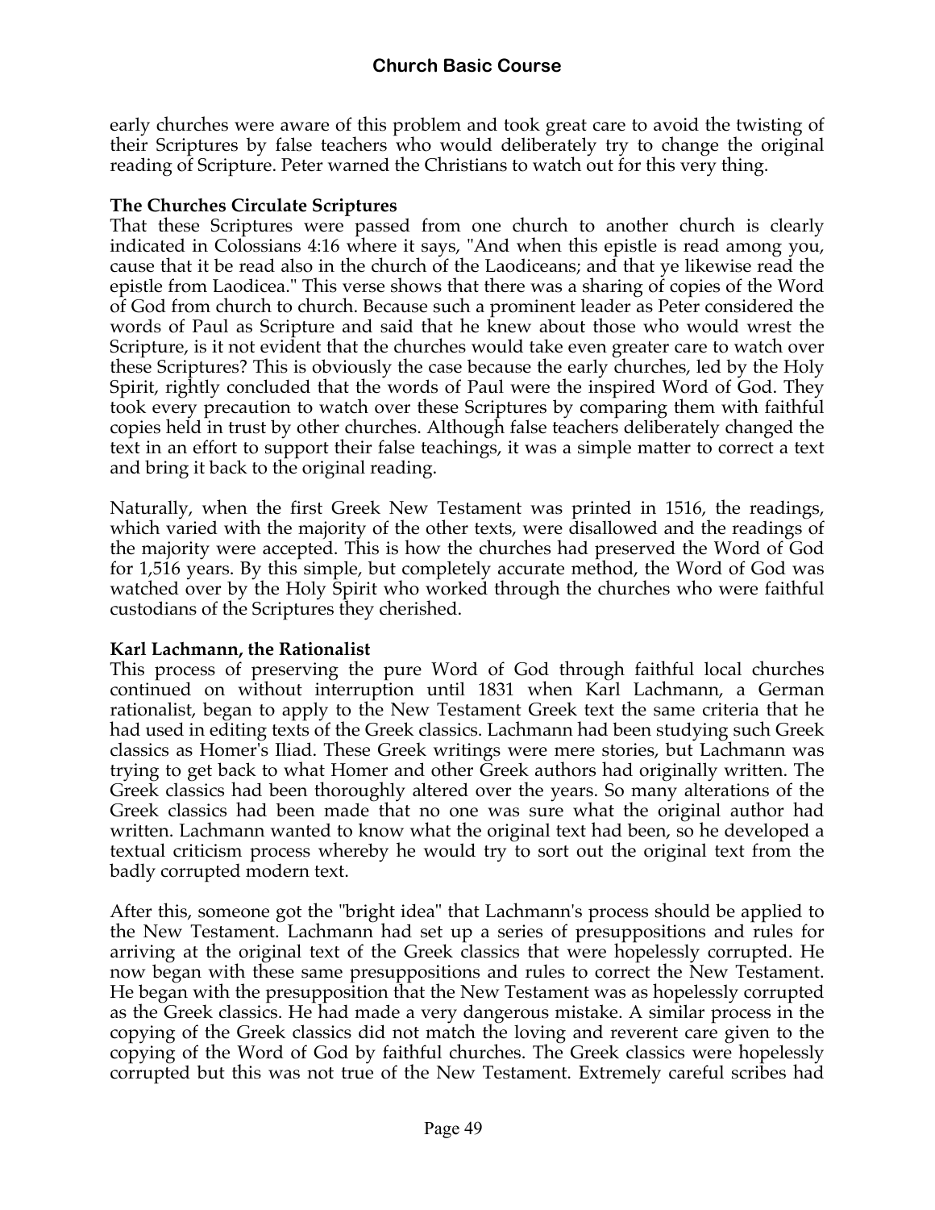early churches were aware of this problem and took great care to avoid the twisting of their Scriptures by false teachers who would deliberately try to change the original reading of Scripture. Peter warned the Christians to watch out for this very thing.

**The Churches Circulate Scriptures**

That these Scriptures were passed from one church to another church is clearly indicated in Colossians 4:16 where it says, "And when this epistle is read among you, cause that it be read also in the church of the Laodiceans; and that ye likewise read the epistle from Laodicea." This verse shows that there was a sharing of copies of the Word of God from church to church. Because such a prominent leader as Peter considered the words of Paul as Scripture and said that he knew about those who would wrest the Scripture, is it not evident that the churches would take even greater care to watch over these Scriptures? This is obviously the case because the early churches, led by the Holy Spirit, rightly concluded that the words of Paul were the inspired Word of God. They took every precaution to watch over these Scriptures by comparing them with faithful copies held in trust by other churches. Although false teachers deliberately changed the text in an effort to support their false teachings, it was a simple matter to correct a text and bring it back to the original reading.

Naturally, when the first Greek New Testament was printed in 1516, the readings, which varied with the majority of the other texts, were disallowed and the readings of the majority were accepted. This is how the churches had preserved the Word of God for 1,516 years. By this simple, but completely accurate method, the Word of God was watched over by the Holy Spirit who worked through the churches who were faithful custodians of the Scriptures they cherished.

**Karl Lachmann, the Rationalist**

This process of preserving the pure Word of God through faithful local churches continued on without interruption until 1831 when Karl Lachmann, a German rationalist, began to apply to the New Testament Greek text the same criteria that he had used in editing texts of the Greek classics. Lachmann had been studying such Greek classics as Homer's Iliad. These Greek writings were mere stories, but Lachmann was trying to get back to what Homer and other Greek authors had originally written. The Greek classics had been thoroughly altered over the years. So many alterations of the Greek classics had been made that no one was sure what the original author had written. Lachmann wanted to know what the original text had been, so he developed a textual criticism process whereby he would try to sort out the original text from the badly corrupted modern text.

After this, someone got the "bright idea" that Lachmann's process should be applied to the New Testament. Lachmann had set up a series of presuppositions and rules for arriving at the original text of the Greek classics that were hopelessly corrupted. He now began with these same presuppositions and rules to correct the New Testament. He began with the presupposition that the New Testament was as hopelessly corrupted as the Greek classics. He had made a very dangerous mistake. A similar process in the copying of the Greek classics did not match the loving and reverent care given to the copying of the Word of God by faithful churches. The Greek classics were hopelessly corrupted but this was not true of the New Testament. Extremely careful scribes had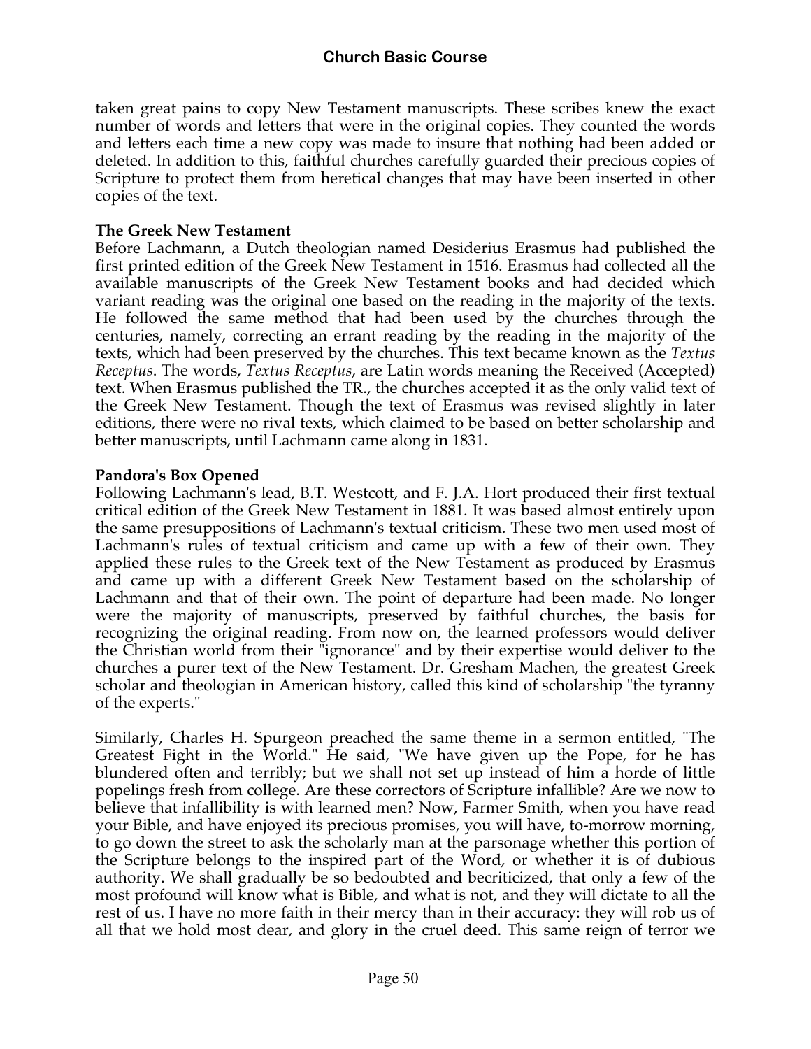taken great pains to copy New Testament manuscripts. These scribes knew the exact number of words and letters that were in the original copies. They counted the words and letters each time a new copy was made to insure that nothing had been added or deleted. In addition to this, faithful churches carefully guarded their precious copies of Scripture to protect them from heretical changes that may have been inserted in other copies of the text.

**The Greek New Testament**

Before Lachmann, a Dutch theologian named Desiderius Erasmus had published the first printed edition of the Greek New Testament in 1516. Erasmus had collected all the available manuscripts of the Greek New Testament books and had decided which variant reading was the original one based on the reading in the majority of the texts. He followed the same method that had been used by the churches through the centuries, namely, correcting an errant reading by the reading in the majority of the texts, which had been preserved by the churches. This text became known as the *Textus Receptus*. The words, *Textus Receptus*, are Latin words meaning the Received (Accepted) text. When Erasmus published the TR., the churches accepted it as the only valid text of the Greek New Testament. Though the text of Erasmus was revised slightly in later editions, there were no rival texts, which claimed to be based on better scholarship and better manuscripts, until Lachmann came along in 1831.

**Pandora's Box Opened**

Following Lachmann's lead, B.T. Westcott, and F. J.A. Hort produced their first textual critical edition of the Greek New Testament in 1881. It was based almost entirely upon the same presuppositions of Lachmann's textual criticism. These two men used most of Lachmann's rules of textual criticism and came up with a few of their own. They applied these rules to the Greek text of the New Testament as produced by Erasmus and came up with a different Greek New Testament based on the scholarship of Lachmann and that of their own. The point of departure had been made. No longer were the majority of manuscripts, preserved by faithful churches, the basis for recognizing the original reading. From now on, the learned professors would deliver the Christian world from their "ignorance" and by their expertise would deliver to the churches a purer text of the New Testament. Dr. Gresham Machen, the greatest Greek scholar and theologian in American history, called this kind of scholarship "the tyranny of the experts."

Similarly, Charles H. Spurgeon preached the same theme in a sermon entitled, "The Greatest Fight in the World." He said, "We have given up the Pope, for he has blundered often and terribly; but we shall not set up instead of him a horde of little popelings fresh from college. Are these correctors of Scripture infallible? Are we now to believe that infallibility is with learned men? Now, Farmer Smith, when you have read your Bible, and have enjoyed its precious promises, you will have, to-morrow morning, to go down the street to ask the scholarly man at the parsonage whether this portion of the Scripture belongs to the inspired part of the Word, or whether it is of dubious authority. We shall gradually be so bedoubted and becriticized, that only a few of the most profound will know what is Bible, and what is not, and they will dictate to all the rest of us. I have no more faith in their mercy than in their accuracy: they will rob us of all that we hold most dear, and glory in the cruel deed. This same reign of terror we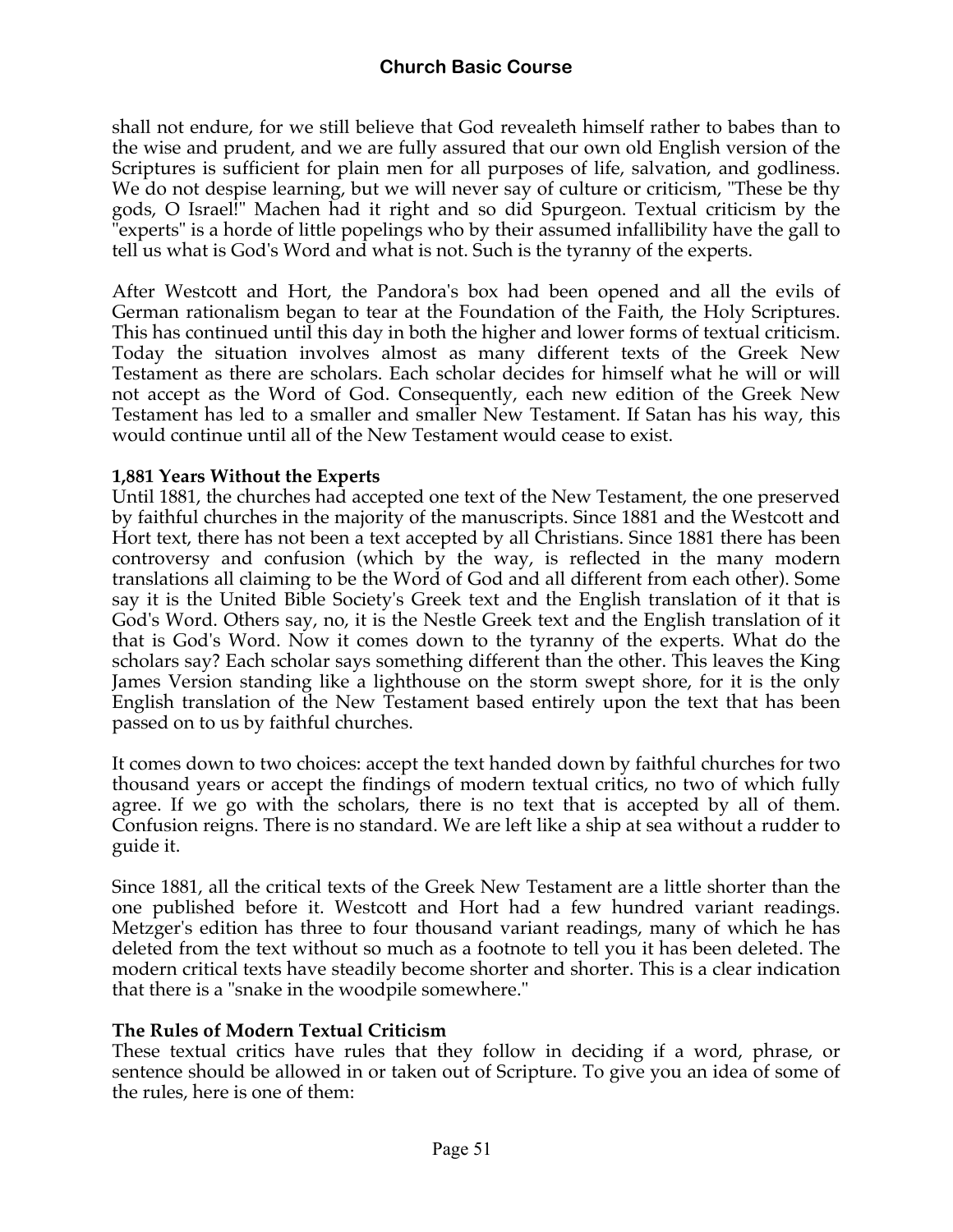shall not endure, for we still believe that God revealeth himself rather to babes than to the wise and prudent, and we are fully assured that our own old English version of the Scriptures is sufficient for plain men for all purposes of life, salvation, and godliness. We do not despise learning, but we will never say of culture or criticism, "These be thy gods, O Israel!" Machen had it right and so did Spurgeon. Textual criticism by the "experts" is a horde of little popelings who by their assumed infallibility have the gall to tell us what is God's Word and what is not. Such is the tyranny of the experts.

After Westcott and Hort, the Pandora's box had been opened and all the evils of German rationalism began to tear at the Foundation of the Faith, the Holy Scriptures. This has continued until this day in both the higher and lower forms of textual criticism. Today the situation involves almost as many different texts of the Greek New Testament as there are scholars. Each scholar decides for himself what he will or will not accept as the Word of God. Consequently, each new edition of the Greek New Testament has led to a smaller and smaller New Testament. If Satan has his way, this would continue until all of the New Testament would cease to exist.

**1,881 Years Without the Experts**

Until 1881, the churches had accepted one text of the New Testament, the one preserved by faithful churches in the majority of the manuscripts. Since 1881 and the Westcott and Hort text, there has not been a text accepted by all Christians. Since 1881 there has been controversy and confusion (which by the way, is reflected in the many modern translations all claiming to be the Word of God and all different from each other). Some say it is the United Bible Society's Greek text and the English translation of it that is God's Word. Others say, no, it is the Nestle Greek text and the English translation of it that is God's Word. Now it comes down to the tyranny of the experts. What do the scholars say? Each scholar says something different than the other. This leaves the King James Version standing like a lighthouse on the storm swept shore, for it is the only English translation of the New Testament based entirely upon the text that has been passed on to us by faithful churches.

It comes down to two choices: accept the text handed down by faithful churches for two thousand years or accept the findings of modern textual critics, no two of which fully agree. If we go with the scholars, there is no text that is accepted by all of them. Confusion reigns. There is no standard. We are left like a ship at sea without a rudder to guide it.

Since 1881, all the critical texts of the Greek New Testament are a little shorter than the one published before it. Westcott and Hort had a few hundred variant readings. Metzger's edition has three to four thousand variant readings, many of which he has deleted from the text without so much as a footnote to tell you it has been deleted. The modern critical texts have steadily become shorter and shorter. This is a clear indication that there is a "snake in the woodpile somewhere."

**The Rules of Modern Textual Criticism**

These textual critics have rules that they follow in deciding if a word, phrase, or sentence should be allowed in or taken out of Scripture. To give you an idea of some of the rules, here is one of them: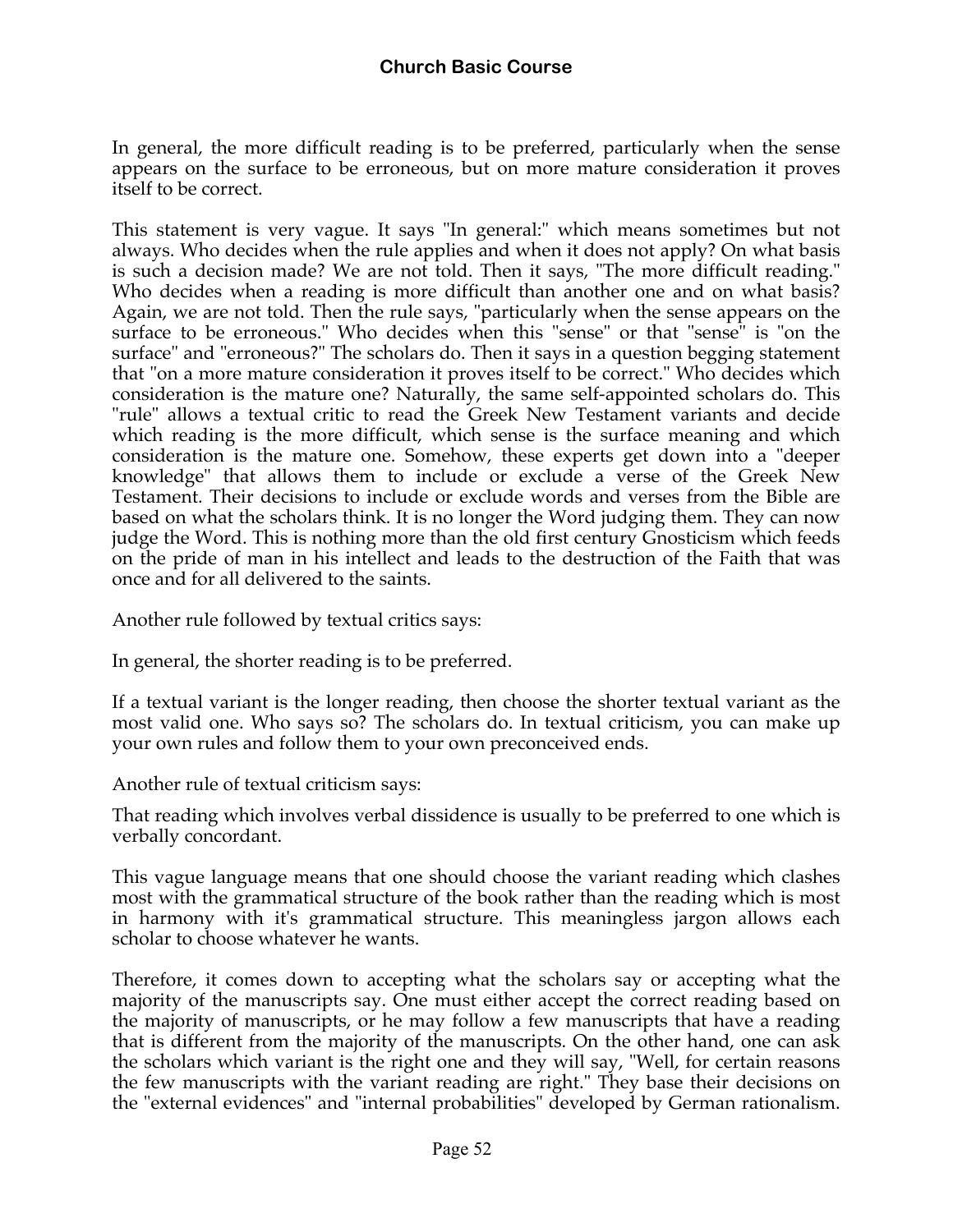In general, the more difficult reading is to be preferred, particularly when the sense appears on the surface to be erroneous, but on more mature consideration it proves itself to be correct.

This statement is very vague. It says "In general:" which means sometimes but not always. Who decides when the rule applies and when it does not apply? On what basis is such a decision made? We are not told. Then it says, "The more difficult reading." Who decides when a reading is more difficult than another one and on what basis? Again, we are not told. Then the rule says, "particularly when the sense appears on the surface to be erroneous." Who decides when this "sense" or that "sense" is "on the surface" and "erroneous?" The scholars do. Then it says in a question begging statement that "on a more mature consideration it proves itself to be correct." Who decides which consideration is the mature one? Naturally, the same self-appointed scholars do. This "rule" allows a textual critic to read the Greek New Testament variants and decide which reading is the more difficult, which sense is the surface meaning and which consideration is the mature one. Somehow, these experts get down into a "deeper knowledge" that allows them to include or exclude a verse of the Greek New Testament. Their decisions to include or exclude words and verses from the Bible are based on what the scholars think. It is no longer the Word judging them. They can now judge the Word. This is nothing more than the old first century Gnosticism which feeds on the pride of man in his intellect and leads to the destruction of the Faith that was once and for all delivered to the saints.

Another rule followed by textual critics says:

In general, the shorter reading is to be preferred.

If a textual variant is the longer reading, then choose the shorter textual variant as the most valid one. Who says so? The scholars do. In textual criticism, you can make up your own rules and follow them to your own preconceived ends.

Another rule of textual criticism says:

That reading which involves verbal dissidence is usually to be preferred to one which is verbally concordant.

This vague language means that one should choose the variant reading which clashes most with the grammatical structure of the book rather than the reading which is most in harmony with it's grammatical structure. This meaningless jargon allows each scholar to choose whatever he wants.

Therefore, it comes down to accepting what the scholars say or accepting what the majority of the manuscripts say. One must either accept the correct reading based on the majority of manuscripts, or he may follow a few manuscripts that have a reading that is different from the majority of the manuscripts. On the other hand, one can ask the scholars which variant is the right one and they will say, "Well, for certain reasons the few manuscripts with the variant reading are right." They base their decisions on the "external evidences" and "internal probabilities" developed by German rationalism.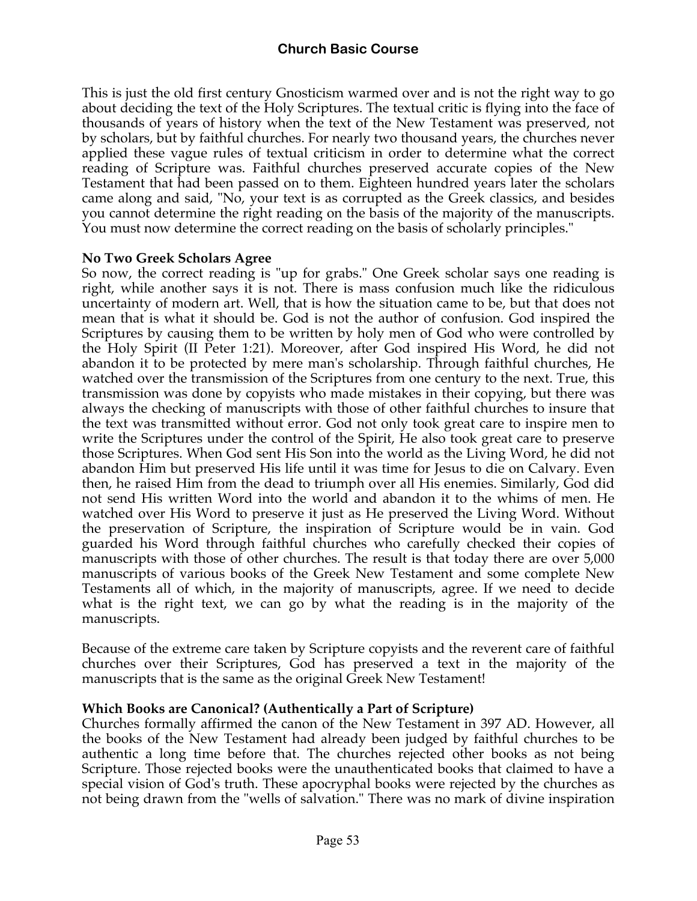This is just the old first century Gnosticism warmed over and is not the right way to go about deciding the text of the Holy Scriptures. The textual critic is flying into the face of thousands of years of history when the text of the New Testament was preserved, not by scholars, but by faithful churches. For nearly two thousand years, the churches never applied these vague rules of textual criticism in order to determine what the correct reading of Scripture was. Faithful churches preserved accurate copies of the New Testament that had been passed on to them. Eighteen hundred years later the scholars came along and said, "No, your text is as corrupted as the Greek classics, and besides you cannot determine the right reading on the basis of the majority of the manuscripts. You must now determine the correct reading on the basis of scholarly principles."

**No Two Greek Scholars Agree**

So now, the correct reading is "up for grabs." One Greek scholar says one reading is right, while another says it is not. There is mass confusion much like the ridiculous uncertainty of modern art. Well, that is how the situation came to be, but that does not mean that is what it should be. God is not the author of confusion. God inspired the Scriptures by causing them to be written by holy men of God who were controlled by the Holy Spirit (II Peter 1:21). Moreover, after God inspired His Word, he did not abandon it to be protected by mere man's scholarship. Through faithful churches, He watched over the transmission of the Scriptures from one century to the next. True, this transmission was done by copyists who made mistakes in their copying, but there was always the checking of manuscripts with those of other faithful churches to insure that the text was transmitted without error. God not only took great care to inspire men to write the Scriptures under the control of the Spirit, He also took great care to preserve those Scriptures. When God sent His Son into the world as the Living Word, he did not abandon Him but preserved His life until it was time for Jesus to die on Calvary. Even then, he raised Him from the dead to triumph over all His enemies. Similarly, God did not send His written Word into the world and abandon it to the whims of men. He watched over His Word to preserve it just as He preserved the Living Word. Without the preservation of Scripture, the inspiration of Scripture would be in vain. God guarded his Word through faithful churches who carefully checked their copies of manuscripts with those of other churches. The result is that today there are over 5,000 manuscripts of various books of the Greek New Testament and some complete New Testaments all of which, in the majority of manuscripts, agree. If we need to decide what is the right text, we can go by what the reading is in the majority of the manuscripts.

Because of the extreme care taken by Scripture copyists and the reverent care of faithful churches over their Scriptures, God has preserved a text in the majority of the manuscripts that is the same as the original Greek New Testament!

**Which Books are Canonical? (Authentically a Part of Scripture)**

Churches formally affirmed the canon of the New Testament in 397 AD. However, all the books of the New Testament had already been judged by faithful churches to be authentic a long time before that. The churches rejected other books as not being Scripture. Those rejected books were the unauthenticated books that claimed to have a special vision of God's truth. These apocryphal books were rejected by the churches as not being drawn from the "wells of salvation." There was no mark of divine inspiration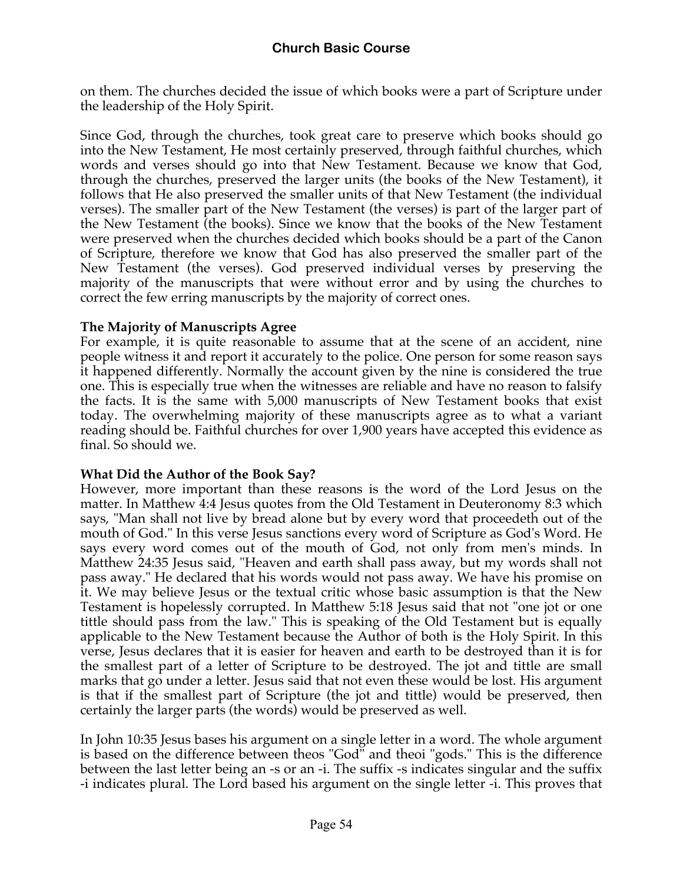on them. The churches decided the issue of which books were a part of Scripture under the leadership of the Holy Spirit.

Since God, through the churches, took great care to preserve which books should go into the New Testament, He most certainly preserved, through faithful churches, which words and verses should go into that New Testament. Because we know that God, through the churches, preserved the larger units (the books of the New Testament), it follows that He also preserved the smaller units of that New Testament (the individual verses). The smaller part of the New Testament (the verses) is part of the larger part of the New Testament (the books). Since we know that the books of the New Testament were preserved when the churches decided which books should be a part of the Canon of Scripture, therefore we know that God has also preserved the smaller part of the New Testament (the verses). God preserved individual verses by preserving the majority of the manuscripts that were without error and by using the churches to correct the few erring manuscripts by the majority of correct ones.

**The Majority of Manuscripts Agree**

For example, it is quite reasonable to assume that at the scene of an accident, nine people witness it and report it accurately to the police. One person for some reason says it happened differently. Normally the account given by the nine is considered the true one. This is especially true when the witnesses are reliable and have no reason to falsify the facts. It is the same with 5,000 manuscripts of New Testament books that exist today. The overwhelming majority of these manuscripts agree as to what a variant reading should be. Faithful churches for over 1,900 years have accepted this evidence as final. So should we.

**What Did the Author of the Book Say?**

However, more important than these reasons is the word of the Lord Jesus on the matter. In Matthew 4:4 Jesus quotes from the Old Testament in Deuteronomy 8:3 which says, "Man shall not live by bread alone but by every word that proceedeth out of the mouth of God." In this verse Jesus sanctions every word of Scripture as God's Word. He says every word comes out of the mouth of God, not only from men's minds. In Matthew 24:35 Jesus said, "Heaven and earth shall pass away, but my words shall not pass away." He declared that his words would not pass away. We have his promise on it. We may believe Jesus or the textual critic whose basic assumption is that the New Testament is hopelessly corrupted. In Matthew 5:18 Jesus said that not "one jot or one tittle should pass from the law." This is speaking of the Old Testament but is equally applicable to the New Testament because the Author of both is the Holy Spirit. In this verse, Jesus declares that it is easier for heaven and earth to be destroyed than it is for the smallest part of a letter of Scripture to be destroyed. The jot and tittle are small marks that go under a letter. Jesus said that not even these would be lost. His argument is that if the smallest part of Scripture (the jot and tittle) would be preserved, then certainly the larger parts (the words) would be preserved as well.

In John 10:35 Jesus bases his argument on a single letter in a word. The whole argument is based on the difference between theos "God" and theoi "gods." This is the difference between the last letter being an -s or an -i. The suffix -s indicates singular and the suffix -i indicates plural. The Lord based his argument on the single letter -i. This proves that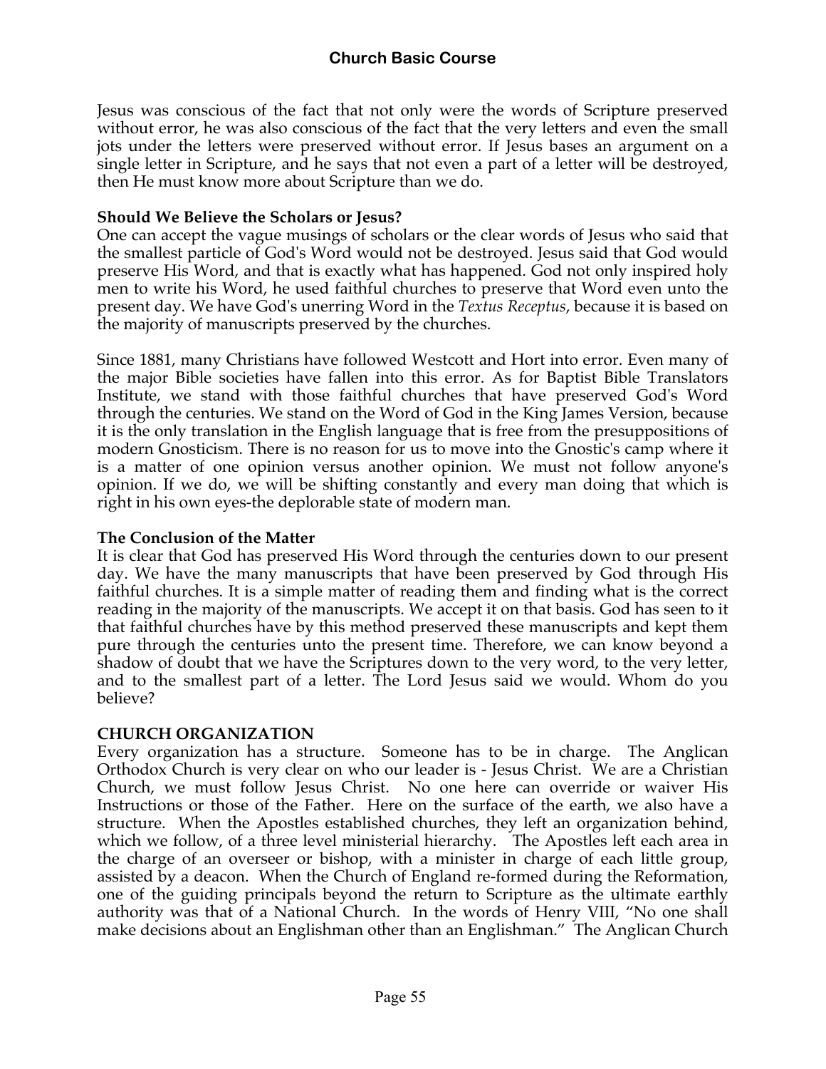Jesus was conscious of the fact that not only were the words of Scripture preserved without error, he was also conscious of the fact that the very letters and even the small jots under the letters were preserved without error. If Jesus bases an argument on a single letter in Scripture, and he says that not even a part of a letter will be destroyed, then He must know more about Scripture than we do.

**Should We Believe the Scholars or Jesus?**

One can accept the vague musings of scholars or the clear words of Jesus who said that the smallest particle of God's Word would not be destroyed. Jesus said that God would preserve His Word, and that is exactly what has happened. God not only inspired holy men to write his Word, he used faithful churches to preserve that Word even unto the present day. We have God's unerring Word in the *Textus Receptus*, because it is based on the majority of manuscripts preserved by the churches.

Since 1881, many Christians have followed Westcott and Hort into error. Even many of the major Bible societies have fallen into this error. As for Baptist Bible Translators Institute, we stand with those faithful churches that have preserved God's Word through the centuries. We stand on the Word of God in the King James Version, because it is the only translation in the English language that is free from the presuppositions of modern Gnosticism. There is no reason for us to move into the Gnostic's camp where it is a matter of one opinion versus another opinion. We must not follow anyone's opinion. If we do, we will be shifting constantly and every man doing that which is right in his own eyes-the deplorable state of modern man.

**The Conclusion of the Matter**

It is clear that God has preserved His Word through the centuries down to our present day. We have the many manuscripts that have been preserved by God through His faithful churches. It is a simple matter of reading them and finding what is the correct reading in the majority of the manuscripts. We accept it on that basis. God has seen to it that faithful churches have by this method preserved these manuscripts and kept them pure through the centuries unto the present time. Therefore, we can know beyond a shadow of doubt that we have the Scriptures down to the very word, to the very letter, and to the smallest part of a letter. The Lord Jesus said we would. Whom do you believe?

## CHURCH ORGANIZATION

Every organization has a structure. Someone has to be in charge. The Anglican Orthodox Church is very clear on who our leader is - Jesus Christ. We are a Christian Church, we must follow Jesus Christ. No one here can override or waiver His Instructions or those of the Father. Here on the surface of the earth, we also have a structure. When the Apostles established churches, they left an organization behind, which we follow, of a three level ministerial hierarchy. The Apostles left each area in the charge of an overseer or bishop, with a minister in charge of each little group, assisted by a deacon. When the Church of England re-formed during the Reformation, one of the guiding principals beyond the return to Scripture as the ultimate earthly authority was that of a National Church. In the words of Henry VIII, "No one shall make decisions about an Englishman other than an Englishman." The Anglican Church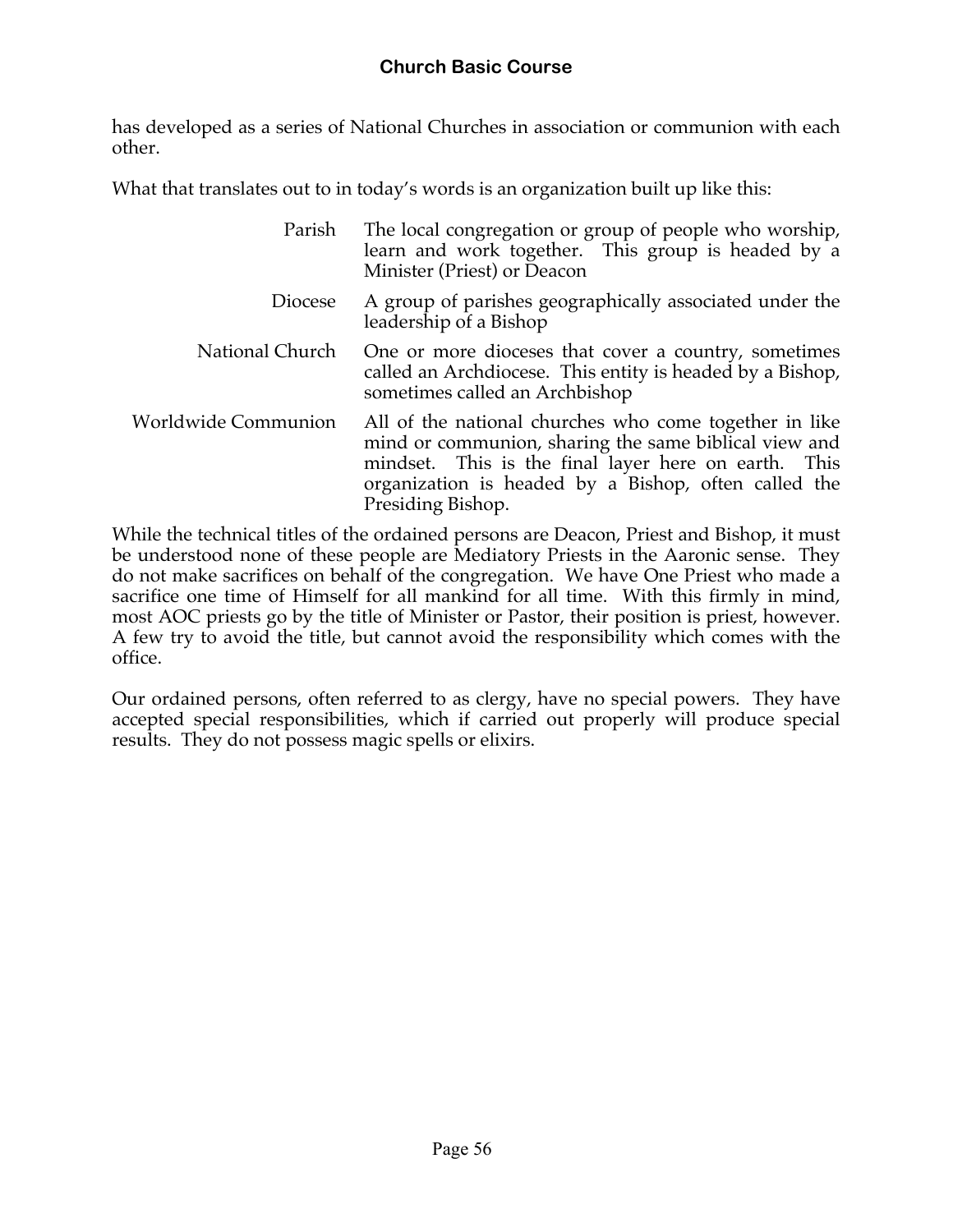has developed as a series of National Churches in association or communion with each other.

What that translates out to in today's words is an organization built up like this:

| | |
|---|---|
| Parish | The local congregation or group of people who worship, learn and work together. This group is headed by a Minister (Priest) or Deacon |
| Diocese | A group of parishes geographically associated under the leadership of a Bishop |
| National Church | One or more dioceses that cover a country, sometimes called an Archdiocese. This entity is headed by a Bishop, sometimes called an Archbishop |
| Worldwide Communion | All of the national churches who come together in like mind or communion, sharing the same biblical view and mindset. This is the final layer here on earth. This organization is headed by a Bishop, often called the Presiding Bishop. |

While the technical titles of the ordained persons are Deacon, Priest and Bishop, it must be understood none of these people are Mediatory Priests in the Aaronic sense. They do not make sacrifices on behalf of the congregation. We have One Priest who made a sacrifice one time of Himself for all mankind for all time. With this firmly in mind, most AOC priests go by the title of Minister or Pastor, their position is priest, however. A few try to avoid the title, but cannot avoid the responsibility which comes with the office.

Our ordained persons, often referred to as clergy, have no special powers. They have accepted special responsibilities, which if carried out properly will produce special results. They do not possess magic spells or elixirs.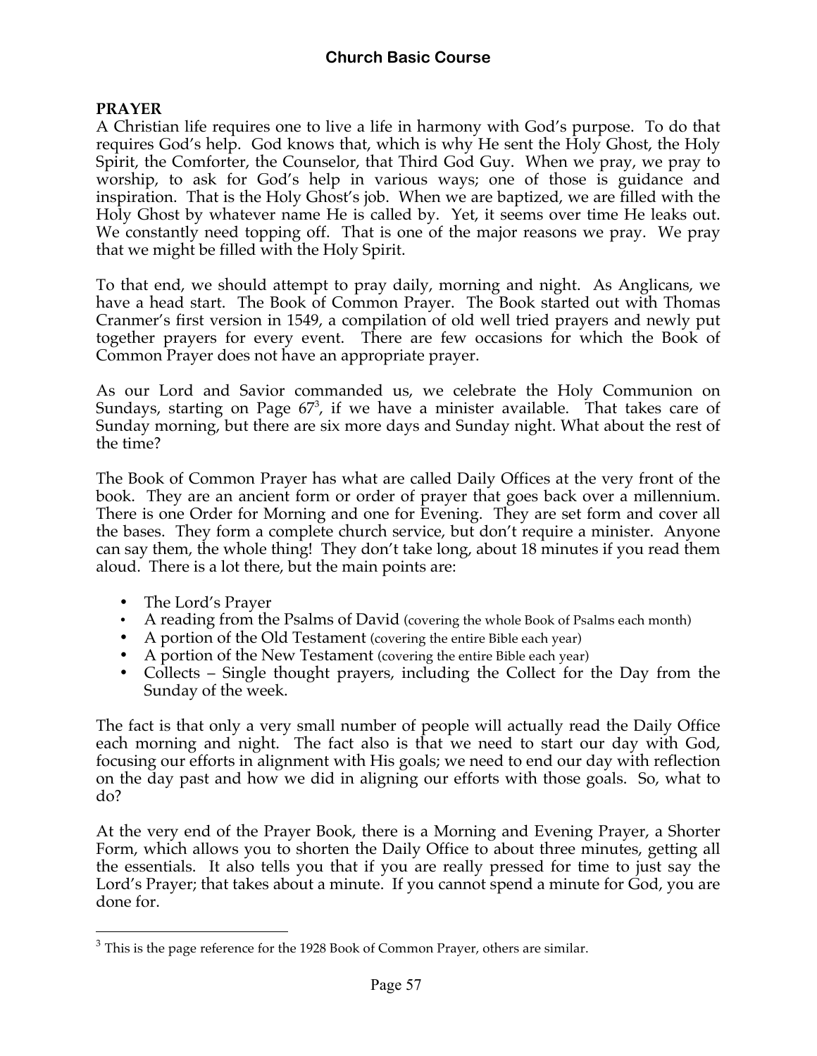## PRAYER

A Christian life requires one to live a life in harmony with God's purpose. To do that requires God's help. God knows that, which is why He sent the Holy Ghost, the Holy Spirit, the Comforter, the Counselor, that Third God Guy. When we pray, we pray to worship, to ask for God's help in various ways; one of those is guidance and inspiration. That is the Holy Ghost's job. When we are baptized, we are filled with the Holy Ghost by whatever name He is called by. Yet, it seems over time He leaks out. We constantly need topping off. That is one of the major reasons we pray. We pray that we might be filled with the Holy Spirit.

To that end, we should attempt to pray daily, morning and night. As Anglicans, we have a head start. The Book of Common Prayer. The Book started out with Thomas Cranmer's first version in 1549, a compilation of old well tried prayers and newly put together prayers for every event. There are few occasions for which the Book of Common Prayer does not have an appropriate prayer.

As our Lord and Savior commanded us, we celebrate the Holy Communion on Sundays, starting on Page 67[3], if we have a minister available. That takes care of Sunday morning, but there are six more days and Sunday night. What about the rest of the time?

The Book of Common Prayer has what are called Daily Offices at the very front of the book. They are an ancient form or order of prayer that goes back over a millennium. There is one Order for Morning and one for Evening. They are set form and cover all the bases. They form a complete church service, but don't require a minister. Anyone can say them, the whole thing! They don't take long, about 18 minutes if you read them aloud. There is a lot there, but the main points are:

- The Lord's Prayer
- A reading from the Psalms of David (covering the whole Book of Psalms each month)
- A portion of the Old Testament (covering the entire Bible each year)
- A portion of the New Testament (covering the entire Bible each year)
- Collects – Single thought prayers, including the Collect for the Day from the Sunday of the week.

The fact is that only a very small number of people will actually read the Daily Office each morning and night. The fact also is that we need to start our day with God, focusing our efforts in alignment with His goals; we need to end our day with reflection on the day past and how we did in aligning our efforts with those goals. So, what to do?

At the very end of the Prayer Book, there is a Morning and Evening Prayer, a Shorter Form, which allows you to shorten the Daily Office to about three minutes, getting all the essentials. It also tells you that if you are really pressed for time to just say the Lord's Prayer; that takes about a minute. If you cannot spend a minute for God, you are done for.

[3] This is the page reference for the 1928 Book of Common Prayer, others are similar.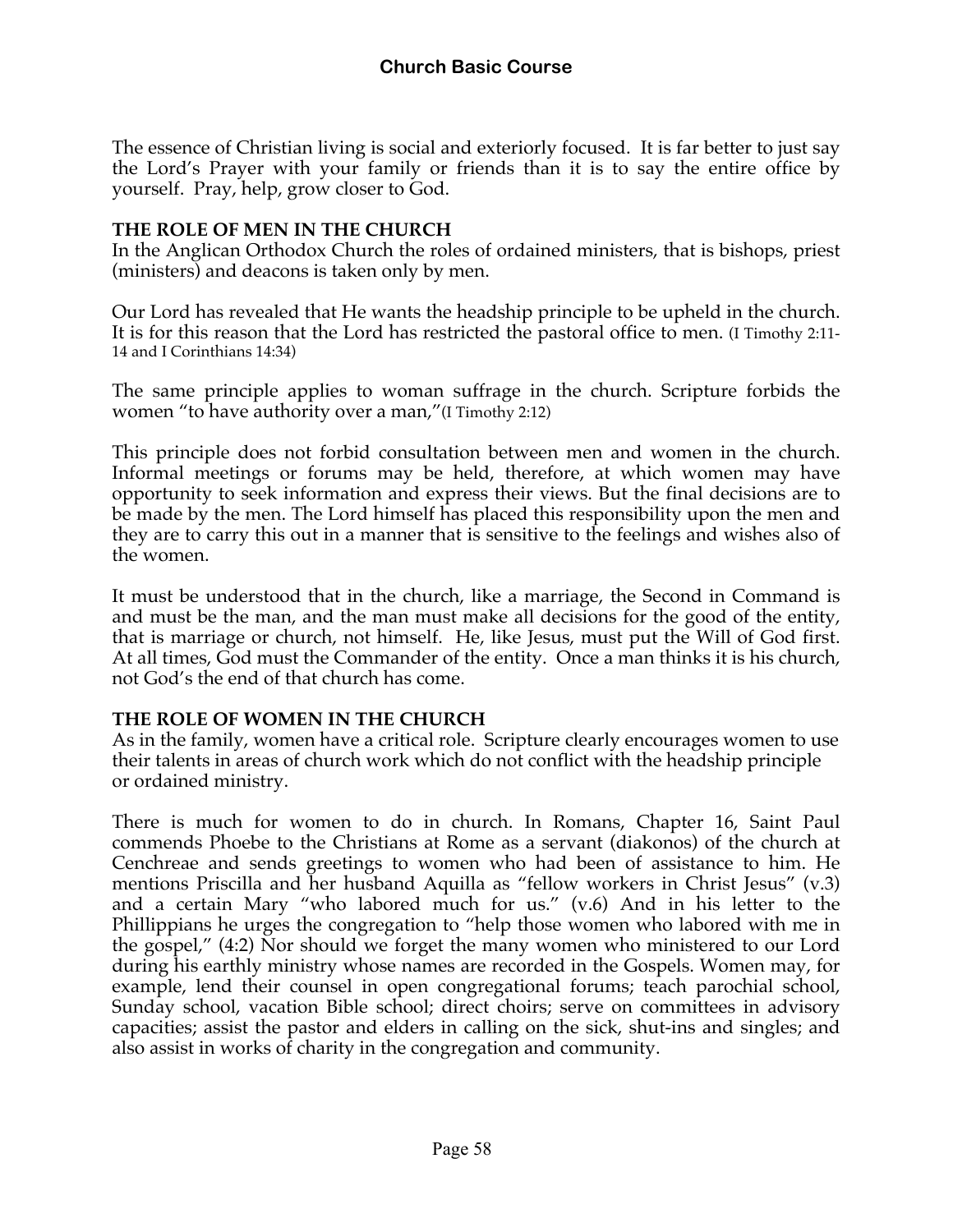The essence of Christian living is social and exteriorly focused. It is far better to just say the Lord's Prayer with your family or friends than it is to say the entire office by yourself. Pray, help, grow closer to God.

**THE ROLE OF MEN IN THE CHURCH**
In the Anglican Orthodox Church the roles of ordained ministers, that is bishops, priest (ministers) and deacons is taken only by men.

Our Lord has revealed that He wants the headship principle to be upheld in the church. It is for this reason that the Lord has restricted the pastoral office to men. (I Timothy 2:11-14 and I Corinthians 14:34)

The same principle applies to woman suffrage in the church. Scripture forbids the women "to have authority over a man,"(I Timothy 2:12)

This principle does not forbid consultation between men and women in the church. Informal meetings or forums may be held, therefore, at which women may have opportunity to seek information and express their views. But the final decisions are to be made by the men. The Lord himself has placed this responsibility upon the men and they are to carry this out in a manner that is sensitive to the feelings and wishes also of the women.

It must be understood that in the church, like a marriage, the Second in Command is and must be the man, and the man must make all decisions for the good of the entity, that is marriage or church, not himself. He, like Jesus, must put the Will of God first. At all times, God must the Commander of the entity. Once a man thinks it is his church, not God's the end of that church has come.

**THE ROLE OF WOMEN IN THE CHURCH**
As in the family, women have a critical role. Scripture clearly encourages women to use their talents in areas of church work which do not conflict with the headship principle or ordained ministry.

There is much for women to do in church. In Romans, Chapter 16, Saint Paul commends Phoebe to the Christians at Rome as a servant (diakonos) of the church at Cenchreae and sends greetings to women who had been of assistance to him. He mentions Priscilla and her husband Aquilla as "fellow workers in Christ Jesus" (v.3) and a certain Mary "who labored much for us." (v.6) And in his letter to the Phillippians he urges the congregation to "help those women who labored with me in the gospel," (4:2) Nor should we forget the many women who ministered to our Lord during his earthly ministry whose names are recorded in the Gospels. Women may, for example, lend their counsel in open congregational forums; teach parochial school, Sunday school, vacation Bible school; direct choirs; serve on committees in advisory capacities; assist the pastor and elders in calling on the sick, shut-ins and singles; and also assist in works of charity in the congregation and community.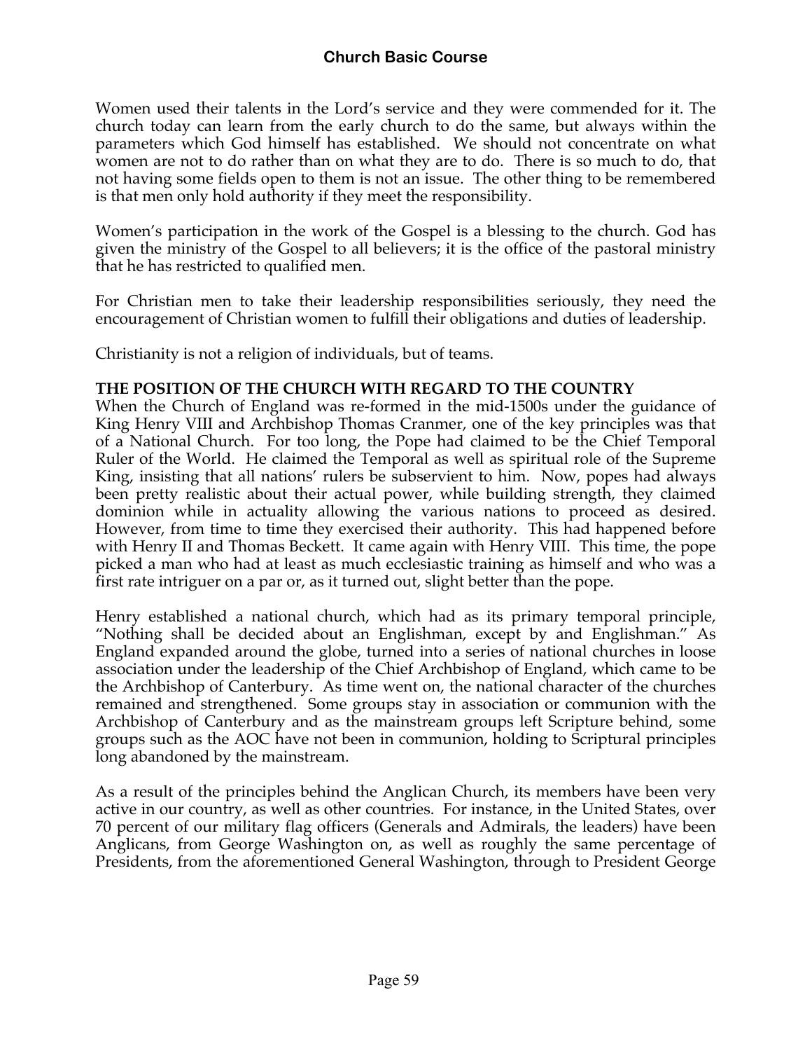Women used their talents in the Lord's service and they were commended for it. The church today can learn from the early church to do the same, but always within the parameters which God himself has established. We should not concentrate on what women are not to do rather than on what they are to do. There is so much to do, that not having some fields open to them is not an issue. The other thing to be remembered is that men only hold authority if they meet the responsibility.

Women's participation in the work of the Gospel is a blessing to the church. God has given the ministry of the Gospel to all believers; it is the office of the pastoral ministry that he has restricted to qualified men.

For Christian men to take their leadership responsibilities seriously, they need the encouragement of Christian women to fulfill their obligations and duties of leadership.

Christianity is not a religion of individuals, but of teams.

**THE POSITION OF THE CHURCH WITH REGARD TO THE COUNTRY**

When the Church of England was re-formed in the mid-1500s under the guidance of King Henry VIII and Archbishop Thomas Cranmer, one of the key principles was that of a National Church. For too long, the Pope had claimed to be the Chief Temporal Ruler of the World. He claimed the Temporal as well as spiritual role of the Supreme King, insisting that all nations' rulers be subservient to him. Now, popes had always been pretty realistic about their actual power, while building strength, they claimed dominion while in actuality allowing the various nations to proceed as desired. However, from time to time they exercised their authority. This had happened before with Henry II and Thomas Beckett. It came again with Henry VIII. This time, the pope picked a man who had at least as much ecclesiastic training as himself and who was a first rate intriguer on a par or, as it turned out, slight better than the pope.

Henry established a national church, which had as its primary temporal principle, "Nothing shall be decided about an Englishman, except by and Englishman." As England expanded around the globe, turned into a series of national churches in loose association under the leadership of the Chief Archbishop of England, which came to be the Archbishop of Canterbury. As time went on, the national character of the churches remained and strengthened. Some groups stay in association or communion with the Archbishop of Canterbury and as the mainstream groups left Scripture behind, some groups such as the AOC have not been in communion, holding to Scriptural principles long abandoned by the mainstream.

As a result of the principles behind the Anglican Church, its members have been very active in our country, as well as other countries. For instance, in the United States, over 70 percent of our military flag officers (Generals and Admirals, the leaders) have been Anglicans, from George Washington on, as well as roughly the same percentage of Presidents, from the aforementioned General Washington, through to President George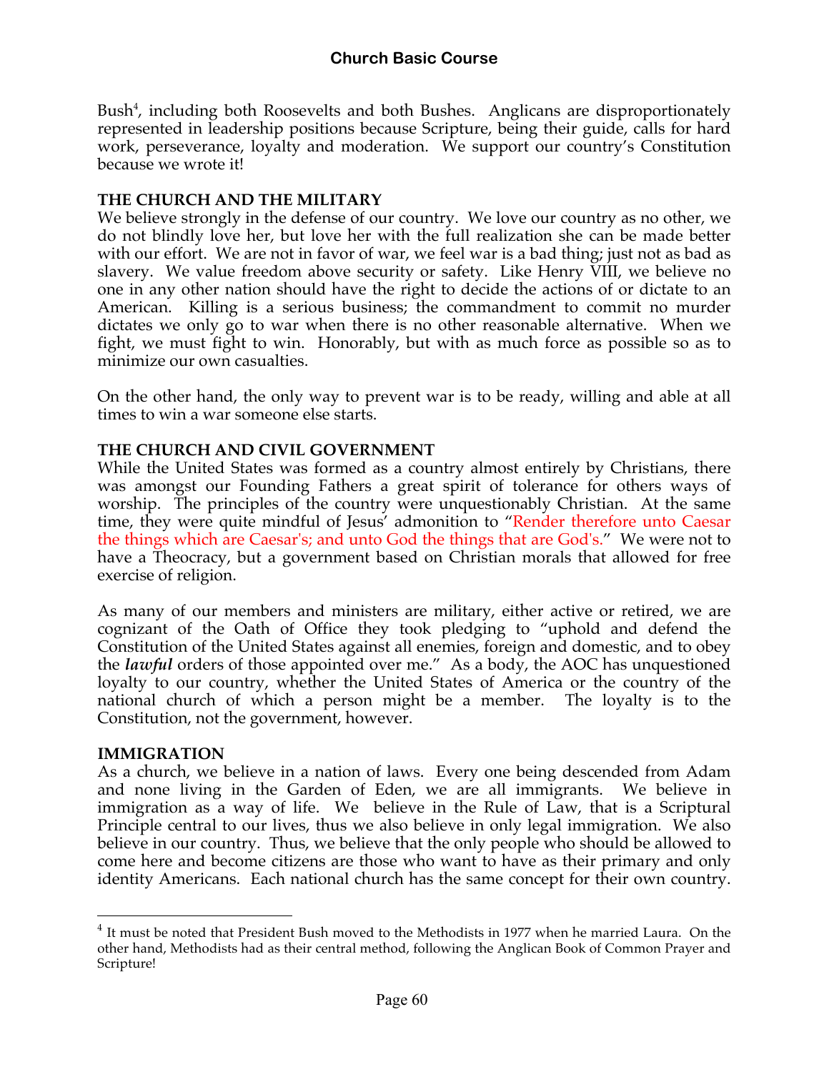Bush[4], including both Roosevelts and both Bushes. Anglicans are disproportionately represented in leadership positions because Scripture, being their guide, calls for hard work, perseverance, loyalty and moderation. We support our country's Constitution because we wrote it!

**THE CHURCH AND THE MILITARY**

We believe strongly in the defense of our country. We love our country as no other, we do not blindly love her, but love her with the full realization she can be made better with our effort. We are not in favor of war, we feel war is a bad thing; just not as bad as slavery. We value freedom above security or safety. Like Henry VIII, we believe no one in any other nation should have the right to decide the actions of or dictate to an American. Killing is a serious business; the commandment to commit no murder dictates we only go to war when there is no other reasonable alternative. When we fight, we must fight to win. Honorably, but with as much force as possible so as to minimize our own casualties.

On the other hand, the only way to prevent war is to be ready, willing and able at all times to win a war someone else starts.

**THE CHURCH AND CIVIL GOVERNMENT**

While the United States was formed as a country almost entirely by Christians, there was amongst our Founding Fathers a great spirit of tolerance for others ways of worship. The principles of the country were unquestionably Christian. At the same time, they were quite mindful of Jesus' admonition to "Render therefore unto Caesar the things which are Caesar's; and unto God the things that are God's." We were not to have a Theocracy, but a government based on Christian morals that allowed for free exercise of religion.

As many of our members and ministers are military, either active or retired, we are cognizant of the Oath of Office they took pledging to "uphold and defend the Constitution of the United States against all enemies, foreign and domestic, and to obey the ***lawful*** orders of those appointed over me." As a body, the AOC has unquestioned loyalty to our country, whether the United States of America or the country of the national church of which a person might be a member. The loyalty is to the Constitution, not the government, however.

**IMMIGRATION**

As a church, we believe in a nation of laws. Every one being descended from Adam and none living in the Garden of Eden, we are all immigrants. We believe in immigration as a way of life. We believe in the Rule of Law, that is a Scriptural Principle central to our lives, thus we also believe in only legal immigration. We also believe in our country. Thus, we believe that the only people who should be allowed to come here and become citizens are those who want to have as their primary and only identity Americans. Each national church has the same concept for their own country.

---

[4] It must be noted that President Bush moved to the Methodists in 1977 when he married Laura. On the other hand, Methodists had as their central method, following the Anglican Book of Common Prayer and Scripture!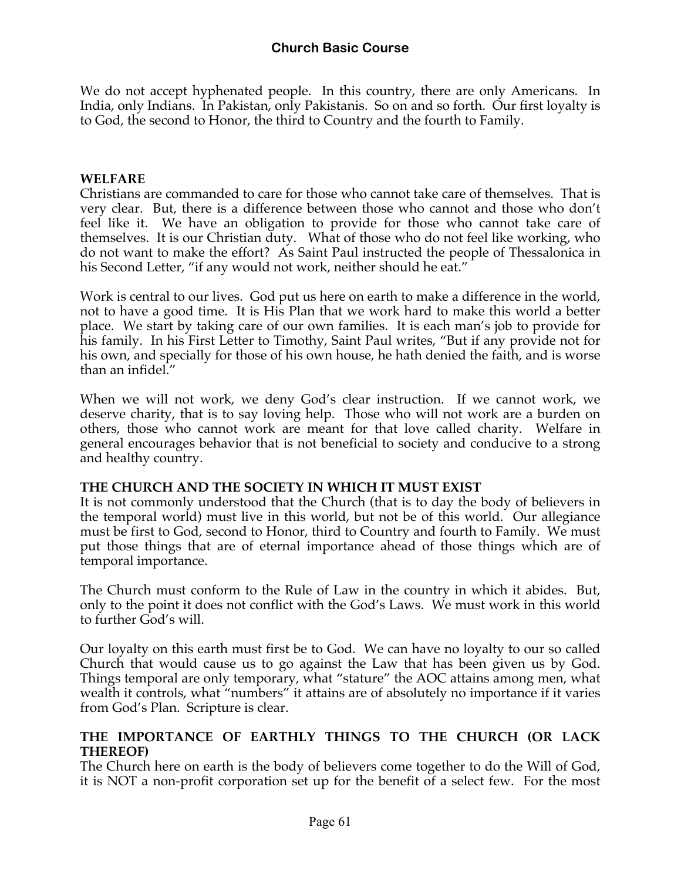We do not accept hyphenated people. In this country, there are only Americans. In India, only Indians. In Pakistan, only Pakistanis. So on and so forth. Our first loyalty is to God, the second to Honor, the third to Country and the fourth to Family.

**WELFARE**

Christians are commanded to care for those who cannot take care of themselves. That is very clear. But, there is a difference between those who cannot and those who don't feel like it. We have an obligation to provide for those who cannot take care of themselves. It is our Christian duty. What of those who do not feel like working, who do not want to make the effort? As Saint Paul instructed the people of Thessalonica in his Second Letter, "if any would not work, neither should he eat."

Work is central to our lives. God put us here on earth to make a difference in the world, not to have a good time. It is His Plan that we work hard to make this world a better place. We start by taking care of our own families. It is each man's job to provide for his family. In his First Letter to Timothy, Saint Paul writes, "But if any provide not for his own, and specially for those of his own house, he hath denied the faith, and is worse than an infidel."

When we will not work, we deny God's clear instruction. If we cannot work, we deserve charity, that is to say loving help. Those who will not work are a burden on others, those who cannot work are meant for that love called charity. Welfare in general encourages behavior that is not beneficial to society and conducive to a strong and healthy country.

**THE CHURCH AND THE SOCIETY IN WHICH IT MUST EXIST**

It is not commonly understood that the Church (that is to day the body of believers in the temporal world) must live in this world, but not be of this world. Our allegiance must be first to God, second to Honor, third to Country and fourth to Family. We must put those things that are of eternal importance ahead of those things which are of temporal importance.

The Church must conform to the Rule of Law in the country in which it abides. But, only to the point it does not conflict with the God's Laws. We must work in this world to further God's will.

Our loyalty on this earth must first be to God. We can have no loyalty to our so called Church that would cause us to go against the Law that has been given us by God. Things temporal are only temporary, what "stature" the AOC attains among men, what wealth it controls, what "numbers" it attains are of absolutely no importance if it varies from God's Plan. Scripture is clear.

**THE IMPORTANCE OF EARTHLY THINGS TO THE CHURCH (OR LACK THEREOF)**

The Church here on earth is the body of believers come together to do the Will of God, it is NOT a non-profit corporation set up for the benefit of a select few. For the most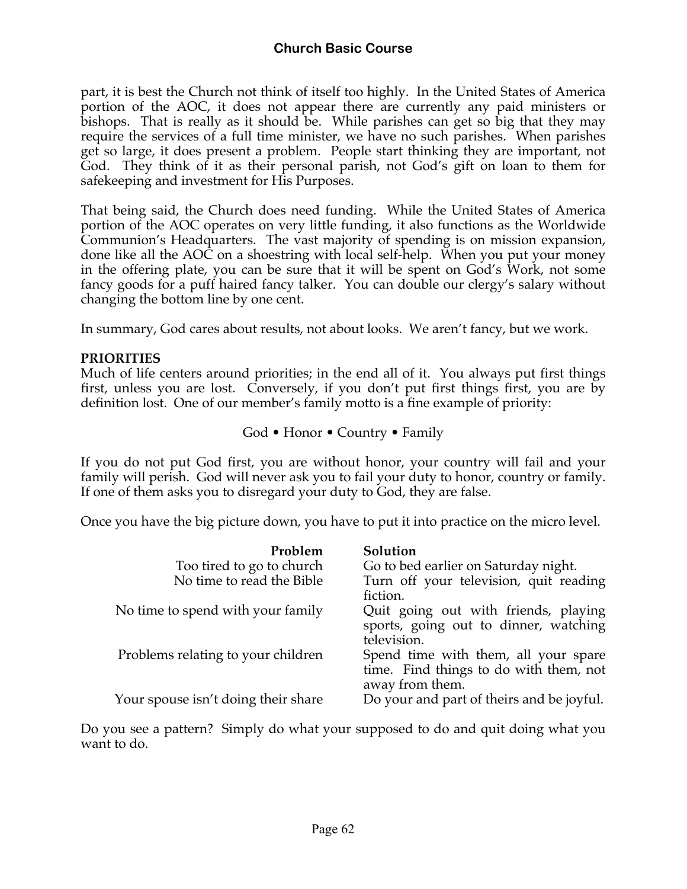part, it is best the Church not think of itself too highly. In the United States of America portion of the AOC, it does not appear there are currently any paid ministers or bishops. That is really as it should be. While parishes can get so big that they may require the services of a full time minister, we have no such parishes. When parishes get so large, it does present a problem. People start thinking they are important, not God. They think of it as their personal parish, not God's gift on loan to them for safekeeping and investment for His Purposes.

That being said, the Church does need funding. While the United States of America portion of the AOC operates on very little funding, it also functions as the Worldwide Communion's Headquarters. The vast majority of spending is on mission expansion, done like all the AOC on a shoestring with local self-help. When you put your money in the offering plate, you can be sure that it will be spent on God's Work, not some fancy goods for a puff haired fancy talker. You can double our clergy's salary without changing the bottom line by one cent.

In summary, God cares about results, not about looks. We aren't fancy, but we work.

**PRIORITIES**

Much of life centers around priorities; in the end all of it. You always put first things first, unless you are lost. Conversely, if you don't put first things first, you are by definition lost. One of our member's family motto is a fine example of priority:

God • Honor • Country • Family

If you do not put God first, you are without honor, your country will fail and your family will perish. God will never ask you to fail your duty to honor, country or family. If one of them asks you to disregard your duty to God, they are false.

Once you have the big picture down, you have to put it into practice on the micro level.

| Problem | Solution |
|---:|---|
| Too tired to go to church | Go to bed earlier on Saturday night. |
| No time to read the Bible | Turn off your television, quit reading fiction. |
| No time to spend with your family | Quit going out with friends, playing sports, going out to dinner, watching television. |
| Problems relating to your children | Spend time with them, all your spare time. Find things to do with them, not away from them. |
| Your spouse isn't doing their share | Do your and part of theirs and be joyful. |

Do you see a pattern? Simply do what your supposed to do and quit doing what you want to do.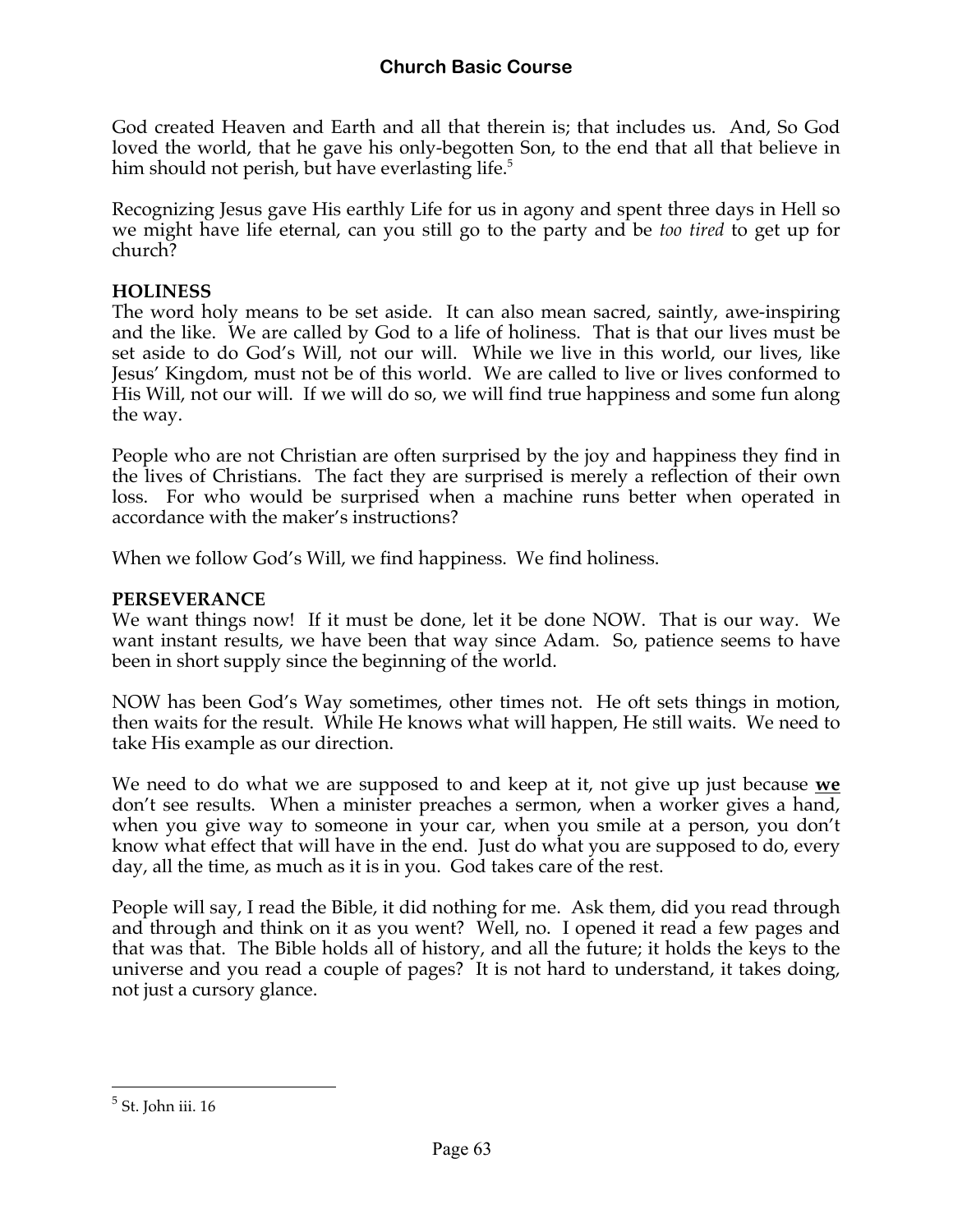God created Heaven and Earth and all that therein is; that includes us. And, So God loved the world, that he gave his only-begotten Son, to the end that all that believe in him should not perish, but have everlasting life.[5]

Recognizing Jesus gave His earthly Life for us in agony and spent three days in Hell so we might have life eternal, can you still go to the party and be *too tired* to get up for church?

**HOLINESS**

The word holy means to be set aside. It can also mean sacred, saintly, awe-inspiring and the like. We are called by God to a life of holiness. That is that our lives must be set aside to do God's Will, not our will. While we live in this world, our lives, like Jesus' Kingdom, must not be of this world. We are called to live or lives conformed to His Will, not our will. If we will do so, we will find true happiness and some fun along the way.

People who are not Christian are often surprised by the joy and happiness they find in the lives of Christians. The fact they are surprised is merely a reflection of their own loss. For who would be surprised when a machine runs better when operated in accordance with the maker's instructions?

When we follow God's Will, we find happiness. We find holiness.

**PERSEVERANCE**

We want things now! If it must be done, let it be done NOW. That is our way. We want instant results, we have been that way since Adam. So, patience seems to have been in short supply since the beginning of the world.

NOW has been God's Way sometimes, other times not. He oft sets things in motion, then waits for the result. While He knows what will happen, He still waits. We need to take His example as our direction.

We need to do what we are supposed to and keep at it, not give up just because <u>**we**</u> don't see results. When a minister preaches a sermon, when a worker gives a hand, when you give way to someone in your car, when you smile at a person, you don't know what effect that will have in the end. Just do what you are supposed to do, every day, all the time, as much as it is in you. God takes care of the rest.

People will say, I read the Bible, it did nothing for me. Ask them, did you read through and through and think on it as you went? Well, no. I opened it read a few pages and that was that. The Bible holds all of history, and all the future; it holds the keys to the universe and you read a couple of pages? It is not hard to understand, it takes doing, not just a cursory glance.

---

[5] St. John iii. 16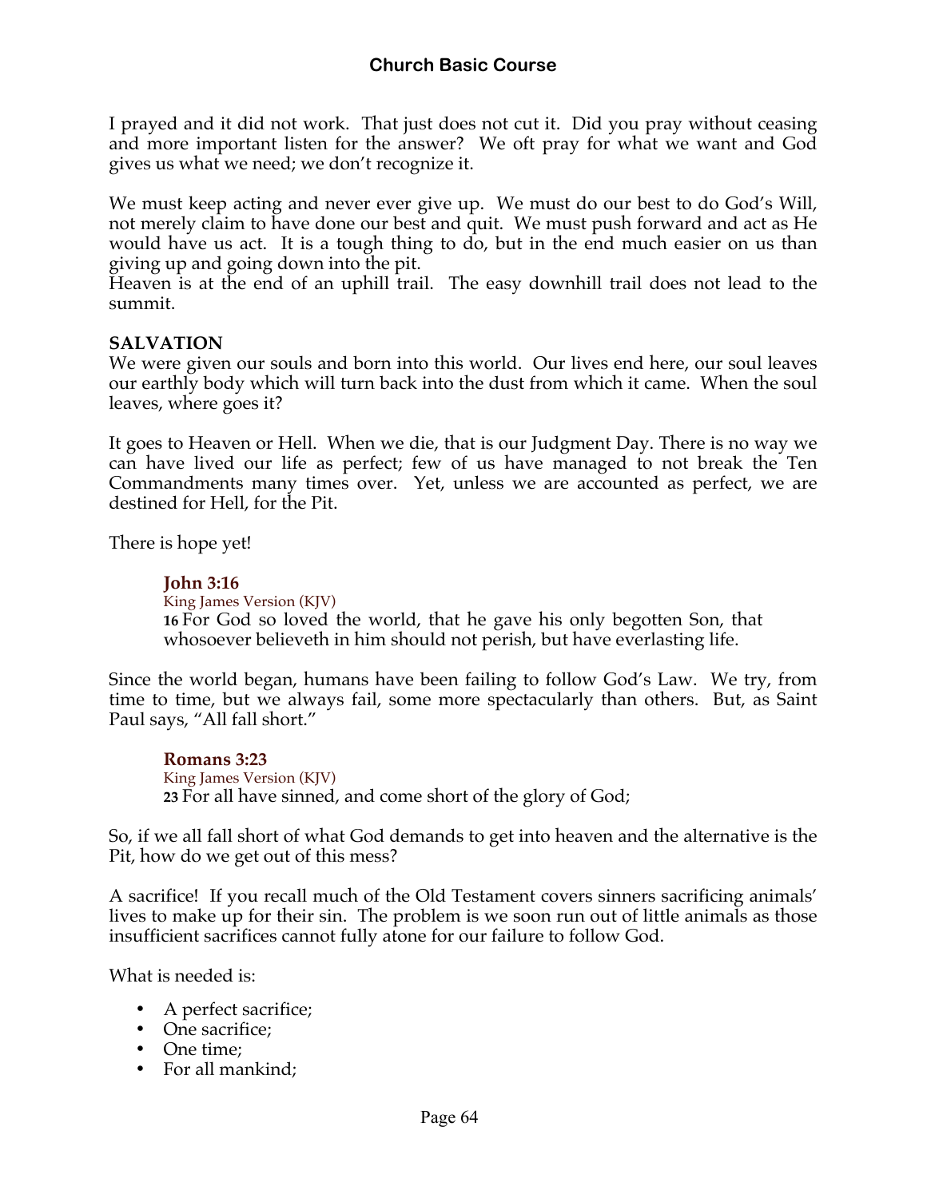I prayed and it did not work. That just does not cut it. Did you pray without ceasing and more important listen for the answer? We oft pray for what we want and God gives us what we need; we don't recognize it.

We must keep acting and never ever give up. We must do our best to do God's Will, not merely claim to have done our best and quit. We must push forward and act as He would have us act. It is a tough thing to do, but in the end much easier on us than giving up and going down into the pit.
Heaven is at the end of an uphill trail. The easy downhill trail does not lead to the summit.

**SALVATION**
We were given our souls and born into this world. Our lives end here, our soul leaves our earthly body which will turn back into the dust from which it came. When the soul leaves, where goes it?

It goes to Heaven or Hell. When we die, that is our Judgment Day. There is no way we can have lived our life as perfect; few of us have managed to not break the Ten Commandments many times over. Yet, unless we are accounted as perfect, we are destined for Hell, for the Pit.

There is hope yet!

> **John 3:16**
> King James Version (KJV)
> **16** For God so loved the world, that he gave his only begotten Son, that whosoever believeth in him should not perish, but have everlasting life.

Since the world began, humans have been failing to follow God's Law. We try, from time to time, but we always fail, some more spectacularly than others. But, as Saint Paul says, "All fall short."

> **Romans 3:23**
> King James Version (KJV)
> **23** For all have sinned, and come short of the glory of God;

So, if we all fall short of what God demands to get into heaven and the alternative is the Pit, how do we get out of this mess?

A sacrifice! If you recall much of the Old Testament covers sinners sacrificing animals' lives to make up for their sin. The problem is we soon run out of little animals as those insufficient sacrifices cannot fully atone for our failure to follow God.

What is needed is:

- A perfect sacrifice;
- One sacrifice;
- One time;
- For all mankind;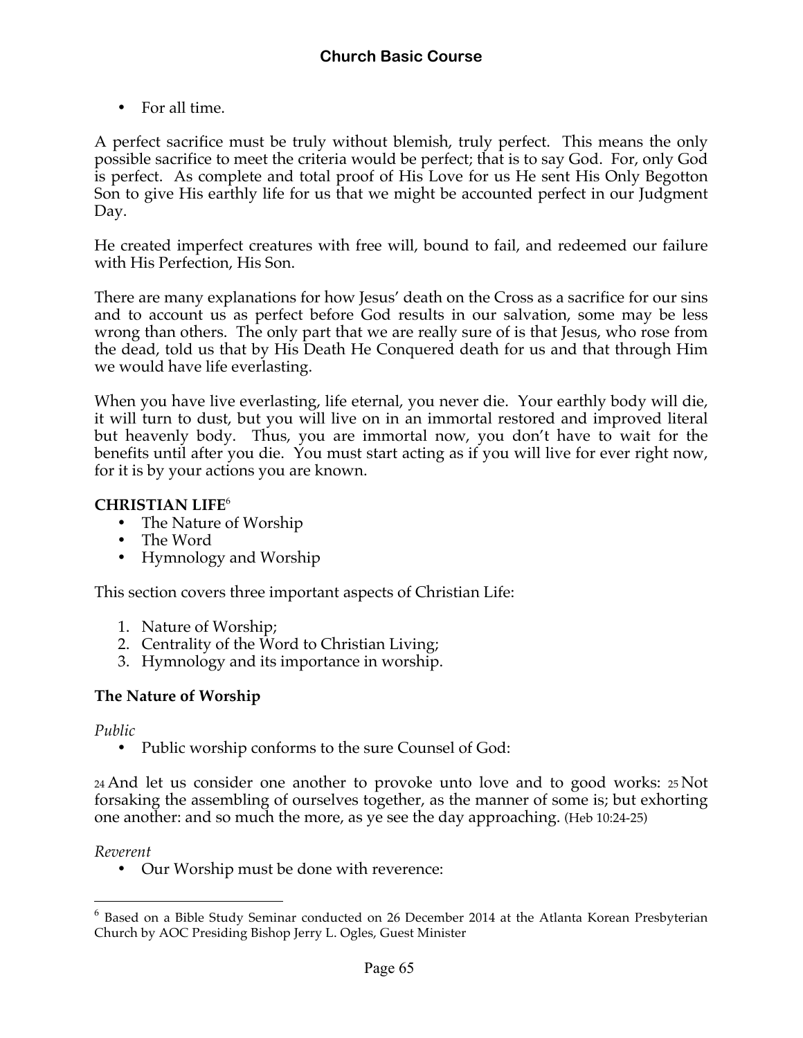- For all time.

A perfect sacrifice must be truly without blemish, truly perfect. This means the only possible sacrifice to meet the criteria would be perfect; that is to say God. For, only God is perfect. As complete and total proof of His Love for us He sent His Only Begotton Son to give His earthly life for us that we might be accounted perfect in our Judgment Day.

He created imperfect creatures with free will, bound to fail, and redeemed our failure with His Perfection, His Son.

There are many explanations for how Jesus' death on the Cross as a sacrifice for our sins and to account us as perfect before God results in our salvation, some may be less wrong than others. The only part that we are really sure of is that Jesus, who rose from the dead, told us that by His Death He Conquered death for us and that through Him we would have life everlasting.

When you have live everlasting, life eternal, you never die. Your earthly body will die, it will turn to dust, but you will live on in an immortal restored and improved literal but heavenly body. Thus, you are immortal now, you don't have to wait for the benefits until after you die. You must start acting as if you will live for ever right now, for it is by your actions you are known.

**CHRISTIAN LIFE**[6]

- The Nature of Worship
- The Word
- Hymnology and Worship

This section covers three important aspects of Christian Life:

1. Nature of Worship;
2. Centrality of the Word to Christian Living;
3. Hymnology and its importance in worship.

**The Nature of Worship**

*Public*

- Public worship conforms to the sure Counsel of God:

24 And let us consider one another to provoke unto love and to good works: 25 Not forsaking the assembling of ourselves together, as the manner of some is; but exhorting one another: and so much the more, as ye see the day approaching. (Heb 10:24-25)

*Reverent*

- Our Worship must be done with reverence:

[6] Based on a Bible Study Seminar conducted on 26 December 2014 at the Atlanta Korean Presbyterian Church by AOC Presiding Bishop Jerry L. Ogles, Guest Minister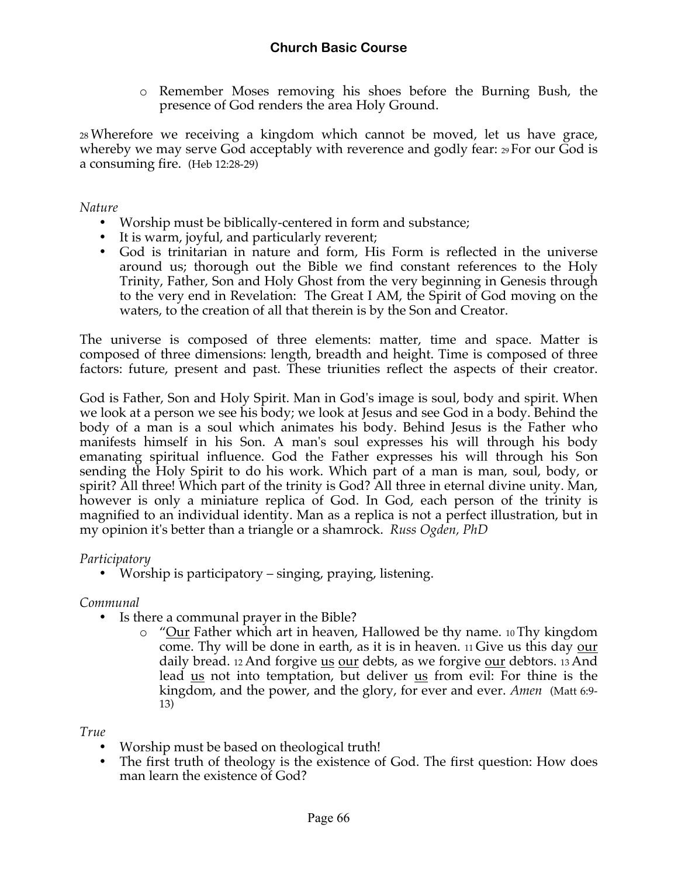- Remember Moses removing his shoes before the Burning Bush, the presence of God renders the area Holy Ground.

28 Wherefore we receiving a kingdom which cannot be moved, let us have grace, whereby we may serve God acceptably with reverence and godly fear: 29 For our God is a consuming fire. (Heb 12:28-29)

*Nature*

- Worship must be biblically-centered in form and substance;
- It is warm, joyful, and particularly reverent;
- God is trinitarian in nature and form, His Form is reflected in the universe around us; thorough out the Bible we find constant references to the Holy Trinity, Father, Son and Holy Ghost from the very beginning in Genesis through to the very end in Revelation: The Great I AM, the Spirit of God moving on the waters, to the creation of all that therein is by the Son and Creator.

The universe is composed of three elements: matter, time and space. Matter is composed of three dimensions: length, breadth and height. Time is composed of three factors: future, present and past. These triunities reflect the aspects of their creator.

God is Father, Son and Holy Spirit. Man in God's image is soul, body and spirit. When we look at a person we see his body; we look at Jesus and see God in a body. Behind the body of a man is a soul which animates his body. Behind Jesus is the Father who manifests himself in his Son. A man's soul expresses his will through his body emanating spiritual influence. God the Father expresses his will through his Son sending the Holy Spirit to do his work. Which part of a man is man, soul, body, or spirit? All three! Which part of the trinity is God? All three in eternal divine unity. Man, however is only a miniature replica of God. In God, each person of the trinity is magnified to an individual identity. Man as a replica is not a perfect illustration, but in my opinion it's better than a triangle or a shamrock. *Russ Ogden, PhD*

*Participatory*

- Worship is participatory – singing, praying, listening.

*Communal*

- Is there a communal prayer in the Bible?
  - "<u>Our</u> Father which art in heaven, Hallowed be thy name. 10 Thy kingdom come. Thy will be done in earth, as it is in heaven. 11 Give us this day <u>our</u> daily bread. 12 And forgive <u>us</u> <u>our</u> debts, as we forgive <u>our</u> debtors. 13 And lead <u>us</u> not into temptation, but deliver <u>us</u> from evil: For thine is the kingdom, and the power, and the glory, for ever and ever. *Amen* (Matt 6:9-13)

*True*

- Worship must be based on theological truth!
- The first truth of theology is the existence of God. The first question: How does man learn the existence of God?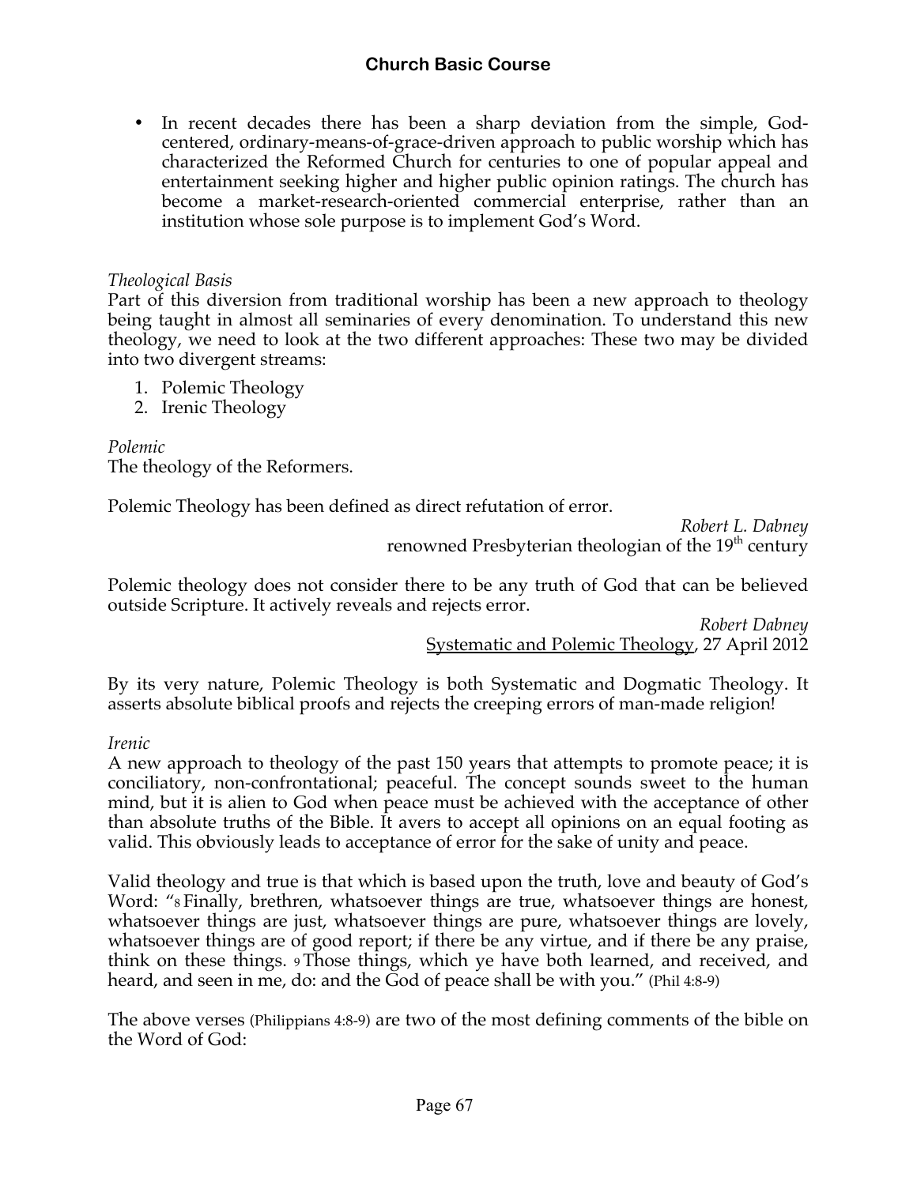- In recent decades there has been a sharp deviation from the simple, God-centered, ordinary-means-of-grace-driven approach to public worship which has characterized the Reformed Church for centuries to one of popular appeal and entertainment seeking higher and higher public opinion ratings. The church has become a market-research-oriented commercial enterprise, rather than an institution whose sole purpose is to implement God's Word.

*Theological Basis*
Part of this diversion from traditional worship has been a new approach to theology being taught in almost all seminaries of every denomination. To understand this new theology, we need to look at the two different approaches: These two may be divided into two divergent streams:

1. Polemic Theology
2. Irenic Theology

*Polemic*
The theology of the Reformers.

Polemic Theology has been defined as direct refutation of error.

*Robert L. Dabney*
renowned Presbyterian theologian of the 19th century

Polemic theology does not consider there to be any truth of God that can be believed outside Scripture. It actively reveals and rejects error.

*Robert Dabney*
Systematic and Polemic Theology, 27 April 2012

By its very nature, Polemic Theology is both Systematic and Dogmatic Theology. It asserts absolute biblical proofs and rejects the creeping errors of man-made religion!

*Irenic*
A new approach to theology of the past 150 years that attempts to promote peace; it is conciliatory, non-confrontational; peaceful. The concept sounds sweet to the human mind, but it is alien to God when peace must be achieved with the acceptance of other than absolute truths of the Bible. It avers to accept all opinions on an equal footing as valid. This obviously leads to acceptance of error for the sake of unity and peace.

Valid theology and true is that which is based upon the truth, love and beauty of God's Word: "8 Finally, brethren, whatsoever things are true, whatsoever things are honest, whatsoever things are just, whatsoever things are pure, whatsoever things are lovely, whatsoever things are of good report; if there be any virtue, and if there be any praise, think on these things. 9 Those things, which ye have both learned, and received, and heard, and seen in me, do: and the God of peace shall be with you." (Phil 4:8-9)

The above verses (Philippians 4:8-9) are two of the most defining comments of the bible on the Word of God: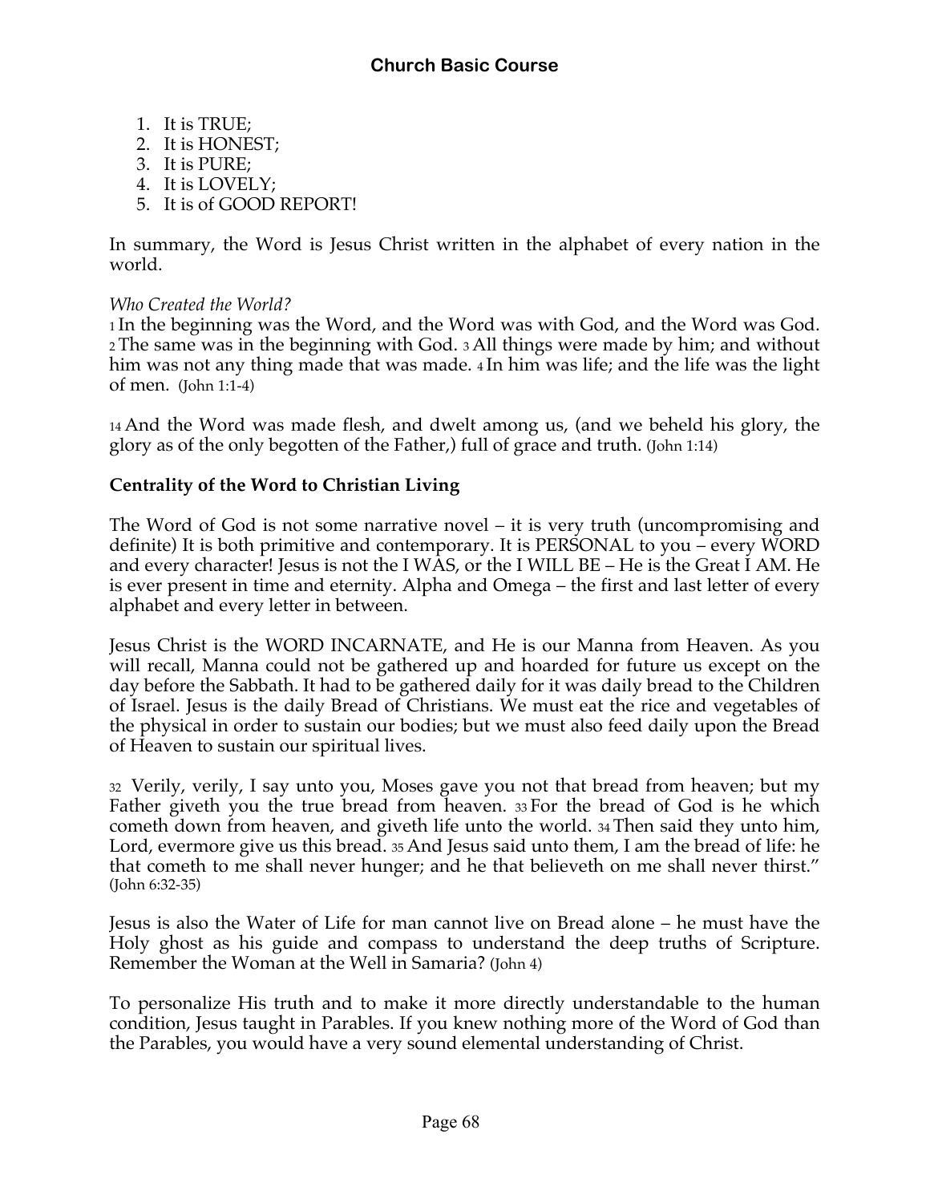1. It is TRUE;
2. It is HONEST;
3. It is PURE;
4. It is LOVELY;
5. It is of GOOD REPORT!

In summary, the Word is Jesus Christ written in the alphabet of every nation in the world.

*Who Created the World?*

1 In the beginning was the Word, and the Word was with God, and the Word was God. 2 The same was in the beginning with God. 3 All things were made by him; and without him was not any thing made that was made. 4 In him was life; and the life was the light of men. (John 1:1-4)

14 And the Word was made flesh, and dwelt among us, (and we beheld his glory, the glory as of the only begotten of the Father,) full of grace and truth. (John 1:14)

**Centrality of the Word to Christian Living**

The Word of God is not some narrative novel – it is very truth (uncompromising and definite) It is both primitive and contemporary. It is PERSONAL to you – every WORD and every character! Jesus is not the I WAS, or the I WILL BE – He is the Great I AM. He is ever present in time and eternity. Alpha and Omega – the first and last letter of every alphabet and every letter in between.

Jesus Christ is the WORD INCARNATE, and He is our Manna from Heaven. As you will recall, Manna could not be gathered up and hoarded for future us except on the day before the Sabbath. It had to be gathered daily for it was daily bread to the Children of Israel. Jesus is the daily Bread of Christians. We must eat the rice and vegetables of the physical in order to sustain our bodies; but we must also feed daily upon the Bread of Heaven to sustain our spiritual lives.

32 Verily, verily, I say unto you, Moses gave you not that bread from heaven; but my Father giveth you the true bread from heaven. 33 For the bread of God is he which cometh down from heaven, and giveth life unto the world. 34 Then said they unto him, Lord, evermore give us this bread. 35 And Jesus said unto them, I am the bread of life: he that cometh to me shall never hunger; and he that believeth on me shall never thirst." (John 6:32-35)

Jesus is also the Water of Life for man cannot live on Bread alone – he must have the Holy ghost as his guide and compass to understand the deep truths of Scripture. Remember the Woman at the Well in Samaria? (John 4)

To personalize His truth and to make it more directly understandable to the human condition, Jesus taught in Parables. If you knew nothing more of the Word of God than the Parables, you would have a very sound elemental understanding of Christ.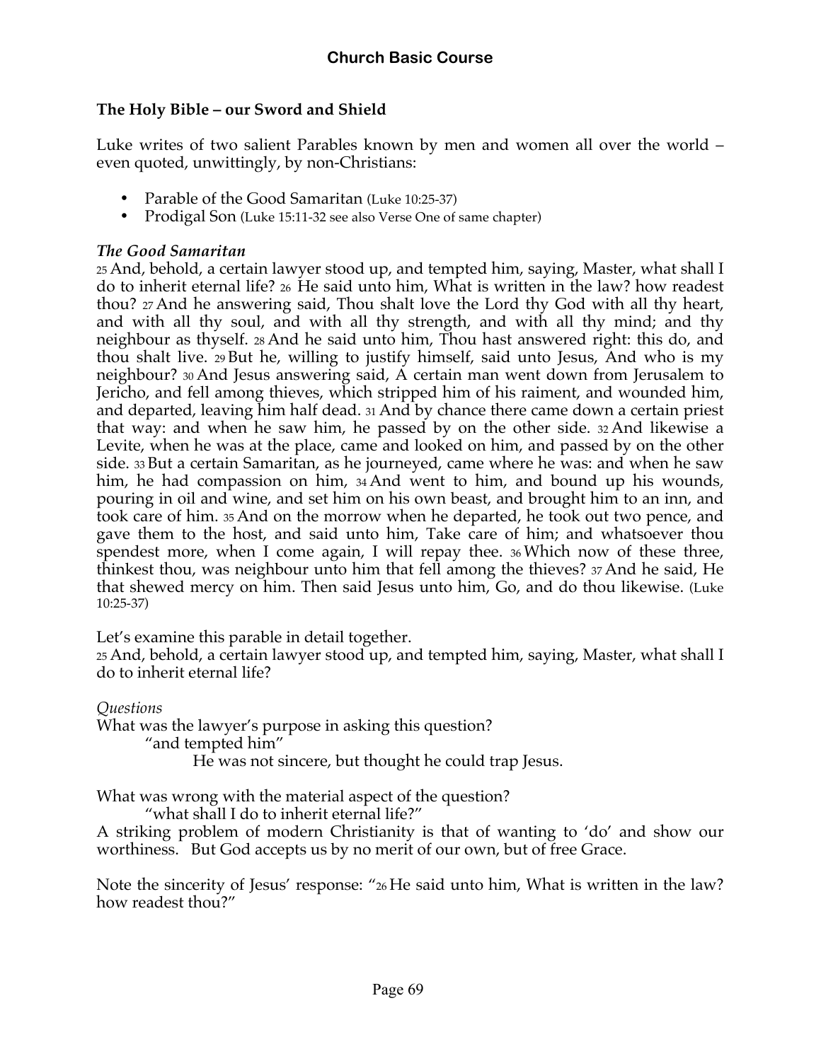## The Holy Bible – our Sword and Shield

Luke writes of two salient Parables known by men and women all over the world – even quoted, unwittingly, by non-Christians:

- Parable of the Good Samaritan (Luke 10:25-37)
- Prodigal Son (Luke 15:11-32 see also Verse One of same chapter)

### *The Good Samaritan*

25 And, behold, a certain lawyer stood up, and tempted him, saying, Master, what shall I do to inherit eternal life? 26 He said unto him, What is written in the law? how readest thou? 27 And he answering said, Thou shalt love the Lord thy God with all thy heart, and with all thy soul, and with all thy strength, and with all thy mind; and thy neighbour as thyself. 28 And he said unto him, Thou hast answered right: this do, and thou shalt live. 29 But he, willing to justify himself, said unto Jesus, And who is my neighbour? 30 And Jesus answering said, A certain man went down from Jerusalem to Jericho, and fell among thieves, which stripped him of his raiment, and wounded him, and departed, leaving him half dead. 31 And by chance there came down a certain priest that way: and when he saw him, he passed by on the other side. 32 And likewise a Levite, when he was at the place, came and looked on him, and passed by on the other side. 33 But a certain Samaritan, as he journeyed, came where he was: and when he saw him, he had compassion on him, 34 And went to him, and bound up his wounds, pouring in oil and wine, and set him on his own beast, and brought him to an inn, and took care of him. 35 And on the morrow when he departed, he took out two pence, and gave them to the host, and said unto him, Take care of him; and whatsoever thou spendest more, when I come again, I will repay thee. 36 Which now of these three, thinkest thou, was neighbour unto him that fell among the thieves? 37 And he said, He that shewed mercy on him. Then said Jesus unto him, Go, and do thou likewise. (Luke 10:25-37)

Let's examine this parable in detail together.

25 And, behold, a certain lawyer stood up, and tempted him, saying, Master, what shall I do to inherit eternal life?

*Questions*

What was the lawyer's purpose in asking this question?

"and tempted him"

He was not sincere, but thought he could trap Jesus.

What was wrong with the material aspect of the question?

"what shall I do to inherit eternal life?"

A striking problem of modern Christianity is that of wanting to 'do' and show our worthiness. But God accepts us by no merit of our own, but of free Grace.

Note the sincerity of Jesus' response: "26 He said unto him, What is written in the law? how readest thou?"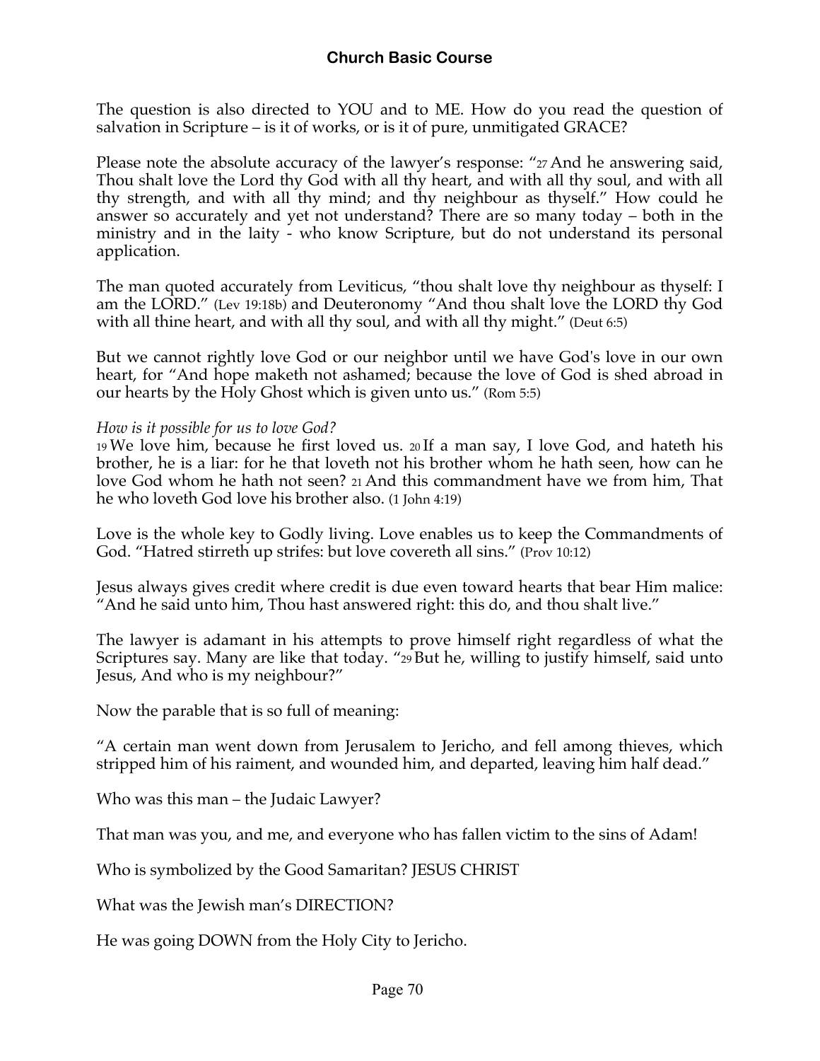The question is also directed to YOU and to ME. How do you read the question of salvation in Scripture – is it of works, or is it of pure, unmitigated GRACE?

Please note the absolute accuracy of the lawyer's response: "27 And he answering said, Thou shalt love the Lord thy God with all thy heart, and with all thy soul, and with all thy strength, and with all thy mind; and thy neighbour as thyself." How could he answer so accurately and yet not understand? There are so many today – both in the ministry and in the laity - who know Scripture, but do not understand its personal application.

The man quoted accurately from Leviticus, "thou shalt love thy neighbour as thyself: I am the LORD." (Lev 19:18b) and Deuteronomy "And thou shalt love the LORD thy God with all thine heart, and with all thy soul, and with all thy might." (Deut 6:5)

But we cannot rightly love God or our neighbor until we have God's love in our own heart, for "And hope maketh not ashamed; because the love of God is shed abroad in our hearts by the Holy Ghost which is given unto us." (Rom 5:5)

*How is it possible for us to love God?*

19 We love him, because he first loved us. 20 If a man say, I love God, and hateth his brother, he is a liar: for he that loveth not his brother whom he hath seen, how can he love God whom he hath not seen? 21 And this commandment have we from him, That he who loveth God love his brother also. (1 John 4:19)

Love is the whole key to Godly living. Love enables us to keep the Commandments of God. "Hatred stirreth up strifes: but love covereth all sins." (Prov 10:12)

Jesus always gives credit where credit is due even toward hearts that bear Him malice: "And he said unto him, Thou hast answered right: this do, and thou shalt live."

The lawyer is adamant in his attempts to prove himself right regardless of what the Scriptures say. Many are like that today. "29 But he, willing to justify himself, said unto Jesus, And who is my neighbour?"

Now the parable that is so full of meaning:

"A certain man went down from Jerusalem to Jericho, and fell among thieves, which stripped him of his raiment, and wounded him, and departed, leaving him half dead."

Who was this man – the Judaic Lawyer?

That man was you, and me, and everyone who has fallen victim to the sins of Adam!

Who is symbolized by the Good Samaritan? JESUS CHRIST

What was the Jewish man's DIRECTION?

He was going DOWN from the Holy City to Jericho.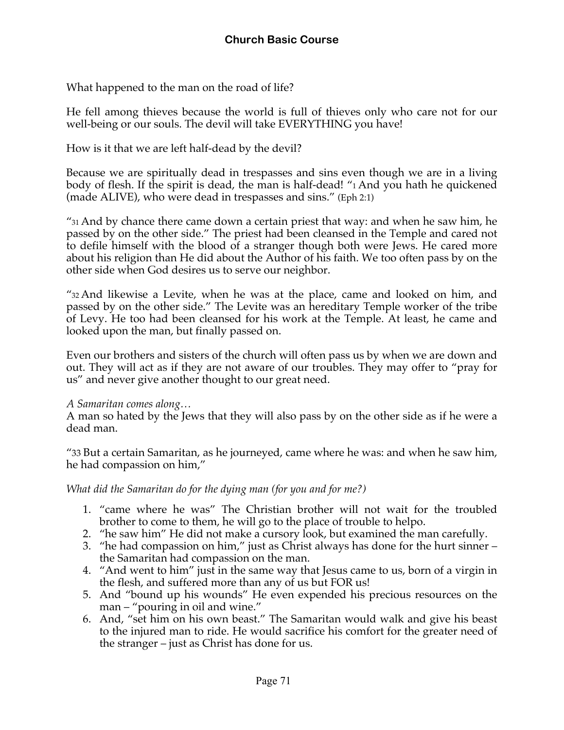What happened to the man on the road of life?

He fell among thieves because the world is full of thieves only who care not for our well-being or our souls. The devil will take EVERYTHING you have!

How is it that we are left half-dead by the devil?

Because we are spiritually dead in trespasses and sins even though we are in a living body of flesh. If the spirit is dead, the man is half-dead! "1 And you hath he quickened (made ALIVE), who were dead in trespasses and sins." (Eph 2:1)

"31 And by chance there came down a certain priest that way: and when he saw him, he passed by on the other side." The priest had been cleansed in the Temple and cared not to defile himself with the blood of a stranger though both were Jews. He cared more about his religion than He did about the Author of his faith. We too often pass by on the other side when God desires us to serve our neighbor.

"32 And likewise a Levite, when he was at the place, came and looked on him, and passed by on the other side." The Levite was an hereditary Temple worker of the tribe of Levy. He too had been cleansed for his work at the Temple. At least, he came and looked upon the man, but finally passed on.

Even our brothers and sisters of the church will often pass us by when we are down and out. They will act as if they are not aware of our troubles. They may offer to "pray for us" and never give another thought to our great need.

*A Samaritan comes along…*
A man so hated by the Jews that they will also pass by on the other side as if he were a dead man.

"33 But a certain Samaritan, as he journeyed, came where he was: and when he saw him, he had compassion on him,"

*What did the Samaritan do for the dying man (for you and for me?)*

1. "came where he was" The Christian brother will not wait for the troubled brother to come to them, he will go to the place of trouble to helpo.
2. "he saw him" He did not make a cursory look, but examined the man carefully.
3. "he had compassion on him," just as Christ always has done for the hurt sinner – the Samaritan had compassion on the man.
4. "And went to him" just in the same way that Jesus came to us, born of a virgin in the flesh, and suffered more than any of us but FOR us!
5. And "bound up his wounds" He even expended his precious resources on the man – "pouring in oil and wine."
6. And, "set him on his own beast." The Samaritan would walk and give his beast to the injured man to ride. He would sacrifice his comfort for the greater need of the stranger – just as Christ has done for us.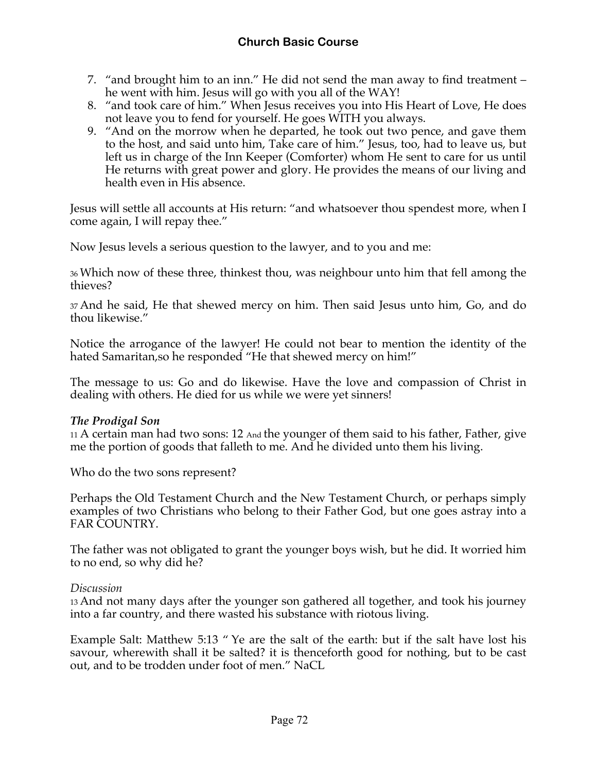7. "and brought him to an inn." He did not send the man away to find treatment – he went with him. Jesus will go with you all of the WAY!
8. "and took care of him." When Jesus receives you into His Heart of Love, He does not leave you to fend for yourself. He goes WITH you always.
9. "And on the morrow when he departed, he took out two pence, and gave them to the host, and said unto him, Take care of him." Jesus, too, had to leave us, but left us in charge of the Inn Keeper (Comforter) whom He sent to care for us until He returns with great power and glory. He provides the means of our living and health even in His absence.

Jesus will settle all accounts at His return: "and whatsoever thou spendest more, when I come again, I will repay thee."

Now Jesus levels a serious question to the lawyer, and to you and me:

36 Which now of these three, thinkest thou, was neighbour unto him that fell among the thieves?

37 And he said, He that shewed mercy on him. Then said Jesus unto him, Go, and do thou likewise."

Notice the arrogance of the lawyer! He could not bear to mention the identity of the hated Samaritan,so he responded "He that shewed mercy on him!"

The message to us: Go and do likewise. Have the love and compassion of Christ in dealing with others. He died for us while we were yet sinners!

***The Prodigal Son***

11 A certain man had two sons: 12 And the younger of them said to his father, Father, give me the portion of goods that falleth to me. And he divided unto them his living.

Who do the two sons represent?

Perhaps the Old Testament Church and the New Testament Church, or perhaps simply examples of two Christians who belong to their Father God, but one goes astray into a FAR COUNTRY.

The father was not obligated to grant the younger boys wish, but he did. It worried him to no end, so why did he?

*Discussion*

13 And not many days after the younger son gathered all together, and took his journey into a far country, and there wasted his substance with riotous living.

Example Salt: Matthew 5:13 " Ye are the salt of the earth: but if the salt have lost his savour, wherewith shall it be salted? it is thenceforth good for nothing, but to be cast out, and to be trodden under foot of men." NaCL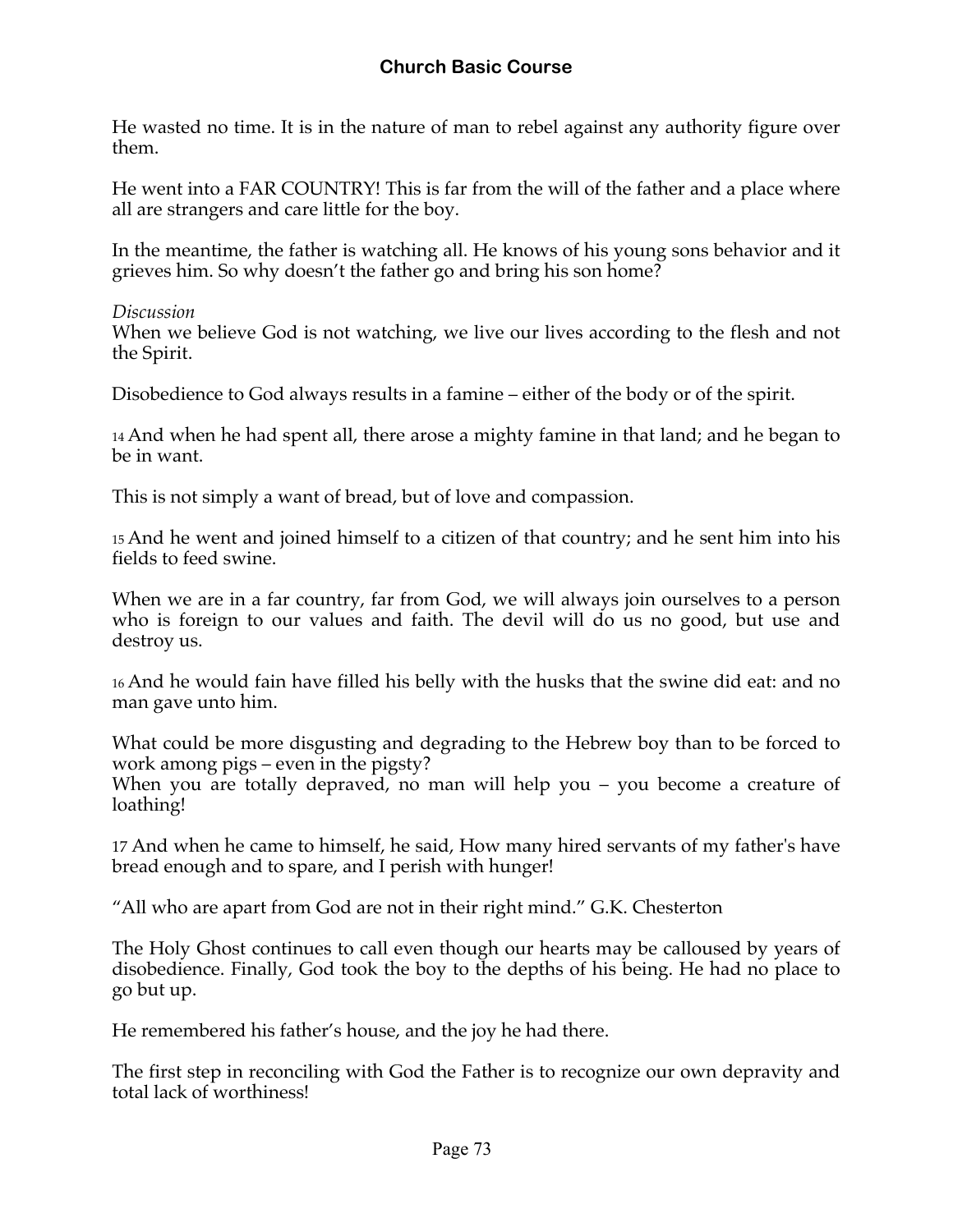He wasted no time. It is in the nature of man to rebel against any authority figure over them.

He went into a FAR COUNTRY! This is far from the will of the father and a place where all are strangers and care little for the boy.

In the meantime, the father is watching all. He knows of his young sons behavior and it grieves him. So why doesn't the father go and bring his son home?

*Discussion*
When we believe God is not watching, we live our lives according to the flesh and not the Spirit.

Disobedience to God always results in a famine – either of the body or of the spirit.

14 And when he had spent all, there arose a mighty famine in that land; and he began to be in want.

This is not simply a want of bread, but of love and compassion.

15 And he went and joined himself to a citizen of that country; and he sent him into his fields to feed swine.

When we are in a far country, far from God, we will always join ourselves to a person who is foreign to our values and faith. The devil will do us no good, but use and destroy us.

16 And he would fain have filled his belly with the husks that the swine did eat: and no man gave unto him.

What could be more disgusting and degrading to the Hebrew boy than to be forced to work among pigs – even in the pigsty?
When you are totally depraved, no man will help you – you become a creature of loathing!

17 And when he came to himself, he said, How many hired servants of my father's have bread enough and to spare, and I perish with hunger!

"All who are apart from God are not in their right mind." G.K. Chesterton

The Holy Ghost continues to call even though our hearts may be calloused by years of disobedience. Finally, God took the boy to the depths of his being. He had no place to go but up.

He remembered his father's house, and the joy he had there.

The first step in reconciling with God the Father is to recognize our own depravity and total lack of worthiness!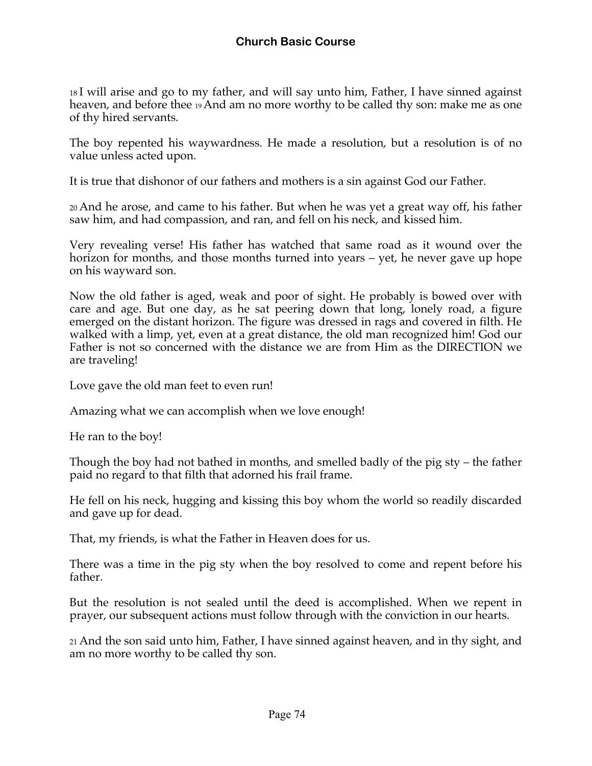18 I will arise and go to my father, and will say unto him, Father, I have sinned against heaven, and before thee 19 And am no more worthy to be called thy son: make me as one of thy hired servants.

The boy repented his waywardness. He made a resolution, but a resolution is of no value unless acted upon.

It is true that dishonor of our fathers and mothers is a sin against God our Father.

20 And he arose, and came to his father. But when he was yet a great way off, his father saw him, and had compassion, and ran, and fell on his neck, and kissed him.

Very revealing verse! His father has watched that same road as it wound over the horizon for months, and those months turned into years – yet, he never gave up hope on his wayward son.

Now the old father is aged, weak and poor of sight. He probably is bowed over with care and age. But one day, as he sat peering down that long, lonely road, a figure emerged on the distant horizon. The figure was dressed in rags and covered in filth. He walked with a limp, yet, even at a great distance, the old man recognized him! God our Father is not so concerned with the distance we are from Him as the DIRECTION we are traveling!

Love gave the old man feet to even run!

Amazing what we can accomplish when we love enough!

He ran to the boy!

Though the boy had not bathed in months, and smelled badly of the pig sty – the father paid no regard to that filth that adorned his frail frame.

He fell on his neck, hugging and kissing this boy whom the world so readily discarded and gave up for dead.

That, my friends, is what the Father in Heaven does for us.

There was a time in the pig sty when the boy resolved to come and repent before his father.

But the resolution is not sealed until the deed is accomplished. When we repent in prayer, our subsequent actions must follow through with the conviction in our hearts.

21 And the son said unto him, Father, I have sinned against heaven, and in thy sight, and am no more worthy to be called thy son.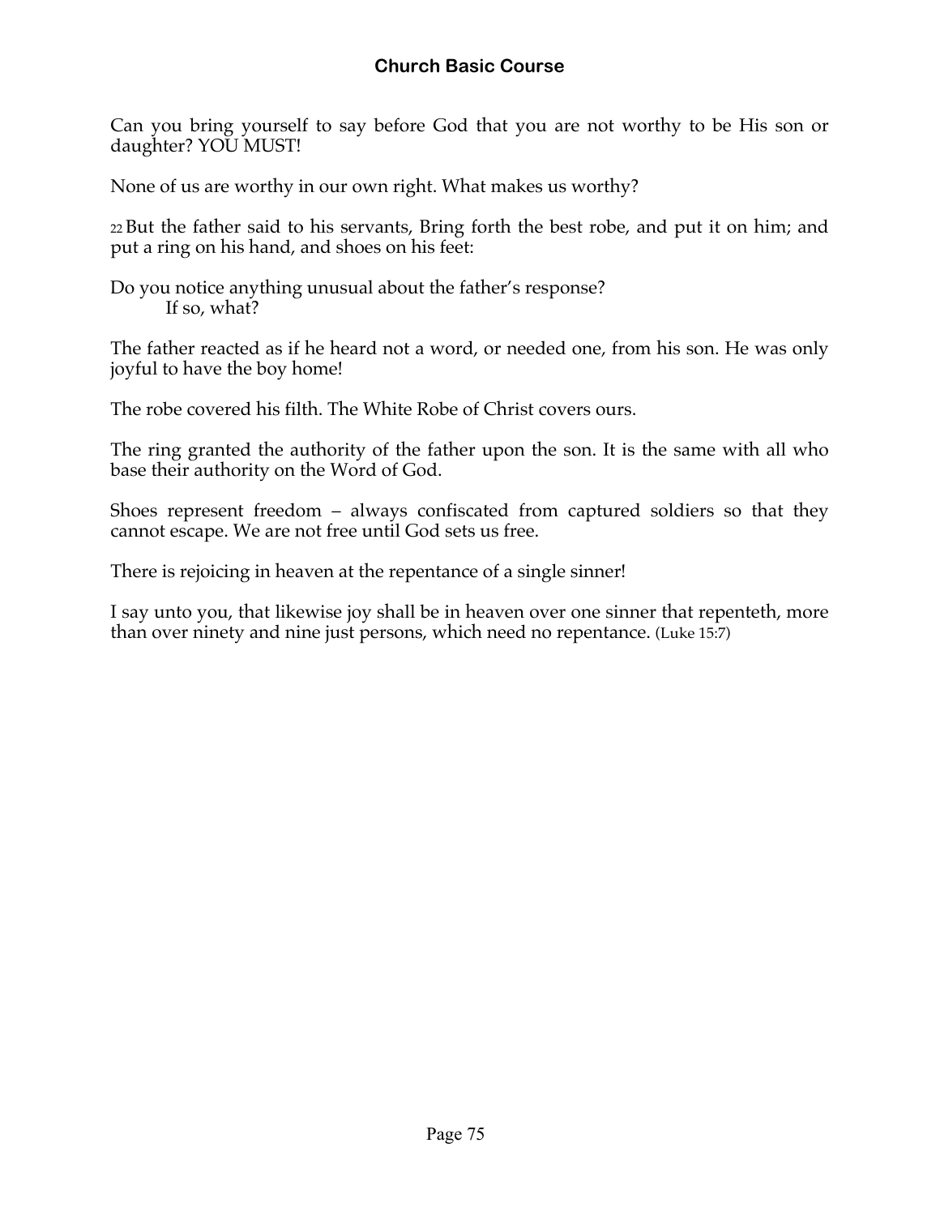Can you bring yourself to say before God that you are not worthy to be His son or daughter? YOU MUST!

None of us are worthy in our own right. What makes us worthy?

22 But the father said to his servants, Bring forth the best robe, and put it on him; and put a ring on his hand, and shoes on his feet:

Do you notice anything unusual about the father's response?
    If so, what?

The father reacted as if he heard not a word, or needed one, from his son. He was only joyful to have the boy home!

The robe covered his filth. The White Robe of Christ covers ours.

The ring granted the authority of the father upon the son. It is the same with all who base their authority on the Word of God.

Shoes represent freedom – always confiscated from captured soldiers so that they cannot escape. We are not free until God sets us free.

There is rejoicing in heaven at the repentance of a single sinner!

I say unto you, that likewise joy shall be in heaven over one sinner that repenteth, more than over ninety and nine just persons, which need no repentance. (Luke 15:7)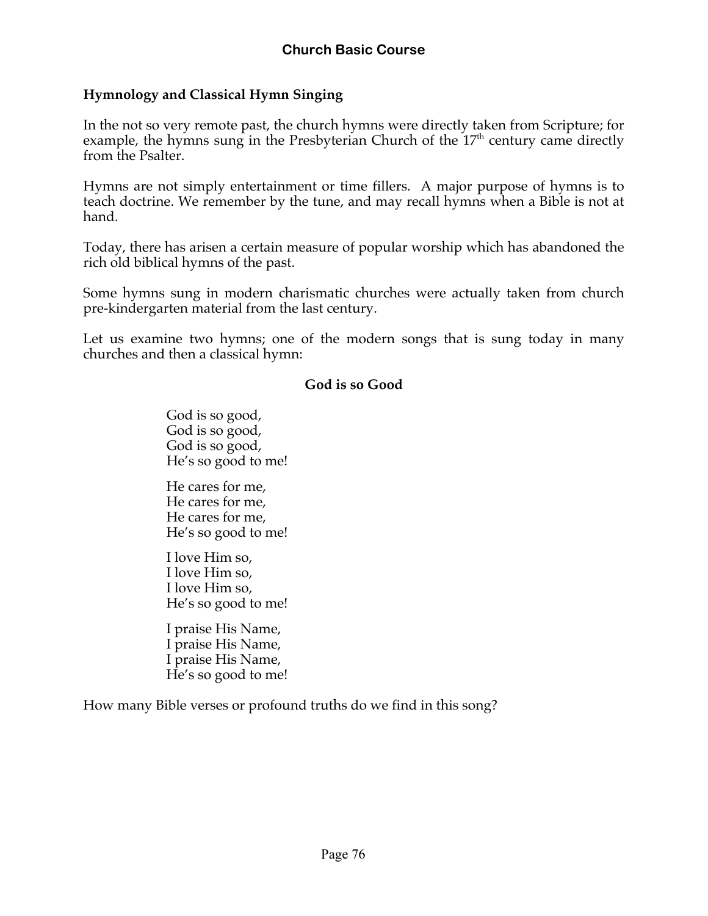## Hymnology and Classical Hymn Singing

In the not so very remote past, the church hymns were directly taken from Scripture; for example, the hymns sung in the Presbyterian Church of the 17th century came directly from the Psalter.

Hymns are not simply entertainment or time fillers. A major purpose of hymns is to teach doctrine. We remember by the tune, and may recall hymns when a Bible is not at hand.

Today, there has arisen a certain measure of popular worship which has abandoned the rich old biblical hymns of the past.

Some hymns sung in modern charismatic churches were actually taken from church pre-kindergarten material from the last century.

Let us examine two hymns; one of the modern songs that is sung today in many churches and then a classical hymn:

### God is so Good

God is so good,  
God is so good,  
God is so good,  
He's so good to me!

He cares for me,  
He cares for me,  
He cares for me,  
He's so good to me!

I love Him so,  
I love Him so,  
I love Him so,  
He's so good to me!

I praise His Name,  
I praise His Name,  
I praise His Name,  
He's so good to me!

How many Bible verses or profound truths do we find in this song?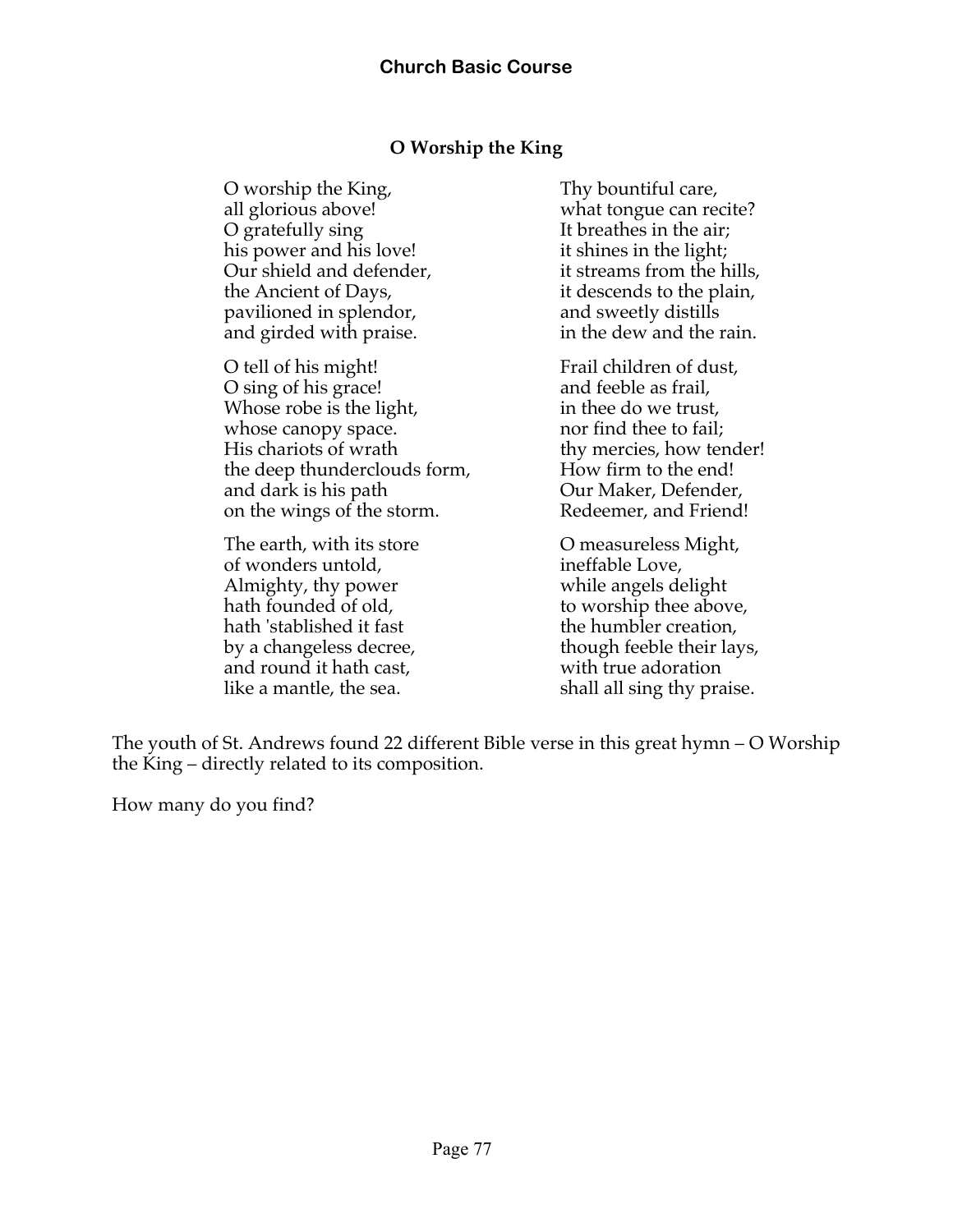### O Worship the King

O worship the King,  
all glorious above!  
O gratefully sing  
his power and his love!  
Our shield and defender,  
the Ancient of Days,  
pavilioned in splendor,  
and girded with praise.

O tell of his might!  
O sing of his grace!  
Whose robe is the light,  
whose canopy space.  
His chariots of wrath  
the deep thunderclouds form,  
and dark is his path  
on the wings of the storm.

The earth, with its store  
of wonders untold,  
Almighty, thy power  
hath founded of old,  
hath 'stablished it fast  
by a changeless decree,  
and round it hath cast,  
like a mantle, the sea.

Thy bountiful care,  
what tongue can recite?  
It breathes in the air;  
it shines in the light;  
it streams from the hills,  
it descends to the plain,  
and sweetly distills  
in the dew and the rain.

Frail children of dust,  
and feeble as frail,  
in thee do we trust,  
nor find thee to fail;  
thy mercies, how tender!  
How firm to the end!  
Our Maker, Defender,  
Redeemer, and Friend!

O measureless Might,  
ineffable Love,  
while angels delight  
to worship thee above,  
the humbler creation,  
though feeble their lays,  
with true adoration  
shall all sing thy praise.

The youth of St. Andrews found 22 different Bible verse in this great hymn – O Worship the King – directly related to its composition.

How many do you find?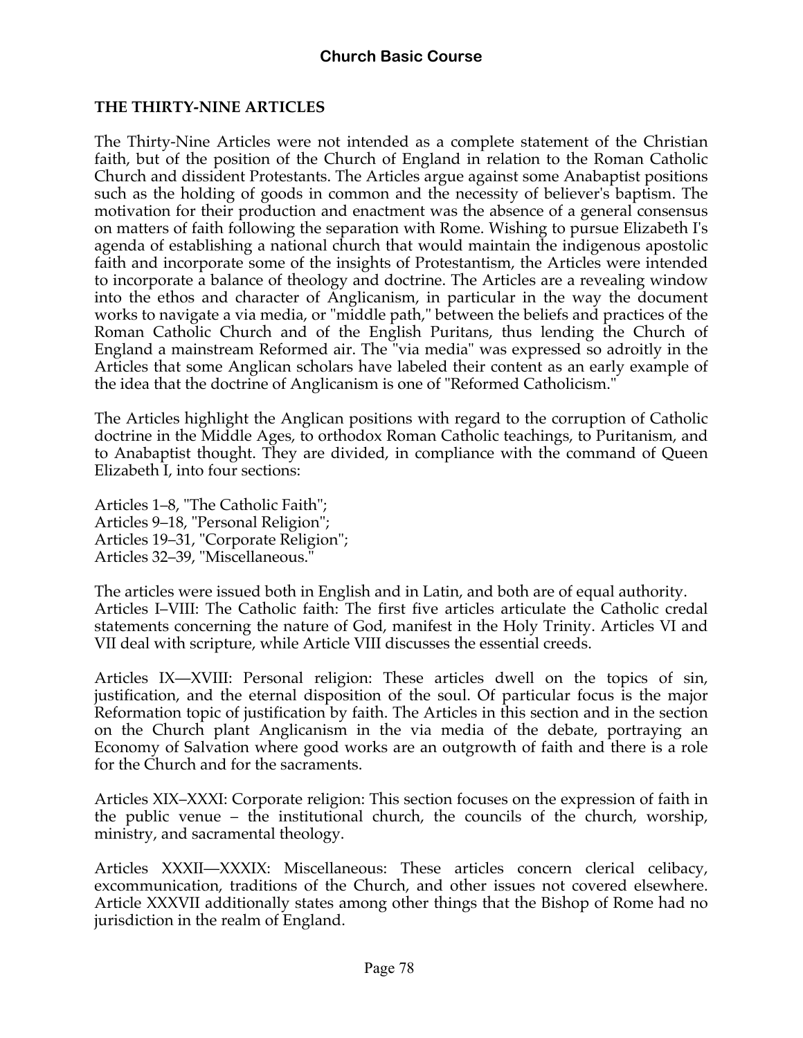## THE THIRTY-NINE ARTICLES

The Thirty-Nine Articles were not intended as a complete statement of the Christian faith, but of the position of the Church of England in relation to the Roman Catholic Church and dissident Protestants. The Articles argue against some Anabaptist positions such as the holding of goods in common and the necessity of believer's baptism. The motivation for their production and enactment was the absence of a general consensus on matters of faith following the separation with Rome. Wishing to pursue Elizabeth I's agenda of establishing a national church that would maintain the indigenous apostolic faith and incorporate some of the insights of Protestantism, the Articles were intended to incorporate a balance of theology and doctrine. The Articles are a revealing window into the ethos and character of Anglicanism, in particular in the way the document works to navigate a via media, or "middle path," between the beliefs and practices of the Roman Catholic Church and of the English Puritans, thus lending the Church of England a mainstream Reformed air. The "via media" was expressed so adroitly in the Articles that some Anglican scholars have labeled their content as an early example of the idea that the doctrine of Anglicanism is one of "Reformed Catholicism."

The Articles highlight the Anglican positions with regard to the corruption of Catholic doctrine in the Middle Ages, to orthodox Roman Catholic teachings, to Puritanism, and to Anabaptist thought. They are divided, in compliance with the command of Queen Elizabeth I, into four sections:

Articles 1–8, "The Catholic Faith";
Articles 9–18, "Personal Religion";
Articles 19–31, "Corporate Religion";
Articles 32–39, "Miscellaneous."

The articles were issued both in English and in Latin, and both are of equal authority.
Articles I–VIII: The Catholic faith: The first five articles articulate the Catholic credal statements concerning the nature of God, manifest in the Holy Trinity. Articles VI and VII deal with scripture, while Article VIII discusses the essential creeds.

Articles IX—XVIII: Personal religion: These articles dwell on the topics of sin, justification, and the eternal disposition of the soul. Of particular focus is the major Reformation topic of justification by faith. The Articles in this section and in the section on the Church plant Anglicanism in the via media of the debate, portraying an Economy of Salvation where good works are an outgrowth of faith and there is a role for the Church and for the sacraments.

Articles XIX–XXXI: Corporate religion: This section focuses on the expression of faith in the public venue – the institutional church, the councils of the church, worship, ministry, and sacramental theology.

Articles XXXII—XXXIX: Miscellaneous: These articles concern clerical celibacy, excommunication, traditions of the Church, and other issues not covered elsewhere. Article XXXVII additionally states among other things that the Bishop of Rome had no jurisdiction in the realm of England.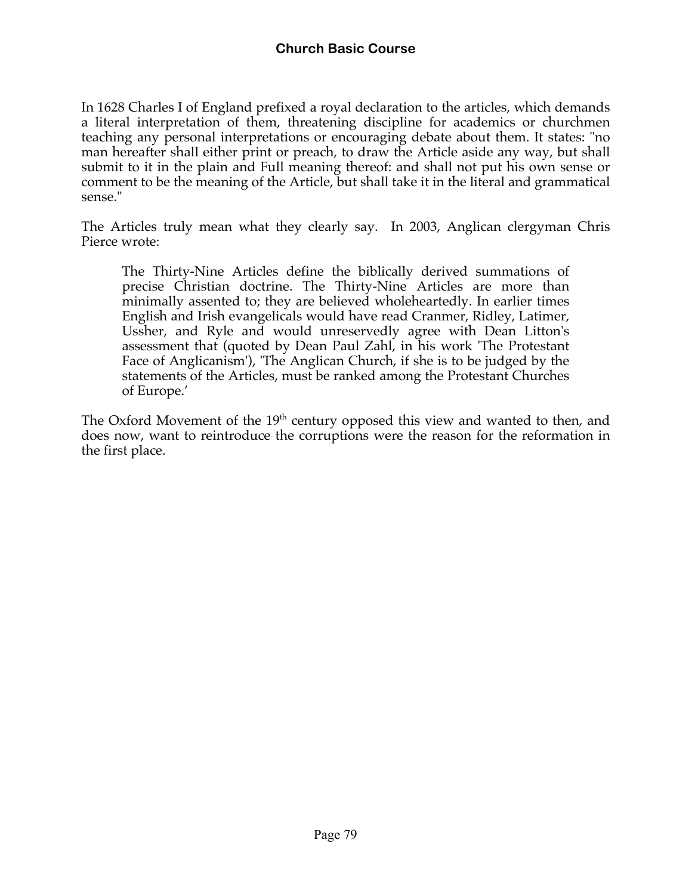In 1628 Charles I of England prefixed a royal declaration to the articles, which demands a literal interpretation of them, threatening discipline for academics or churchmen teaching any personal interpretations or encouraging debate about them. It states: "no man hereafter shall either print or preach, to draw the Article aside any way, but shall submit to it in the plain and Full meaning thereof: and shall not put his own sense or comment to be the meaning of the Article, but shall take it in the literal and grammatical sense."

The Articles truly mean what they clearly say. In 2003, Anglican clergyman Chris Pierce wrote:

> The Thirty-Nine Articles define the biblically derived summations of precise Christian doctrine. The Thirty-Nine Articles are more than minimally assented to; they are believed wholeheartedly. In earlier times English and Irish evangelicals would have read Cranmer, Ridley, Latimer, Ussher, and Ryle and would unreservedly agree with Dean Litton's assessment that (quoted by Dean Paul Zahl, in his work 'The Protestant Face of Anglicanism'), 'The Anglican Church, if she is to be judged by the statements of the Articles, must be ranked among the Protestant Churches of Europe.'

The Oxford Movement of the 19th century opposed this view and wanted to then, and does now, want to reintroduce the corruptions were the reason for the reformation in the first place.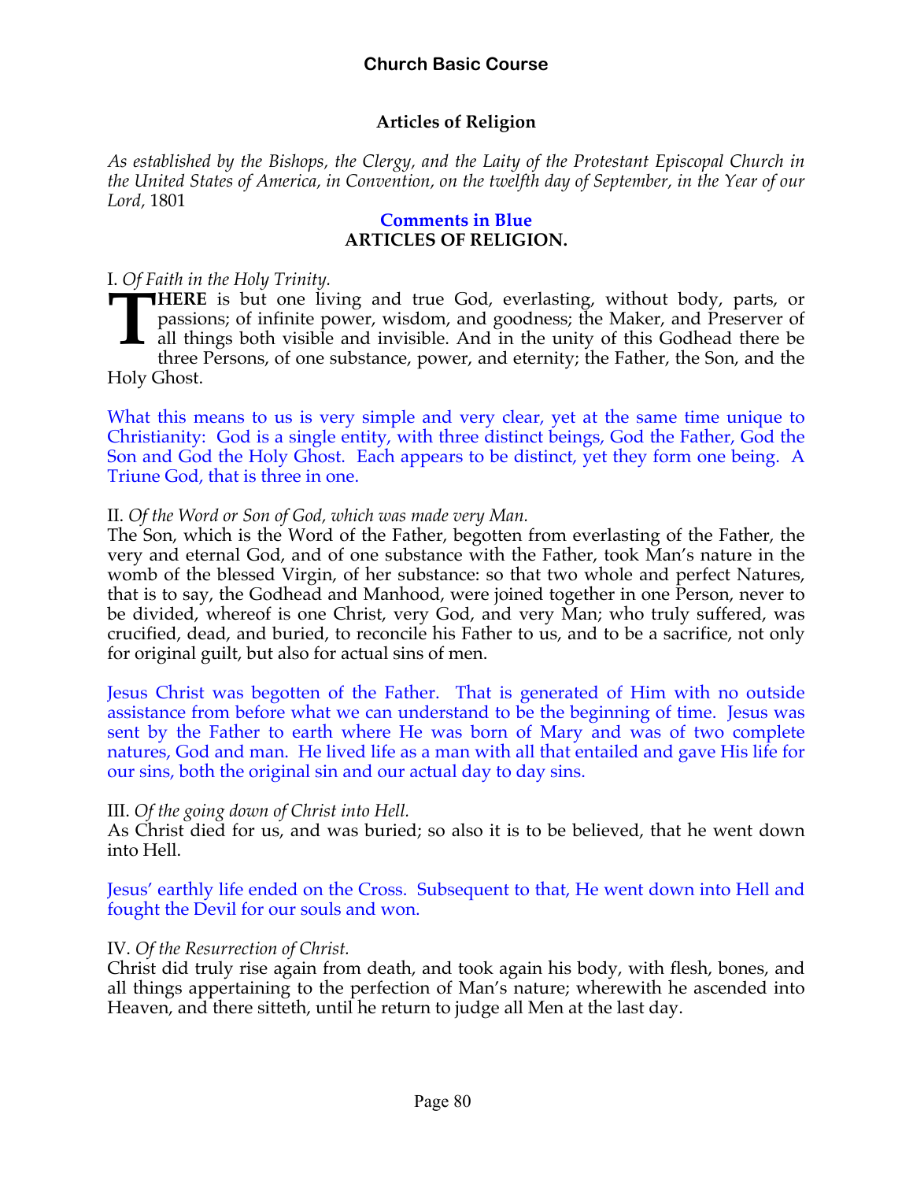## Articles of Religion

*As established by the Bishops, the Clergy, and the Laity of the Protestant Episcopal Church in the United States of America, in Convention, on the twelfth day of September, in the Year of our Lord,* 1801

**Comments in Blue**

**ARTICLES OF RELIGION.**

I. *Of Faith in the Holy Trinity.*

**THERE** is but one living and true God, everlasting, without body, parts, or passions; of infinite power, wisdom, and goodness; the Maker, and Preserver of all things both visible and invisible. And in the unity of this Godhead there be three Persons, of one substance, power, and eternity; the Father, the Son, and the Holy Ghost.

What this means to us is very simple and very clear, yet at the same time unique to Christianity: God is a single entity, with three distinct beings, God the Father, God the Son and God the Holy Ghost. Each appears to be distinct, yet they form one being. A Triune God, that is three in one.

II. *Of the Word or Son of God, which was made very Man.*

The Son, which is the Word of the Father, begotten from everlasting of the Father, the very and eternal God, and of one substance with the Father, took Man's nature in the womb of the blessed Virgin, of her substance: so that two whole and perfect Natures, that is to say, the Godhead and Manhood, were joined together in one Person, never to be divided, whereof is one Christ, very God, and very Man; who truly suffered, was crucified, dead, and buried, to reconcile his Father to us, and to be a sacrifice, not only for original guilt, but also for actual sins of men.

Jesus Christ was begotten of the Father. That is generated of Him with no outside assistance from before what we can understand to be the beginning of time. Jesus was sent by the Father to earth where He was born of Mary and was of two complete natures, God and man. He lived life as a man with all that entailed and gave His life for our sins, both the original sin and our actual day to day sins.

III. *Of the going down of Christ into Hell.*

As Christ died for us, and was buried; so also it is to be believed, that he went down into Hell.

Jesus' earthly life ended on the Cross. Subsequent to that, He went down into Hell and fought the Devil for our souls and won.

IV. *Of the Resurrection of Christ.*

Christ did truly rise again from death, and took again his body, with flesh, bones, and all things appertaining to the perfection of Man's nature; wherewith he ascended into Heaven, and there sitteth, until he return to judge all Men at the last day.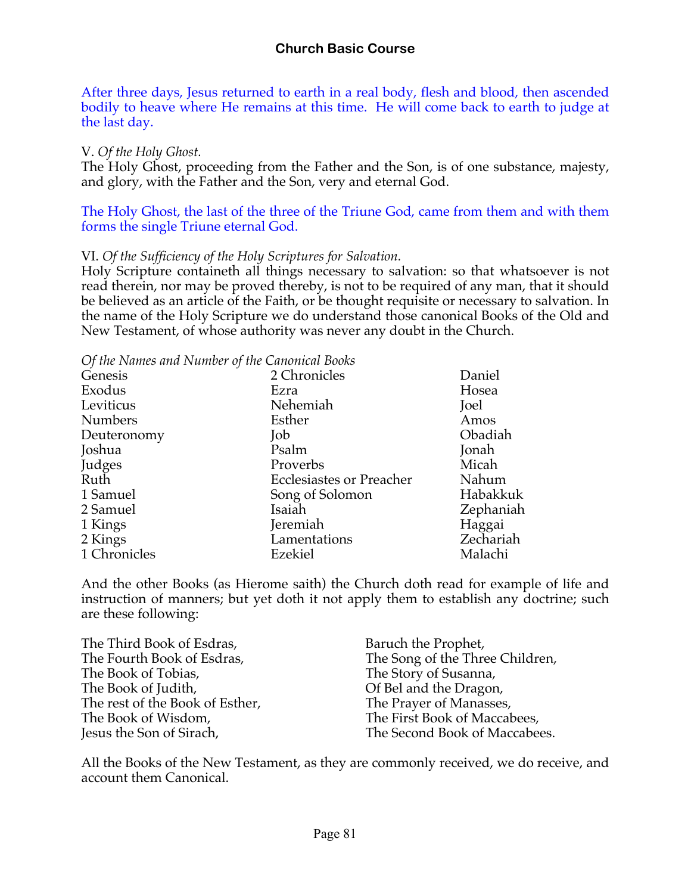After three days, Jesus returned to earth in a real body, flesh and blood, then ascended bodily to heave where He remains at this time. He will come back to earth to judge at the last day.

V. *Of the Holy Ghost.*
The Holy Ghost, proceeding from the Father and the Son, is of one substance, majesty, and glory, with the Father and the Son, very and eternal God.

The Holy Ghost, the last of the three of the Triune God, came from them and with them forms the single Triune eternal God.

VI. *Of the Sufficiency of the Holy Scriptures for Salvation.*
Holy Scripture containeth all things necessary to salvation: so that whatsoever is not read therein, nor may be proved thereby, is not to be required of any man, that it should be believed as an article of the Faith, or be thought requisite or necessary to salvation. In the name of the Holy Scripture we do understand those canonical Books of the Old and New Testament, of whose authority was never any doubt in the Church.

*Of the Names and Number of the Canonical Books*

Genesis
Exodus
Leviticus
Numbers
Deuteronomy
Joshua
Judges
Ruth
1 Samuel
2 Samuel
1 Kings
2 Kings
1 Chronicles
2 Chronicles
Ezra
Nehemiah
Esther
Job
Psalm
Proverbs
Ecclesiastes or Preacher
Song of Solomon
Isaiah
Jeremiah
Lamentations
Ezekiel
Daniel
Hosea
Joel
Amos
Obadiah
Jonah
Micah
Nahum
Habakkuk
Zephaniah
Haggai
Zechariah
Malachi

And the other Books (as Hierome saith) the Church doth read for example of life and instruction of manners; but yet doth it not apply them to establish any doctrine; such are these following:

The Third Book of Esdras,
The Fourth Book of Esdras,
The Book of Tobias,
The Book of Judith,
The rest of the Book of Esther,
The Book of Wisdom,
Jesus the Son of Sirach,
Baruch the Prophet,
The Song of the Three Children,
The Story of Susanna,
Of Bel and the Dragon,
The Prayer of Manasses,
The First Book of Maccabees,
The Second Book of Maccabees.

All the Books of the New Testament, as they are commonly received, we do receive, and account them Canonical.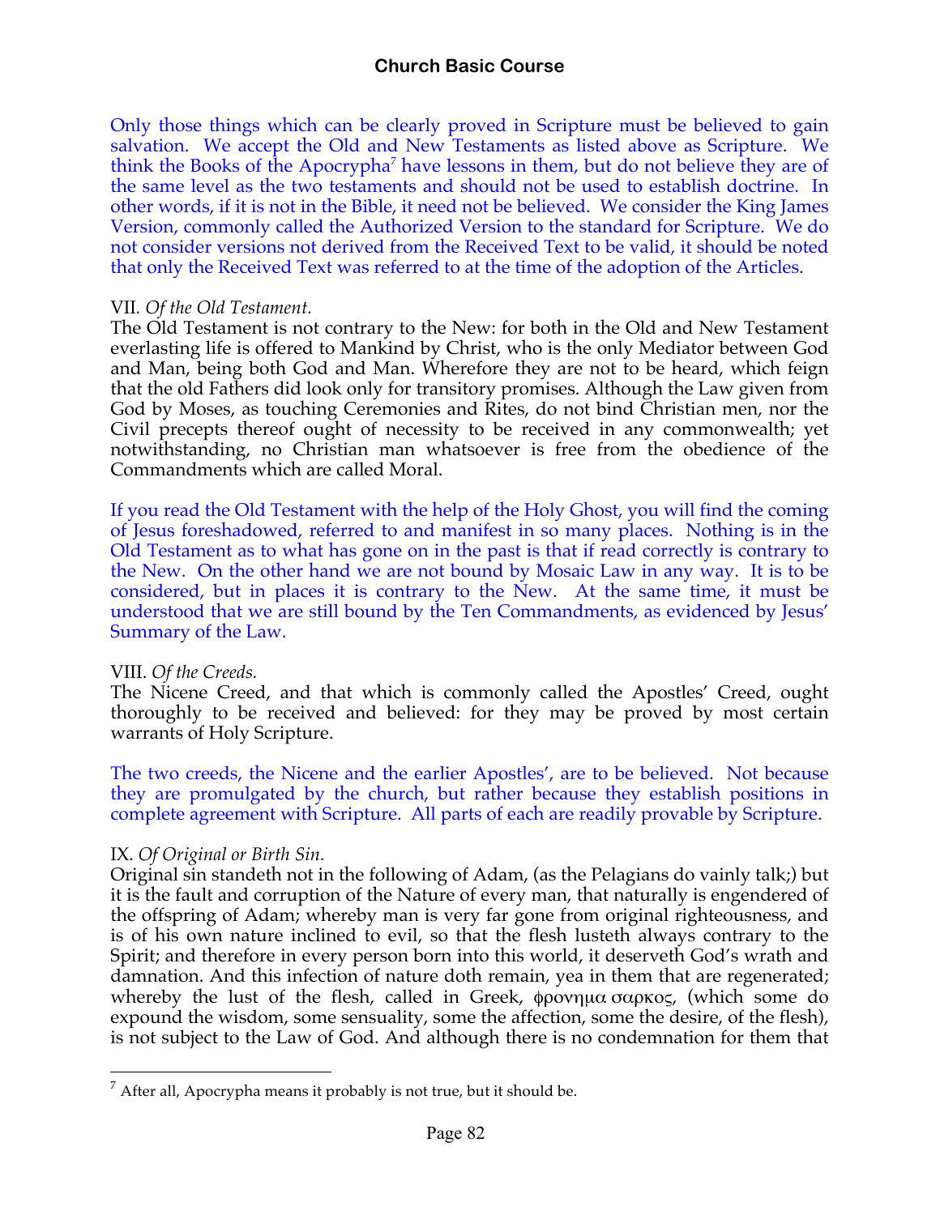Only those things which can be clearly proved in Scripture must be believed to gain salvation. We accept the Old and New Testaments as listed above as Scripture. We think the Books of the Apocrypha[7] have lessons in them, but do not believe they are of the same level as the two testaments and should not be used to establish doctrine. In other words, if it is not in the Bible, it need not be believed. We consider the King James Version, commonly called the Authorized Version to the standard for Scripture. We do not consider versions not derived from the Received Text to be valid, it should be noted that only the Received Text was referred to at the time of the adoption of the Articles.

VII. *Of the Old Testament.*
The Old Testament is not contrary to the New: for both in the Old and New Testament everlasting life is offered to Mankind by Christ, who is the only Mediator between God and Man, being both God and Man. Wherefore they are not to be heard, which feign that the old Fathers did look only for transitory promises. Although the Law given from God by Moses, as touching Ceremonies and Rites, do not bind Christian men, nor the Civil precepts thereof ought of necessity to be received in any commonwealth; yet notwithstanding, no Christian man whatsoever is free from the obedience of the Commandments which are called Moral.

If you read the Old Testament with the help of the Holy Ghost, you will find the coming of Jesus foreshadowed, referred to and manifest in so many places. Nothing is in the Old Testament as to what has gone on in the past is that if read correctly is contrary to the New. On the other hand we are not bound by Mosaic Law in any way. It is to be considered, but in places it is contrary to the New. At the same time, it must be understood that we are still bound by the Ten Commandments, as evidenced by Jesus' Summary of the Law.

VIII. *Of the Creeds.*
The Nicene Creed, and that which is commonly called the Apostles' Creed, ought thoroughly to be received and believed: for they may be proved by most certain warrants of Holy Scripture.

The two creeds, the Nicene and the earlier Apostles', are to be believed. Not because they are promulgated by the church, but rather because they establish positions in complete agreement with Scripture. All parts of each are readily provable by Scripture.

IX. *Of Original or Birth Sin.*
Original sin standeth not in the following of Adam, (as the Pelagians do vainly talk;) but it is the fault and corruption of the Nature of every man, that naturally is engendered of the offspring of Adam; whereby man is very far gone from original righteousness, and is of his own nature inclined to evil, so that the flesh lusteth always contrary to the Spirit; and therefore in every person born into this world, it deserveth God's wrath and damnation. And this infection of nature doth remain, yea in them that are regenerated; whereby the lust of the flesh, called in Greek, φρονημα σαρκος, (which some do expound the wisdom, some sensuality, some the affection, some the desire, of the flesh), is not subject to the Law of God. And although there is no condemnation for them that

[7] After all, Apocrypha means it probably is not true, but it should be.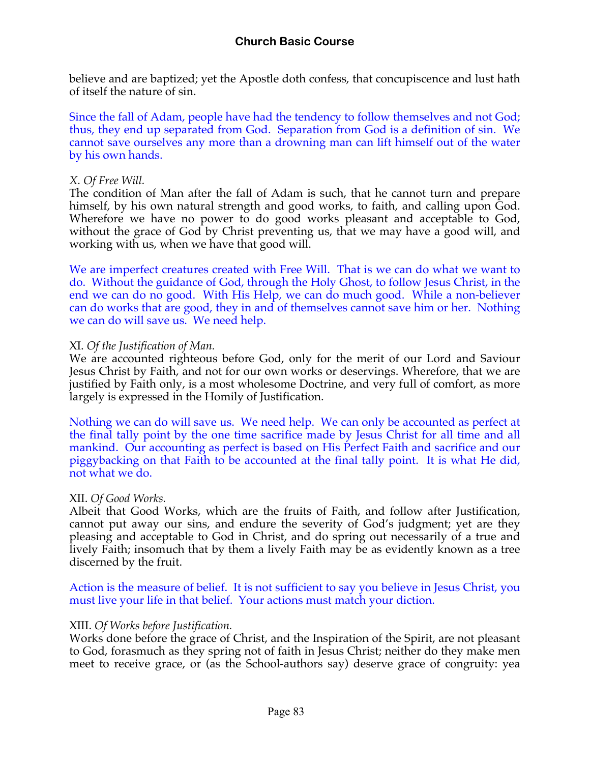believe and are baptized; yet the Apostle doth confess, that concupiscence and lust hath of itself the nature of sin.

Since the fall of Adam, people have had the tendency to follow themselves and not God; thus, they end up separated from God. Separation from God is a definition of sin. We cannot save ourselves any more than a drowning man can lift himself out of the water by his own hands.

*X. Of Free Will.*
The condition of Man after the fall of Adam is such, that he cannot turn and prepare himself, by his own natural strength and good works, to faith, and calling upon God. Wherefore we have no power to do good works pleasant and acceptable to God, without the grace of God by Christ preventing us, that we may have a good will, and working with us, when we have that good will.

We are imperfect creatures created with Free Will. That is we can do what we want to do. Without the guidance of God, through the Holy Ghost, to follow Jesus Christ, in the end we can do no good. With His Help, we can do much good. While a non-believer can do works that are good, they in and of themselves cannot save him or her. Nothing we can do will save us. We need help.

XI. *Of the Justification of Man.*
We are accounted righteous before God, only for the merit of our Lord and Saviour Jesus Christ by Faith, and not for our own works or deservings. Wherefore, that we are justified by Faith only, is a most wholesome Doctrine, and very full of comfort, as more largely is expressed in the Homily of Justification.

Nothing we can do will save us. We need help. We can only be accounted as perfect at the final tally point by the one time sacrifice made by Jesus Christ for all time and all mankind. Our accounting as perfect is based on His Perfect Faith and sacrifice and our piggybacking on that Faith to be accounted at the final tally point. It is what He did, not what we do.

XII. *Of Good Works.*
Albeit that Good Works, which are the fruits of Faith, and follow after Justification, cannot put away our sins, and endure the severity of God's judgment; yet are they pleasing and acceptable to God in Christ, and do spring out necessarily of a true and lively Faith; insomuch that by them a lively Faith may be as evidently known as a tree discerned by the fruit.

Action is the measure of belief. It is not sufficient to say you believe in Jesus Christ, you must live your life in that belief. Your actions must match your diction.

XIII. *Of Works before Justification.*
Works done before the grace of Christ, and the Inspiration of the Spirit, are not pleasant to God, forasmuch as they spring not of faith in Jesus Christ; neither do they make men meet to receive grace, or (as the School-authors say) deserve grace of congruity: yea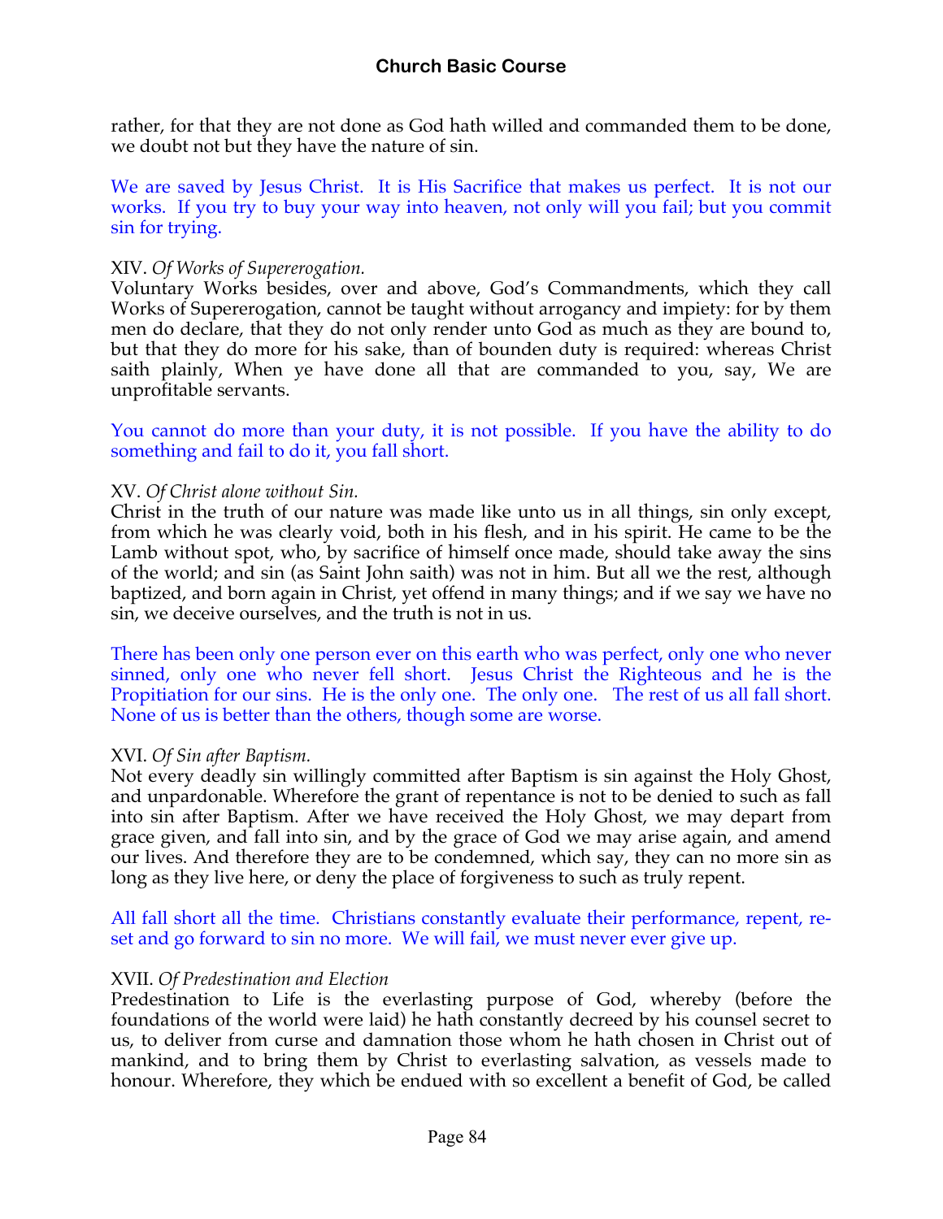rather, for that they are not done as God hath willed and commanded them to be done, we doubt not but they have the nature of sin.

We are saved by Jesus Christ. It is His Sacrifice that makes us perfect. It is not our works. If you try to buy your way into heaven, not only will you fail; but you commit sin for trying.

XIV. *Of Works of Supererogation.*

Voluntary Works besides, over and above, God's Commandments, which they call Works of Supererogation, cannot be taught without arrogancy and impiety: for by them men do declare, that they do not only render unto God as much as they are bound to, but that they do more for his sake, than of bounden duty is required: whereas Christ saith plainly, When ye have done all that are commanded to you, say, We are unprofitable servants.

You cannot do more than your duty, it is not possible. If you have the ability to do something and fail to do it, you fall short.

XV. *Of Christ alone without Sin.*

Christ in the truth of our nature was made like unto us in all things, sin only except, from which he was clearly void, both in his flesh, and in his spirit. He came to be the Lamb without spot, who, by sacrifice of himself once made, should take away the sins of the world; and sin (as Saint John saith) was not in him. But all we the rest, although baptized, and born again in Christ, yet offend in many things; and if we say we have no sin, we deceive ourselves, and the truth is not in us.

There has been only one person ever on this earth who was perfect, only one who never sinned, only one who never fell short. Jesus Christ the Righteous and he is the Propitiation for our sins. He is the only one. The only one. The rest of us all fall short. None of us is better than the others, though some are worse.

XVI. *Of Sin after Baptism.*

Not every deadly sin willingly committed after Baptism is sin against the Holy Ghost, and unpardonable. Wherefore the grant of repentance is not to be denied to such as fall into sin after Baptism. After we have received the Holy Ghost, we may depart from grace given, and fall into sin, and by the grace of God we may arise again, and amend our lives. And therefore they are to be condemned, which say, they can no more sin as long as they live here, or deny the place of forgiveness to such as truly repent.

All fall short all the time. Christians constantly evaluate their performance, repent, re-set and go forward to sin no more. We will fail, we must never ever give up.

XVII. *Of Predestination and Election*

Predestination to Life is the everlasting purpose of God, whereby (before the foundations of the world were laid) he hath constantly decreed by his counsel secret to us, to deliver from curse and damnation those whom he hath chosen in Christ out of mankind, and to bring them by Christ to everlasting salvation, as vessels made to honour. Wherefore, they which be endued with so excellent a benefit of God, be called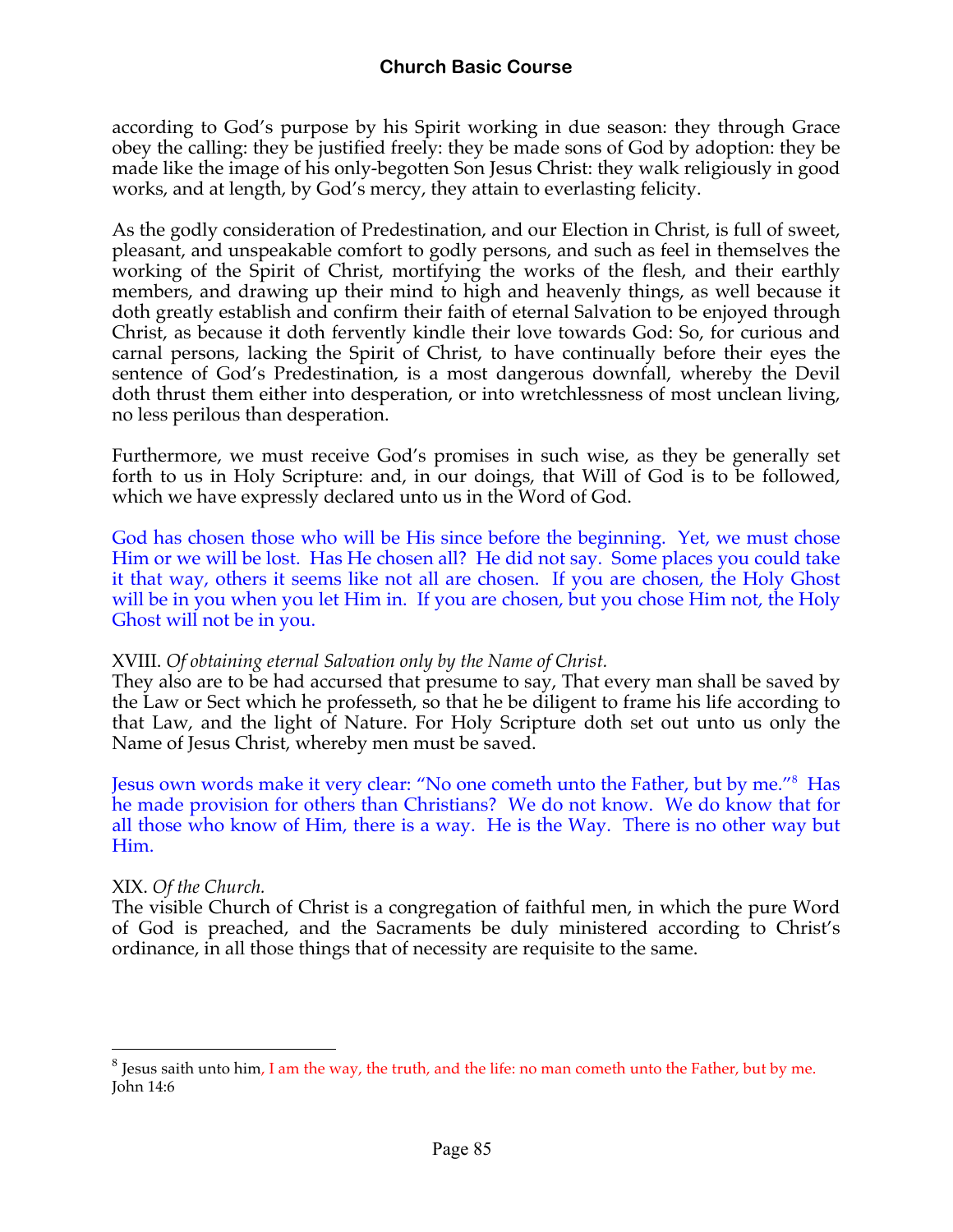according to God's purpose by his Spirit working in due season: they through Grace obey the calling: they be justified freely: they be made sons of God by adoption: they be made like the image of his only-begotten Son Jesus Christ: they walk religiously in good works, and at length, by God's mercy, they attain to everlasting felicity.

As the godly consideration of Predestination, and our Election in Christ, is full of sweet, pleasant, and unspeakable comfort to godly persons, and such as feel in themselves the working of the Spirit of Christ, mortifying the works of the flesh, and their earthly members, and drawing up their mind to high and heavenly things, as well because it doth greatly establish and confirm their faith of eternal Salvation to be enjoyed through Christ, as because it doth fervently kindle their love towards God: So, for curious and carnal persons, lacking the Spirit of Christ, to have continually before their eyes the sentence of God's Predestination, is a most dangerous downfall, whereby the Devil doth thrust them either into desperation, or into wretchlessness of most unclean living, no less perilous than desperation.

Furthermore, we must receive God's promises in such wise, as they be generally set forth to us in Holy Scripture: and, in our doings, that Will of God is to be followed, which we have expressly declared unto us in the Word of God.

God has chosen those who will be His since before the beginning. Yet, we must chose Him or we will be lost. Has He chosen all? He did not say. Some places you could take it that way, others it seems like not all are chosen. If you are chosen, the Holy Ghost will be in you when you let Him in. If you are chosen, but you chose Him not, the Holy Ghost will not be in you.

XVIII. *Of obtaining eternal Salvation only by the Name of Christ.*
They also are to be had accursed that presume to say, That every man shall be saved by the Law or Sect which he professeth, so that he be diligent to frame his life according to that Law, and the light of Nature. For Holy Scripture doth set out unto us only the Name of Jesus Christ, whereby men must be saved.

Jesus own words make it very clear: "No one cometh unto the Father, but by me."[8] Has he made provision for others than Christians? We do not know. We do know that for all those who know of Him, there is a way. He is the Way. There is no other way but Him.

XIX. *Of the Church.*
The visible Church of Christ is a congregation of faithful men, in which the pure Word of God is preached, and the Sacraments be duly ministered according to Christ's ordinance, in all those things that of necessity are requisite to the same.

---

[8] Jesus saith unto him, I am the way, the truth, and the life: no man cometh unto the Father, but by me. John 14:6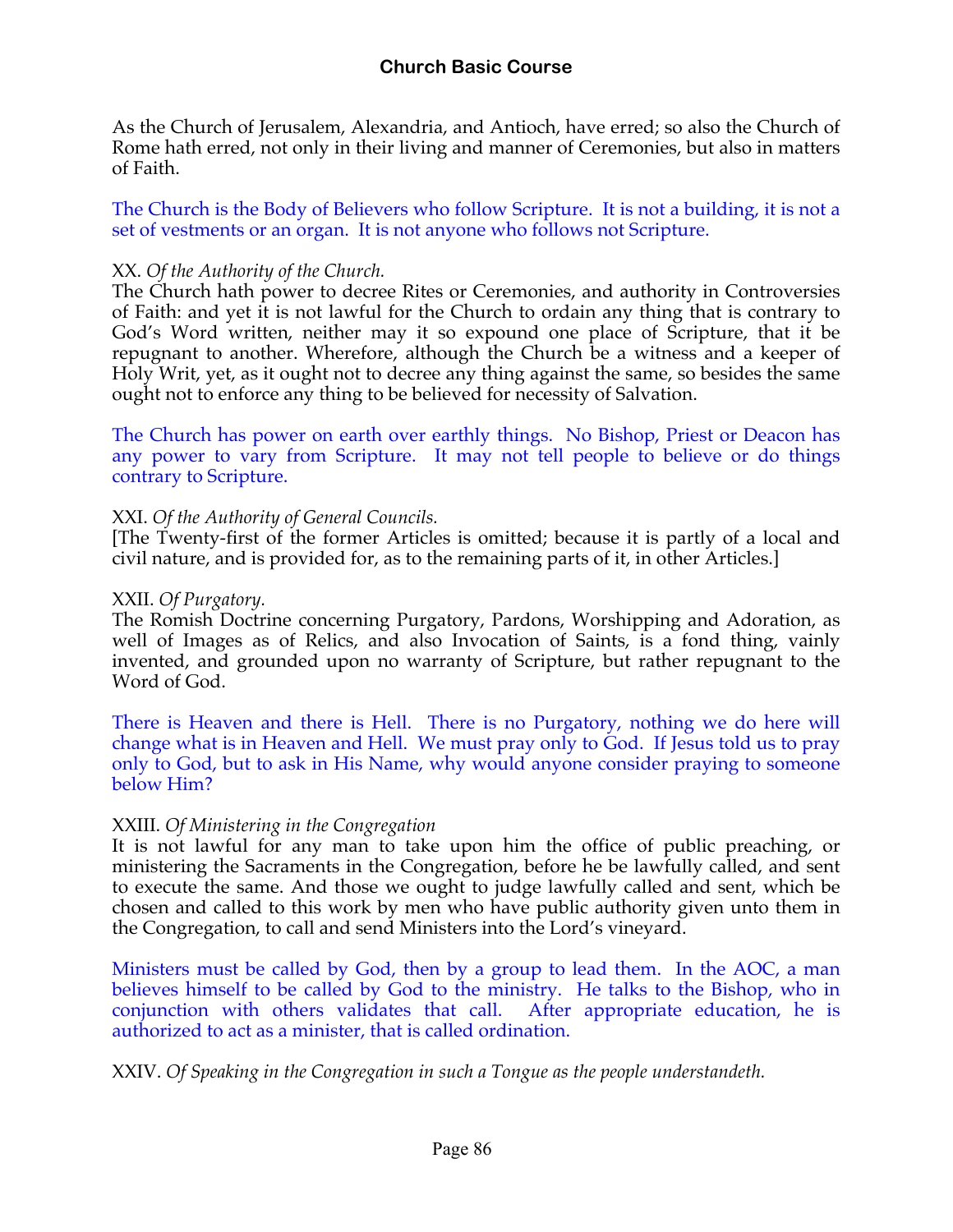As the Church of Jerusalem, Alexandria, and Antioch, have erred; so also the Church of Rome hath erred, not only in their living and manner of Ceremonies, but also in matters of Faith.

The Church is the Body of Believers who follow Scripture. It is not a building, it is not a set of vestments or an organ. It is not anyone who follows not Scripture.

XX. *Of the Authority of the Church.*
The Church hath power to decree Rites or Ceremonies, and authority in Controversies of Faith: and yet it is not lawful for the Church to ordain any thing that is contrary to God's Word written, neither may it so expound one place of Scripture, that it be repugnant to another. Wherefore, although the Church be a witness and a keeper of Holy Writ, yet, as it ought not to decree any thing against the same, so besides the same ought not to enforce any thing to be believed for necessity of Salvation.

The Church has power on earth over earthly things. No Bishop, Priest or Deacon has any power to vary from Scripture. It may not tell people to believe or do things contrary to Scripture.

XXI. *Of the Authority of General Councils.*
[The Twenty-first of the former Articles is omitted; because it is partly of a local and civil nature, and is provided for, as to the remaining parts of it, in other Articles.]

XXII. *Of Purgatory.*
The Romish Doctrine concerning Purgatory, Pardons, Worshipping and Adoration, as well of Images as of Relics, and also Invocation of Saints, is a fond thing, vainly invented, and grounded upon no warranty of Scripture, but rather repugnant to the Word of God.

There is Heaven and there is Hell. There is no Purgatory, nothing we do here will change what is in Heaven and Hell. We must pray only to God. If Jesus told us to pray only to God, but to ask in His Name, why would anyone consider praying to someone below Him?

XXIII. *Of Ministering in the Congregation*
It is not lawful for any man to take upon him the office of public preaching, or ministering the Sacraments in the Congregation, before he be lawfully called, and sent to execute the same. And those we ought to judge lawfully called and sent, which be chosen and called to this work by men who have public authority given unto them in the Congregation, to call and send Ministers into the Lord's vineyard.

Ministers must be called by God, then by a group to lead them. In the AOC, a man believes himself to be called by God to the ministry. He talks to the Bishop, who in conjunction with others validates that call. After appropriate education, he is authorized to act as a minister, that is called ordination.

XXIV. *Of Speaking in the Congregation in such a Tongue as the people understandeth.*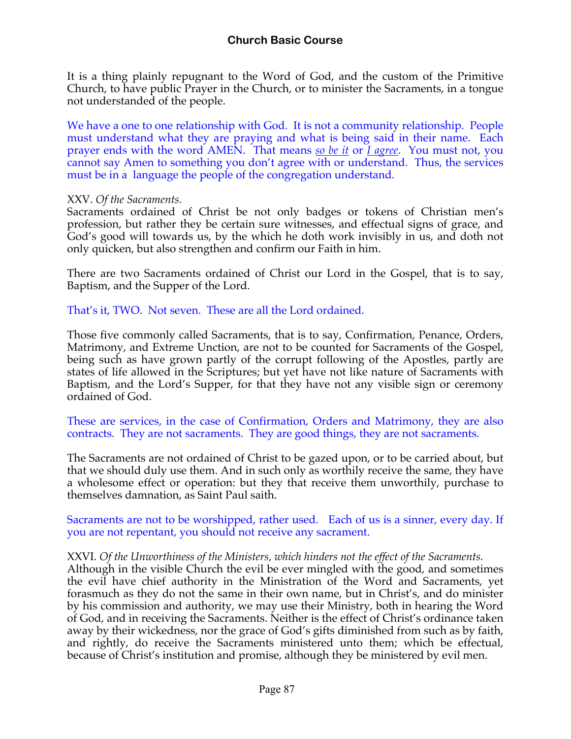It is a thing plainly repugnant to the Word of God, and the custom of the Primitive Church, to have public Prayer in the Church, or to minister the Sacraments, in a tongue not understanded of the people.

We have a one to one relationship with God. It is not a community relationship. People must understand what they are praying and what is being said in their name. Each prayer ends with the word AMEN. That means *so be it* or *I agree*. You must not, you cannot say Amen to something you don't agree with or understand. Thus, the services must be in a language the people of the congregation understand.

XXV. *Of the Sacraments.*
Sacraments ordained of Christ be not only badges or tokens of Christian men's profession, but rather they be certain sure witnesses, and effectual signs of grace, and God's good will towards us, by the which he doth work invisibly in us, and doth not only quicken, but also strengthen and confirm our Faith in him.

There are two Sacraments ordained of Christ our Lord in the Gospel, that is to say, Baptism, and the Supper of the Lord.

That's it, TWO. Not seven. These are all the Lord ordained.

Those five commonly called Sacraments, that is to say, Confirmation, Penance, Orders, Matrimony, and Extreme Unction, are not to be counted for Sacraments of the Gospel, being such as have grown partly of the corrupt following of the Apostles, partly are states of life allowed in the Scriptures; but yet have not like nature of Sacraments with Baptism, and the Lord's Supper, for that they have not any visible sign or ceremony ordained of God.

These are services, in the case of Confirmation, Orders and Matrimony, they are also contracts. They are not sacraments. They are good things, they are not sacraments.

The Sacraments are not ordained of Christ to be gazed upon, or to be carried about, but that we should duly use them. And in such only as worthily receive the same, they have a wholesome effect or operation: but they that receive them unworthily, purchase to themselves damnation, as Saint Paul saith.

Sacraments are not to be worshipped, rather used. Each of us is a sinner, every day. If you are not repentant, you should not receive any sacrament.

XXVI. *Of the Unworthiness of the Ministers, which hinders not the effect of the Sacraments.*
Although in the visible Church the evil be ever mingled with the good, and sometimes the evil have chief authority in the Ministration of the Word and Sacraments, yet forasmuch as they do not the same in their own name, but in Christ's, and do minister by his commission and authority, we may use their Ministry, both in hearing the Word of God, and in receiving the Sacraments. Neither is the effect of Christ's ordinance taken away by their wickedness, nor the grace of God's gifts diminished from such as by faith, and rightly, do receive the Sacraments ministered unto them; which be effectual, because of Christ's institution and promise, although they be ministered by evil men.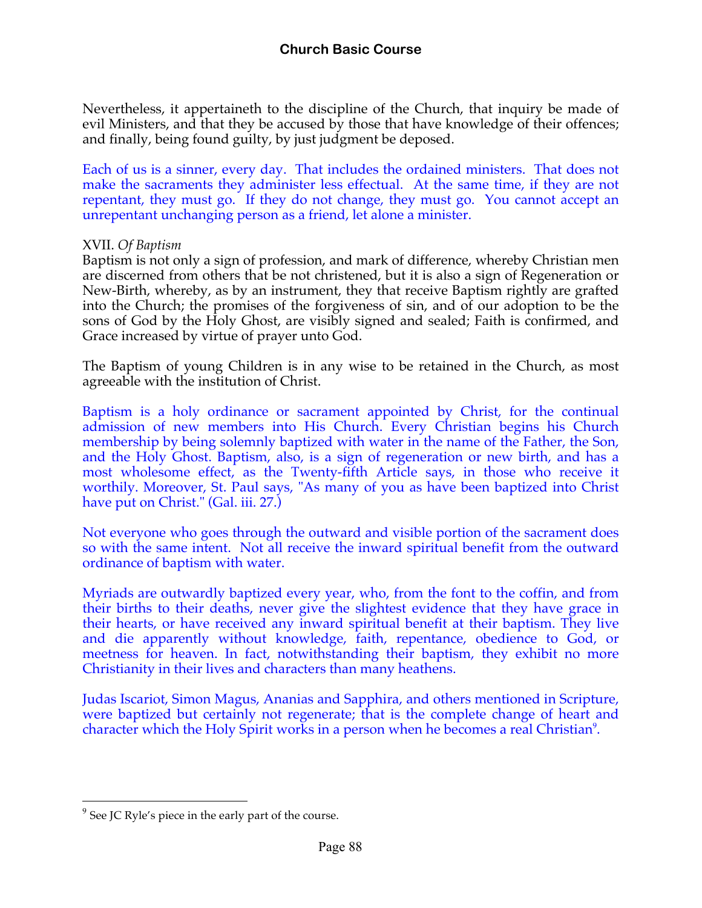Nevertheless, it appertaineth to the discipline of the Church, that inquiry be made of evil Ministers, and that they be accused by those that have knowledge of their offences; and finally, being found guilty, by just judgment be deposed.

Each of us is a sinner, every day. That includes the ordained ministers. That does not make the sacraments they administer less effectual. At the same time, if they are not repentant, they must go. If they do not change, they must go. You cannot accept an unrepentant unchanging person as a friend, let alone a minister.

XVII. *Of Baptism*
Baptism is not only a sign of profession, and mark of difference, whereby Christian men are discerned from others that be not christened, but it is also a sign of Regeneration or New-Birth, whereby, as by an instrument, they that receive Baptism rightly are grafted into the Church; the promises of the forgiveness of sin, and of our adoption to be the sons of God by the Holy Ghost, are visibly signed and sealed; Faith is confirmed, and Grace increased by virtue of prayer unto God.

The Baptism of young Children is in any wise to be retained in the Church, as most agreeable with the institution of Christ.

Baptism is a holy ordinance or sacrament appointed by Christ, for the continual admission of new members into His Church. Every Christian begins his Church membership by being solemnly baptized with water in the name of the Father, the Son, and the Holy Ghost. Baptism, also, is a sign of regeneration or new birth, and has a most wholesome effect, as the Twenty-fifth Article says, in those who receive it worthily. Moreover, St. Paul says, "As many of you as have been baptized into Christ have put on Christ." (Gal. iii. 27.)

Not everyone who goes through the outward and visible portion of the sacrament does so with the same intent. Not all receive the inward spiritual benefit from the outward ordinance of baptism with water.

Myriads are outwardly baptized every year, who, from the font to the coffin, and from their births to their deaths, never give the slightest evidence that they have grace in their hearts, or have received any inward spiritual benefit at their baptism. They live and die apparently without knowledge, faith, repentance, obedience to God, or meetness for heaven. In fact, notwithstanding their baptism, they exhibit no more Christianity in their lives and characters than many heathens.

Judas Iscariot, Simon Magus, Ananias and Sapphira, and others mentioned in Scripture, were baptized but certainly not regenerate; that is the complete change of heart and character which the Holy Spirit works in a person when he becomes a real Christian[9].

---

[9] See JC Ryle's piece in the early part of the course.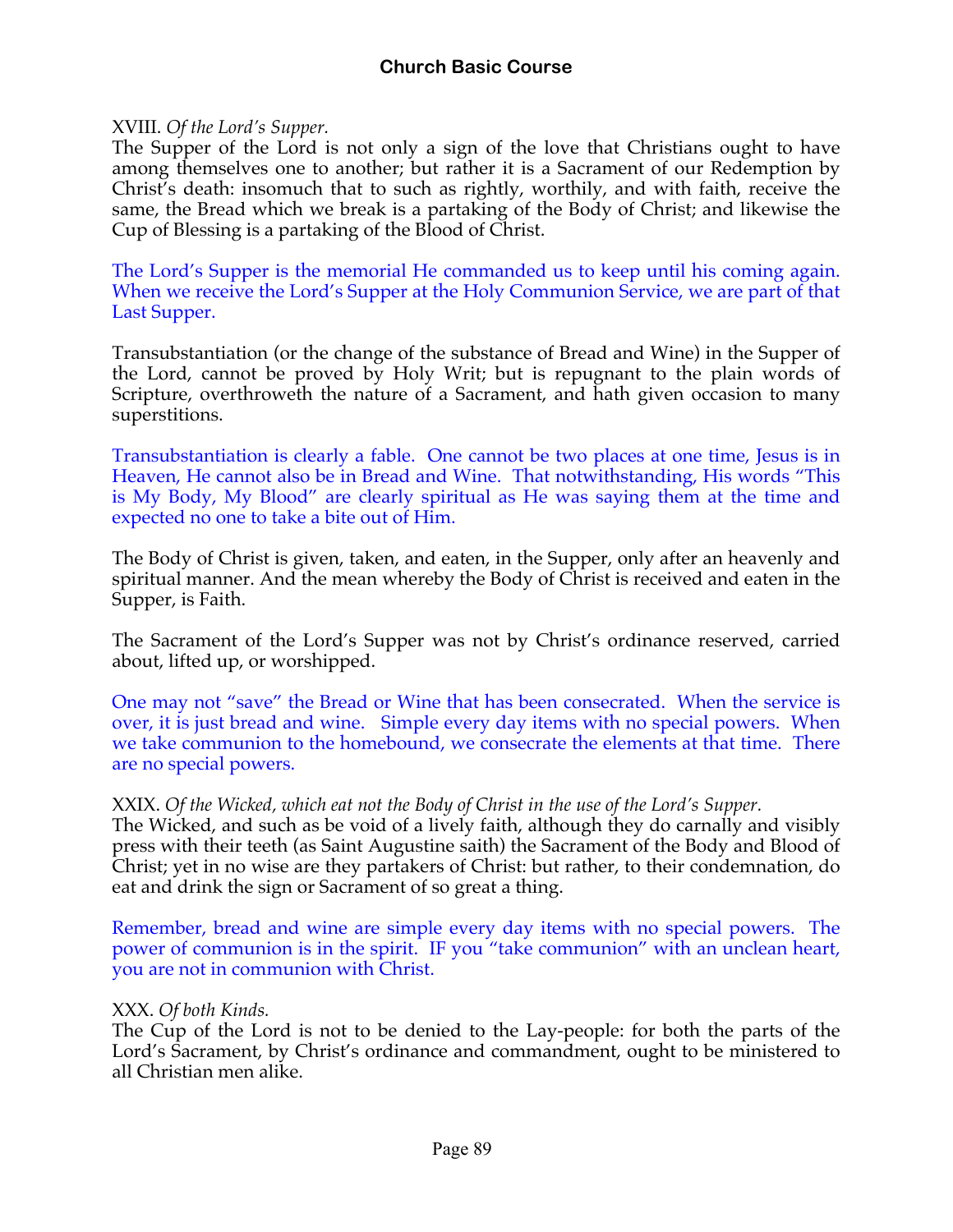XVIII. *Of the Lord's Supper.*
The Supper of the Lord is not only a sign of the love that Christians ought to have among themselves one to another; but rather it is a Sacrament of our Redemption by Christ's death: insomuch that to such as rightly, worthily, and with faith, receive the same, the Bread which we break is a partaking of the Body of Christ; and likewise the Cup of Blessing is a partaking of the Blood of Christ.

The Lord's Supper is the memorial He commanded us to keep until his coming again. When we receive the Lord's Supper at the Holy Communion Service, we are part of that Last Supper.

Transubstantiation (or the change of the substance of Bread and Wine) in the Supper of the Lord, cannot be proved by Holy Writ; but is repugnant to the plain words of Scripture, overthroweth the nature of a Sacrament, and hath given occasion to many superstitions.

Transubstantiation is clearly a fable. One cannot be two places at one time, Jesus is in Heaven, He cannot also be in Bread and Wine. That notwithstanding, His words "This is My Body, My Blood" are clearly spiritual as He was saying them at the time and expected no one to take a bite out of Him.

The Body of Christ is given, taken, and eaten, in the Supper, only after an heavenly and spiritual manner. And the mean whereby the Body of Christ is received and eaten in the Supper, is Faith.

The Sacrament of the Lord's Supper was not by Christ's ordinance reserved, carried about, lifted up, or worshipped.

One may not "save" the Bread or Wine that has been consecrated. When the service is over, it is just bread and wine. Simple every day items with no special powers. When we take communion to the homebound, we consecrate the elements at that time. There are no special powers.

XXIX. *Of the Wicked, which eat not the Body of Christ in the use of the Lord's Supper.*
The Wicked, and such as be void of a lively faith, although they do carnally and visibly press with their teeth (as Saint Augustine saith) the Sacrament of the Body and Blood of Christ; yet in no wise are they partakers of Christ: but rather, to their condemnation, do eat and drink the sign or Sacrament of so great a thing.

Remember, bread and wine are simple every day items with no special powers. The power of communion is in the spirit. IF you "take communion" with an unclean heart, you are not in communion with Christ.

XXX. *Of both Kinds.*
The Cup of the Lord is not to be denied to the Lay-people: for both the parts of the Lord's Sacrament, by Christ's ordinance and commandment, ought to be ministered to all Christian men alike.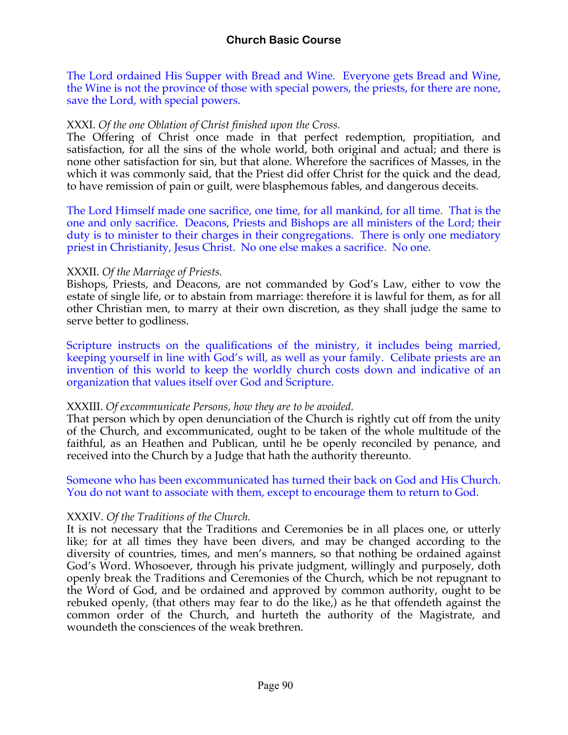The Lord ordained His Supper with Bread and Wine. Everyone gets Bread and Wine, the Wine is not the province of those with special powers, the priests, for there are none, save the Lord, with special powers.

XXXI. *Of the one Oblation of Christ finished upon the Cross.*
The Offering of Christ once made in that perfect redemption, propitiation, and satisfaction, for all the sins of the whole world, both original and actual; and there is none other satisfaction for sin, but that alone. Wherefore the sacrifices of Masses, in the which it was commonly said, that the Priest did offer Christ for the quick and the dead, to have remission of pain or guilt, were blasphemous fables, and dangerous deceits.

The Lord Himself made one sacrifice, one time, for all mankind, for all time. That is the one and only sacrifice. Deacons, Priests and Bishops are all ministers of the Lord; their duty is to minister to their charges in their congregations. There is only one mediatory priest in Christianity, Jesus Christ. No one else makes a sacrifice. No one.

XXXII. *Of the Marriage of Priests.*
Bishops, Priests, and Deacons, are not commanded by God's Law, either to vow the estate of single life, or to abstain from marriage: therefore it is lawful for them, as for all other Christian men, to marry at their own discretion, as they shall judge the same to serve better to godliness.

Scripture instructs on the qualifications of the ministry, it includes being married, keeping yourself in line with God's will, as well as your family. Celibate priests are an invention of this world to keep the worldly church costs down and indicative of an organization that values itself over God and Scripture.

XXXIII. *Of excommunicate Persons, how they are to be avoided.*
That person which by open denunciation of the Church is rightly cut off from the unity of the Church, and excommunicated, ought to be taken of the whole multitude of the faithful, as an Heathen and Publican, until he be openly reconciled by penance, and received into the Church by a Judge that hath the authority thereunto.

Someone who has been excommunicated has turned their back on God and His Church. You do not want to associate with them, except to encourage them to return to God.

XXXIV. *Of the Traditions of the Church.*
It is not necessary that the Traditions and Ceremonies be in all places one, or utterly like; for at all times they have been divers, and may be changed according to the diversity of countries, times, and men's manners, so that nothing be ordained against God's Word. Whosoever, through his private judgment, willingly and purposely, doth openly break the Traditions and Ceremonies of the Church, which be not repugnant to the Word of God, and be ordained and approved by common authority, ought to be rebuked openly, (that others may fear to do the like,) as he that offendeth against the common order of the Church, and hurteth the authority of the Magistrate, and woundeth the consciences of the weak brethren.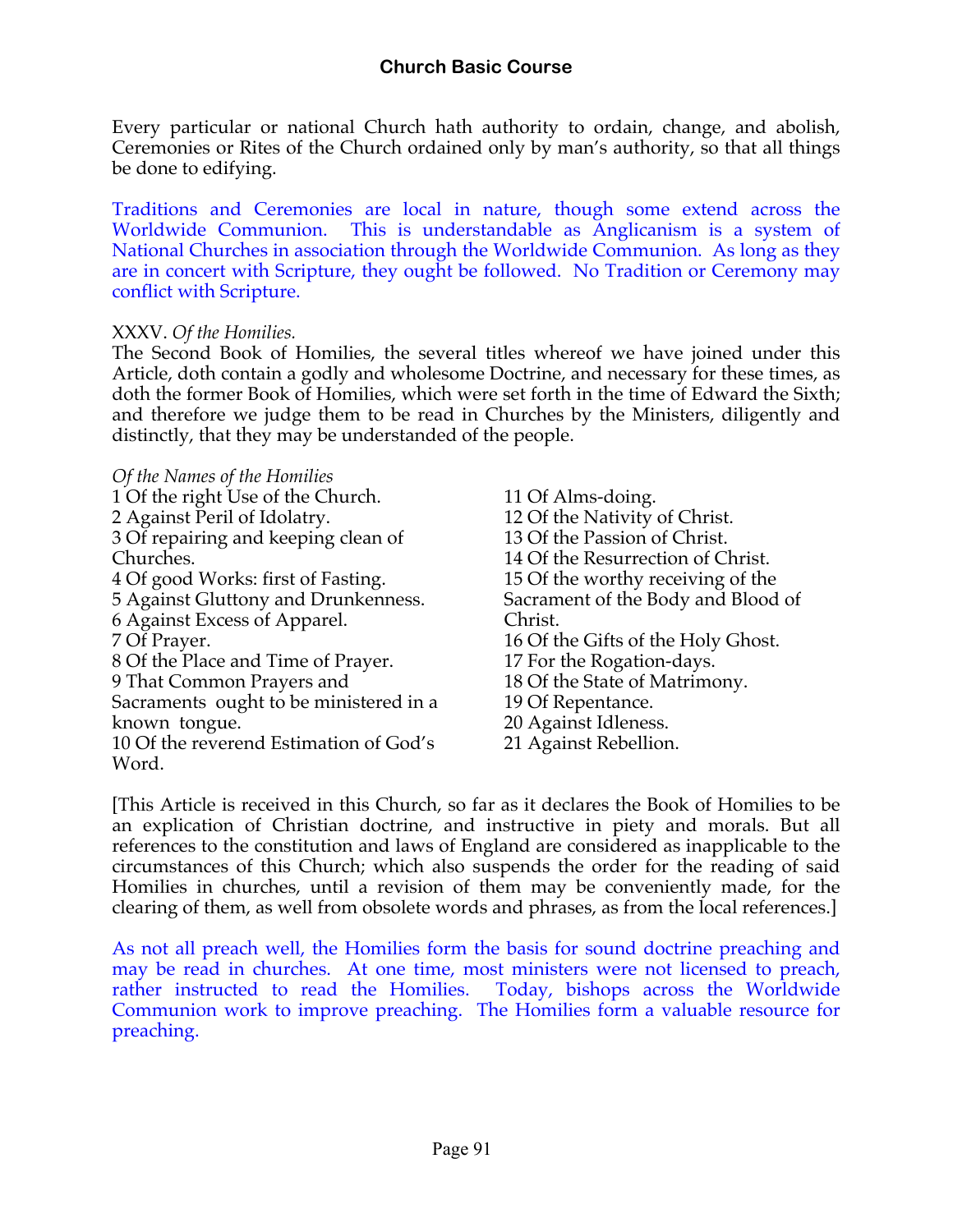Every particular or national Church hath authority to ordain, change, and abolish, Ceremonies or Rites of the Church ordained only by man's authority, so that all things be done to edifying.

Traditions and Ceremonies are local in nature, though some extend across the Worldwide Communion. This is understandable as Anglicanism is a system of National Churches in association through the Worldwide Communion. As long as they are in concert with Scripture, they ought be followed. No Tradition or Ceremony may conflict with Scripture.

XXXV. *Of the Homilies.*
The Second Book of Homilies, the several titles whereof we have joined under this Article, doth contain a godly and wholesome Doctrine, and necessary for these times, as doth the former Book of Homilies, which were set forth in the time of Edward the Sixth; and therefore we judge them to be read in Churches by the Ministers, diligently and distinctly, that they may be understanded of the people.

*Of the Names of the Homilies*
1 Of the right Use of the Church.
2 Against Peril of Idolatry.
3 Of repairing and keeping clean of Churches.
4 Of good Works: first of Fasting.
5 Against Gluttony and Drunkenness.
6 Against Excess of Apparel.
7 Of Prayer.
8 Of the Place and Time of Prayer.
9 That Common Prayers and Sacraments ought to be ministered in a known tongue.
10 Of the reverend Estimation of God's Word.
11 Of Alms-doing.
12 Of the Nativity of Christ.
13 Of the Passion of Christ.
14 Of the Resurrection of Christ.
15 Of the worthy receiving of the Sacrament of the Body and Blood of Christ.
16 Of the Gifts of the Holy Ghost.
17 For the Rogation-days.
18 Of the State of Matrimony.
19 Of Repentance.
20 Against Idleness.
21 Against Rebellion.

[This Article is received in this Church, so far as it declares the Book of Homilies to be an explication of Christian doctrine, and instructive in piety and morals. But all references to the constitution and laws of England are considered as inapplicable to the circumstances of this Church; which also suspends the order for the reading of said Homilies in churches, until a revision of them may be conveniently made, for the clearing of them, as well from obsolete words and phrases, as from the local references.]

As not all preach well, the Homilies form the basis for sound doctrine preaching and may be read in churches. At one time, most ministers were not licensed to preach, rather instructed to read the Homilies. Today, bishops across the Worldwide Communion work to improve preaching. The Homilies form a valuable resource for preaching.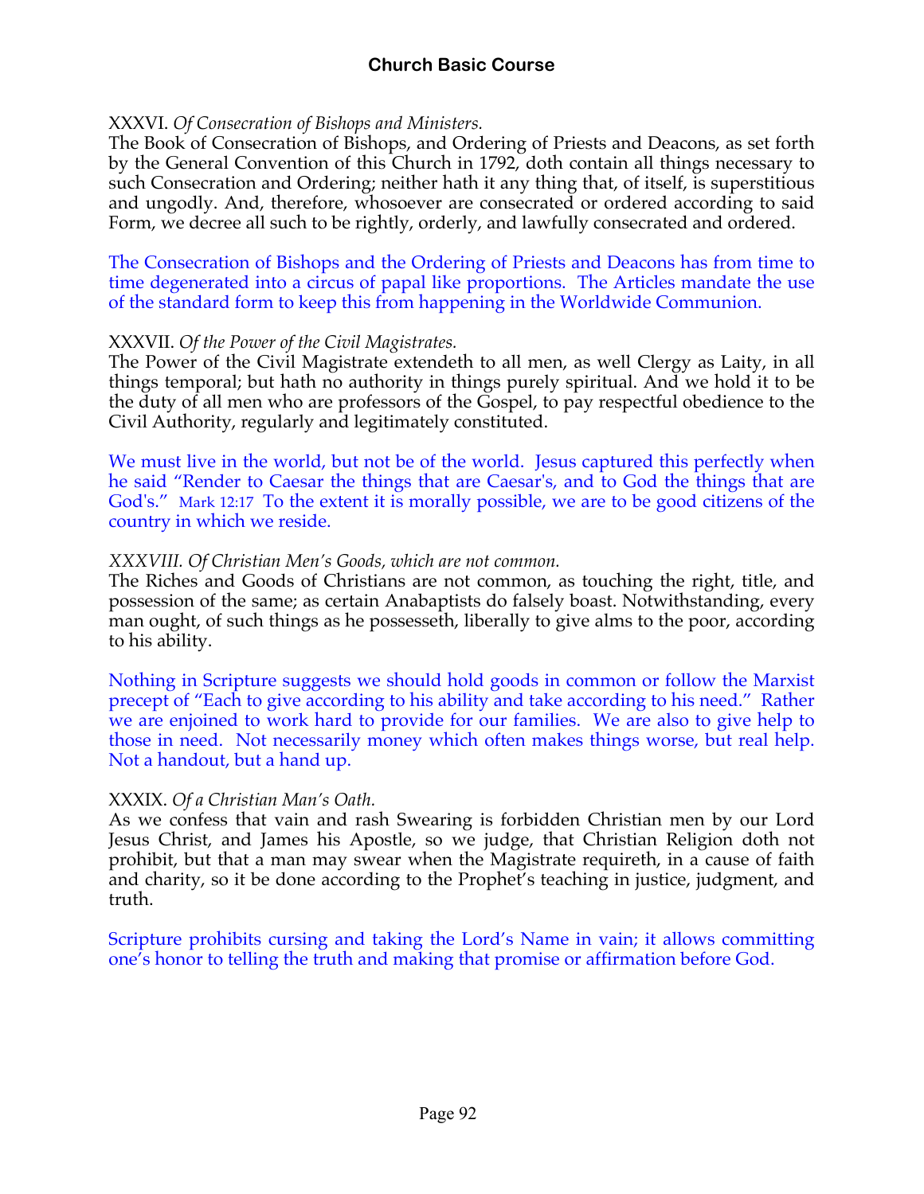XXXVI. *Of Consecration of Bishops and Ministers.*
The Book of Consecration of Bishops, and Ordering of Priests and Deacons, as set forth by the General Convention of this Church in 1792, doth contain all things necessary to such Consecration and Ordering; neither hath it any thing that, of itself, is superstitious and ungodly. And, therefore, whosoever are consecrated or ordered according to said Form, we decree all such to be rightly, orderly, and lawfully consecrated and ordered.

The Consecration of Bishops and the Ordering of Priests and Deacons has from time to time degenerated into a circus of papal like proportions. The Articles mandate the use of the standard form to keep this from happening in the Worldwide Communion.

XXXVII. *Of the Power of the Civil Magistrates.*
The Power of the Civil Magistrate extendeth to all men, as well Clergy as Laity, in all things temporal; but hath no authority in things purely spiritual. And we hold it to be the duty of all men who are professors of the Gospel, to pay respectful obedience to the Civil Authority, regularly and legitimately constituted.

We must live in the world, but not be of the world. Jesus captured this perfectly when he said "Render to Caesar the things that are Caesar's, and to God the things that are God's." Mark 12:17 To the extent it is morally possible, we are to be good citizens of the country in which we reside.

*XXXVIII. Of Christian Men's Goods, which are not common.*
The Riches and Goods of Christians are not common, as touching the right, title, and possession of the same; as certain Anabaptists do falsely boast. Notwithstanding, every man ought, of such things as he possesseth, liberally to give alms to the poor, according to his ability.

Nothing in Scripture suggests we should hold goods in common or follow the Marxist precept of "Each to give according to his ability and take according to his need." Rather we are enjoined to work hard to provide for our families. We are also to give help to those in need. Not necessarily money which often makes things worse, but real help. Not a handout, but a hand up.

XXXIX. *Of a Christian Man's Oath.*
As we confess that vain and rash Swearing is forbidden Christian men by our Lord Jesus Christ, and James his Apostle, so we judge, that Christian Religion doth not prohibit, but that a man may swear when the Magistrate requireth, in a cause of faith and charity, so it be done according to the Prophet's teaching in justice, judgment, and truth.

Scripture prohibits cursing and taking the Lord's Name in vain; it allows committing one's honor to telling the truth and making that promise or affirmation before God.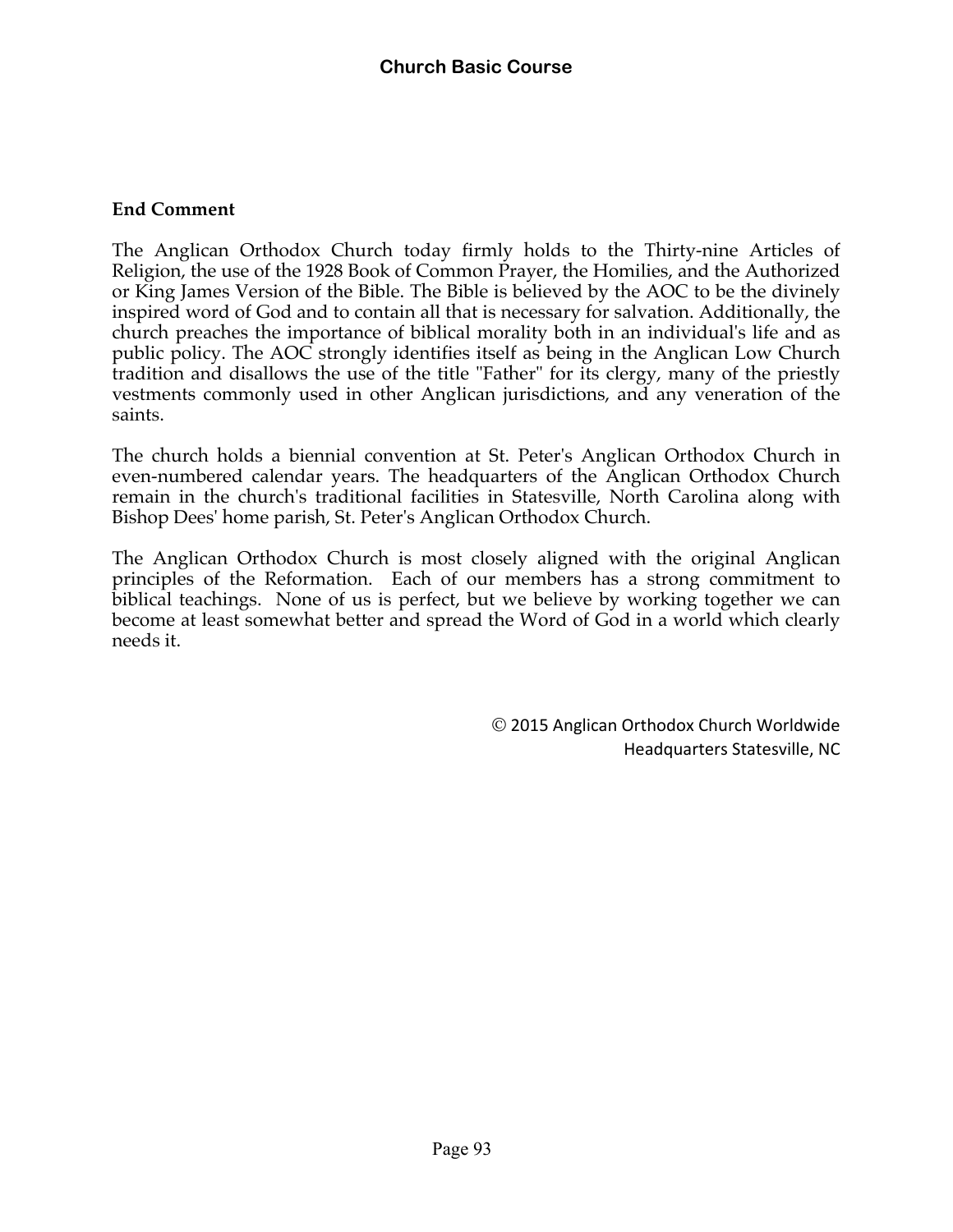**End Comment**

The Anglican Orthodox Church today firmly holds to the Thirty-nine Articles of Religion, the use of the 1928 Book of Common Prayer, the Homilies, and the Authorized or King James Version of the Bible. The Bible is believed by the AOC to be the divinely inspired word of God and to contain all that is necessary for salvation. Additionally, the church preaches the importance of biblical morality both in an individual's life and as public policy. The AOC strongly identifies itself as being in the Anglican Low Church tradition and disallows the use of the title "Father" for its clergy, many of the priestly vestments commonly used in other Anglican jurisdictions, and any veneration of the saints.

The church holds a biennial convention at St. Peter's Anglican Orthodox Church in even-numbered calendar years. The headquarters of the Anglican Orthodox Church remain in the church's traditional facilities in Statesville, North Carolina along with Bishop Dees' home parish, St. Peter's Anglican Orthodox Church.

The Anglican Orthodox Church is most closely aligned with the original Anglican principles of the Reformation. Each of our members has a strong commitment to biblical teachings. None of us is perfect, but we believe by working together we can become at least somewhat better and spread the Word of God in a world which clearly needs it.

© 2015 Anglican Orthodox Church Worldwide
Headquarters Statesville, NC